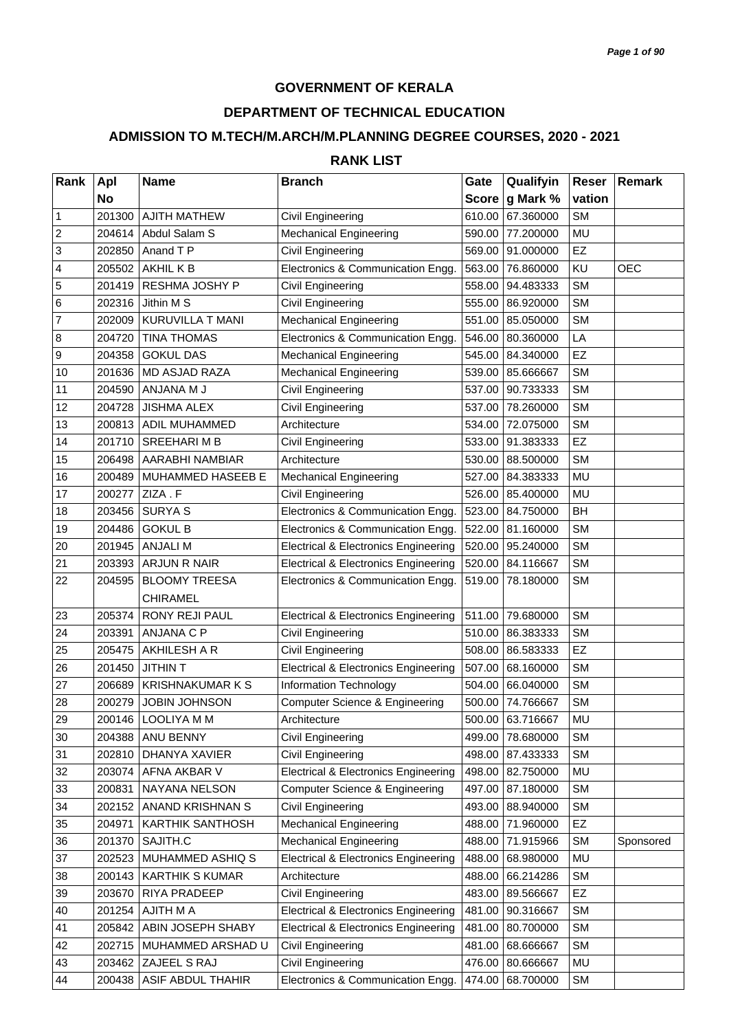## GOVERNMENT OF KERALA

## DEPARTMENT OF TECHNICAL EDUCATION

## ADMISSION TO M.TECH/M.ARCH/M.PLANNING DEGREE COURSES, 2020 - 2021

## RANK LIST

| Rank | Apl No | Name | Branch | Gate Score | Qualifying Mark % | Reservation | Remark |
|---|---|---|---|---|---|---|---|
| 1 | 201300 | AJITH MATHEW | Civil Engineering | 610.00 | 67.360000 | SM | |
| 2 | 204614 | Abdul Salam S | Mechanical Engineering | 590.00 | 77.200000 | MU | |
| 3 | 202850 | Anand T P | Civil Engineering | 569.00 | 91.000000 | EZ | |
| 4 | 205502 | AKHIL K B | Electronics & Communication Engg. | 563.00 | 76.860000 | KU | OEC |
| 5 | 201419 | RESHMA JOSHY P | Civil Engineering | 558.00 | 94.483333 | SM | |
| 6 | 202316 | Jithin M S | Civil Engineering | 555.00 | 86.920000 | SM | |
| 7 | 202009 | KURUVILLA T MANI | Mechanical Engineering | 551.00 | 85.050000 | SM | |
| 8 | 204720 | TINA THOMAS | Electronics & Communication Engg. | 546.00 | 80.360000 | LA | |
| 9 | 204358 | GOKUL DAS | Mechanical Engineering | 545.00 | 84.340000 | EZ | |
| 10 | 201636 | MD ASJAD RAZA | Mechanical Engineering | 539.00 | 85.666667 | SM | |
| 11 | 204590 | ANJANA M J | Civil Engineering | 537.00 | 90.733333 | SM | |
| 12 | 204728 | JISHMA ALEX | Civil Engineering | 537.00 | 78.260000 | SM | |
| 13 | 200813 | ADIL MUHAMMED | Architecture | 534.00 | 72.075000 | SM | |
| 14 | 201710 | SREEHARI M B | Civil Engineering | 533.00 | 91.383333 | EZ | |
| 15 | 206498 | AARABHI NAMBIAR | Architecture | 530.00 | 88.500000 | SM | |
| 16 | 200489 | MUHAMMED HASEEB E | Mechanical Engineering | 527.00 | 84.383333 | MU | |
| 17 | 200277 | ZIZA . F | Civil Engineering | 526.00 | 85.400000 | MU | |
| 18 | 203456 | SURYA S | Electronics & Communication Engg. | 523.00 | 84.750000 | BH | |
| 19 | 204486 | GOKUL B | Electronics & Communication Engg. | 522.00 | 81.160000 | SM | |
| 20 | 201945 | ANJALI M | Electrical & Electronics Engineering | 520.00 | 95.240000 | SM | |
| 21 | 203393 | ARJUN R NAIR | Electrical & Electronics Engineering | 520.00 | 84.116667 | SM | |
| 22 | 204595 | BLOOMY TREESA CHIRAMEL | Electronics & Communication Engg. | 519.00 | 78.180000 | SM | |
| 23 | 205374 | RONY REJI PAUL | Electrical & Electronics Engineering | 511.00 | 79.680000 | SM | |
| 24 | 203391 | ANJANA C P | Civil Engineering | 510.00 | 86.383333 | SM | |
| 25 | 205475 | AKHILESH A R | Civil Engineering | 508.00 | 86.583333 | EZ | |
| 26 | 201450 | JITHIN T | Electrical & Electronics Engineering | 507.00 | 68.160000 | SM | |
| 27 | 206689 | KRISHNAKUMAR K S | Information Technology | 504.00 | 66.040000 | SM | |
| 28 | 200279 | JOBIN JOHNSON | Computer Science & Engineering | 500.00 | 74.766667 | SM | |
| 29 | 200146 | LOOLIYA M M | Architecture | 500.00 | 63.716667 | MU | |
| 30 | 204388 | ANU BENNY | Civil Engineering | 499.00 | 78.680000 | SM | |
| 31 | 202810 | DHANYA XAVIER | Civil Engineering | 498.00 | 87.433333 | SM | |
| 32 | 203074 | AFNA AKBAR V | Electrical & Electronics Engineering | 498.00 | 82.750000 | MU | |
| 33 | 200831 | NAYANA NELSON | Computer Science & Engineering | 497.00 | 87.180000 | SM | |
| 34 | 202152 | ANAND KRISHNAN S | Civil Engineering | 493.00 | 88.940000 | SM | |
| 35 | 204971 | KARTHIK SANTHOSH | Mechanical Engineering | 488.00 | 71.960000 | EZ | |
| 36 | 201370 | SAJITH.C | Mechanical Engineering | 488.00 | 71.915966 | SM | Sponsored |
| 37 | 202523 | MUHAMMED ASHIQ S | Electrical & Electronics Engineering | 488.00 | 68.980000 | MU | |
| 38 | 200143 | KARTHIK S KUMAR | Architecture | 488.00 | 66.214286 | SM | |
| 39 | 203670 | RIYA PRADEEP | Civil Engineering | 483.00 | 89.566667 | EZ | |
| 40 | 201254 | AJITH M A | Electrical & Electronics Engineering | 481.00 | 90.316667 | SM | |
| 41 | 205842 | ABIN JOSEPH SHABY | Electrical & Electronics Engineering | 481.00 | 80.700000 | SM | |
| 42 | 202715 | MUHAMMED ARSHAD U | Civil Engineering | 481.00 | 68.666667 | SM | |
| 43 | 203462 | ZAJEEL S RAJ | Civil Engineering | 476.00 | 80.666667 | MU | |
| 44 | 200438 | ASIF ABDUL THAHIR | Electronics & Communication Engg. | 474.00 | 68.700000 | SM | |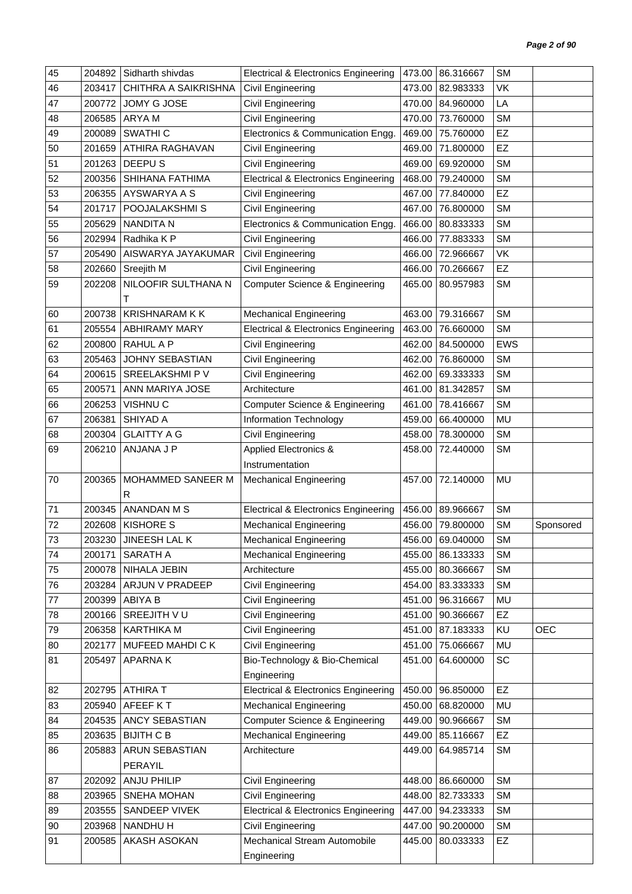| 45 | 204892 | Sidharth shivdas | Electrical & Electronics Engineering | 473.00 | 86.316667 | SM | |
|---|---|---|---|---|---|---|---|
| 46 | 203417 | CHITHRA A SAIKRISHNA | Civil Engineering | 473.00 | 82.983333 | VK | |
| 47 | 200772 | JOMY G JOSE | Civil Engineering | 470.00 | 84.960000 | LA | |
| 48 | 206585 | ARYA M | Civil Engineering | 470.00 | 73.760000 | SM | |
| 49 | 200089 | SWATHI C | Electronics & Communication Engg. | 469.00 | 75.760000 | EZ | |
| 50 | 201659 | ATHIRA RAGHAVAN | Civil Engineering | 469.00 | 71.800000 | EZ | |
| 51 | 201263 | DEEPU S | Civil Engineering | 469.00 | 69.920000 | SM | |
| 52 | 200356 | SHIHANA FATHIMA | Electrical & Electronics Engineering | 468.00 | 79.240000 | SM | |
| 53 | 206355 | AYSWARYA A S | Civil Engineering | 467.00 | 77.840000 | EZ | |
| 54 | 201717 | POOJALAKSHMI S | Civil Engineering | 467.00 | 76.800000 | SM | |
| 55 | 205629 | NANDITA N | Electronics & Communication Engg. | 466.00 | 80.833333 | SM | |
| 56 | 202994 | Radhika K P | Civil Engineering | 466.00 | 77.883333 | SM | |
| 57 | 205490 | AISWARYA JAYAKUMAR | Civil Engineering | 466.00 | 72.966667 | VK | |
| 58 | 202660 | Sreejith M | Civil Engineering | 466.00 | 70.266667 | EZ | |
| 59 | 202208 | NILOOFIR SULTHANA N T | Computer Science & Engineering | 465.00 | 80.957983 | SM | |
| 60 | 200738 | KRISHNARAM K K | Mechanical Engineering | 463.00 | 79.316667 | SM | |
| 61 | 205554 | ABHIRAMY MARY | Electrical & Electronics Engineering | 463.00 | 76.660000 | SM | |
| 62 | 200800 | RAHUL A P | Civil Engineering | 462.00 | 84.500000 | EWS | |
| 63 | 205463 | JOHNY SEBASTIAN | Civil Engineering | 462.00 | 76.860000 | SM | |
| 64 | 200615 | SREELAKSHMI P V | Civil Engineering | 462.00 | 69.333333 | SM | |
| 65 | 200571 | ANN MARIYA JOSE | Architecture | 461.00 | 81.342857 | SM | |
| 66 | 206253 | VISHNU C | Computer Science & Engineering | 461.00 | 78.416667 | SM | |
| 67 | 206381 | SHIYAD A | Information Technology | 459.00 | 66.400000 | MU | |
| 68 | 200304 | GLAITTY A G | Civil Engineering | 458.00 | 78.300000 | SM | |
| 69 | 206210 | ANJANA J P | Applied Electronics & Instrumentation | 458.00 | 72.440000 | SM | |
| 70 | 200365 | MOHAMMED SANEER M R | Mechanical Engineering | 457.00 | 72.140000 | MU | |
| 71 | 200345 | ANANDAN M S | Electrical & Electronics Engineering | 456.00 | 89.966667 | SM | |
| 72 | 202608 | KISHORE S | Mechanical Engineering | 456.00 | 79.800000 | SM | Sponsored |
| 73 | 203230 | JINEESH LAL K | Mechanical Engineering | 456.00 | 69.040000 | SM | |
| 74 | 200171 | SARATH A | Mechanical Engineering | 455.00 | 86.133333 | SM | |
| 75 | 200078 | NIHALA JEBIN | Architecture | 455.00 | 80.366667 | SM | |
| 76 | 203284 | ARJUN V PRADEEP | Civil Engineering | 454.00 | 83.333333 | SM | |
| 77 | 200399 | ABIYA B | Civil Engineering | 451.00 | 96.316667 | MU | |
| 78 | 200166 | SREEJITH V U | Civil Engineering | 451.00 | 90.366667 | EZ | |
| 79 | 206358 | KARTHIKA M | Civil Engineering | 451.00 | 87.183333 | KU | OEC |
| 80 | 202177 | MUFEED MAHDI C K | Civil Engineering | 451.00 | 75.066667 | MU | |
| 81 | 205497 | APARNA K | Bio-Technology & Bio-Chemical Engineering | 451.00 | 64.600000 | SC | |
| 82 | 202795 | ATHIRA T | Electrical & Electronics Engineering | 450.00 | 96.850000 | EZ | |
| 83 | 205940 | AFEEF K T | Mechanical Engineering | 450.00 | 68.820000 | MU | |
| 84 | 204535 | ANCY SEBASTIAN | Computer Science & Engineering | 449.00 | 90.966667 | SM | |
| 85 | 203635 | BIJITH C B | Mechanical Engineering | 449.00 | 85.116667 | EZ | |
| 86 | 205883 | ARUN SEBASTIAN PERAYIL | Architecture | 449.00 | 64.985714 | SM | |
| 87 | 202092 | ANJU PHILIP | Civil Engineering | 448.00 | 86.660000 | SM | |
| 88 | 203965 | SNEHA MOHAN | Civil Engineering | 448.00 | 82.733333 | SM | |
| 89 | 203555 | SANDEEP VIVEK | Electrical & Electronics Engineering | 447.00 | 94.233333 | SM | |
| 90 | 203968 | NANDHU H | Civil Engineering | 447.00 | 90.200000 | SM | |
| 91 | 200585 | AKASH ASOKAN | Mechanical Stream Automobile Engineering | 445.00 | 80.033333 | EZ | |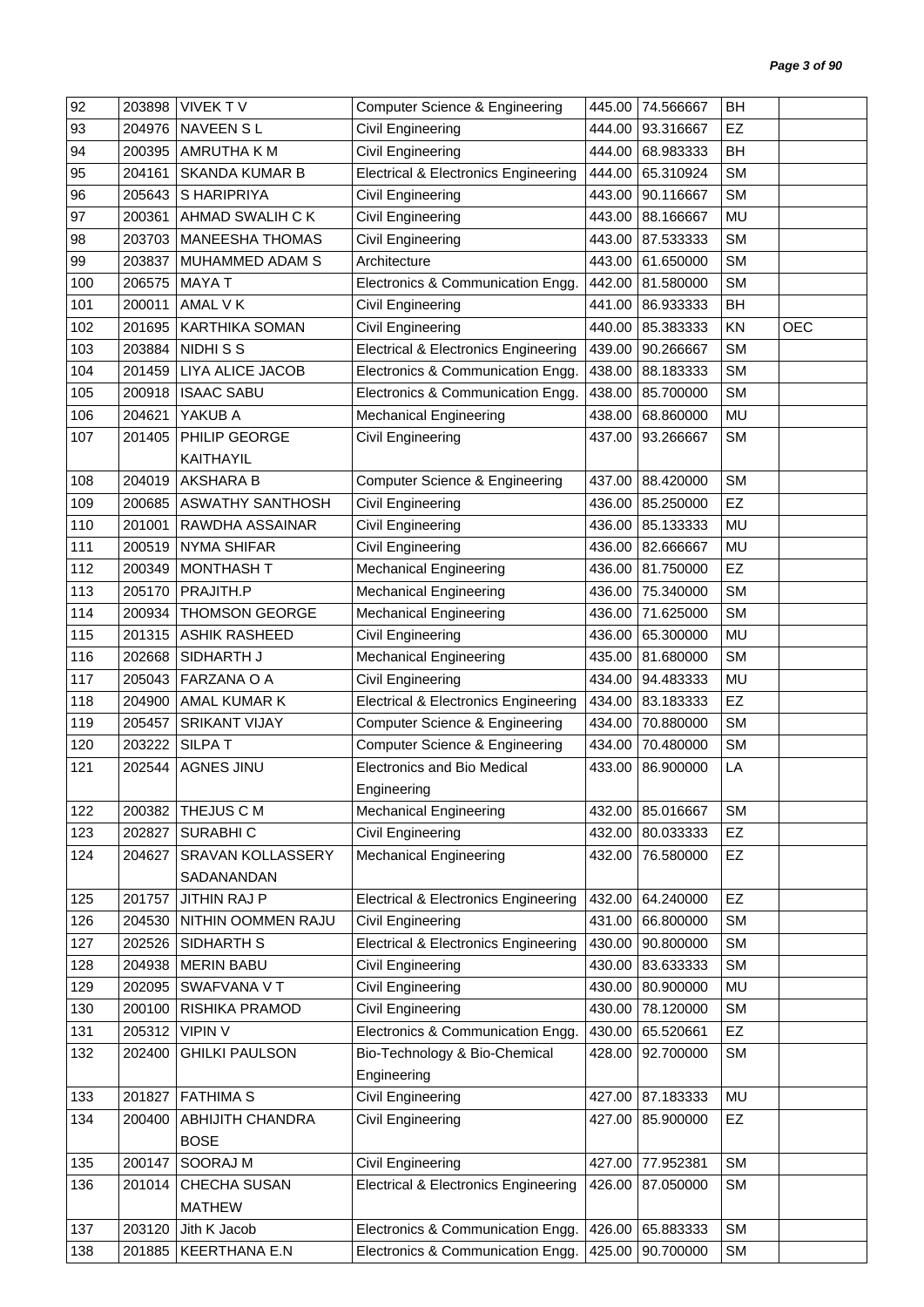| | | | | | | | |
|---|---|---|---|---|---|---|---|
| 92 | 203898 | VIVEK T V | Computer Science & Engineering | 445.00 | 74.566667 | BH | |
| 93 | 204976 | NAVEEN S L | Civil Engineering | 444.00 | 93.316667 | EZ | |
| 94 | 200395 | AMRUTHA K M | Civil Engineering | 444.00 | 68.983333 | BH | |
| 95 | 204161 | SKANDA KUMAR B | Electrical & Electronics Engineering | 444.00 | 65.310924 | SM | |
| 96 | 205643 | S HARIPRIYA | Civil Engineering | 443.00 | 90.116667 | SM | |
| 97 | 200361 | AHMAD SWALIH C K | Civil Engineering | 443.00 | 88.166667 | MU | |
| 98 | 203703 | MANEESHA THOMAS | Civil Engineering | 443.00 | 87.533333 | SM | |
| 99 | 203837 | MUHAMMED ADAM S | Architecture | 443.00 | 61.650000 | SM | |
| 100 | 206575 | MAYA T | Electronics & Communication Engg. | 442.00 | 81.580000 | SM | |
| 101 | 200011 | AMAL V K | Civil Engineering | 441.00 | 86.933333 | BH | |
| 102 | 201695 | KARTHIKA SOMAN | Civil Engineering | 440.00 | 85.383333 | KN | OEC |
| 103 | 203884 | NIDHI S S | Electrical & Electronics Engineering | 439.00 | 90.266667 | SM | |
| 104 | 201459 | LIYA ALICE JACOB | Electronics & Communication Engg. | 438.00 | 88.183333 | SM | |
| 105 | 200918 | ISAAC SABU | Electronics & Communication Engg. | 438.00 | 85.700000 | SM | |
| 106 | 204621 | YAKUB A | Mechanical Engineering | 438.00 | 68.860000 | MU | |
| 107 | 201405 | PHILIP GEORGE KAITHAYIL | Civil Engineering | 437.00 | 93.266667 | SM | |
| 108 | 204019 | AKSHARA B | Computer Science & Engineering | 437.00 | 88.420000 | SM | |
| 109 | 200685 | ASWATHY SANTHOSH | Civil Engineering | 436.00 | 85.250000 | EZ | |
| 110 | 201001 | RAWDHA ASSAINAR | Civil Engineering | 436.00 | 85.133333 | MU | |
| 111 | 200519 | NYMA SHIFAR | Civil Engineering | 436.00 | 82.666667 | MU | |
| 112 | 200349 | MONTHASH T | Mechanical Engineering | 436.00 | 81.750000 | EZ | |
| 113 | 205170 | PRAJITH.P | Mechanical Engineering | 436.00 | 75.340000 | SM | |
| 114 | 200934 | THOMSON GEORGE | Mechanical Engineering | 436.00 | 71.625000 | SM | |
| 115 | 201315 | ASHIK RASHEED | Civil Engineering | 436.00 | 65.300000 | MU | |
| 116 | 202668 | SIDHARTH J | Mechanical Engineering | 435.00 | 81.680000 | SM | |
| 117 | 205043 | FARZANA O A | Civil Engineering | 434.00 | 94.483333 | MU | |
| 118 | 204900 | AMAL KUMAR K | Electrical & Electronics Engineering | 434.00 | 83.183333 | EZ | |
| 119 | 205457 | SRIKANT VIJAY | Computer Science & Engineering | 434.00 | 70.880000 | SM | |
| 120 | 203222 | SILPA T | Computer Science & Engineering | 434.00 | 70.480000 | SM | |
| 121 | 202544 | AGNES JINU | Electronics and Bio Medical Engineering | 433.00 | 86.900000 | LA | |
| 122 | 200382 | THEJUS C M | Mechanical Engineering | 432.00 | 85.016667 | SM | |
| 123 | 202827 | SURABHI C | Civil Engineering | 432.00 | 80.033333 | EZ | |
| 124 | 204627 | SRAVAN KOLLASSERY SADANANDAN | Mechanical Engineering | 432.00 | 76.580000 | EZ | |
| 125 | 201757 | JITHIN RAJ P | Electrical & Electronics Engineering | 432.00 | 64.240000 | EZ | |
| 126 | 204530 | NITHIN OOMMEN RAJU | Civil Engineering | 431.00 | 66.800000 | SM | |
| 127 | 202526 | SIDHARTH S | Electrical & Electronics Engineering | 430.00 | 90.800000 | SM | |
| 128 | 204938 | MERIN BABU | Civil Engineering | 430.00 | 83.633333 | SM | |
| 129 | 202095 | SWAFVANA V T | Civil Engineering | 430.00 | 80.900000 | MU | |
| 130 | 200100 | RISHIKA PRAMOD | Civil Engineering | 430.00 | 78.120000 | SM | |
| 131 | 205312 | VIPIN V | Electronics & Communication Engg. | 430.00 | 65.520661 | EZ | |
| 132 | 202400 | GHILKI PAULSON | Bio-Technology & Bio-Chemical Engineering | 428.00 | 92.700000 | SM | |
| 133 | 201827 | FATHIMA S | Civil Engineering | 427.00 | 87.183333 | MU | |
| 134 | 200400 | ABHIJITH CHANDRA BOSE | Civil Engineering | 427.00 | 85.900000 | EZ | |
| 135 | 200147 | SOORAJ M | Civil Engineering | 427.00 | 77.952381 | SM | |
| 136 | 201014 | CHECHA SUSAN MATHEW | Electrical & Electronics Engineering | 426.00 | 87.050000 | SM | |
| 137 | 203120 | Jith K Jacob | Electronics & Communication Engg. | 426.00 | 65.883333 | SM | |
| 138 | 201885 | KEERTHANA E.N | Electronics & Communication Engg. | 425.00 | 90.700000 | SM | |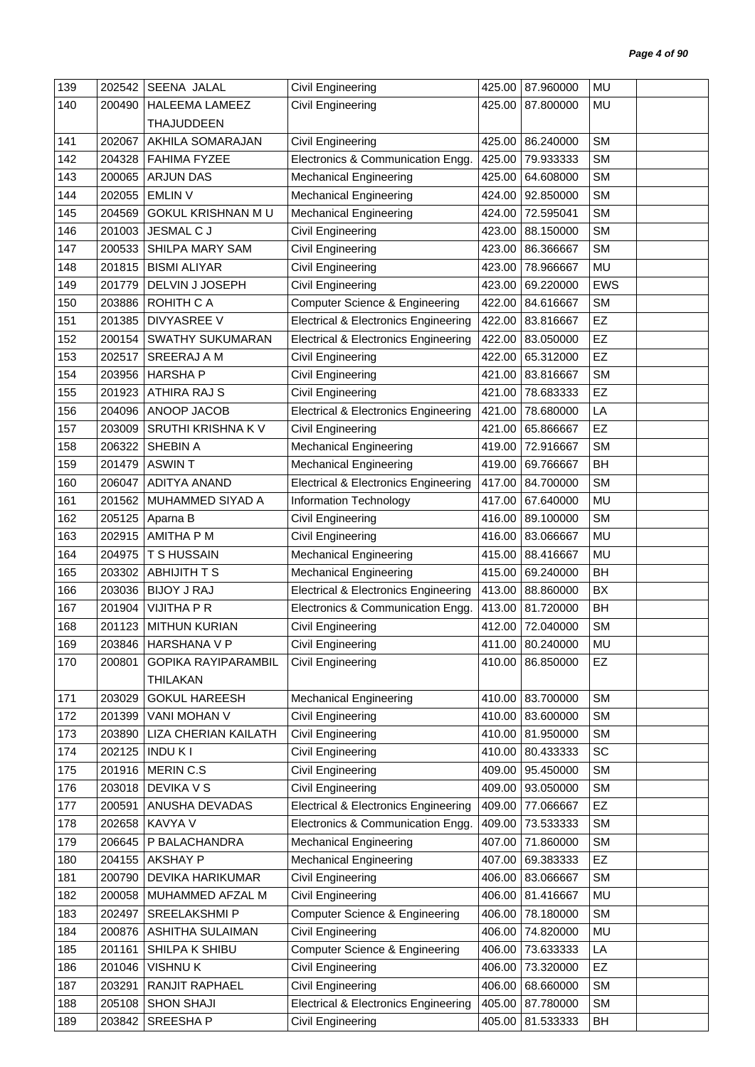| 139 | 202542 | SEENA JALAL | Civil Engineering | 425.00 | 87.960000 | MU | |
|---|---|---|---|---|---|---|---|
| 140 | 200490 | HALEEMA LAMEEZ THAJUDDEEN | Civil Engineering | 425.00 | 87.800000 | MU | |
| 141 | 202067 | AKHILA SOMARAJAN | Civil Engineering | 425.00 | 86.240000 | SM | |
| 142 | 204328 | FAHIMA FYZEE | Electronics & Communication Engg. | 425.00 | 79.933333 | SM | |
| 143 | 200065 | ARJUN DAS | Mechanical Engineering | 425.00 | 64.608000 | SM | |
| 144 | 202055 | EMLIN V | Mechanical Engineering | 424.00 | 92.850000 | SM | |
| 145 | 204569 | GOKUL KRISHNAN M U | Mechanical Engineering | 424.00 | 72.595041 | SM | |
| 146 | 201003 | JESMAL C J | Civil Engineering | 423.00 | 88.150000 | SM | |
| 147 | 200533 | SHILPA MARY SAM | Civil Engineering | 423.00 | 86.366667 | SM | |
| 148 | 201815 | BISMI ALIYAR | Civil Engineering | 423.00 | 78.966667 | MU | |
| 149 | 201779 | DELVIN J JOSEPH | Civil Engineering | 423.00 | 69.220000 | EWS | |
| 150 | 203886 | ROHITH C A | Computer Science & Engineering | 422.00 | 84.616667 | SM | |
| 151 | 201385 | DIVYASREE V | Electrical & Electronics Engineering | 422.00 | 83.816667 | EZ | |
| 152 | 200154 | SWATHY SUKUMARAN | Electrical & Electronics Engineering | 422.00 | 83.050000 | EZ | |
| 153 | 202517 | SREERAJ A M | Civil Engineering | 422.00 | 65.312000 | EZ | |
| 154 | 203956 | HARSHA P | Civil Engineering | 421.00 | 83.816667 | SM | |
| 155 | 201923 | ATHIRA RAJ S | Civil Engineering | 421.00 | 78.683333 | EZ | |
| 156 | 204096 | ANOOP JACOB | Electrical & Electronics Engineering | 421.00 | 78.680000 | LA | |
| 157 | 203009 | SRUTHI KRISHNA K V | Civil Engineering | 421.00 | 65.866667 | EZ | |
| 158 | 206322 | SHEBIN A | Mechanical Engineering | 419.00 | 72.916667 | SM | |
| 159 | 201479 | ASWIN T | Mechanical Engineering | 419.00 | 69.766667 | BH | |
| 160 | 206047 | ADITYA ANAND | Electrical & Electronics Engineering | 417.00 | 84.700000 | SM | |
| 161 | 201562 | MUHAMMED SIYAD A | Information Technology | 417.00 | 67.640000 | MU | |
| 162 | 205125 | Aparna B | Civil Engineering | 416.00 | 89.100000 | SM | |
| 163 | 202915 | AMITHA P M | Civil Engineering | 416.00 | 83.066667 | MU | |
| 164 | 204975 | T S HUSSAIN | Mechanical Engineering | 415.00 | 88.416667 | MU | |
| 165 | 203302 | ABHIJITH T S | Mechanical Engineering | 415.00 | 69.240000 | BH | |
| 166 | 203036 | BIJOY J RAJ | Electrical & Electronics Engineering | 413.00 | 88.860000 | BX | |
| 167 | 201904 | VIJITHA P R | Electronics & Communication Engg. | 413.00 | 81.720000 | BH | |
| 168 | 201123 | MITHUN KURIAN | Civil Engineering | 412.00 | 72.040000 | SM | |
| 169 | 203846 | HARSHANA V P | Civil Engineering | 411.00 | 80.240000 | MU | |
| 170 | 200801 | GOPIKA RAYIPARAMBIL THILAKAN | Civil Engineering | 410.00 | 86.850000 | EZ | |
| 171 | 203029 | GOKUL HAREESH | Mechanical Engineering | 410.00 | 83.700000 | SM | |
| 172 | 201399 | VANI MOHAN V | Civil Engineering | 410.00 | 83.600000 | SM | |
| 173 | 203890 | LIZA CHERIAN KAILATH | Civil Engineering | 410.00 | 81.950000 | SM | |
| 174 | 202125 | INDU K I | Civil Engineering | 410.00 | 80.433333 | SC | |
| 175 | 201916 | MERIN C.S | Civil Engineering | 409.00 | 95.450000 | SM | |
| 176 | 203018 | DEVIKA V S | Civil Engineering | 409.00 | 93.050000 | SM | |
| 177 | 200591 | ANUSHA DEVADAS | Electrical & Electronics Engineering | 409.00 | 77.066667 | EZ | |
| 178 | 202658 | KAVYA V | Electronics & Communication Engg. | 409.00 | 73.533333 | SM | |
| 179 | 206645 | P BALACHANDRA | Mechanical Engineering | 407.00 | 71.860000 | SM | |
| 180 | 204155 | AKSHAY P | Mechanical Engineering | 407.00 | 69.383333 | EZ | |
| 181 | 200790 | DEVIKA HARIKUMAR | Civil Engineering | 406.00 | 83.066667 | SM | |
| 182 | 200058 | MUHAMMED AFZAL M | Civil Engineering | 406.00 | 81.416667 | MU | |
| 183 | 202497 | SREELAKSHMI P | Computer Science & Engineering | 406.00 | 78.180000 | SM | |
| 184 | 200876 | ASHITHA SULAIMAN | Civil Engineering | 406.00 | 74.820000 | MU | |
| 185 | 201161 | SHILPA K SHIBU | Computer Science & Engineering | 406.00 | 73.633333 | LA | |
| 186 | 201046 | VISHNU K | Civil Engineering | 406.00 | 73.320000 | EZ | |
| 187 | 203291 | RANJIT RAPHAEL | Civil Engineering | 406.00 | 68.660000 | SM | |
| 188 | 205108 | SHON SHAJI | Electrical & Electronics Engineering | 405.00 | 87.780000 | SM | |
| 189 | 203842 | SREESHA P | Civil Engineering | 405.00 | 81.533333 | BH | |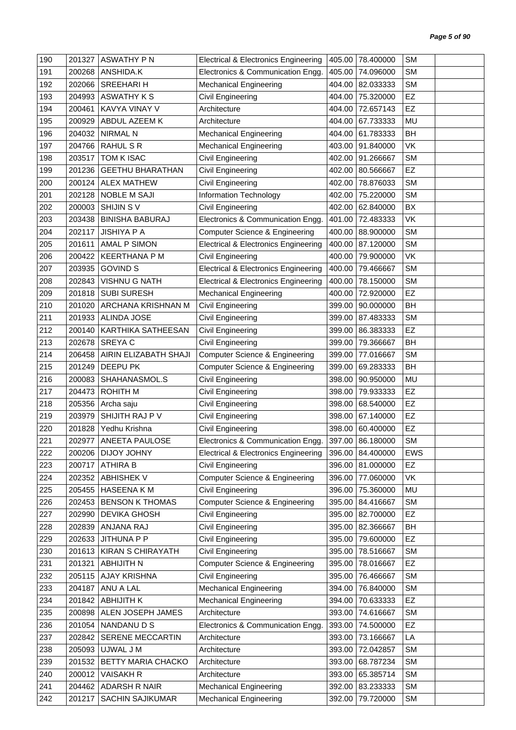| 190 | 201327 | ASWATHY P N | Electrical & Electronics Engineering | 405.00 | 78.400000 | SM | |
|---|---|---|---|---|---|---|---|
| 191 | 200268 | ANSHIDA.K | Electronics & Communication Engg. | 405.00 | 74.096000 | SM | |
| 192 | 202066 | SREEHARI H | Mechanical Engineering | 404.00 | 82.033333 | SM | |
| 193 | 204993 | ASWATHY K S | Civil Engineering | 404.00 | 75.320000 | EZ | |
| 194 | 200461 | KAVYA VINAY V | Architecture | 404.00 | 72.657143 | EZ | |
| 195 | 200929 | ABDUL AZEEM K | Architecture | 404.00 | 67.733333 | MU | |
| 196 | 204032 | NIRMAL N | Mechanical Engineering | 404.00 | 61.783333 | BH | |
| 197 | 204766 | RAHUL S R | Mechanical Engineering | 403.00 | 91.840000 | VK | |
| 198 | 203517 | TOM K ISAC | Civil Engineering | 402.00 | 91.266667 | SM | |
| 199 | 201236 | GEETHU BHARATHAN | Civil Engineering | 402.00 | 80.566667 | EZ | |
| 200 | 200124 | ALEX MATHEW | Civil Engineering | 402.00 | 78.876033 | SM | |
| 201 | 202128 | NOBLE M SAJI | Information Technology | 402.00 | 75.220000 | SM | |
| 202 | 200003 | SHIJIN S V | Civil Engineering | 402.00 | 62.840000 | BX | |
| 203 | 203438 | BINISHA BABURAJ | Electronics & Communication Engg. | 401.00 | 72.483333 | VK | |
| 204 | 202117 | JISHIYA P A | Computer Science & Engineering | 400.00 | 88.900000 | SM | |
| 205 | 201611 | AMAL P SIMON | Electrical & Electronics Engineering | 400.00 | 87.120000 | SM | |
| 206 | 200422 | KEERTHANA P M | Civil Engineering | 400.00 | 79.900000 | VK | |
| 207 | 203935 | GOVIND S | Electrical & Electronics Engineering | 400.00 | 79.466667 | SM | |
| 208 | 202843 | VISHNU G NATH | Electrical & Electronics Engineering | 400.00 | 78.150000 | SM | |
| 209 | 201818 | SUBI SURESH | Mechanical Engineering | 400.00 | 72.920000 | EZ | |
| 210 | 201020 | ARCHANA KRISHNAN M | Civil Engineering | 399.00 | 90.000000 | BH | |
| 211 | 201933 | ALINDA JOSE | Civil Engineering | 399.00 | 87.483333 | SM | |
| 212 | 200140 | KARTHIKA SATHEESAN | Civil Engineering | 399.00 | 86.383333 | EZ | |
| 213 | 202678 | SREYA C | Civil Engineering | 399.00 | 79.366667 | BH | |
| 214 | 206458 | AIRIN ELIZABATH SHAJI | Computer Science & Engineering | 399.00 | 77.016667 | SM | |
| 215 | 201249 | DEEPU PK | Computer Science & Engineering | 399.00 | 69.283333 | BH | |
| 216 | 200083 | SHAHANASMOL.S | Civil Engineering | 398.00 | 90.950000 | MU | |
| 217 | 204473 | ROHITH M | Civil Engineering | 398.00 | 79.933333 | EZ | |
| 218 | 205356 | Archa saju | Civil Engineering | 398.00 | 68.540000 | EZ | |
| 219 | 203979 | SHIJITH RAJ P V | Civil Engineering | 398.00 | 67.140000 | EZ | |
| 220 | 201828 | Yedhu Krishna | Civil Engineering | 398.00 | 60.400000 | EZ | |
| 221 | 202977 | ANEETA PAULOSE | Electronics & Communication Engg. | 397.00 | 86.180000 | SM | |
| 222 | 200206 | DIJOY JOHNY | Electrical & Electronics Engineering | 396.00 | 84.400000 | EWS | |
| 223 | 200717 | ATHIRA B | Civil Engineering | 396.00 | 81.000000 | EZ | |
| 224 | 202352 | ABHISHEK V | Computer Science & Engineering | 396.00 | 77.060000 | VK | |
| 225 | 205455 | HASEENA K M | Civil Engineering | 396.00 | 75.360000 | MU | |
| 226 | 202453 | BENSON K THOMAS | Computer Science & Engineering | 395.00 | 84.416667 | SM | |
| 227 | 202990 | DEVIKA GHOSH | Civil Engineering | 395.00 | 82.700000 | EZ | |
| 228 | 202839 | ANJANA RAJ | Civil Engineering | 395.00 | 82.366667 | BH | |
| 229 | 202633 | JITHUNA P P | Civil Engineering | 395.00 | 79.600000 | EZ | |
| 230 | 201613 | KIRAN S CHIRAYATH | Civil Engineering | 395.00 | 78.516667 | SM | |
| 231 | 201321 | ABHIJITH N | Computer Science & Engineering | 395.00 | 78.016667 | EZ | |
| 232 | 205115 | AJAY KRISHNA | Civil Engineering | 395.00 | 76.466667 | SM | |
| 233 | 204187 | ANU A LAL | Mechanical Engineering | 394.00 | 76.840000 | SM | |
| 234 | 201842 | ABHIJITH K | Mechanical Engineering | 394.00 | 70.633333 | EZ | |
| 235 | 200898 | ALEN JOSEPH JAMES | Architecture | 393.00 | 74.616667 | SM | |
| 236 | 201054 | NANDANU D S | Electronics & Communication Engg. | 393.00 | 74.500000 | EZ | |
| 237 | 202842 | SERENE MECCARTIN | Architecture | 393.00 | 73.166667 | LA | |
| 238 | 205093 | UJWAL J M | Architecture | 393.00 | 72.042857 | SM | |
| 239 | 201532 | BETTY MARIA CHACKO | Architecture | 393.00 | 68.787234 | SM | |
| 240 | 200012 | VAISAKH R | Architecture | 393.00 | 65.385714 | SM | |
| 241 | 204462 | ADARSH R NAIR | Mechanical Engineering | 392.00 | 83.233333 | SM | |
| 242 | 201217 | SACHIN SAJIKUMAR | Mechanical Engineering | 392.00 | 79.720000 | SM | |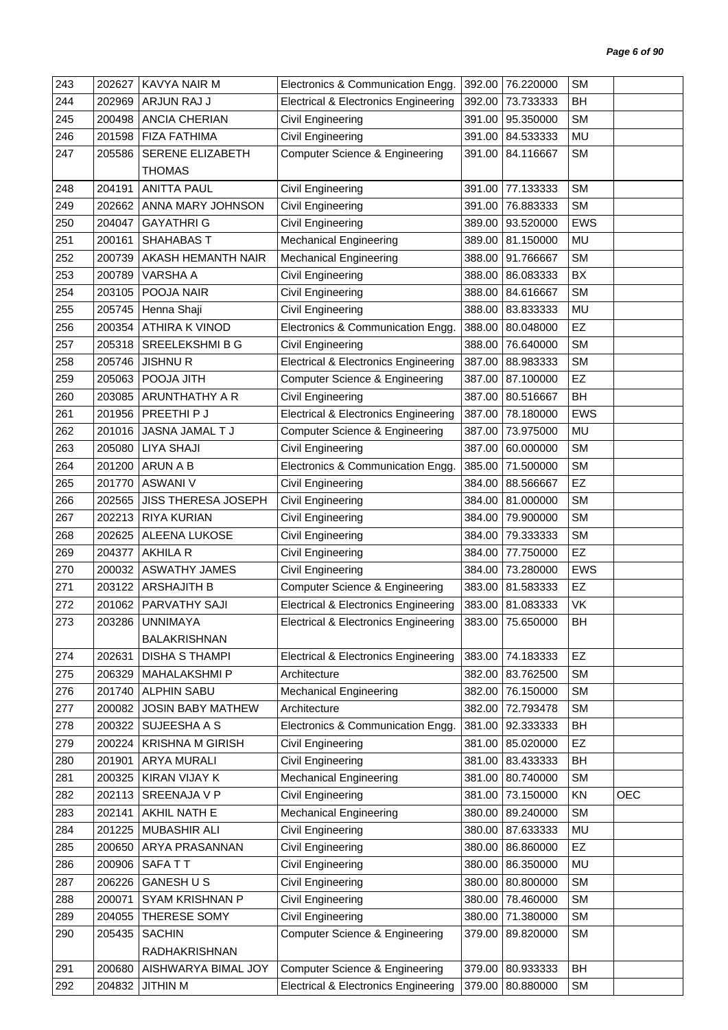| 243 | 202627 | KAVYA NAIR M | Electronics & Communication Engg. | 392.00 | 76.220000 | SM | |
|---|---|---|---|---|---|---|---|
| 244 | 202969 | ARJUN RAJ J | Electrical & Electronics Engineering | 392.00 | 73.733333 | BH | |
| 245 | 200498 | ANCIA CHERIAN | Civil Engineering | 391.00 | 95.350000 | SM | |
| 246 | 201598 | FIZA FATHIMA | Civil Engineering | 391.00 | 84.533333 | MU | |
| 247 | 205586 | SERENE ELIZABETH THOMAS | Computer Science & Engineering | 391.00 | 84.116667 | SM | |
| 248 | 204191 | ANITTA PAUL | Civil Engineering | 391.00 | 77.133333 | SM | |
| 249 | 202662 | ANNA MARY JOHNSON | Civil Engineering | 391.00 | 76.883333 | SM | |
| 250 | 204047 | GAYATHRI G | Civil Engineering | 389.00 | 93.520000 | EWS | |
| 251 | 200161 | SHAHABAS T | Mechanical Engineering | 389.00 | 81.150000 | MU | |
| 252 | 200739 | AKASH HEMANTH NAIR | Mechanical Engineering | 388.00 | 91.766667 | SM | |
| 253 | 200789 | VARSHA A | Civil Engineering | 388.00 | 86.083333 | BX | |
| 254 | 203105 | POOJA NAIR | Civil Engineering | 388.00 | 84.616667 | SM | |
| 255 | 205745 | Henna Shaji | Civil Engineering | 388.00 | 83.833333 | MU | |
| 256 | 200354 | ATHIRA K VINOD | Electronics & Communication Engg. | 388.00 | 80.048000 | EZ | |
| 257 | 205318 | SREELEKSHMI B G | Civil Engineering | 388.00 | 76.640000 | SM | |
| 258 | 205746 | JISHNU R | Electrical & Electronics Engineering | 387.00 | 88.983333 | SM | |
| 259 | 205063 | POOJA JITH | Computer Science & Engineering | 387.00 | 87.100000 | EZ | |
| 260 | 203085 | ARUNTHATHY A R | Civil Engineering | 387.00 | 80.516667 | BH | |
| 261 | 201956 | PREETHI P J | Electrical & Electronics Engineering | 387.00 | 78.180000 | EWS | |
| 262 | 201016 | JASNA JAMAL T J | Computer Science & Engineering | 387.00 | 73.975000 | MU | |
| 263 | 205080 | LIYA SHAJI | Civil Engineering | 387.00 | 60.000000 | SM | |
| 264 | 201200 | ARUN A B | Electronics & Communication Engg. | 385.00 | 71.500000 | SM | |
| 265 | 201770 | ASWANI V | Civil Engineering | 384.00 | 88.566667 | EZ | |
| 266 | 202565 | JISS THERESA JOSEPH | Civil Engineering | 384.00 | 81.000000 | SM | |
| 267 | 202213 | RIYA KURIAN | Civil Engineering | 384.00 | 79.900000 | SM | |
| 268 | 202625 | ALEENA LUKOSE | Civil Engineering | 384.00 | 79.333333 | SM | |
| 269 | 204377 | AKHILA R | Civil Engineering | 384.00 | 77.750000 | EZ | |
| 270 | 200032 | ASWATHY JAMES | Civil Engineering | 384.00 | 73.280000 | EWS | |
| 271 | 203122 | ARSHAJITH B | Computer Science & Engineering | 383.00 | 81.583333 | EZ | |
| 272 | 201062 | PARVATHY SAJI | Electrical & Electronics Engineering | 383.00 | 81.083333 | VK | |
| 273 | 203286 | UNNIMAYA BALAKRISHNAN | Electrical & Electronics Engineering | 383.00 | 75.650000 | BH | |
| 274 | 202631 | DISHA S THAMPI | Electrical & Electronics Engineering | 383.00 | 74.183333 | EZ | |
| 275 | 206329 | MAHALAKSHMI P | Architecture | 382.00 | 83.762500 | SM | |
| 276 | 201740 | ALPHIN SABU | Mechanical Engineering | 382.00 | 76.150000 | SM | |
| 277 | 200082 | JOSIN BABY MATHEW | Architecture | 382.00 | 72.793478 | SM | |
| 278 | 200322 | SUJEESHA A S | Electronics & Communication Engg. | 381.00 | 92.333333 | BH | |
| 279 | 200224 | KRISHNA M GIRISH | Civil Engineering | 381.00 | 85.020000 | EZ | |
| 280 | 201901 | ARYA MURALI | Civil Engineering | 381.00 | 83.433333 | BH | |
| 281 | 200325 | KIRAN VIJAY K | Mechanical Engineering | 381.00 | 80.740000 | SM | |
| 282 | 202113 | SREENAJA V P | Civil Engineering | 381.00 | 73.150000 | KN | OEC |
| 283 | 202141 | AKHIL NATH E | Mechanical Engineering | 380.00 | 89.240000 | SM | |
| 284 | 201225 | MUBASHIR ALI | Civil Engineering | 380.00 | 87.633333 | MU | |
| 285 | 200650 | ARYA PRASANNAN | Civil Engineering | 380.00 | 86.860000 | EZ | |
| 286 | 200906 | SAFA T T | Civil Engineering | 380.00 | 86.350000 | MU | |
| 287 | 206226 | GANESH U S | Civil Engineering | 380.00 | 80.800000 | SM | |
| 288 | 200071 | SYAM KRISHNAN P | Civil Engineering | 380.00 | 78.460000 | SM | |
| 289 | 204055 | THERESE SOMY | Civil Engineering | 380.00 | 71.380000 | SM | |
| 290 | 205435 | SACHIN RADHAKRISHNAN | Computer Science & Engineering | 379.00 | 89.820000 | SM | |
| 291 | 200680 | AISHWARYA BIMAL JOY | Computer Science & Engineering | 379.00 | 80.933333 | BH | |
| 292 | 204832 | JITHIN M | Electrical & Electronics Engineering | 379.00 | 80.880000 | SM | |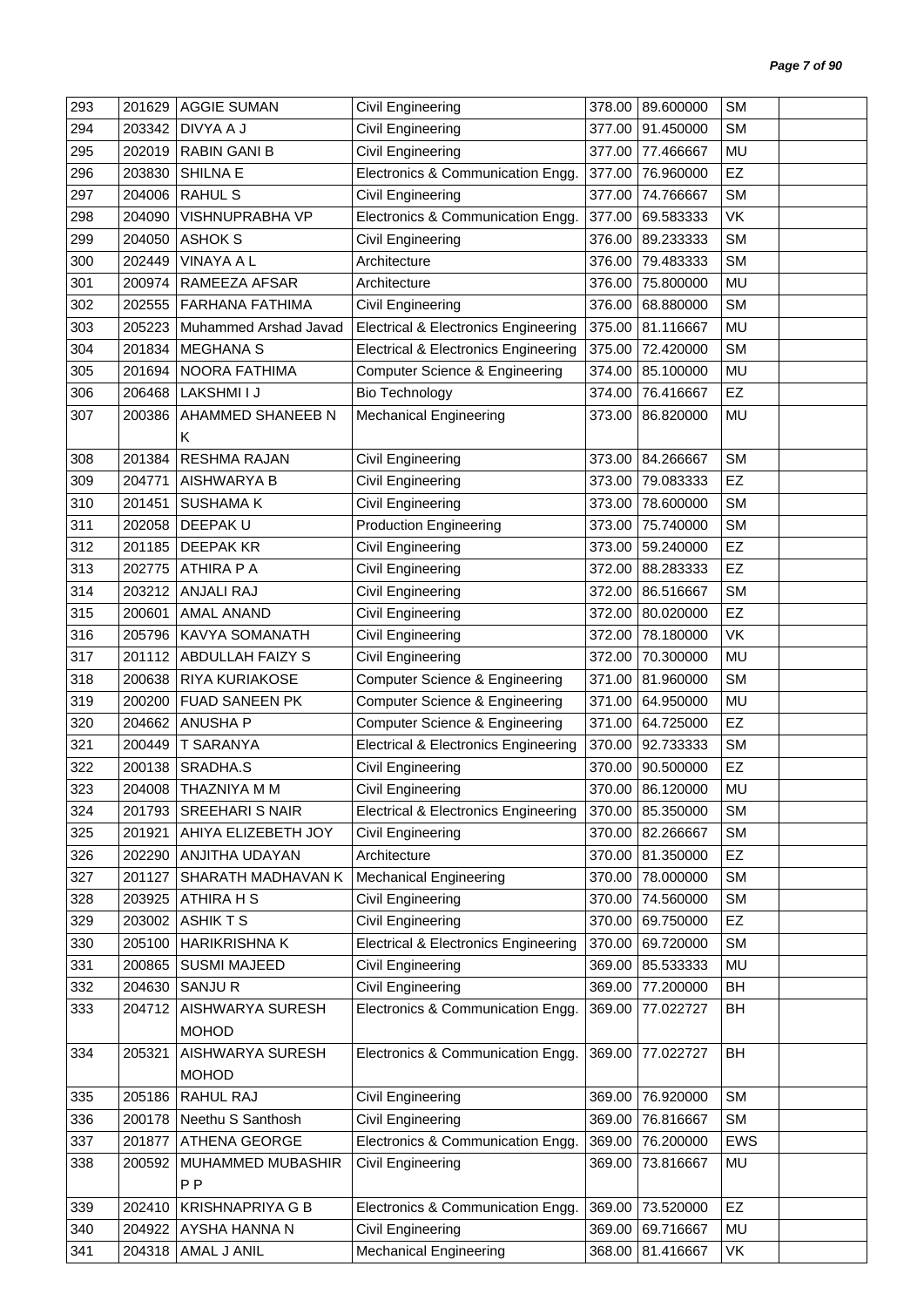| 293 | 201629 | AGGIE SUMAN | Civil Engineering | 378.00 | 89.600000 | SM | |
|---|---|---|---|---|---|---|---|
| 294 | 203342 | DIVYA A J | Civil Engineering | 377.00 | 91.450000 | SM | |
| 295 | 202019 | RABIN GANI B | Civil Engineering | 377.00 | 77.466667 | MU | |
| 296 | 203830 | SHILNA E | Electronics & Communication Engg. | 377.00 | 76.960000 | EZ | |
| 297 | 204006 | RAHUL S | Civil Engineering | 377.00 | 74.766667 | SM | |
| 298 | 204090 | VISHNUPRABHA VP | Electronics & Communication Engg. | 377.00 | 69.583333 | VK | |
| 299 | 204050 | ASHOK S | Civil Engineering | 376.00 | 89.233333 | SM | |
| 300 | 202449 | VINAYA A L | Architecture | 376.00 | 79.483333 | SM | |
| 301 | 200974 | RAMEEZA AFSAR | Architecture | 376.00 | 75.800000 | MU | |
| 302 | 202555 | FARHANA FATHIMA | Civil Engineering | 376.00 | 68.880000 | SM | |
| 303 | 205223 | Muhammed Arshad Javad | Electrical & Electronics Engineering | 375.00 | 81.116667 | MU | |
| 304 | 201834 | MEGHANA S | Electrical & Electronics Engineering | 375.00 | 72.420000 | SM | |
| 305 | 201694 | NOORA FATHIMA | Computer Science & Engineering | 374.00 | 85.100000 | MU | |
| 306 | 206468 | LAKSHMI I J | Bio Technology | 374.00 | 76.416667 | EZ | |
| 307 | 200386 | AHAMMED SHANEEB N K | Mechanical Engineering | 373.00 | 86.820000 | MU | |
| 308 | 201384 | RESHMA RAJAN | Civil Engineering | 373.00 | 84.266667 | SM | |
| 309 | 204771 | AISHWARYA B | Civil Engineering | 373.00 | 79.083333 | EZ | |
| 310 | 201451 | SUSHAMA K | Civil Engineering | 373.00 | 78.600000 | SM | |
| 311 | 202058 | DEEPAK U | Production Engineering | 373.00 | 75.740000 | SM | |
| 312 | 201185 | DEEPAK KR | Civil Engineering | 373.00 | 59.240000 | EZ | |
| 313 | 202775 | ATHIRA P A | Civil Engineering | 372.00 | 88.283333 | EZ | |
| 314 | 203212 | ANJALI RAJ | Civil Engineering | 372.00 | 86.516667 | SM | |
| 315 | 200601 | AMAL ANAND | Civil Engineering | 372.00 | 80.020000 | EZ | |
| 316 | 205796 | KAVYA SOMANATH | Civil Engineering | 372.00 | 78.180000 | VK | |
| 317 | 201112 | ABDULLAH FAIZY S | Civil Engineering | 372.00 | 70.300000 | MU | |
| 318 | 200638 | RIYA KURIAKOSE | Computer Science & Engineering | 371.00 | 81.960000 | SM | |
| 319 | 200200 | FUAD SANEEN PK | Computer Science & Engineering | 371.00 | 64.950000 | MU | |
| 320 | 204662 | ANUSHA P | Computer Science & Engineering | 371.00 | 64.725000 | EZ | |
| 321 | 200449 | T SARANYA | Electrical & Electronics Engineering | 370.00 | 92.733333 | SM | |
| 322 | 200138 | SRADHA.S | Civil Engineering | 370.00 | 90.500000 | EZ | |
| 323 | 204008 | THAZNIYA M M | Civil Engineering | 370.00 | 86.120000 | MU | |
| 324 | 201793 | SREEHARI S NAIR | Electrical & Electronics Engineering | 370.00 | 85.350000 | SM | |
| 325 | 201921 | AHIYA ELIZEBETH JOY | Civil Engineering | 370.00 | 82.266667 | SM | |
| 326 | 202290 | ANJITHA UDAYAN | Architecture | 370.00 | 81.350000 | EZ | |
| 327 | 201127 | SHARATH MADHAVAN K | Mechanical Engineering | 370.00 | 78.000000 | SM | |
| 328 | 203925 | ATHIRA H S | Civil Engineering | 370.00 | 74.560000 | SM | |
| 329 | 203002 | ASHIK T S | Civil Engineering | 370.00 | 69.750000 | EZ | |
| 330 | 205100 | HARIKRISHNA K | Electrical & Electronics Engineering | 370.00 | 69.720000 | SM | |
| 331 | 200865 | SUSMI MAJEED | Civil Engineering | 369.00 | 85.533333 | MU | |
| 332 | 204630 | SANJU R | Civil Engineering | 369.00 | 77.200000 | BH | |
| 333 | 204712 | AISHWARYA SURESH MOHOD | Electronics & Communication Engg. | 369.00 | 77.022727 | BH | |
| 334 | 205321 | AISHWARYA SURESH MOHOD | Electronics & Communication Engg. | 369.00 | 77.022727 | BH | |
| 335 | 205186 | RAHUL RAJ | Civil Engineering | 369.00 | 76.920000 | SM | |
| 336 | 200178 | Neethu S Santhosh | Civil Engineering | 369.00 | 76.816667 | SM | |
| 337 | 201877 | ATHENA GEORGE | Electronics & Communication Engg. | 369.00 | 76.200000 | EWS | |
| 338 | 200592 | MUHAMMED MUBASHIR P P | Civil Engineering | 369.00 | 73.816667 | MU | |
| 339 | 202410 | KRISHNAPRIYA G B | Electronics & Communication Engg. | 369.00 | 73.520000 | EZ | |
| 340 | 204922 | AYSHA HANNA N | Civil Engineering | 369.00 | 69.716667 | MU | |
| 341 | 204318 | AMAL J ANIL | Mechanical Engineering | 368.00 | 81.416667 | VK | |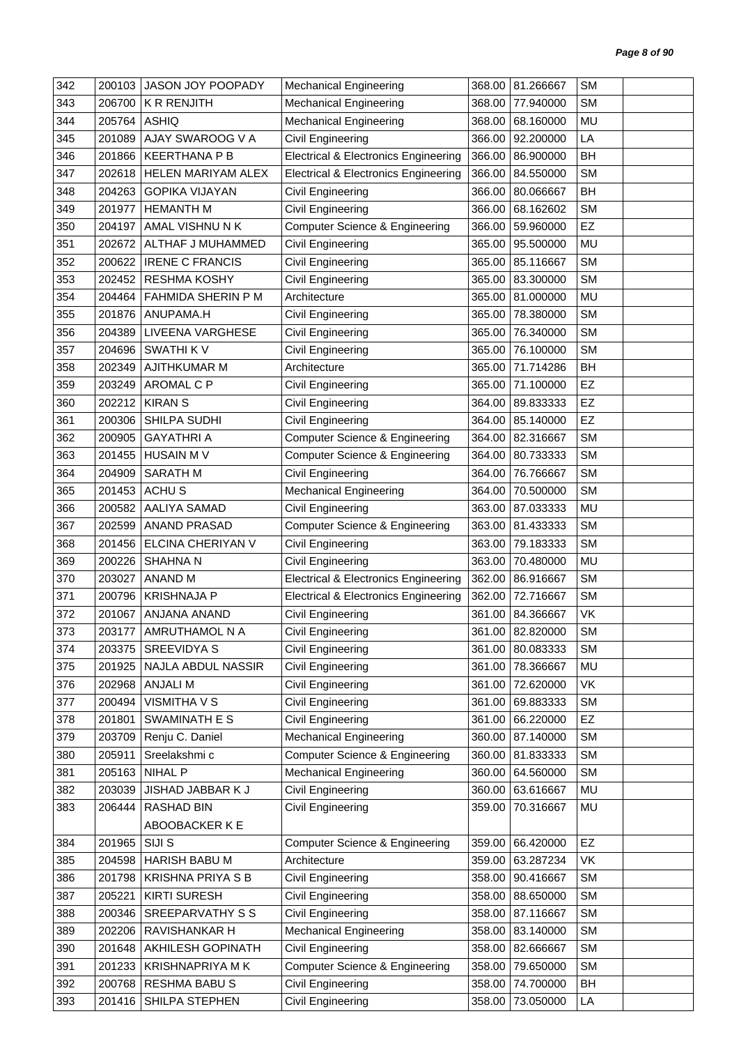| 342 | 200103 | JASON JOY POOPADY | Mechanical Engineering | 368.00 | 81.266667 | SM | |
|---|---|---|---|---|---|---|---|
| 343 | 206700 | K R RENJITH | Mechanical Engineering | 368.00 | 77.940000 | SM | |
| 344 | 205764 | ASHIQ | Mechanical Engineering | 368.00 | 68.160000 | MU | |
| 345 | 201089 | AJAY SWAROOG V A | Civil Engineering | 366.00 | 92.200000 | LA | |
| 346 | 201866 | KEERTHANA P B | Electrical & Electronics Engineering | 366.00 | 86.900000 | BH | |
| 347 | 202618 | HELEN MARIYAM ALEX | Electrical & Electronics Engineering | 366.00 | 84.550000 | SM | |
| 348 | 204263 | GOPIKA VIJAYAN | Civil Engineering | 366.00 | 80.066667 | BH | |
| 349 | 201977 | HEMANTH M | Civil Engineering | 366.00 | 68.162602 | SM | |
| 350 | 204197 | AMAL VISHNU N K | Computer Science & Engineering | 366.00 | 59.960000 | EZ | |
| 351 | 202672 | ALTHAF J MUHAMMED | Civil Engineering | 365.00 | 95.500000 | MU | |
| 352 | 200622 | IRENE C FRANCIS | Civil Engineering | 365.00 | 85.116667 | SM | |
| 353 | 202452 | RESHMA KOSHY | Civil Engineering | 365.00 | 83.300000 | SM | |
| 354 | 204464 | FAHMIDA SHERIN P M | Architecture | 365.00 | 81.000000 | MU | |
| 355 | 201876 | ANUPAMA.H | Civil Engineering | 365.00 | 78.380000 | SM | |
| 356 | 204389 | LIVEENA VARGHESE | Civil Engineering | 365.00 | 76.340000 | SM | |
| 357 | 204696 | SWATHI K V | Civil Engineering | 365.00 | 76.100000 | SM | |
| 358 | 202349 | AJITHKUMAR M | Architecture | 365.00 | 71.714286 | BH | |
| 359 | 203249 | AROMAL C P | Civil Engineering | 365.00 | 71.100000 | EZ | |
| 360 | 202212 | KIRAN S | Civil Engineering | 364.00 | 89.833333 | EZ | |
| 361 | 200306 | SHILPA SUDHI | Civil Engineering | 364.00 | 85.140000 | EZ | |
| 362 | 200905 | GAYATHRI A | Computer Science & Engineering | 364.00 | 82.316667 | SM | |
| 363 | 201455 | HUSAIN M V | Computer Science & Engineering | 364.00 | 80.733333 | SM | |
| 364 | 204909 | SARATH M | Civil Engineering | 364.00 | 76.766667 | SM | |
| 365 | 201453 | ACHU S | Mechanical Engineering | 364.00 | 70.500000 | SM | |
| 366 | 200582 | AALIYA SAMAD | Civil Engineering | 363.00 | 87.033333 | MU | |
| 367 | 202599 | ANAND PRASAD | Computer Science & Engineering | 363.00 | 81.433333 | SM | |
| 368 | 201456 | ELCINA CHERIYAN V | Civil Engineering | 363.00 | 79.183333 | SM | |
| 369 | 200226 | SHAHNA N | Civil Engineering | 363.00 | 70.480000 | MU | |
| 370 | 203027 | ANAND M | Electrical & Electronics Engineering | 362.00 | 86.916667 | SM | |
| 371 | 200796 | KRISHNAJA P | Electrical & Electronics Engineering | 362.00 | 72.716667 | SM | |
| 372 | 201067 | ANJANA ANAND | Civil Engineering | 361.00 | 84.366667 | VK | |
| 373 | 203177 | AMRUTHAMOL N A | Civil Engineering | 361.00 | 82.820000 | SM | |
| 374 | 203375 | SREEVIDYA S | Civil Engineering | 361.00 | 80.083333 | SM | |
| 375 | 201925 | NAJLA ABDUL NASSIR | Civil Engineering | 361.00 | 78.366667 | MU | |
| 376 | 202968 | ANJALI M | Civil Engineering | 361.00 | 72.620000 | VK | |
| 377 | 200494 | VISMITHA V S | Civil Engineering | 361.00 | 69.883333 | SM | |
| 378 | 201801 | SWAMINATH E S | Civil Engineering | 361.00 | 66.220000 | EZ | |
| 379 | 203709 | Renju C. Daniel | Mechanical Engineering | 360.00 | 87.140000 | SM | |
| 380 | 205911 | Sreelakshmi c | Computer Science & Engineering | 360.00 | 81.833333 | SM | |
| 381 | 205163 | NIHAL P | Mechanical Engineering | 360.00 | 64.560000 | SM | |
| 382 | 203039 | JISHAD JABBAR K J | Civil Engineering | 360.00 | 63.616667 | MU | |
| 383 | 206444 | RASHAD BIN ABOOBACKER K E | Civil Engineering | 359.00 | 70.316667 | MU | |
| 384 | 201965 | SIJI S | Computer Science & Engineering | 359.00 | 66.420000 | EZ | |
| 385 | 204598 | HARISH BABU M | Architecture | 359.00 | 63.287234 | VK | |
| 386 | 201798 | KRISHNA PRIYA S B | Civil Engineering | 358.00 | 90.416667 | SM | |
| 387 | 205221 | KIRTI SURESH | Civil Engineering | 358.00 | 88.650000 | SM | |
| 388 | 200346 | SREEPARVATHY S S | Civil Engineering | 358.00 | 87.116667 | SM | |
| 389 | 202206 | RAVISHANKAR H | Mechanical Engineering | 358.00 | 83.140000 | SM | |
| 390 | 201648 | AKHILESH GOPINATH | Civil Engineering | 358.00 | 82.666667 | SM | |
| 391 | 201233 | KRISHNAPRIYA M K | Computer Science & Engineering | 358.00 | 79.650000 | SM | |
| 392 | 200768 | RESHMA BABU S | Civil Engineering | 358.00 | 74.700000 | BH | |
| 393 | 201416 | SHILPA STEPHEN | Civil Engineering | 358.00 | 73.050000 | LA | |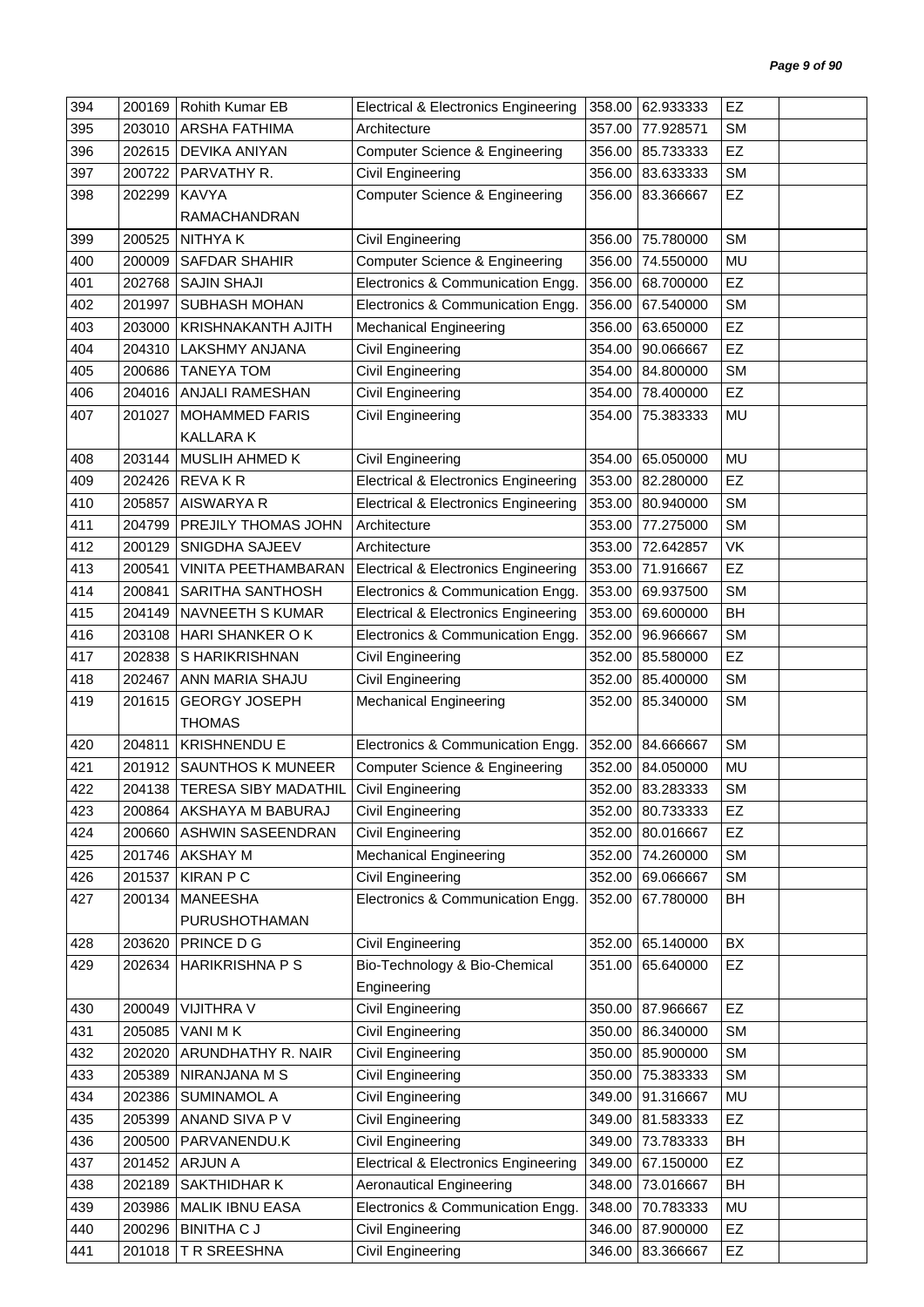| 394 | 200169 | Rohith Kumar EB | Electrical & Electronics Engineering | 358.00 | 62.933333 | EZ | |
|---|---|---|---|---|---|---|---|
| 395 | 203010 | ARSHA FATHIMA | Architecture | 357.00 | 77.928571 | SM | |
| 396 | 202615 | DEVIKA ANIYAN | Computer Science & Engineering | 356.00 | 85.733333 | EZ | |
| 397 | 200722 | PARVATHY R. | Civil Engineering | 356.00 | 83.633333 | SM | |
| 398 | 202299 | KAVYA RAMACHANDRAN | Computer Science & Engineering | 356.00 | 83.366667 | EZ | |
| 399 | 200525 | NITHYA K | Civil Engineering | 356.00 | 75.780000 | SM | |
| 400 | 200009 | SAFDAR SHAHIR | Computer Science & Engineering | 356.00 | 74.550000 | MU | |
| 401 | 202768 | SAJIN SHAJI | Electronics & Communication Engg. | 356.00 | 68.700000 | EZ | |
| 402 | 201997 | SUBHASH MOHAN | Electronics & Communication Engg. | 356.00 | 67.540000 | SM | |
| 403 | 203000 | KRISHNAKANTH AJITH | Mechanical Engineering | 356.00 | 63.650000 | EZ | |
| 404 | 204310 | LAKSHMY ANJANA | Civil Engineering | 354.00 | 90.066667 | EZ | |
| 405 | 200686 | TANEYA TOM | Civil Engineering | 354.00 | 84.800000 | SM | |
| 406 | 204016 | ANJALI RAMESHAN | Civil Engineering | 354.00 | 78.400000 | EZ | |
| 407 | 201027 | MOHAMMED FARIS KALLARA K | Civil Engineering | 354.00 | 75.383333 | MU | |
| 408 | 203144 | MUSLIH AHMED K | Civil Engineering | 354.00 | 65.050000 | MU | |
| 409 | 202426 | REVA K R | Electrical & Electronics Engineering | 353.00 | 82.280000 | EZ | |
| 410 | 205857 | AISWARYA R | Electrical & Electronics Engineering | 353.00 | 80.940000 | SM | |
| 411 | 204799 | PREJILY THOMAS JOHN | Architecture | 353.00 | 77.275000 | SM | |
| 412 | 200129 | SNIGDHA SAJEEV | Architecture | 353.00 | 72.642857 | VK | |
| 413 | 200541 | VINITA PEETHAMBARAN | Electrical & Electronics Engineering | 353.00 | 71.916667 | EZ | |
| 414 | 200841 | SARITHA SANTHOSH | Electronics & Communication Engg. | 353.00 | 69.937500 | SM | |
| 415 | 204149 | NAVNEETH S KUMAR | Electrical & Electronics Engineering | 353.00 | 69.600000 | BH | |
| 416 | 203108 | HARI SHANKER O K | Electronics & Communication Engg. | 352.00 | 96.966667 | SM | |
| 417 | 202838 | S HARIKRISHNAN | Civil Engineering | 352.00 | 85.580000 | EZ | |
| 418 | 202467 | ANN MARIA SHAJU | Civil Engineering | 352.00 | 85.400000 | SM | |
| 419 | 201615 | GEORGY JOSEPH THOMAS | Mechanical Engineering | 352.00 | 85.340000 | SM | |
| 420 | 204811 | KRISHNENDU E | Electronics & Communication Engg. | 352.00 | 84.666667 | SM | |
| 421 | 201912 | SAUNTHOS K MUNEER | Computer Science & Engineering | 352.00 | 84.050000 | MU | |
| 422 | 204138 | TERESA SIBY MADATHIL | Civil Engineering | 352.00 | 83.283333 | SM | |
| 423 | 200864 | AKSHAYA M BABURAJ | Civil Engineering | 352.00 | 80.733333 | EZ | |
| 424 | 200660 | ASHWIN SASEENDRAN | Civil Engineering | 352.00 | 80.016667 | EZ | |
| 425 | 201746 | AKSHAY M | Mechanical Engineering | 352.00 | 74.260000 | SM | |
| 426 | 201537 | KIRAN P C | Civil Engineering | 352.00 | 69.066667 | SM | |
| 427 | 200134 | MANEESHA PURUSHOTHAMAN | Electronics & Communication Engg. | 352.00 | 67.780000 | BH | |
| 428 | 203620 | PRINCE D G | Civil Engineering | 352.00 | 65.140000 | BX | |
| 429 | 202634 | HARIKRISHNA P S | Bio-Technology & Bio-Chemical Engineering | 351.00 | 65.640000 | EZ | |
| 430 | 200049 | VIJITHRA V | Civil Engineering | 350.00 | 87.966667 | EZ | |
| 431 | 205085 | VANI M K | Civil Engineering | 350.00 | 86.340000 | SM | |
| 432 | 202020 | ARUNDHATHY R. NAIR | Civil Engineering | 350.00 | 85.900000 | SM | |
| 433 | 205389 | NIRANJANA M S | Civil Engineering | 350.00 | 75.383333 | SM | |
| 434 | 202386 | SUMINAMOL A | Civil Engineering | 349.00 | 91.316667 | MU | |
| 435 | 205399 | ANAND SIVA P V | Civil Engineering | 349.00 | 81.583333 | EZ | |
| 436 | 200500 | PARVANENDU.K | Civil Engineering | 349.00 | 73.783333 | BH | |
| 437 | 201452 | ARJUN A | Electrical & Electronics Engineering | 349.00 | 67.150000 | EZ | |
| 438 | 202189 | SAKTHIDHAR K | Aeronautical Engineering | 348.00 | 73.016667 | BH | |
| 439 | 203986 | MALIK IBNU EASA | Electronics & Communication Engg. | 348.00 | 70.783333 | MU | |
| 440 | 200296 | BINITHA C J | Civil Engineering | 346.00 | 87.900000 | EZ | |
| 441 | 201018 | T R SREESHNA | Civil Engineering | 346.00 | 83.366667 | EZ | |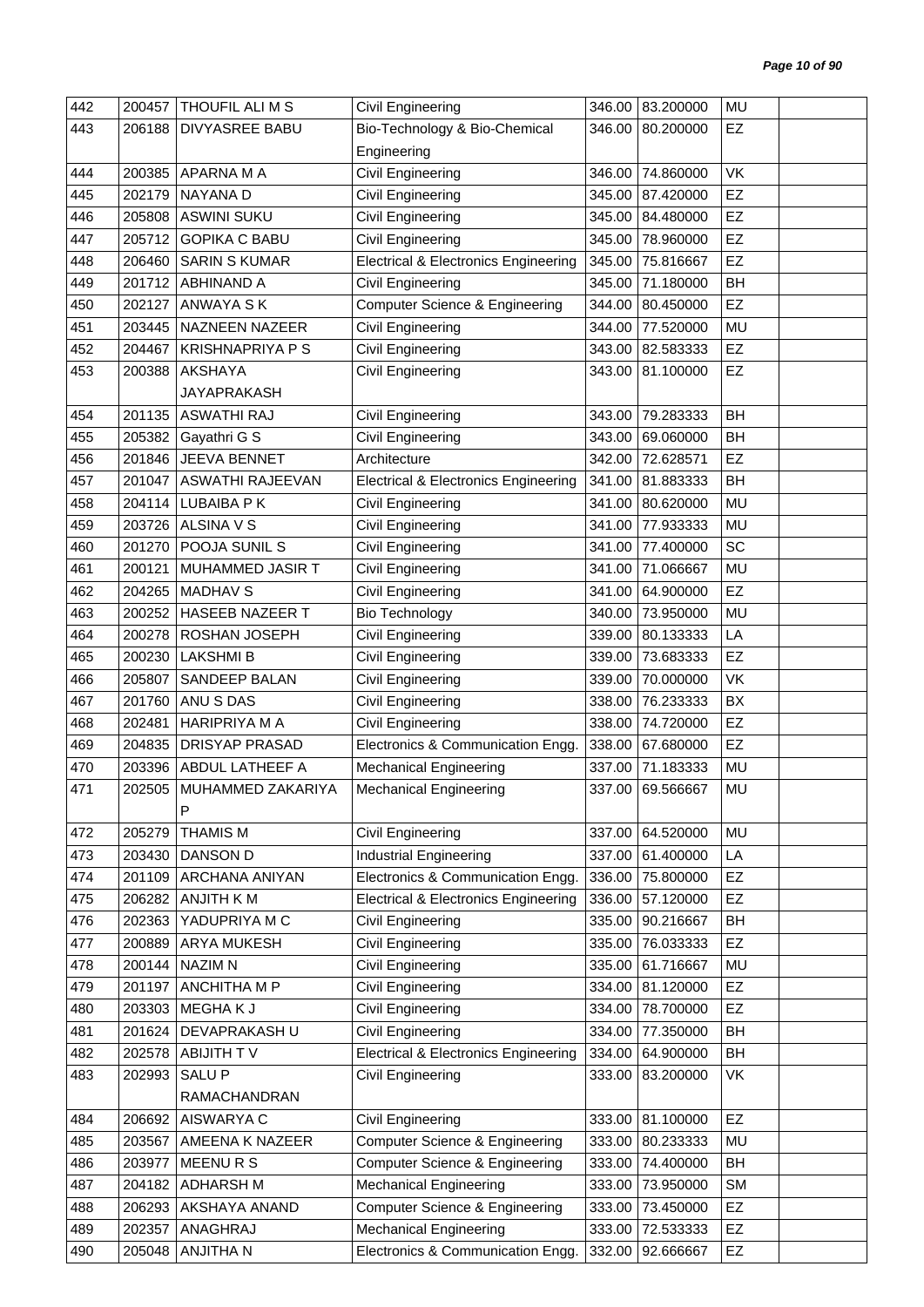| 442 | 200457 | THOUFIL ALI M S | Civil Engineering | 346.00 | 83.200000 | MU | |
|---|---|---|---|---|---|---|---|
| 443 | 206188 | DIVYASREE BABU | Bio-Technology & Bio-Chemical Engineering | 346.00 | 80.200000 | EZ | |
| 444 | 200385 | APARNA M A | Civil Engineering | 346.00 | 74.860000 | VK | |
| 445 | 202179 | NAYANA D | Civil Engineering | 345.00 | 87.420000 | EZ | |
| 446 | 205808 | ASWINI SUKU | Civil Engineering | 345.00 | 84.480000 | EZ | |
| 447 | 205712 | GOPIKA C BABU | Civil Engineering | 345.00 | 78.960000 | EZ | |
| 448 | 206460 | SARIN S KUMAR | Electrical & Electronics Engineering | 345.00 | 75.816667 | EZ | |
| 449 | 201712 | ABHINAND A | Civil Engineering | 345.00 | 71.180000 | BH | |
| 450 | 202127 | ANWAYA S K | Computer Science & Engineering | 344.00 | 80.450000 | EZ | |
| 451 | 203445 | NAZNEEN NAZEER | Civil Engineering | 344.00 | 77.520000 | MU | |
| 452 | 204467 | KRISHNAPRIYA P S | Civil Engineering | 343.00 | 82.583333 | EZ | |
| 453 | 200388 | AKSHAYA JAYAPRAKASH | Civil Engineering | 343.00 | 81.100000 | EZ | |
| 454 | 201135 | ASWATHI RAJ | Civil Engineering | 343.00 | 79.283333 | BH | |
| 455 | 205382 | Gayathri G S | Civil Engineering | 343.00 | 69.060000 | BH | |
| 456 | 201846 | JEEVA BENNET | Architecture | 342.00 | 72.628571 | EZ | |
| 457 | 201047 | ASWATHI RAJEEVAN | Electrical & Electronics Engineering | 341.00 | 81.883333 | BH | |
| 458 | 204114 | LUBAIBA P K | Civil Engineering | 341.00 | 80.620000 | MU | |
| 459 | 203726 | ALSINA V S | Civil Engineering | 341.00 | 77.933333 | MU | |
| 460 | 201270 | POOJA SUNIL S | Civil Engineering | 341.00 | 77.400000 | SC | |
| 461 | 200121 | MUHAMMED JASIR T | Civil Engineering | 341.00 | 71.066667 | MU | |
| 462 | 204265 | MADHAV S | Civil Engineering | 341.00 | 64.900000 | EZ | |
| 463 | 200252 | HASEEB NAZEER T | Bio Technology | 340.00 | 73.950000 | MU | |
| 464 | 200278 | ROSHAN JOSEPH | Civil Engineering | 339.00 | 80.133333 | LA | |
| 465 | 200230 | LAKSHMI B | Civil Engineering | 339.00 | 73.683333 | EZ | |
| 466 | 205807 | SANDEEP BALAN | Civil Engineering | 339.00 | 70.000000 | VK | |
| 467 | 201760 | ANU S DAS | Civil Engineering | 338.00 | 76.233333 | BX | |
| 468 | 202481 | HARIPRIYA M A | Civil Engineering | 338.00 | 74.720000 | EZ | |
| 469 | 204835 | DRISYAP PRASAD | Electronics & Communication Engg. | 338.00 | 67.680000 | EZ | |
| 470 | 203396 | ABDUL LATHEEF A | Mechanical Engineering | 337.00 | 71.183333 | MU | |
| 471 | 202505 | MUHAMMED ZAKARIYA P | Mechanical Engineering | 337.00 | 69.566667 | MU | |
| 472 | 205279 | THAMIS M | Civil Engineering | 337.00 | 64.520000 | MU | |
| 473 | 203430 | DANSON D | Industrial Engineering | 337.00 | 61.400000 | LA | |
| 474 | 201109 | ARCHANA ANIYAN | Electronics & Communication Engg. | 336.00 | 75.800000 | EZ | |
| 475 | 206282 | ANJITH K M | Electrical & Electronics Engineering | 336.00 | 57.120000 | EZ | |
| 476 | 202363 | YADUPRIYA M C | Civil Engineering | 335.00 | 90.216667 | BH | |
| 477 | 200889 | ARYA MUKESH | Civil Engineering | 335.00 | 76.033333 | EZ | |
| 478 | 200144 | NAZIM N | Civil Engineering | 335.00 | 61.716667 | MU | |
| 479 | 201197 | ANCHITHA M P | Civil Engineering | 334.00 | 81.120000 | EZ | |
| 480 | 203303 | MEGHA K J | Civil Engineering | 334.00 | 78.700000 | EZ | |
| 481 | 201624 | DEVAPRAKASH U | Civil Engineering | 334.00 | 77.350000 | BH | |
| 482 | 202578 | ABIJITH T V | Electrical & Electronics Engineering | 334.00 | 64.900000 | BH | |
| 483 | 202993 | SALU P RAMACHANDRAN | Civil Engineering | 333.00 | 83.200000 | VK | |
| 484 | 206692 | AISWARYA C | Civil Engineering | 333.00 | 81.100000 | EZ | |
| 485 | 203567 | AMEENA K NAZEER | Computer Science & Engineering | 333.00 | 80.233333 | MU | |
| 486 | 203977 | MEENU R S | Computer Science & Engineering | 333.00 | 74.400000 | BH | |
| 487 | 204182 | ADHARSH M | Mechanical Engineering | 333.00 | 73.950000 | SM | |
| 488 | 206293 | AKSHAYA ANAND | Computer Science & Engineering | 333.00 | 73.450000 | EZ | |
| 489 | 202357 | ANAGHRAJ | Mechanical Engineering | 333.00 | 72.533333 | EZ | |
| 490 | 205048 | ANJITHA N | Electronics & Communication Engg. | 332.00 | 92.666667 | EZ | |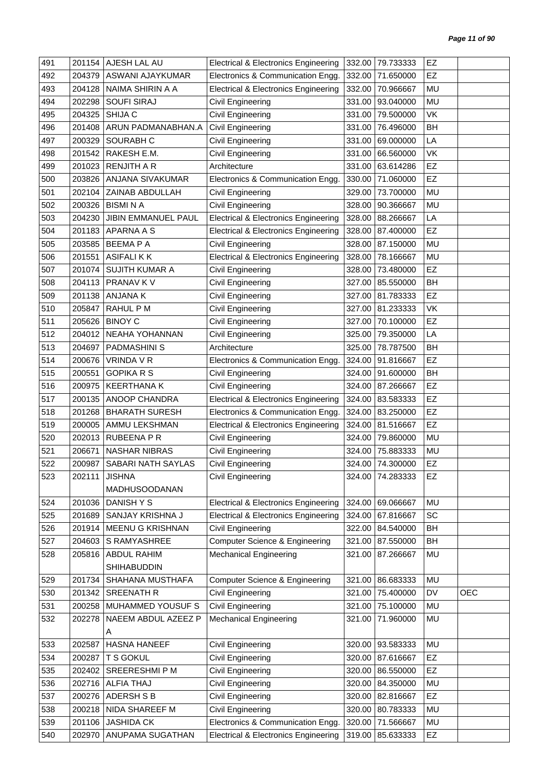| 491 | 201154 | AJESH LAL AU | Electrical & Electronics Engineering | 332.00 | 79.733333 | EZ | |
|---|---|---|---|---|---|---|---|
| 492 | 204379 | ASWANI AJAYKUMAR | Electronics & Communication Engg. | 332.00 | 71.650000 | EZ | |
| 493 | 204128 | NAIMA SHIRIN A A | Electrical & Electronics Engineering | 332.00 | 70.966667 | MU | |
| 494 | 202298 | SOUFI SIRAJ | Civil Engineering | 331.00 | 93.040000 | MU | |
| 495 | 204325 | SHIJA C | Civil Engineering | 331.00 | 79.500000 | VK | |
| 496 | 201408 | ARUN PADMANABHAN.A | Civil Engineering | 331.00 | 76.496000 | BH | |
| 497 | 200329 | SOURABH C | Civil Engineering | 331.00 | 69.000000 | LA | |
| 498 | 201542 | RAKESH E.M. | Civil Engineering | 331.00 | 66.560000 | VK | |
| 499 | 201023 | RENJITH A R | Architecture | 331.00 | 63.614286 | EZ | |
| 500 | 203826 | ANJANA SIVAKUMAR | Electronics & Communication Engg. | 330.00 | 71.060000 | EZ | |
| 501 | 202104 | ZAINAB ABDULLAH | Civil Engineering | 329.00 | 73.700000 | MU | |
| 502 | 200326 | BISMI N A | Civil Engineering | 328.00 | 90.366667 | MU | |
| 503 | 204230 | JIBIN EMMANUEL PAUL | Electrical & Electronics Engineering | 328.00 | 88.266667 | LA | |
| 504 | 201183 | APARNA A S | Electrical & Electronics Engineering | 328.00 | 87.400000 | EZ | |
| 505 | 203585 | BEEMA P A | Civil Engineering | 328.00 | 87.150000 | MU | |
| 506 | 201551 | ASIFALI K K | Electrical & Electronics Engineering | 328.00 | 78.166667 | MU | |
| 507 | 201074 | SUJITH KUMAR A | Civil Engineering | 328.00 | 73.480000 | EZ | |
| 508 | 204113 | PRANAV K V | Civil Engineering | 327.00 | 85.550000 | BH | |
| 509 | 201138 | ANJANA K | Civil Engineering | 327.00 | 81.783333 | EZ | |
| 510 | 205847 | RAHUL P M | Civil Engineering | 327.00 | 81.233333 | VK | |
| 511 | 205626 | BINOY C | Civil Engineering | 327.00 | 70.100000 | EZ | |
| 512 | 204012 | NEAHA YOHANNAN | Civil Engineering | 325.00 | 79.350000 | LA | |
| 513 | 204697 | PADMASHINI S | Architecture | 325.00 | 78.787500 | BH | |
| 514 | 200676 | VRINDA V R | Electronics & Communication Engg. | 324.00 | 91.816667 | EZ | |
| 515 | 200551 | GOPIKA R S | Civil Engineering | 324.00 | 91.600000 | BH | |
| 516 | 200975 | KEERTHANA K | Civil Engineering | 324.00 | 87.266667 | EZ | |
| 517 | 200135 | ANOOP CHANDRA | Electrical & Electronics Engineering | 324.00 | 83.583333 | EZ | |
| 518 | 201268 | BHARATH SURESH | Electronics & Communication Engg. | 324.00 | 83.250000 | EZ | |
| 519 | 200005 | AMMU LEKSHMAN | Electrical & Electronics Engineering | 324.00 | 81.516667 | EZ | |
| 520 | 202013 | RUBEENA P R | Civil Engineering | 324.00 | 79.860000 | MU | |
| 521 | 206671 | NASHAR NIBRAS | Civil Engineering | 324.00 | 75.883333 | MU | |
| 522 | 200987 | SABARI NATH SAYLAS | Civil Engineering | 324.00 | 74.300000 | EZ | |
| 523 | 202111 | JISHNA MADHUSOODANAN | Civil Engineering | 324.00 | 74.283333 | EZ | |
| 524 | 201036 | DANISH Y S | Electrical & Electronics Engineering | 324.00 | 69.066667 | MU | |
| 525 | 201689 | SANJAY KRISHNA J | Electrical & Electronics Engineering | 324.00 | 67.816667 | SC | |
| 526 | 201914 | MEENU G KRISHNAN | Civil Engineering | 322.00 | 84.540000 | BH | |
| 527 | 204603 | S RAMYASHREE | Computer Science & Engineering | 321.00 | 87.550000 | BH | |
| 528 | 205816 | ABDUL RAHIM SHIHABUDDIN | Mechanical Engineering | 321.00 | 87.266667 | MU | |
| 529 | 201734 | SHAHANA MUSTHAFA | Computer Science & Engineering | 321.00 | 86.683333 | MU | |
| 530 | 201342 | SREENATH R | Civil Engineering | 321.00 | 75.400000 | DV | OEC |
| 531 | 200258 | MUHAMMED YOUSUF S | Civil Engineering | 321.00 | 75.100000 | MU | |
| 532 | 202278 | NAEEM ABDUL AZEEZ P A | Mechanical Engineering | 321.00 | 71.960000 | MU | |
| 533 | 202587 | HASNA HANEEF | Civil Engineering | 320.00 | 93.583333 | MU | |
| 534 | 200287 | T S GOKUL | Civil Engineering | 320.00 | 87.616667 | EZ | |
| 535 | 202402 | SREERESHMI P M | Civil Engineering | 320.00 | 86.550000 | EZ | |
| 536 | 202716 | ALFIA THAJ | Civil Engineering | 320.00 | 84.350000 | MU | |
| 537 | 200276 | ADERSH S B | Civil Engineering | 320.00 | 82.816667 | EZ | |
| 538 | 200218 | NIDA SHAREEF M | Civil Engineering | 320.00 | 80.783333 | MU | |
| 539 | 201106 | JASHIDA CK | Electronics & Communication Engg. | 320.00 | 71.566667 | MU | |
| 540 | 202970 | ANUPAMA SUGATHAN | Electrical & Electronics Engineering | 319.00 | 85.633333 | EZ | |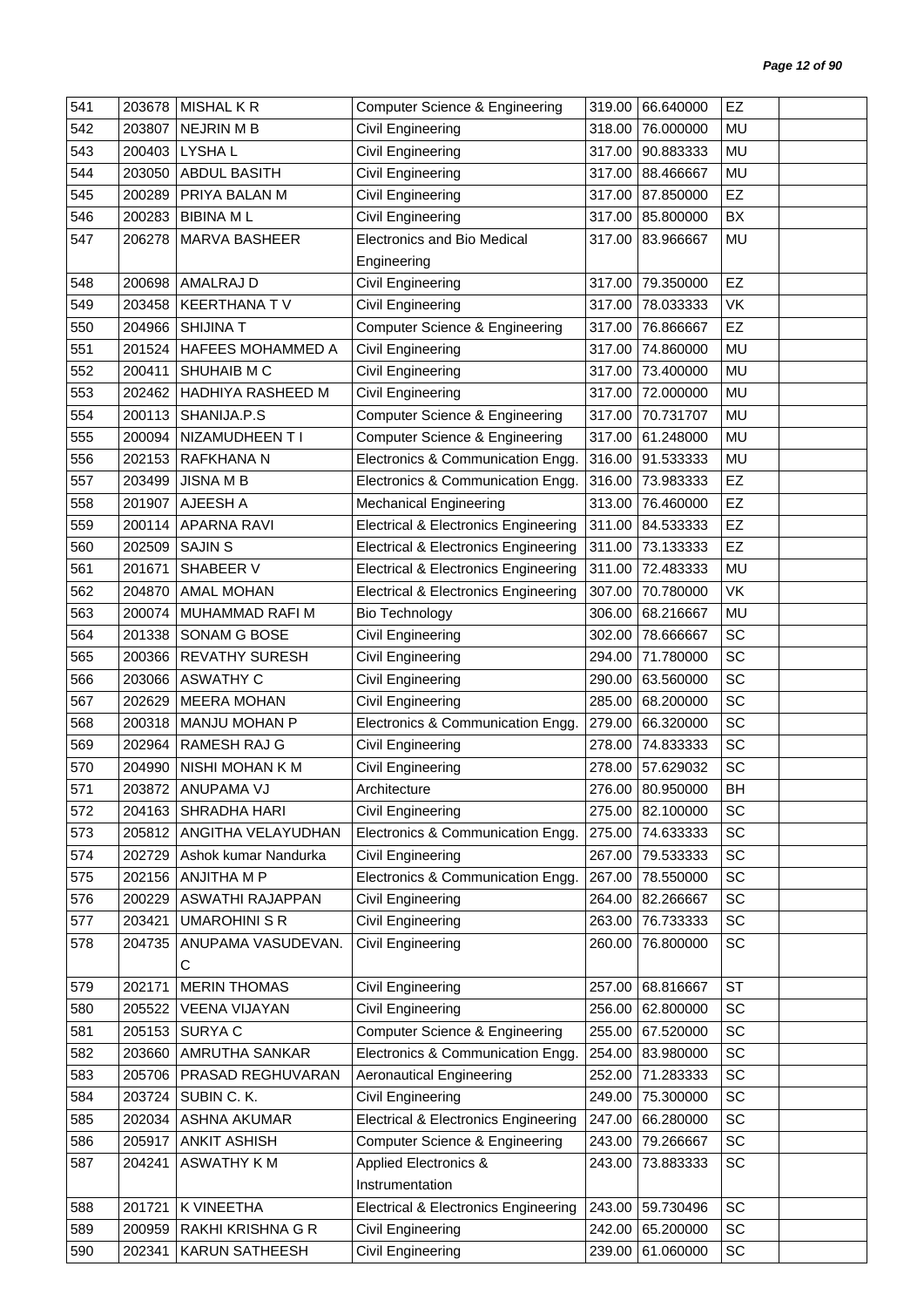| 541 | 203678 | MISHAL K R | Computer Science & Engineering | 319.00 | 66.640000 | EZ | |
|---|---|---|---|---|---|---|---|
| 542 | 203807 | NEJRIN M B | Civil Engineering | 318.00 | 76.000000 | MU | |
| 543 | 200403 | LYSHA L | Civil Engineering | 317.00 | 90.883333 | MU | |
| 544 | 203050 | ABDUL BASITH | Civil Engineering | 317.00 | 88.466667 | MU | |
| 545 | 200289 | PRIYA BALAN M | Civil Engineering | 317.00 | 87.850000 | EZ | |
| 546 | 200283 | BIBINA M L | Civil Engineering | 317.00 | 85.800000 | BX | |
| 547 | 206278 | MARVA BASHEER | Electronics and Bio Medical Engineering | 317.00 | 83.966667 | MU | |
| 548 | 200698 | AMALRAJ D | Civil Engineering | 317.00 | 79.350000 | EZ | |
| 549 | 203458 | KEERTHANA T V | Civil Engineering | 317.00 | 78.033333 | VK | |
| 550 | 204966 | SHIJINA T | Computer Science & Engineering | 317.00 | 76.866667 | EZ | |
| 551 | 201524 | HAFEES MOHAMMED A | Civil Engineering | 317.00 | 74.860000 | MU | |
| 552 | 200411 | SHUHAIB M C | Civil Engineering | 317.00 | 73.400000 | MU | |
| 553 | 202462 | HADHIYA RASHEED M | Civil Engineering | 317.00 | 72.000000 | MU | |
| 554 | 200113 | SHANIJA.P.S | Computer Science & Engineering | 317.00 | 70.731707 | MU | |
| 555 | 200094 | NIZAMUDHEEN T I | Computer Science & Engineering | 317.00 | 61.248000 | MU | |
| 556 | 202153 | RAFKHANA N | Electronics & Communication Engg. | 316.00 | 91.533333 | MU | |
| 557 | 203499 | JISNA M B | Electronics & Communication Engg. | 316.00 | 73.983333 | EZ | |
| 558 | 201907 | AJEESH A | Mechanical Engineering | 313.00 | 76.460000 | EZ | |
| 559 | 200114 | APARNA RAVI | Electrical & Electronics Engineering | 311.00 | 84.533333 | EZ | |
| 560 | 202509 | SAJIN S | Electrical & Electronics Engineering | 311.00 | 73.133333 | EZ | |
| 561 | 201671 | SHABEER V | Electrical & Electronics Engineering | 311.00 | 72.483333 | MU | |
| 562 | 204870 | AMAL MOHAN | Electrical & Electronics Engineering | 307.00 | 70.780000 | VK | |
| 563 | 200074 | MUHAMMAD RAFI M | Bio Technology | 306.00 | 68.216667 | MU | |
| 564 | 201338 | SONAM G BOSE | Civil Engineering | 302.00 | 78.666667 | SC | |
| 565 | 200366 | REVATHY SURESH | Civil Engineering | 294.00 | 71.780000 | SC | |
| 566 | 203066 | ASWATHY C | Civil Engineering | 290.00 | 63.560000 | SC | |
| 567 | 202629 | MEERA MOHAN | Civil Engineering | 285.00 | 68.200000 | SC | |
| 568 | 200318 | MANJU MOHAN P | Electronics & Communication Engg. | 279.00 | 66.320000 | SC | |
| 569 | 202964 | RAMESH RAJ G | Civil Engineering | 278.00 | 74.833333 | SC | |
| 570 | 204990 | NISHI MOHAN K M | Civil Engineering | 278.00 | 57.629032 | SC | |
| 571 | 203872 | ANUPAMA VJ | Architecture | 276.00 | 80.950000 | BH | |
| 572 | 204163 | SHRADHA HARI | Civil Engineering | 275.00 | 82.100000 | SC | |
| 573 | 205812 | ANGITHA VELAYUDHAN | Electronics & Communication Engg. | 275.00 | 74.633333 | SC | |
| 574 | 202729 | Ashok kumar Nandurka | Civil Engineering | 267.00 | 79.533333 | SC | |
| 575 | 202156 | ANJITHA M P | Electronics & Communication Engg. | 267.00 | 78.550000 | SC | |
| 576 | 200229 | ASWATHI RAJAPPAN | Civil Engineering | 264.00 | 82.266667 | SC | |
| 577 | 203421 | UMAROHINI S R | Civil Engineering | 263.00 | 76.733333 | SC | |
| 578 | 204735 | ANUPAMA VASUDEVAN. C | Civil Engineering | 260.00 | 76.800000 | SC | |
| 579 | 202171 | MERIN THOMAS | Civil Engineering | 257.00 | 68.816667 | ST | |
| 580 | 205522 | VEENA VIJAYAN | Civil Engineering | 256.00 | 62.800000 | SC | |
| 581 | 205153 | SURYA C | Computer Science & Engineering | 255.00 | 67.520000 | SC | |
| 582 | 203660 | AMRUTHA SANKAR | Electronics & Communication Engg. | 254.00 | 83.980000 | SC | |
| 583 | 205706 | PRASAD REGHUVARAN | Aeronautical Engineering | 252.00 | 71.283333 | SC | |
| 584 | 203724 | SUBIN C. K. | Civil Engineering | 249.00 | 75.300000 | SC | |
| 585 | 202034 | ASHNA AKUMAR | Electrical & Electronics Engineering | 247.00 | 66.280000 | SC | |
| 586 | 205917 | ANKIT ASHISH | Computer Science & Engineering | 243.00 | 79.266667 | SC | |
| 587 | 204241 | ASWATHY K M | Applied Electronics & Instrumentation | 243.00 | 73.883333 | SC | |
| 588 | 201721 | K VINEETHA | Electrical & Electronics Engineering | 243.00 | 59.730496 | SC | |
| 589 | 200959 | RAKHI KRISHNA G R | Civil Engineering | 242.00 | 65.200000 | SC | |
| 590 | 202341 | KARUN SATHEESH | Civil Engineering | 239.00 | 61.060000 | SC | |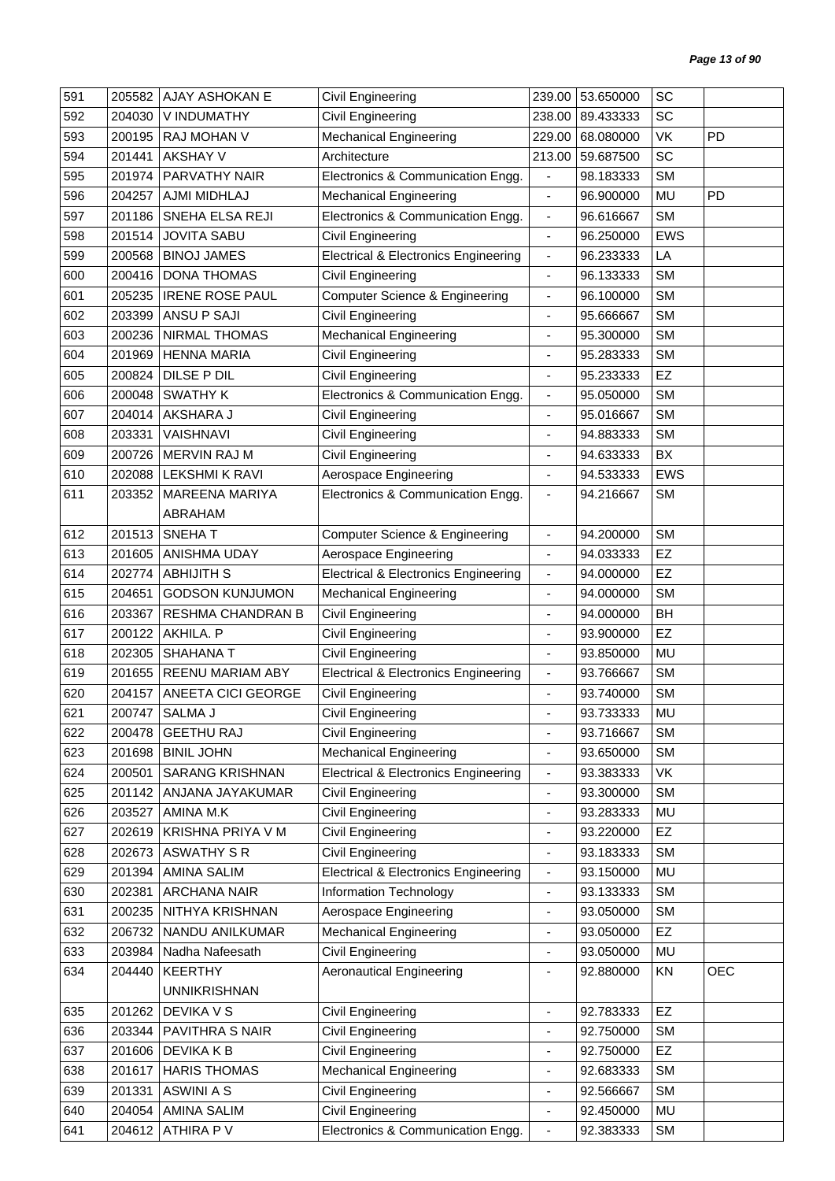| 591 | 205582 | AJAY ASHOKAN E | Civil Engineering | 239.00 | 53.650000 | SC | |
|---|---|---|---|---|---|---|---|
| 592 | 204030 | V INDUMATHY | Civil Engineering | 238.00 | 89.433333 | SC | |
| 593 | 200195 | RAJ MOHAN V | Mechanical Engineering | 229.00 | 68.080000 | VK | PD |
| 594 | 201441 | AKSHAY V | Architecture | 213.00 | 59.687500 | SC | |
| 595 | 201974 | PARVATHY NAIR | Electronics & Communication Engg. | - | 98.183333 | SM | |
| 596 | 204257 | AJMI MIDHLAJ | Mechanical Engineering | - | 96.900000 | MU | PD |
| 597 | 201186 | SNEHA ELSA REJI | Electronics & Communication Engg. | - | 96.616667 | SM | |
| 598 | 201514 | JOVITA SABU | Civil Engineering | - | 96.250000 | EWS | |
| 599 | 200568 | BINOJ JAMES | Electrical & Electronics Engineering | - | 96.233333 | LA | |
| 600 | 200416 | DONA THOMAS | Civil Engineering | - | 96.133333 | SM | |
| 601 | 205235 | IRENE ROSE PAUL | Computer Science & Engineering | - | 96.100000 | SM | |
| 602 | 203399 | ANSU P SAJI | Civil Engineering | - | 95.666667 | SM | |
| 603 | 200236 | NIRMAL THOMAS | Mechanical Engineering | - | 95.300000 | SM | |
| 604 | 201969 | HENNA MARIA | Civil Engineering | - | 95.283333 | SM | |
| 605 | 200824 | DILSE P DIL | Civil Engineering | - | 95.233333 | EZ | |
| 606 | 200048 | SWATHY K | Electronics & Communication Engg. | - | 95.050000 | SM | |
| 607 | 204014 | AKSHARA J | Civil Engineering | - | 95.016667 | SM | |
| 608 | 203331 | VAISHNAVI | Civil Engineering | - | 94.883333 | SM | |
| 609 | 200726 | MERVIN RAJ M | Civil Engineering | - | 94.633333 | BX | |
| 610 | 202088 | LEKSHMI K RAVI | Aerospace Engineering | - | 94.533333 | EWS | |
| 611 | 203352 | MAREENA MARIYA ABRAHAM | Electronics & Communication Engg. | - | 94.216667 | SM | |
| 612 | 201513 | SNEHA T | Computer Science & Engineering | - | 94.200000 | SM | |
| 613 | 201605 | ANISHMA UDAY | Aerospace Engineering | - | 94.033333 | EZ | |
| 614 | 202774 | ABHIJITH S | Electrical & Electronics Engineering | - | 94.000000 | EZ | |
| 615 | 204651 | GODSON KUNJUMON | Mechanical Engineering | - | 94.000000 | SM | |
| 616 | 203367 | RESHMA CHANDRAN B | Civil Engineering | - | 94.000000 | BH | |
| 617 | 200122 | AKHILA. P | Civil Engineering | - | 93.900000 | EZ | |
| 618 | 202305 | SHAHANA T | Civil Engineering | - | 93.850000 | MU | |
| 619 | 201655 | REENU MARIAM ABY | Electrical & Electronics Engineering | - | 93.766667 | SM | |
| 620 | 204157 | ANEETA CICI GEORGE | Civil Engineering | - | 93.740000 | SM | |
| 621 | 200747 | SALMA J | Civil Engineering | - | 93.733333 | MU | |
| 622 | 200478 | GEETHU RAJ | Civil Engineering | - | 93.716667 | SM | |
| 623 | 201698 | BINIL JOHN | Mechanical Engineering | - | 93.650000 | SM | |
| 624 | 200501 | SARANG KRISHNAN | Electrical & Electronics Engineering | - | 93.383333 | VK | |
| 625 | 201142 | ANJANA JAYAKUMAR | Civil Engineering | - | 93.300000 | SM | |
| 626 | 203527 | AMINA M.K | Civil Engineering | - | 93.283333 | MU | |
| 627 | 202619 | KRISHNA PRIYA V M | Civil Engineering | - | 93.220000 | EZ | |
| 628 | 202673 | ASWATHY S R | Civil Engineering | - | 93.183333 | SM | |
| 629 | 201394 | AMINA SALIM | Electrical & Electronics Engineering | - | 93.150000 | MU | |
| 630 | 202381 | ARCHANA NAIR | Information Technology | - | 93.133333 | SM | |
| 631 | 200235 | NITHYA KRISHNAN | Aerospace Engineering | - | 93.050000 | SM | |
| 632 | 206732 | NANDU ANILKUMAR | Mechanical Engineering | - | 93.050000 | EZ | |
| 633 | 203984 | Nadha Nafeesath | Civil Engineering | - | 93.050000 | MU | |
| 634 | 204440 | KEERTHY UNNIKRISHNAN | Aeronautical Engineering | - | 92.880000 | KN | OEC |
| 635 | 201262 | DEVIKA V S | Civil Engineering | - | 92.783333 | EZ | |
| 636 | 203344 | PAVITHRA S NAIR | Civil Engineering | - | 92.750000 | SM | |
| 637 | 201606 | DEVIKA K B | Civil Engineering | - | 92.750000 | EZ | |
| 638 | 201617 | HARIS THOMAS | Mechanical Engineering | - | 92.683333 | SM | |
| 639 | 201331 | ASWINI A S | Civil Engineering | - | 92.566667 | SM | |
| 640 | 204054 | AMINA SALIM | Civil Engineering | - | 92.450000 | MU | |
| 641 | 204612 | ATHIRA P V | Electronics & Communication Engg. | - | 92.383333 | SM | |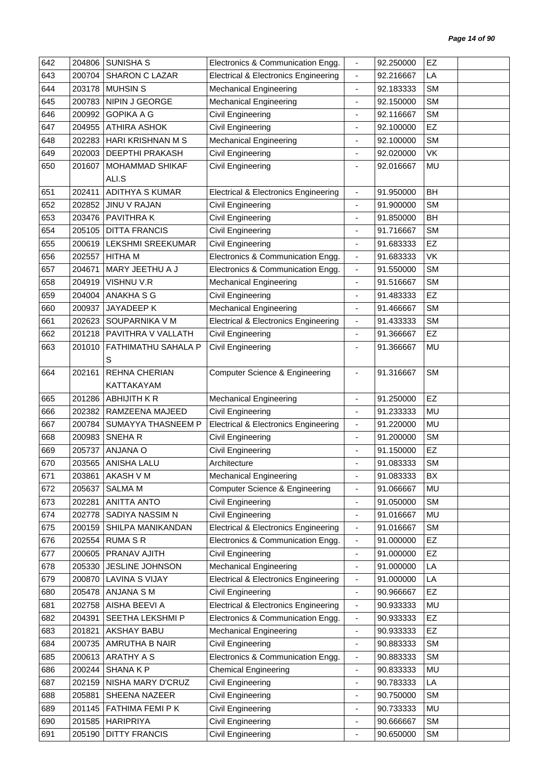| 642 | 204806 | SUNISHA S | Electronics & Communication Engg. | - | 92.250000 | EZ | |
|---|---|---|---|---|---|---|---|
| 643 | 200704 | SHARON C LAZAR | Electrical & Electronics Engineering | - | 92.216667 | LA | |
| 644 | 203178 | MUHSIN S | Mechanical Engineering | - | 92.183333 | SM | |
| 645 | 200783 | NIPIN J GEORGE | Mechanical Engineering | - | 92.150000 | SM | |
| 646 | 200992 | GOPIKA A G | Civil Engineering | - | 92.116667 | SM | |
| 647 | 204955 | ATHIRA ASHOK | Civil Engineering | - | 92.100000 | EZ | |
| 648 | 202283 | HARI KRISHNAN M S | Mechanical Engineering | - | 92.100000 | SM | |
| 649 | 202003 | DEEPTHI PRAKASH | Civil Engineering | - | 92.020000 | VK | |
| 650 | 201607 | MOHAMMAD SHIKAF ALI.S | Civil Engineering | - | 92.016667 | MU | |
| 651 | 202411 | ADITHYA S KUMAR | Electrical & Electronics Engineering | - | 91.950000 | BH | |
| 652 | 202852 | JINU V RAJAN | Civil Engineering | - | 91.900000 | SM | |
| 653 | 203476 | PAVITHRA K | Civil Engineering | - | 91.850000 | BH | |
| 654 | 205105 | DITTA FRANCIS | Civil Engineering | - | 91.716667 | SM | |
| 655 | 200619 | LEKSHMI SREEKUMAR | Civil Engineering | - | 91.683333 | EZ | |
| 656 | 202557 | HITHA M | Electronics & Communication Engg. | - | 91.683333 | VK | |
| 657 | 204671 | MARY JEETHU A J | Electronics & Communication Engg. | - | 91.550000 | SM | |
| 658 | 204919 | VISHNU V.R | Mechanical Engineering | - | 91.516667 | SM | |
| 659 | 204004 | ANAKHA S G | Civil Engineering | - | 91.483333 | EZ | |
| 660 | 200937 | JAYADEEP K | Mechanical Engineering | - | 91.466667 | SM | |
| 661 | 202623 | SOUPARNIKA V M | Electrical & Electronics Engineering | - | 91.433333 | SM | |
| 662 | 201218 | PAVITHRA V VALLATH | Civil Engineering | - | 91.366667 | EZ | |
| 663 | 201010 | FATHIMATHU SAHALA P S | Civil Engineering | - | 91.366667 | MU | |
| 664 | 202161 | REHNA CHERIAN KATTAKAYAM | Computer Science & Engineering | - | 91.316667 | SM | |
| 665 | 201286 | ABHIJITH K R | Mechanical Engineering | - | 91.250000 | EZ | |
| 666 | 202382 | RAMZEENA MAJEED | Civil Engineering | - | 91.233333 | MU | |
| 667 | 200784 | SUMAYYA THASNEEM P | Electrical & Electronics Engineering | - | 91.220000 | MU | |
| 668 | 200983 | SNEHA R | Civil Engineering | - | 91.200000 | SM | |
| 669 | 205737 | ANJANA O | Civil Engineering | - | 91.150000 | EZ | |
| 670 | 203565 | ANISHA LALU | Architecture | - | 91.083333 | SM | |
| 671 | 203861 | AKASH V M | Mechanical Engineering | - | 91.083333 | BX | |
| 672 | 205637 | SALMA M | Computer Science & Engineering | - | 91.066667 | MU | |
| 673 | 202281 | ANITTA ANTO | Civil Engineering | - | 91.050000 | SM | |
| 674 | 202778 | SADIYA NASSIM N | Civil Engineering | - | 91.016667 | MU | |
| 675 | 200159 | SHILPA MANIKANDAN | Electrical & Electronics Engineering | - | 91.016667 | SM | |
| 676 | 202554 | RUMA S R | Electronics & Communication Engg. | - | 91.000000 | EZ | |
| 677 | 200605 | PRANAV AJITH | Civil Engineering | - | 91.000000 | EZ | |
| 678 | 205330 | JESLINE JOHNSON | Mechanical Engineering | - | 91.000000 | LA | |
| 679 | 200870 | LAVINA S VIJAY | Electrical & Electronics Engineering | - | 91.000000 | LA | |
| 680 | 205478 | ANJANA S M | Civil Engineering | - | 90.966667 | EZ | |
| 681 | 202758 | AISHA BEEVI A | Electrical & Electronics Engineering | - | 90.933333 | MU | |
| 682 | 204391 | SEETHA LEKSHMI P | Electronics & Communication Engg. | - | 90.933333 | EZ | |
| 683 | 201821 | AKSHAY BABU | Mechanical Engineering | - | 90.933333 | EZ | |
| 684 | 200735 | AMRUTHA B NAIR | Civil Engineering | - | 90.883333 | SM | |
| 685 | 200613 | ARATHY A S | Electronics & Communication Engg. | - | 90.883333 | SM | |
| 686 | 200244 | SHANA K P | Chemical Engineering | - | 90.833333 | MU | |
| 687 | 202159 | NISHA MARY D'CRUZ | Civil Engineering | - | 90.783333 | LA | |
| 688 | 205881 | SHEENA NAZEER | Civil Engineering | - | 90.750000 | SM | |
| 689 | 201145 | FATHIMA FEMI P K | Civil Engineering | - | 90.733333 | MU | |
| 690 | 201585 | HARIPRIYA | Civil Engineering | - | 90.666667 | SM | |
| 691 | 205190 | DITTY FRANCIS | Civil Engineering | - | 90.650000 | SM | |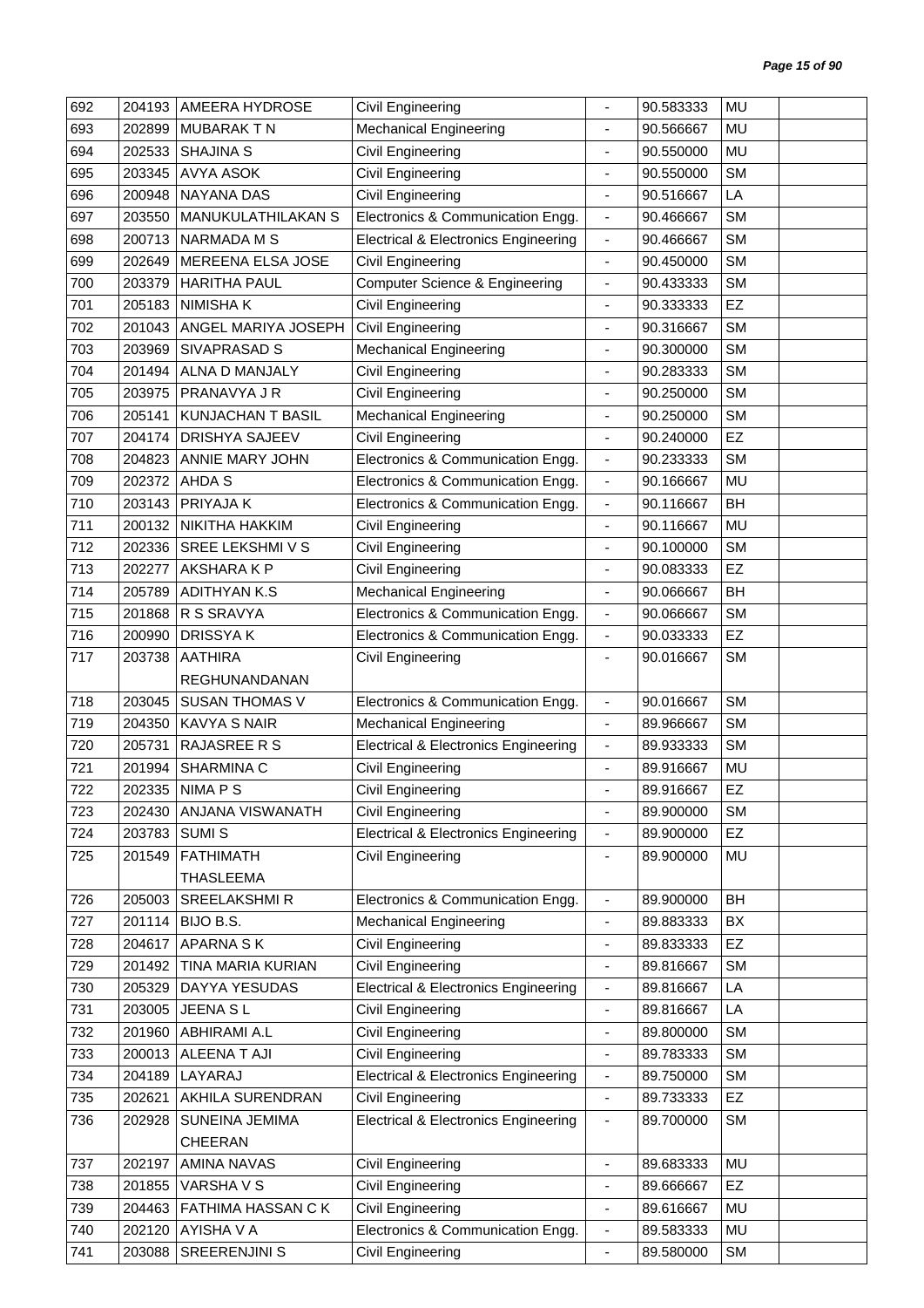| 692 | 204193 | AMEERA HYDROSE | Civil Engineering | - | 90.583333 | MU | |
|---|---|---|---|---|---|---|---|
| 693 | 202899 | MUBARAK T N | Mechanical Engineering | - | 90.566667 | MU | |
| 694 | 202533 | SHAJINA S | Civil Engineering | - | 90.550000 | MU | |
| 695 | 203345 | AVYA ASOK | Civil Engineering | - | 90.550000 | SM | |
| 696 | 200948 | NAYANA DAS | Civil Engineering | - | 90.516667 | LA | |
| 697 | 203550 | MANUKULATHILAKAN S | Electronics & Communication Engg. | - | 90.466667 | SM | |
| 698 | 200713 | NARMADA M S | Electrical & Electronics Engineering | - | 90.466667 | SM | |
| 699 | 202649 | MEREENA ELSA JOSE | Civil Engineering | - | 90.450000 | SM | |
| 700 | 203379 | HARITHA PAUL | Computer Science & Engineering | - | 90.433333 | SM | |
| 701 | 205183 | NIMISHA K | Civil Engineering | - | 90.333333 | EZ | |
| 702 | 201043 | ANGEL MARIYA JOSEPH | Civil Engineering | - | 90.316667 | SM | |
| 703 | 203969 | SIVAPRASAD S | Mechanical Engineering | - | 90.300000 | SM | |
| 704 | 201494 | ALNA D MANJALY | Civil Engineering | - | 90.283333 | SM | |
| 705 | 203975 | PRANAVYA J R | Civil Engineering | - | 90.250000 | SM | |
| 706 | 205141 | KUNJACHAN T BASIL | Mechanical Engineering | - | 90.250000 | SM | |
| 707 | 204174 | DRISHYA SAJEEV | Civil Engineering | - | 90.240000 | EZ | |
| 708 | 204823 | ANNIE MARY JOHN | Electronics & Communication Engg. | - | 90.233333 | SM | |
| 709 | 202372 | AHDA S | Electronics & Communication Engg. | - | 90.166667 | MU | |
| 710 | 203143 | PRIYAJA K | Electronics & Communication Engg. | - | 90.116667 | BH | |
| 711 | 200132 | NIKITHA HAKKIM | Civil Engineering | - | 90.116667 | MU | |
| 712 | 202336 | SREE LEKSHMI V S | Civil Engineering | - | 90.100000 | SM | |
| 713 | 202277 | AKSHARA K P | Civil Engineering | - | 90.083333 | EZ | |
| 714 | 205789 | ADITHYAN K.S | Mechanical Engineering | - | 90.066667 | BH | |
| 715 | 201868 | R S SRAVYA | Electronics & Communication Engg. | - | 90.066667 | SM | |
| 716 | 200990 | DRISSYA K | Electronics & Communication Engg. | - | 90.033333 | EZ | |
| 717 | 203738 | AATHIRA REGHUNANDANAN | Civil Engineering | - | 90.016667 | SM | |
| 718 | 203045 | SUSAN THOMAS V | Electronics & Communication Engg. | - | 90.016667 | SM | |
| 719 | 204350 | KAVYA S NAIR | Mechanical Engineering | - | 89.966667 | SM | |
| 720 | 205731 | RAJASREE R S | Electrical & Electronics Engineering | - | 89.933333 | SM | |
| 721 | 201994 | SHARMINA C | Civil Engineering | - | 89.916667 | MU | |
| 722 | 202335 | NIMA P S | Civil Engineering | - | 89.916667 | EZ | |
| 723 | 202430 | ANJANA VISWANATH | Civil Engineering | - | 89.900000 | SM | |
| 724 | 203783 | SUMI S | Electrical & Electronics Engineering | - | 89.900000 | EZ | |
| 725 | 201549 | FATHIMATH THASLEEMA | Civil Engineering | - | 89.900000 | MU | |
| 726 | 205003 | SREELAKSHMI R | Electronics & Communication Engg. | - | 89.900000 | BH | |
| 727 | 201114 | BIJO B.S. | Mechanical Engineering | - | 89.883333 | BX | |
| 728 | 204617 | APARNA S K | Civil Engineering | - | 89.833333 | EZ | |
| 729 | 201492 | TINA MARIA KURIAN | Civil Engineering | - | 89.816667 | SM | |
| 730 | 205329 | DAYYA YESUDAS | Electrical & Electronics Engineering | - | 89.816667 | LA | |
| 731 | 203005 | JEENA S L | Civil Engineering | - | 89.816667 | LA | |
| 732 | 201960 | ABHIRAMI A.L | Civil Engineering | - | 89.800000 | SM | |
| 733 | 200013 | ALEENA T AJI | Civil Engineering | - | 89.783333 | SM | |
| 734 | 204189 | LAYARAJ | Electrical & Electronics Engineering | - | 89.750000 | SM | |
| 735 | 202621 | AKHILA SURENDRAN | Civil Engineering | - | 89.733333 | EZ | |
| 736 | 202928 | SUNEINA JEMIMA CHEERAN | Electrical & Electronics Engineering | - | 89.700000 | SM | |
| 737 | 202197 | AMINA NAVAS | Civil Engineering | - | 89.683333 | MU | |
| 738 | 201855 | VARSHA V S | Civil Engineering | - | 89.666667 | EZ | |
| 739 | 204463 | FATHIMA HASSAN C K | Civil Engineering | - | 89.616667 | MU | |
| 740 | 202120 | AYISHA V A | Electronics & Communication Engg. | - | 89.583333 | MU | |
| 741 | 203088 | SREERENJINI S | Civil Engineering | - | 89.580000 | SM | |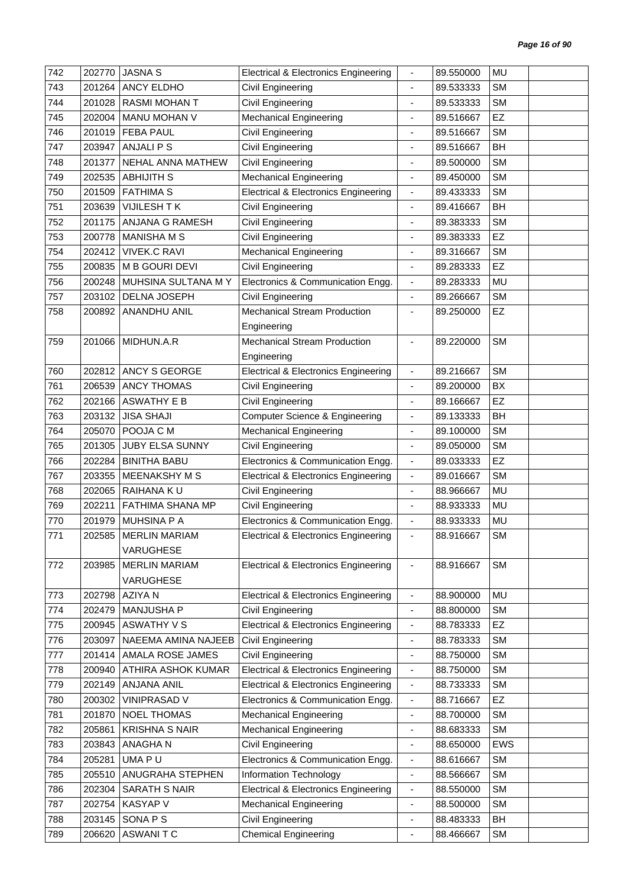| 742 | 202770 | JASNA S | Electrical & Electronics Engineering | - | 89.550000 | MU | |
|---|---|---|---|---|---|---|---|
| 743 | 201264 | ANCY ELDHO | Civil Engineering | - | 89.533333 | SM | |
| 744 | 201028 | RASMI MOHAN T | Civil Engineering | - | 89.533333 | SM | |
| 745 | 202004 | MANU MOHAN V | Mechanical Engineering | - | 89.516667 | EZ | |
| 746 | 201019 | FEBA PAUL | Civil Engineering | - | 89.516667 | SM | |
| 747 | 203947 | ANJALI P S | Civil Engineering | - | 89.516667 | BH | |
| 748 | 201377 | NEHAL ANNA MATHEW | Civil Engineering | - | 89.500000 | SM | |
| 749 | 202535 | ABHIJITH S | Mechanical Engineering | - | 89.450000 | SM | |
| 750 | 201509 | FATHIMA S | Electrical & Electronics Engineering | - | 89.433333 | SM | |
| 751 | 203639 | VIJILESH T K | Civil Engineering | - | 89.416667 | BH | |
| 752 | 201175 | ANJANA G RAMESH | Civil Engineering | - | 89.383333 | SM | |
| 753 | 200778 | MANISHA M S | Civil Engineering | - | 89.383333 | EZ | |
| 754 | 202412 | VIVEK.C RAVI | Mechanical Engineering | - | 89.316667 | SM | |
| 755 | 200835 | M B GOURI DEVI | Civil Engineering | - | 89.283333 | EZ | |
| 756 | 200248 | MUHSINA SULTANA M Y | Electronics & Communication Engg. | - | 89.283333 | MU | |
| 757 | 203102 | DELNA JOSEPH | Civil Engineering | - | 89.266667 | SM | |
| 758 | 200892 | ANANDHU ANIL | Mechanical Stream Production Engineering | - | 89.250000 | EZ | |
| 759 | 201066 | MIDHUN.A.R | Mechanical Stream Production Engineering | - | 89.220000 | SM | |
| 760 | 202812 | ANCY S GEORGE | Electrical & Electronics Engineering | - | 89.216667 | SM | |
| 761 | 206539 | ANCY THOMAS | Civil Engineering | - | 89.200000 | BX | |
| 762 | 202166 | ASWATHY E B | Civil Engineering | - | 89.166667 | EZ | |
| 763 | 203132 | JISA SHAJI | Computer Science & Engineering | - | 89.133333 | BH | |
| 764 | 205070 | POOJA C M | Mechanical Engineering | - | 89.100000 | SM | |
| 765 | 201305 | JUBY ELSA SUNNY | Civil Engineering | - | 89.050000 | SM | |
| 766 | 202284 | BINITHA BABU | Electronics & Communication Engg. | - | 89.033333 | EZ | |
| 767 | 203355 | MEENAKSHY M S | Electrical & Electronics Engineering | - | 89.016667 | SM | |
| 768 | 202065 | RAIHANA K U | Civil Engineering | - | 88.966667 | MU | |
| 769 | 202211 | FATHIMA SHANA MP | Civil Engineering | - | 88.933333 | MU | |
| 770 | 201979 | MUHSINA P A | Electronics & Communication Engg. | - | 88.933333 | MU | |
| 771 | 202585 | MERLIN MARIAM VARUGHESE | Electrical & Electronics Engineering | - | 88.916667 | SM | |
| 772 | 203985 | MERLIN MARIAM VARUGHESE | Electrical & Electronics Engineering | - | 88.916667 | SM | |
| 773 | 202798 | AZIYA N | Electrical & Electronics Engineering | - | 88.900000 | MU | |
| 774 | 202479 | MANJUSHA P | Civil Engineering | - | 88.800000 | SM | |
| 775 | 200945 | ASWATHY V S | Electrical & Electronics Engineering | - | 88.783333 | EZ | |
| 776 | 203097 | NAEEMA AMINA NAJEEB | Civil Engineering | - | 88.783333 | SM | |
| 777 | 201414 | AMALA ROSE JAMES | Civil Engineering | - | 88.750000 | SM | |
| 778 | 200940 | ATHIRA ASHOK KUMAR | Electrical & Electronics Engineering | - | 88.750000 | SM | |
| 779 | 202149 | ANJANA ANIL | Electrical & Electronics Engineering | - | 88.733333 | SM | |
| 780 | 200302 | VINIPRASAD V | Electronics & Communication Engg. | - | 88.716667 | EZ | |
| 781 | 201870 | NOEL THOMAS | Mechanical Engineering | - | 88.700000 | SM | |
| 782 | 205861 | KRISHNA S NAIR | Mechanical Engineering | - | 88.683333 | SM | |
| 783 | 203843 | ANAGHA N | Civil Engineering | - | 88.650000 | EWS | |
| 784 | 205281 | UMA P U | Electronics & Communication Engg. | - | 88.616667 | SM | |
| 785 | 205510 | ANUGRAHA STEPHEN | Information Technology | - | 88.566667 | SM | |
| 786 | 202304 | SARATH S NAIR | Electrical & Electronics Engineering | - | 88.550000 | SM | |
| 787 | 202754 | KASYAP V | Mechanical Engineering | - | 88.500000 | SM | |
| 788 | 203145 | SONA P S | Civil Engineering | - | 88.483333 | BH | |
| 789 | 206620 | ASWANI T C | Chemical Engineering | - | 88.466667 | SM | |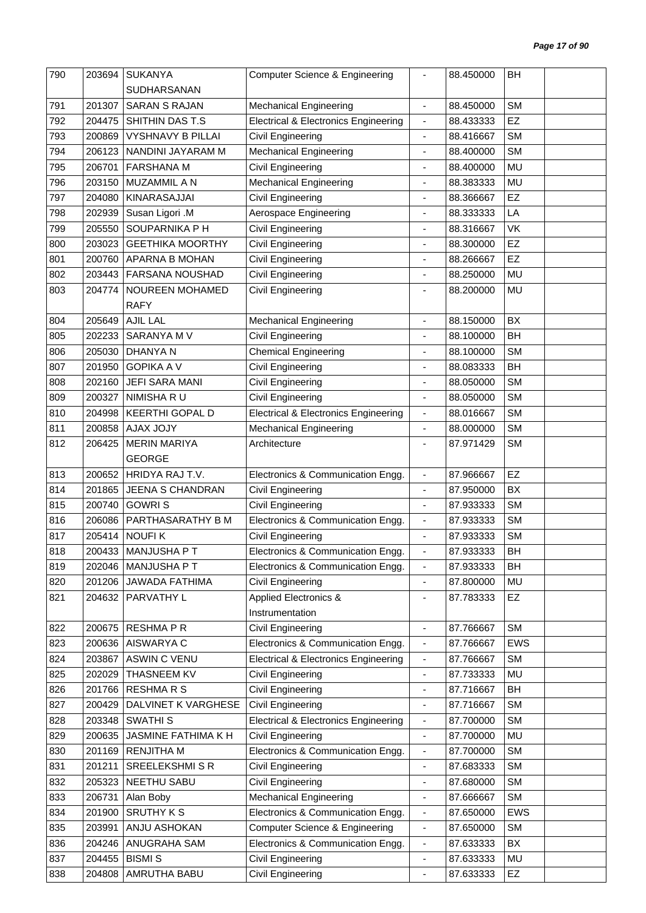| 790 | 203694 | SUKANYA SUDHARSANAN | Computer Science & Engineering | - | 88.450000 | BH | |
|---|---|---|---|---|---|---|---|
| 791 | 201307 | SARAN S RAJAN | Mechanical Engineering | - | 88.450000 | SM | |
| 792 | 204475 | SHITHIN DAS T.S | Electrical & Electronics Engineering | - | 88.433333 | EZ | |
| 793 | 200869 | VYSHNAVY B PILLAI | Civil Engineering | - | 88.416667 | SM | |
| 794 | 206123 | NANDINI JAYARAM M | Mechanical Engineering | - | 88.400000 | SM | |
| 795 | 206701 | FARSHANA M | Civil Engineering | - | 88.400000 | MU | |
| 796 | 203150 | MUZAMMIL A N | Mechanical Engineering | - | 88.383333 | MU | |
| 797 | 204080 | KINARASAJJAI | Civil Engineering | - | 88.366667 | EZ | |
| 798 | 202939 | Susan Ligori .M | Aerospace Engineering | - | 88.333333 | LA | |
| 799 | 205550 | SOUPARNIKA P H | Civil Engineering | - | 88.316667 | VK | |
| 800 | 203023 | GEETHIKA MOORTHY | Civil Engineering | - | 88.300000 | EZ | |
| 801 | 200760 | APARNA B MOHAN | Civil Engineering | - | 88.266667 | EZ | |
| 802 | 203443 | FARSANA NOUSHAD | Civil Engineering | - | 88.250000 | MU | |
| 803 | 204774 | NOUREEN MOHAMED RAFY | Civil Engineering | - | 88.200000 | MU | |
| 804 | 205649 | AJIL LAL | Mechanical Engineering | - | 88.150000 | BX | |
| 805 | 202233 | SARANYA M V | Civil Engineering | - | 88.100000 | BH | |
| 806 | 205030 | DHANYA N | Chemical Engineering | - | 88.100000 | SM | |
| 807 | 201950 | GOPIKA A V | Civil Engineering | - | 88.083333 | BH | |
| 808 | 202160 | JEFI SARA MANI | Civil Engineering | - | 88.050000 | SM | |
| 809 | 200327 | NIMISHA R U | Civil Engineering | - | 88.050000 | SM | |
| 810 | 204998 | KEERTHI GOPAL D | Electrical & Electronics Engineering | - | 88.016667 | SM | |
| 811 | 200858 | AJAX JOJY | Mechanical Engineering | - | 88.000000 | SM | |
| 812 | 206425 | MERIN MARIYA GEORGE | Architecture | - | 87.971429 | SM | |
| 813 | 200652 | HRIDYA RAJ T.V. | Electronics & Communication Engg. | - | 87.966667 | EZ | |
| 814 | 201865 | JEENA S CHANDRAN | Civil Engineering | - | 87.950000 | BX | |
| 815 | 200740 | GOWRI S | Civil Engineering | - | 87.933333 | SM | |
| 816 | 206086 | PARTHASARATHY B M | Electronics & Communication Engg. | - | 87.933333 | SM | |
| 817 | 205414 | NOUFI K | Civil Engineering | - | 87.933333 | SM | |
| 818 | 200433 | MANJUSHA P T | Electronics & Communication Engg. | - | 87.933333 | BH | |
| 819 | 202046 | MANJUSHA P T | Electronics & Communication Engg. | - | 87.933333 | BH | |
| 820 | 201206 | JAWADA FATHIMA | Civil Engineering | - | 87.800000 | MU | |
| 821 | 204632 | PARVATHY L | Applied Electronics & Instrumentation | - | 87.783333 | EZ | |
| 822 | 200675 | RESHMA P R | Civil Engineering | - | 87.766667 | SM | |
| 823 | 200636 | AISWARYA C | Electronics & Communication Engg. | - | 87.766667 | EWS | |
| 824 | 203867 | ASWIN C VENU | Electrical & Electronics Engineering | - | 87.766667 | SM | |
| 825 | 202029 | THASNEEM KV | Civil Engineering | - | 87.733333 | MU | |
| 826 | 201766 | RESHMA R S | Civil Engineering | - | 87.716667 | BH | |
| 827 | 200429 | DALVINET K VARGHESE | Civil Engineering | - | 87.716667 | SM | |
| 828 | 203348 | SWATHI S | Electrical & Electronics Engineering | - | 87.700000 | SM | |
| 829 | 200635 | JASMINE FATHIMA K H | Civil Engineering | - | 87.700000 | MU | |
| 830 | 201169 | RENJITHA M | Electronics & Communication Engg. | - | 87.700000 | SM | |
| 831 | 201211 | SREELEKSHMI S R | Civil Engineering | - | 87.683333 | SM | |
| 832 | 205323 | NEETHU SABU | Civil Engineering | - | 87.680000 | SM | |
| 833 | 206731 | Alan Boby | Mechanical Engineering | - | 87.666667 | SM | |
| 834 | 201900 | SRUTHY K S | Electronics & Communication Engg. | - | 87.650000 | EWS | |
| 835 | 203991 | ANJU ASHOKAN | Computer Science & Engineering | - | 87.650000 | SM | |
| 836 | 204246 | ANUGRAHA SAM | Electronics & Communication Engg. | - | 87.633333 | BX | |
| 837 | 204455 | BISMI S | Civil Engineering | - | 87.633333 | MU | |
| 838 | 204808 | AMRUTHA BABU | Civil Engineering | - | 87.633333 | EZ | |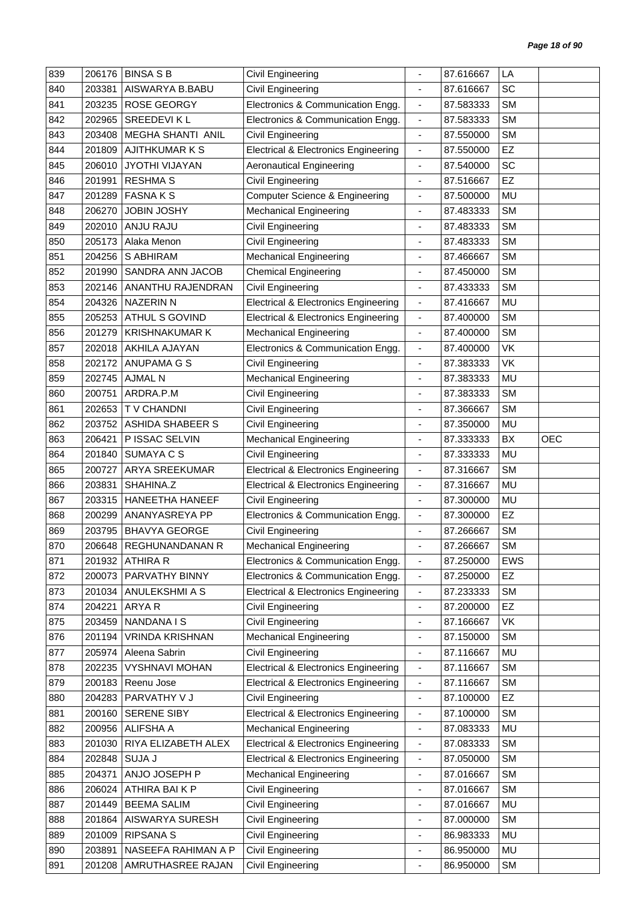| 839 | 206176 | BINSA S B | Civil Engineering | - | 87.616667 | LA | |
|---|---|---|---|---|---|---|---|
| 840 | 203381 | AISWARYA B.BABU | Civil Engineering | - | 87.616667 | SC | |
| 841 | 203235 | ROSE GEORGY | Electronics & Communication Engg. | - | 87.583333 | SM | |
| 842 | 202965 | SREEDEVI K L | Electronics & Communication Engg. | - | 87.583333 | SM | |
| 843 | 203408 | MEGHA SHANTI ANIL | Civil Engineering | - | 87.550000 | SM | |
| 844 | 201809 | AJITHKUMAR K S | Electrical & Electronics Engineering | - | 87.550000 | EZ | |
| 845 | 206010 | JYOTHI VIJAYAN | Aeronautical Engineering | - | 87.540000 | SC | |
| 846 | 201991 | RESHMA S | Civil Engineering | - | 87.516667 | EZ | |
| 847 | 201289 | FASNA K S | Computer Science & Engineering | - | 87.500000 | MU | |
| 848 | 206270 | JOBIN JOSHY | Mechanical Engineering | - | 87.483333 | SM | |
| 849 | 202010 | ANJU RAJU | Civil Engineering | - | 87.483333 | SM | |
| 850 | 205173 | Alaka Menon | Civil Engineering | - | 87.483333 | SM | |
| 851 | 204256 | S ABHIRAM | Mechanical Engineering | - | 87.466667 | SM | |
| 852 | 201990 | SANDRA ANN JACOB | Chemical Engineering | - | 87.450000 | SM | |
| 853 | 202146 | ANANTHU RAJENDRAN | Civil Engineering | - | 87.433333 | SM | |
| 854 | 204326 | NAZERIN N | Electrical & Electronics Engineering | - | 87.416667 | MU | |
| 855 | 205253 | ATHUL S GOVIND | Electrical & Electronics Engineering | - | 87.400000 | SM | |
| 856 | 201279 | KRISHNAKUMAR K | Mechanical Engineering | - | 87.400000 | SM | |
| 857 | 202018 | AKHILA AJAYAN | Electronics & Communication Engg. | - | 87.400000 | VK | |
| 858 | 202172 | ANUPAMA G S | Civil Engineering | - | 87.383333 | VK | |
| 859 | 202745 | AJMAL N | Mechanical Engineering | - | 87.383333 | MU | |
| 860 | 200751 | ARDRA.P.M | Civil Engineering | - | 87.383333 | SM | |
| 861 | 202653 | T V CHANDNI | Civil Engineering | - | 87.366667 | SM | |
| 862 | 203752 | ASHIDA SHABEER S | Civil Engineering | - | 87.350000 | MU | |
| 863 | 206421 | P ISSAC SELVIN | Mechanical Engineering | - | 87.333333 | BX | OEC |
| 864 | 201840 | SUMAYA C S | Civil Engineering | - | 87.333333 | MU | |
| 865 | 200727 | ARYA SREEKUMAR | Electrical & Electronics Engineering | - | 87.316667 | SM | |
| 866 | 203831 | SHAHINA.Z | Electrical & Electronics Engineering | - | 87.316667 | MU | |
| 867 | 203315 | HANEETHA HANEEF | Civil Engineering | - | 87.300000 | MU | |
| 868 | 200299 | ANANYASREYA PP | Electronics & Communication Engg. | - | 87.300000 | EZ | |
| 869 | 203795 | BHAVYA GEORGE | Civil Engineering | - | 87.266667 | SM | |
| 870 | 206648 | REGHUNANDANAN R | Mechanical Engineering | - | 87.266667 | SM | |
| 871 | 201932 | ATHIRA R | Electronics & Communication Engg. | - | 87.250000 | EWS | |
| 872 | 200073 | PARVATHY BINNY | Electronics & Communication Engg. | - | 87.250000 | EZ | |
| 873 | 201034 | ANULEKSHMI A S | Electrical & Electronics Engineering | - | 87.233333 | SM | |
| 874 | 204221 | ARYA R | Civil Engineering | - | 87.200000 | EZ | |
| 875 | 203459 | NANDANA I S | Civil Engineering | - | 87.166667 | VK | |
| 876 | 201194 | VRINDA KRISHNAN | Mechanical Engineering | - | 87.150000 | SM | |
| 877 | 205974 | Aleena Sabrin | Civil Engineering | - | 87.116667 | MU | |
| 878 | 202235 | VYSHNAVI MOHAN | Electrical & Electronics Engineering | - | 87.116667 | SM | |
| 879 | 200183 | Reenu Jose | Electrical & Electronics Engineering | - | 87.116667 | SM | |
| 880 | 204283 | PARVATHY V J | Civil Engineering | - | 87.100000 | EZ | |
| 881 | 200160 | SERENE SIBY | Electrical & Electronics Engineering | - | 87.100000 | SM | |
| 882 | 200956 | ALIFSHA A | Mechanical Engineering | - | 87.083333 | MU | |
| 883 | 201030 | RIYA ELIZABETH ALEX | Electrical & Electronics Engineering | - | 87.083333 | SM | |
| 884 | 202848 | SUJA J | Electrical & Electronics Engineering | - | 87.050000 | SM | |
| 885 | 204371 | ANJO JOSEPH P | Mechanical Engineering | - | 87.016667 | SM | |
| 886 | 206024 | ATHIRA BAI K P | Civil Engineering | - | 87.016667 | SM | |
| 887 | 201449 | BEEMA SALIM | Civil Engineering | - | 87.016667 | MU | |
| 888 | 201864 | AISWARYA SURESH | Civil Engineering | - | 87.000000 | SM | |
| 889 | 201009 | RIPSANA S | Civil Engineering | - | 86.983333 | MU | |
| 890 | 203891 | NASEEFA RAHIMAN A P | Civil Engineering | - | 86.950000 | MU | |
| 891 | 201208 | AMRUTHASREE RAJAN | Civil Engineering | - | 86.950000 | SM | |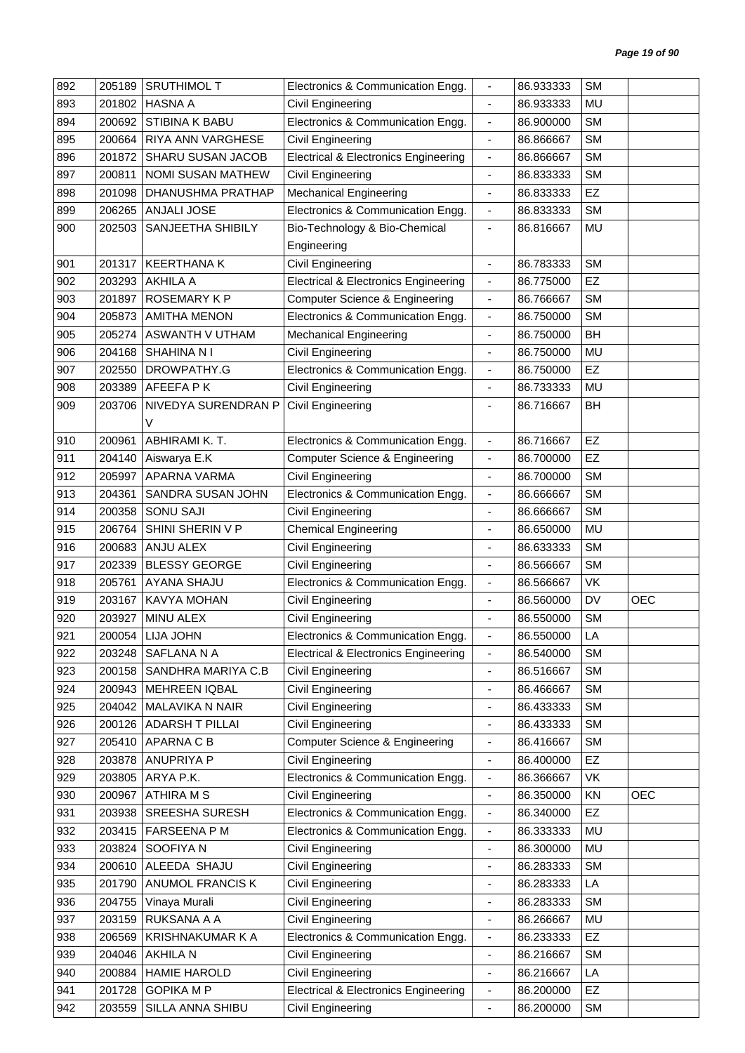| 892 | 205189 | SRUTHIMOL T | Electronics & Communication Engg. | - | 86.933333 | SM | |
|---|---|---|---|---|---|---|---|
| 893 | 201802 | HASNA A | Civil Engineering | - | 86.933333 | MU | |
| 894 | 200692 | STIBINA K BABU | Electronics & Communication Engg. | - | 86.900000 | SM | |
| 895 | 200664 | RIYA ANN VARGHESE | Civil Engineering | - | 86.866667 | SM | |
| 896 | 201872 | SHARU SUSAN JACOB | Electrical & Electronics Engineering | - | 86.866667 | SM | |
| 897 | 200811 | NOMI SUSAN MATHEW | Civil Engineering | - | 86.833333 | SM | |
| 898 | 201098 | DHANUSHMA PRATHAP | Mechanical Engineering | - | 86.833333 | EZ | |
| 899 | 206265 | ANJALI JOSE | Electronics & Communication Engg. | - | 86.833333 | SM | |
| 900 | 202503 | SANJEETHA SHIBILY | Bio-Technology & Bio-Chemical Engineering | - | 86.816667 | MU | |
| 901 | 201317 | KEERTHANA K | Civil Engineering | - | 86.783333 | SM | |
| 902 | 203293 | AKHILA A | Electrical & Electronics Engineering | - | 86.775000 | EZ | |
| 903 | 201897 | ROSEMARY K P | Computer Science & Engineering | - | 86.766667 | SM | |
| 904 | 205873 | AMITHA MENON | Electronics & Communication Engg. | - | 86.750000 | SM | |
| 905 | 205274 | ASWANTH V UTHAM | Mechanical Engineering | - | 86.750000 | BH | |
| 906 | 204168 | SHAHINA N I | Civil Engineering | - | 86.750000 | MU | |
| 907 | 202550 | DROWPATHY.G | Electronics & Communication Engg. | - | 86.750000 | EZ | |
| 908 | 203389 | AFEEFA P K | Civil Engineering | - | 86.733333 | MU | |
| 909 | 203706 | NIVEDYA SURENDRAN P V | Civil Engineering | - | 86.716667 | BH | |
| 910 | 200961 | ABHIRAMI K. T. | Electronics & Communication Engg. | - | 86.716667 | EZ | |
| 911 | 204140 | Aiswarya E.K | Computer Science & Engineering | - | 86.700000 | EZ | |
| 912 | 205997 | APARNA VARMA | Civil Engineering | - | 86.700000 | SM | |
| 913 | 204361 | SANDRA SUSAN JOHN | Electronics & Communication Engg. | - | 86.666667 | SM | |
| 914 | 200358 | SONU SAJI | Civil Engineering | - | 86.666667 | SM | |
| 915 | 206764 | SHINI SHERIN V P | Chemical Engineering | - | 86.650000 | MU | |
| 916 | 200683 | ANJU ALEX | Civil Engineering | - | 86.633333 | SM | |
| 917 | 202339 | BLESSY GEORGE | Civil Engineering | - | 86.566667 | SM | |
| 918 | 205761 | AYANA SHAJU | Electronics & Communication Engg. | - | 86.566667 | VK | |
| 919 | 203167 | KAVYA MOHAN | Civil Engineering | - | 86.560000 | DV | OEC |
| 920 | 203927 | MINU ALEX | Civil Engineering | - | 86.550000 | SM | |
| 921 | 200054 | LIJA JOHN | Electronics & Communication Engg. | - | 86.550000 | LA | |
| 922 | 203248 | SAFLANA N A | Electrical & Electronics Engineering | - | 86.540000 | SM | |
| 923 | 200158 | SANDHRA MARIYA C.B | Civil Engineering | - | 86.516667 | SM | |
| 924 | 200943 | MEHREEN IQBAL | Civil Engineering | - | 86.466667 | SM | |
| 925 | 204042 | MALAVIKA N NAIR | Civil Engineering | - | 86.433333 | SM | |
| 926 | 200126 | ADARSH T PILLAI | Civil Engineering | - | 86.433333 | SM | |
| 927 | 205410 | APARNA C B | Computer Science & Engineering | - | 86.416667 | SM | |
| 928 | 203878 | ANUPRIYA P | Civil Engineering | - | 86.400000 | EZ | |
| 929 | 203805 | ARYA P.K. | Electronics & Communication Engg. | - | 86.366667 | VK | |
| 930 | 200967 | ATHIRA M S | Civil Engineering | - | 86.350000 | KN | OEC |
| 931 | 203938 | SREESHA SURESH | Electronics & Communication Engg. | - | 86.340000 | EZ | |
| 932 | 203415 | FARSEENA P M | Electronics & Communication Engg. | - | 86.333333 | MU | |
| 933 | 203824 | SOOFIYA N | Civil Engineering | - | 86.300000 | MU | |
| 934 | 200610 | ALEEDA SHAJU | Civil Engineering | - | 86.283333 | SM | |
| 935 | 201790 | ANUMOL FRANCIS K | Civil Engineering | - | 86.283333 | LA | |
| 936 | 204755 | Vinaya Murali | Civil Engineering | - | 86.283333 | SM | |
| 937 | 203159 | RUKSANA A A | Civil Engineering | - | 86.266667 | MU | |
| 938 | 206569 | KRISHNAKUMAR K A | Electronics & Communication Engg. | - | 86.233333 | EZ | |
| 939 | 204046 | AKHILA N | Civil Engineering | - | 86.216667 | SM | |
| 940 | 200884 | HAMIE HAROLD | Civil Engineering | - | 86.216667 | LA | |
| 941 | 201728 | GOPIKA M P | Electrical & Electronics Engineering | - | 86.200000 | EZ | |
| 942 | 203559 | SILLA ANNA SHIBU | Civil Engineering | - | 86.200000 | SM | |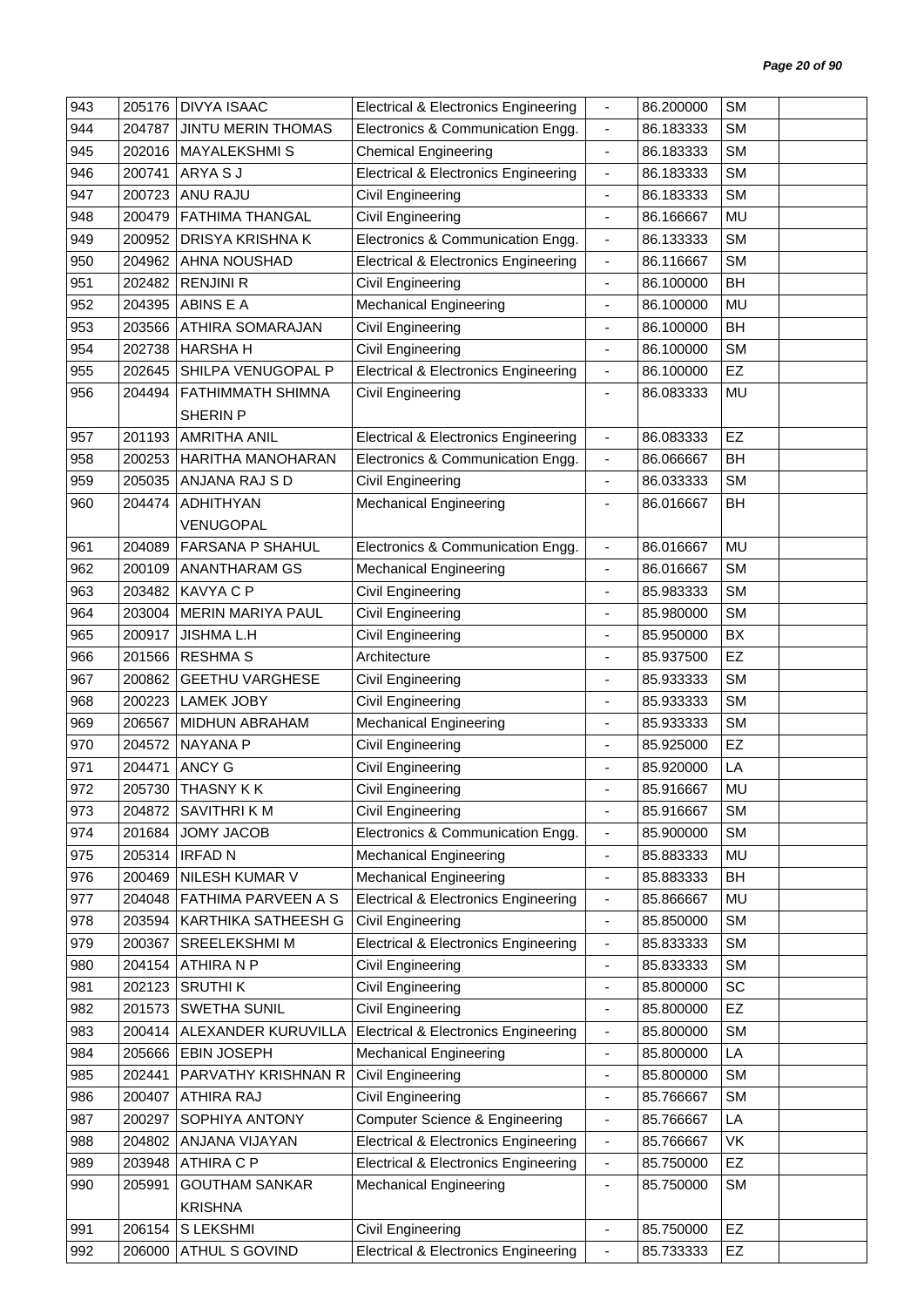| 943 | 205176 | DIVYA ISAAC | Electrical & Electronics Engineering | - | 86.200000 | SM | |
|---|---|---|---|---|---|---|---|
| 944 | 204787 | JINTU MERIN THOMAS | Electronics & Communication Engg. | - | 86.183333 | SM | |
| 945 | 202016 | MAYALEKSHMI S | Chemical Engineering | - | 86.183333 | SM | |
| 946 | 200741 | ARYA S J | Electrical & Electronics Engineering | - | 86.183333 | SM | |
| 947 | 200723 | ANU RAJU | Civil Engineering | - | 86.183333 | SM | |
| 948 | 200479 | FATHIMA THANGAL | Civil Engineering | - | 86.166667 | MU | |
| 949 | 200952 | DRISYA KRISHNA K | Electronics & Communication Engg. | - | 86.133333 | SM | |
| 950 | 204962 | AHNA NOUSHAD | Electrical & Electronics Engineering | - | 86.116667 | SM | |
| 951 | 202482 | RENJINI R | Civil Engineering | - | 86.100000 | BH | |
| 952 | 204395 | ABINS E A | Mechanical Engineering | - | 86.100000 | MU | |
| 953 | 203566 | ATHIRA SOMARAJAN | Civil Engineering | - | 86.100000 | BH | |
| 954 | 202738 | HARSHA H | Civil Engineering | - | 86.100000 | SM | |
| 955 | 202645 | SHILPA VENUGOPAL P | Electrical & Electronics Engineering | - | 86.100000 | EZ | |
| 956 | 204494 | FATHIMMATH SHIMNA SHERIN P | Civil Engineering | - | 86.083333 | MU | |
| 957 | 201193 | AMRITHA ANIL | Electrical & Electronics Engineering | - | 86.083333 | EZ | |
| 958 | 200253 | HARITHA MANOHARAN | Electronics & Communication Engg. | - | 86.066667 | BH | |
| 959 | 205035 | ANJANA RAJ S D | Civil Engineering | - | 86.033333 | SM | |
| 960 | 204474 | ADHITHYAN VENUGOPAL | Mechanical Engineering | - | 86.016667 | BH | |
| 961 | 204089 | FARSANA P SHAHUL | Electronics & Communication Engg. | - | 86.016667 | MU | |
| 962 | 200109 | ANANTHARAM GS | Mechanical Engineering | - | 86.016667 | SM | |
| 963 | 203482 | KAVYA C P | Civil Engineering | - | 85.983333 | SM | |
| 964 | 203004 | MERIN MARIYA PAUL | Civil Engineering | - | 85.980000 | SM | |
| 965 | 200917 | JISHMA L.H | Civil Engineering | - | 85.950000 | BX | |
| 966 | 201566 | RESHMA S | Architecture | - | 85.937500 | EZ | |
| 967 | 200862 | GEETHU VARGHESE | Civil Engineering | - | 85.933333 | SM | |
| 968 | 200223 | LAMEK JOBY | Civil Engineering | - | 85.933333 | SM | |
| 969 | 206567 | MIDHUN ABRAHAM | Mechanical Engineering | - | 85.933333 | SM | |
| 970 | 204572 | NAYANA P | Civil Engineering | - | 85.925000 | EZ | |
| 971 | 204471 | ANCY G | Civil Engineering | - | 85.920000 | LA | |
| 972 | 205730 | THASNY K K | Civil Engineering | - | 85.916667 | MU | |
| 973 | 204872 | SAVITHRI K M | Civil Engineering | - | 85.916667 | SM | |
| 974 | 201684 | JOMY JACOB | Electronics & Communication Engg. | - | 85.900000 | SM | |
| 975 | 205314 | IRFAD N | Mechanical Engineering | - | 85.883333 | MU | |
| 976 | 200469 | NILESH KUMAR V | Mechanical Engineering | - | 85.883333 | BH | |
| 977 | 204048 | FATHIMA PARVEEN A S | Electrical & Electronics Engineering | - | 85.866667 | MU | |
| 978 | 203594 | KARTHIKA SATHEESH G | Civil Engineering | - | 85.850000 | SM | |
| 979 | 200367 | SREELEKSHMI M | Electrical & Electronics Engineering | - | 85.833333 | SM | |
| 980 | 204154 | ATHIRA N P | Civil Engineering | - | 85.833333 | SM | |
| 981 | 202123 | SRUTHI K | Civil Engineering | - | 85.800000 | SC | |
| 982 | 201573 | SWETHA SUNIL | Civil Engineering | - | 85.800000 | EZ | |
| 983 | 200414 | ALEXANDER KURUVILLA | Electrical & Electronics Engineering | - | 85.800000 | SM | |
| 984 | 205666 | EBIN JOSEPH | Mechanical Engineering | - | 85.800000 | LA | |
| 985 | 202441 | PARVATHY KRISHNAN R | Civil Engineering | - | 85.800000 | SM | |
| 986 | 200407 | ATHIRA RAJ | Civil Engineering | - | 85.766667 | SM | |
| 987 | 200297 | SOPHIYA ANTONY | Computer Science & Engineering | - | 85.766667 | LA | |
| 988 | 204802 | ANJANA VIJAYAN | Electrical & Electronics Engineering | - | 85.766667 | VK | |
| 989 | 203948 | ATHIRA C P | Electrical & Electronics Engineering | - | 85.750000 | EZ | |
| 990 | 205991 | GOUTHAM SANKAR KRISHNA | Mechanical Engineering | - | 85.750000 | SM | |
| 991 | 206154 | S LEKSHMI | Civil Engineering | - | 85.750000 | EZ | |
| 992 | 206000 | ATHUL S GOVIND | Electrical & Electronics Engineering | - | 85.733333 | EZ | |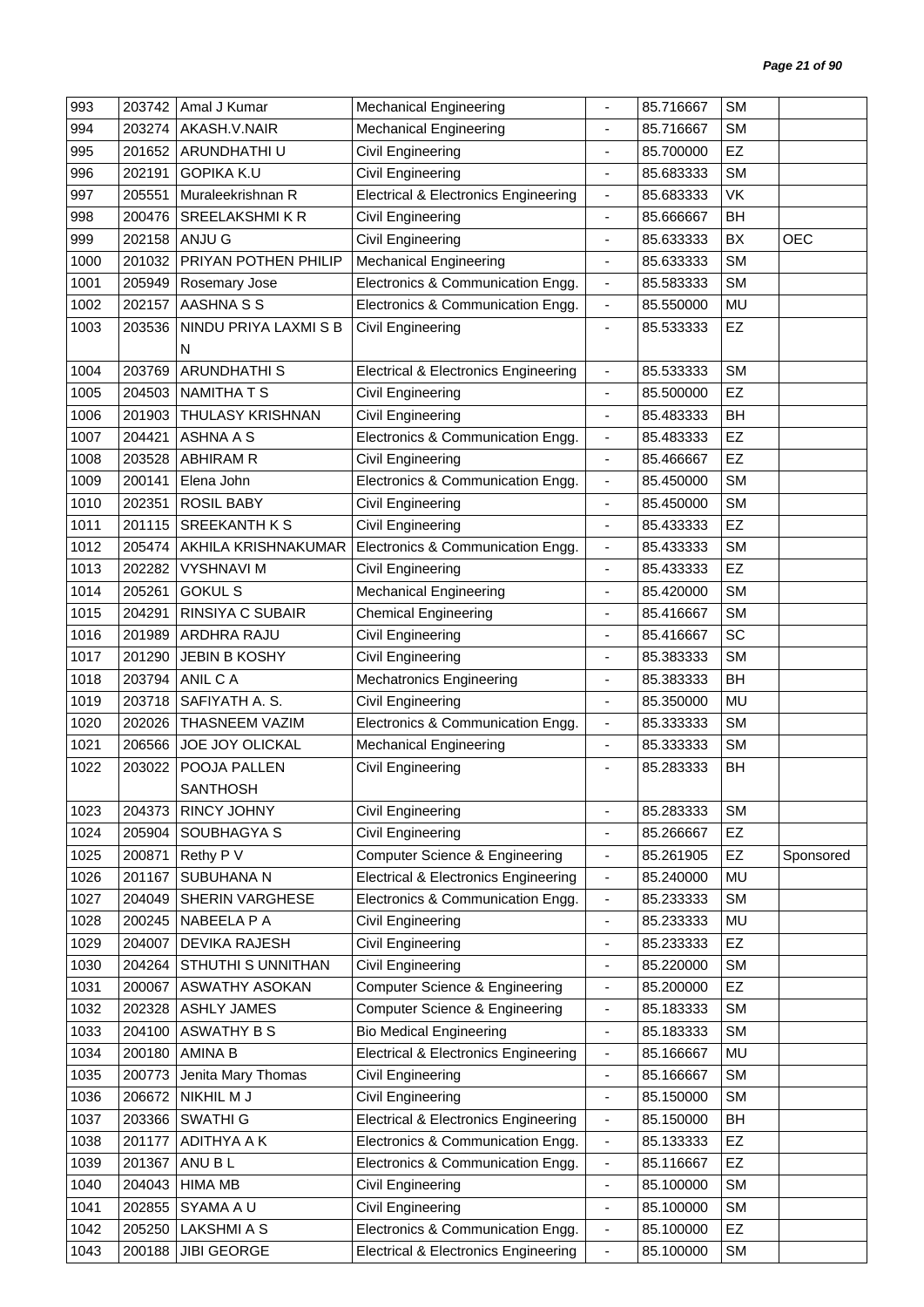| 993 | 203742 | Amal J Kumar | Mechanical Engineering | - | 85.716667 | SM | |
|---|---|---|---|---|---|---|---|
| 994 | 203274 | AKASH.V.NAIR | Mechanical Engineering | - | 85.716667 | SM | |
| 995 | 201652 | ARUNDHATHI U | Civil Engineering | - | 85.700000 | EZ | |
| 996 | 202191 | GOPIKA K.U | Civil Engineering | - | 85.683333 | SM | |
| 997 | 205551 | Muraleekrishnan R | Electrical & Electronics Engineering | - | 85.683333 | VK | |
| 998 | 200476 | SREELAKSHMI K R | Civil Engineering | - | 85.666667 | BH | |
| 999 | 202158 | ANJU G | Civil Engineering | - | 85.633333 | BX | OEC |
| 1000 | 201032 | PRIYAN POTHEN PHILIP | Mechanical Engineering | - | 85.633333 | SM | |
| 1001 | 205949 | Rosemary Jose | Electronics & Communication Engg. | - | 85.583333 | SM | |
| 1002 | 202157 | AASHNA S S | Electronics & Communication Engg. | - | 85.550000 | MU | |
| 1003 | 203536 | NINDU PRIYA LAXMI S B N | Civil Engineering | - | 85.533333 | EZ | |
| 1004 | 203769 | ARUNDHATHI S | Electrical & Electronics Engineering | - | 85.533333 | SM | |
| 1005 | 204503 | NAMITHA T S | Civil Engineering | - | 85.500000 | EZ | |
| 1006 | 201903 | THULASY KRISHNAN | Civil Engineering | - | 85.483333 | BH | |
| 1007 | 204421 | ASHNA A S | Electronics & Communication Engg. | - | 85.483333 | EZ | |
| 1008 | 203528 | ABHIRAM R | Civil Engineering | - | 85.466667 | EZ | |
| 1009 | 200141 | Elena John | Electronics & Communication Engg. | - | 85.450000 | SM | |
| 1010 | 202351 | ROSIL BABY | Civil Engineering | - | 85.450000 | SM | |
| 1011 | 201115 | SREEKANTH K S | Civil Engineering | - | 85.433333 | EZ | |
| 1012 | 205474 | AKHILA KRISHNAKUMAR | Electronics & Communication Engg. | - | 85.433333 | SM | |
| 1013 | 202282 | VYSHNAVI M | Civil Engineering | - | 85.433333 | EZ | |
| 1014 | 205261 | GOKUL S | Mechanical Engineering | - | 85.420000 | SM | |
| 1015 | 204291 | RINSIYA C SUBAIR | Chemical Engineering | - | 85.416667 | SM | |
| 1016 | 201989 | ARDHRA RAJU | Civil Engineering | - | 85.416667 | SC | |
| 1017 | 201290 | JEBIN B KOSHY | Civil Engineering | - | 85.383333 | SM | |
| 1018 | 203794 | ANIL C A | Mechatronics Engineering | - | 85.383333 | BH | |
| 1019 | 203718 | SAFIYATH A. S. | Civil Engineering | - | 85.350000 | MU | |
| 1020 | 202026 | THASNEEM VAZIM | Electronics & Communication Engg. | - | 85.333333 | SM | |
| 1021 | 206566 | JOE JOY OLICKAL | Mechanical Engineering | - | 85.333333 | SM | |
| 1022 | 203022 | POOJA PALLEN SANTHOSH | Civil Engineering | - | 85.283333 | BH | |
| 1023 | 204373 | RINCY JOHNY | Civil Engineering | - | 85.283333 | SM | |
| 1024 | 205904 | SOUBHAGYA S | Civil Engineering | - | 85.266667 | EZ | |
| 1025 | 200871 | Rethy P V | Computer Science & Engineering | - | 85.261905 | EZ | Sponsored |
| 1026 | 201167 | SUBUHANA N | Electrical & Electronics Engineering | - | 85.240000 | MU | |
| 1027 | 204049 | SHERIN VARGHESE | Electronics & Communication Engg. | - | 85.233333 | SM | |
| 1028 | 200245 | NABEELA P A | Civil Engineering | - | 85.233333 | MU | |
| 1029 | 204007 | DEVIKA RAJESH | Civil Engineering | - | 85.233333 | EZ | |
| 1030 | 204264 | STHUTHI S UNNITHAN | Civil Engineering | - | 85.220000 | SM | |
| 1031 | 200067 | ASWATHY ASOKAN | Computer Science & Engineering | - | 85.200000 | EZ | |
| 1032 | 202328 | ASHLY JAMES | Computer Science & Engineering | - | 85.183333 | SM | |
| 1033 | 204100 | ASWATHY B S | Bio Medical Engineering | - | 85.183333 | SM | |
| 1034 | 200180 | AMINA B | Electrical & Electronics Engineering | - | 85.166667 | MU | |
| 1035 | 200773 | Jenita Mary Thomas | Civil Engineering | - | 85.166667 | SM | |
| 1036 | 206672 | NIKHIL M J | Civil Engineering | - | 85.150000 | SM | |
| 1037 | 203366 | SWATHI G | Electrical & Electronics Engineering | - | 85.150000 | BH | |
| 1038 | 201177 | ADITHYA A K | Electronics & Communication Engg. | - | 85.133333 | EZ | |
| 1039 | 201367 | ANU B L | Electronics & Communication Engg. | - | 85.116667 | EZ | |
| 1040 | 204043 | HIMA MB | Civil Engineering | - | 85.100000 | SM | |
| 1041 | 202855 | SYAMA A U | Civil Engineering | - | 85.100000 | SM | |
| 1042 | 205250 | LAKSHMI A S | Electronics & Communication Engg. | - | 85.100000 | EZ | |
| 1043 | 200188 | JIBI GEORGE | Electrical & Electronics Engineering | - | 85.100000 | SM | |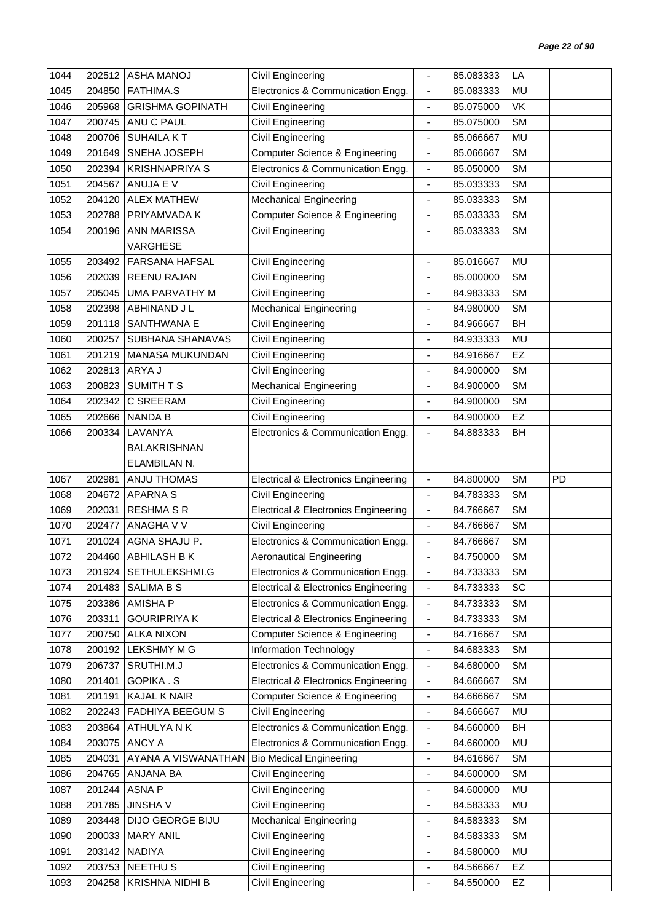| 1044 | 202512 | ASHA MANOJ | Civil Engineering | - | 85.083333 | LA | |
|---|---|---|---|---|---|---|---|
| 1045 | 204850 | FATHIMA.S | Electronics & Communication Engg. | - | 85.083333 | MU | |
| 1046 | 205968 | GRISHMA GOPINATH | Civil Engineering | - | 85.075000 | VK | |
| 1047 | 200745 | ANU C PAUL | Civil Engineering | - | 85.075000 | SM | |
| 1048 | 200706 | SUHAILA K T | Civil Engineering | - | 85.066667 | MU | |
| 1049 | 201649 | SNEHA JOSEPH | Computer Science & Engineering | - | 85.066667 | SM | |
| 1050 | 202394 | KRISHNAPRIYA S | Electronics & Communication Engg. | - | 85.050000 | SM | |
| 1051 | 204567 | ANUJA E V | Civil Engineering | - | 85.033333 | SM | |
| 1052 | 204120 | ALEX MATHEW | Mechanical Engineering | - | 85.033333 | SM | |
| 1053 | 202788 | PRIYAMVADA K | Computer Science & Engineering | - | 85.033333 | SM | |
| 1054 | 200196 | ANN MARISSA VARGHESE | Civil Engineering | - | 85.033333 | SM | |
| 1055 | 203492 | FARSANA HAFSAL | Civil Engineering | - | 85.016667 | MU | |
| 1056 | 202039 | REENU RAJAN | Civil Engineering | - | 85.000000 | SM | |
| 1057 | 205045 | UMA PARVATHY M | Civil Engineering | - | 84.983333 | SM | |
| 1058 | 202398 | ABHINAND J L | Mechanical Engineering | - | 84.980000 | SM | |
| 1059 | 201118 | SANTHWANA E | Civil Engineering | - | 84.966667 | BH | |
| 1060 | 200257 | SUBHANA SHANAVAS | Civil Engineering | - | 84.933333 | MU | |
| 1061 | 201219 | MANASA MUKUNDAN | Civil Engineering | - | 84.916667 | EZ | |
| 1062 | 202813 | ARYA J | Civil Engineering | - | 84.900000 | SM | |
| 1063 | 200823 | SUMITH T S | Mechanical Engineering | - | 84.900000 | SM | |
| 1064 | 202342 | C SREERAM | Civil Engineering | - | 84.900000 | SM | |
| 1065 | 202666 | NANDA B | Civil Engineering | - | 84.900000 | EZ | |
| 1066 | 200334 | LAVANYA BALAKRISHNAN ELAMBILAN N. | Electronics & Communication Engg. | - | 84.883333 | BH | |
| 1067 | 202981 | ANJU THOMAS | Electrical & Electronics Engineering | - | 84.800000 | SM | PD |
| 1068 | 204672 | APARNA S | Civil Engineering | - | 84.783333 | SM | |
| 1069 | 202031 | RESHMA S R | Electrical & Electronics Engineering | - | 84.766667 | SM | |
| 1070 | 202477 | ANAGHA V V | Civil Engineering | - | 84.766667 | SM | |
| 1071 | 201024 | AGNA SHAJU P. | Electronics & Communication Engg. | - | 84.766667 | SM | |
| 1072 | 204460 | ABHILASH B K | Aeronautical Engineering | - | 84.750000 | SM | |
| 1073 | 201924 | SETHULEKSHMI.G | Electronics & Communication Engg. | - | 84.733333 | SM | |
| 1074 | 201483 | SALIMA B S | Electrical & Electronics Engineering | - | 84.733333 | SC | |
| 1075 | 203386 | AMISHA P | Electronics & Communication Engg. | - | 84.733333 | SM | |
| 1076 | 203311 | GOURIPRIYA K | Electrical & Electronics Engineering | - | 84.733333 | SM | |
| 1077 | 200750 | ALKA NIXON | Computer Science & Engineering | - | 84.716667 | SM | |
| 1078 | 200192 | LEKSHMY M G | Information Technology | - | 84.683333 | SM | |
| 1079 | 206737 | SRUTHI.M.J | Electronics & Communication Engg. | - | 84.680000 | SM | |
| 1080 | 201401 | GOPIKA . S | Electrical & Electronics Engineering | - | 84.666667 | SM | |
| 1081 | 201191 | KAJAL K NAIR | Computer Science & Engineering | - | 84.666667 | SM | |
| 1082 | 202243 | FADHIYA BEEGUM S | Civil Engineering | - | 84.666667 | MU | |
| 1083 | 203864 | ATHULYA N K | Electronics & Communication Engg. | - | 84.660000 | BH | |
| 1084 | 203075 | ANCY A | Electronics & Communication Engg. | - | 84.660000 | MU | |
| 1085 | 204031 | AYANA A VISWANATHAN | Bio Medical Engineering | - | 84.616667 | SM | |
| 1086 | 204765 | ANJANA BA | Civil Engineering | - | 84.600000 | SM | |
| 1087 | 201244 | ASNA P | Civil Engineering | - | 84.600000 | MU | |
| 1088 | 201785 | JINSHA V | Civil Engineering | - | 84.583333 | MU | |
| 1089 | 203448 | DIJO GEORGE BIJU | Mechanical Engineering | - | 84.583333 | SM | |
| 1090 | 200033 | MARY ANIL | Civil Engineering | - | 84.583333 | SM | |
| 1091 | 203142 | NADIYA | Civil Engineering | - | 84.580000 | MU | |
| 1092 | 203753 | NEETHU S | Civil Engineering | - | 84.566667 | EZ | |
| 1093 | 204258 | KRISHNA NIDHI B | Civil Engineering | - | 84.550000 | EZ | |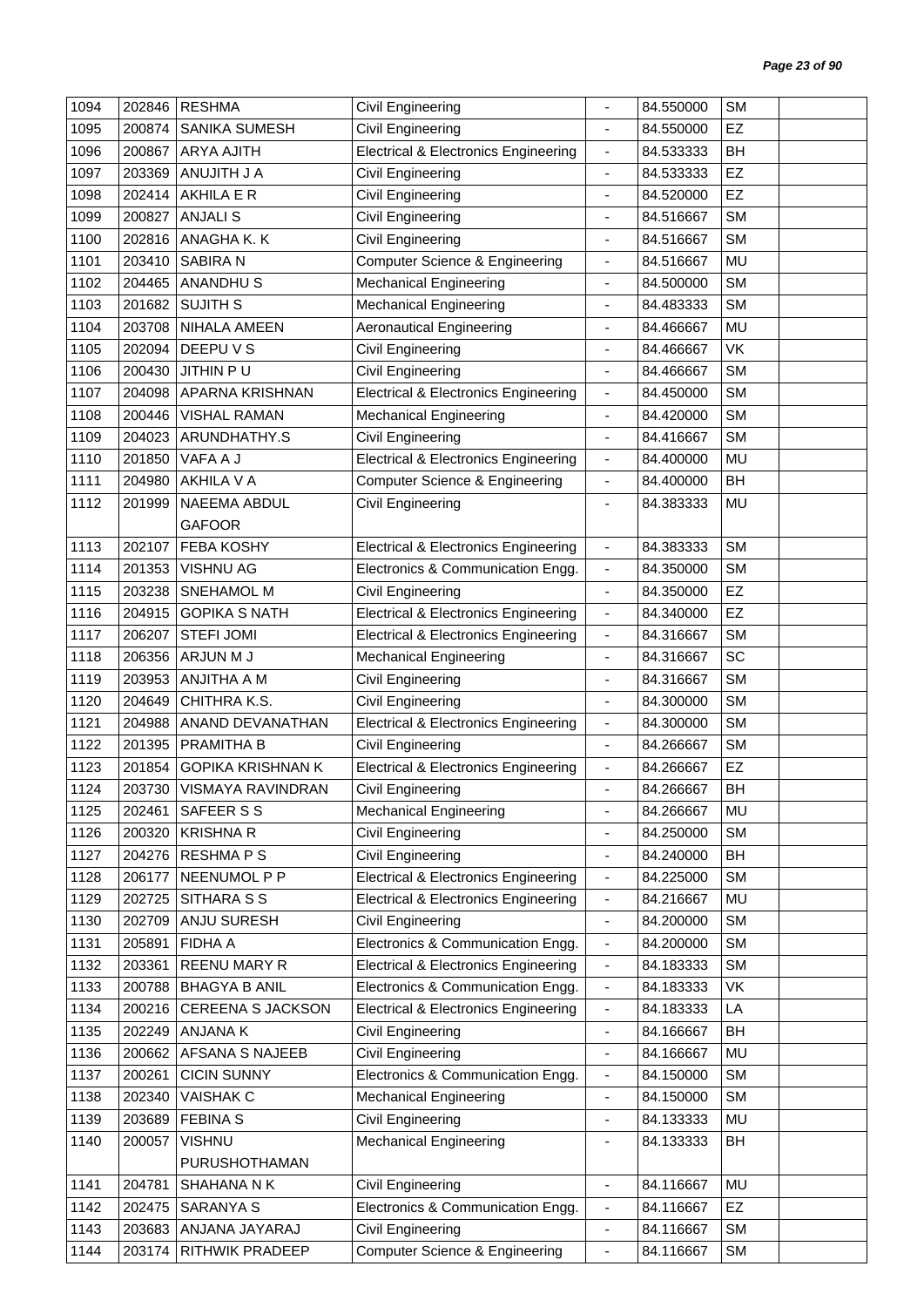| 1094 | 202846 | RESHMA | Civil Engineering | - | 84.550000 | SM | |
|---|---|---|---|---|---|---|---|
| 1095 | 200874 | SANIKA SUMESH | Civil Engineering | - | 84.550000 | EZ | |
| 1096 | 200867 | ARYA AJITH | Electrical & Electronics Engineering | - | 84.533333 | BH | |
| 1097 | 203369 | ANUJITH J A | Civil Engineering | - | 84.533333 | EZ | |
| 1098 | 202414 | AKHILA E R | Civil Engineering | - | 84.520000 | EZ | |
| 1099 | 200827 | ANJALI S | Civil Engineering | - | 84.516667 | SM | |
| 1100 | 202816 | ANAGHA K. K | Civil Engineering | - | 84.516667 | SM | |
| 1101 | 203410 | SABIRA N | Computer Science & Engineering | - | 84.516667 | MU | |
| 1102 | 204465 | ANANDHU S | Mechanical Engineering | - | 84.500000 | SM | |
| 1103 | 201682 | SUJITH S | Mechanical Engineering | - | 84.483333 | SM | |
| 1104 | 203708 | NIHALA AMEEN | Aeronautical Engineering | - | 84.466667 | MU | |
| 1105 | 202094 | DEEPU V S | Civil Engineering | - | 84.466667 | VK | |
| 1106 | 200430 | JITHIN P U | Civil Engineering | - | 84.466667 | SM | |
| 1107 | 204098 | APARNA KRISHNAN | Electrical & Electronics Engineering | - | 84.450000 | SM | |
| 1108 | 200446 | VISHAL RAMAN | Mechanical Engineering | - | 84.420000 | SM | |
| 1109 | 204023 | ARUNDHATHY.S | Civil Engineering | - | 84.416667 | SM | |
| 1110 | 201850 | VAFA A J | Electrical & Electronics Engineering | - | 84.400000 | MU | |
| 1111 | 204980 | AKHILA V A | Computer Science & Engineering | - | 84.400000 | BH | |
| 1112 | 201999 | NAEEMA ABDUL GAFOOR | Civil Engineering | - | 84.383333 | MU | |
| 1113 | 202107 | FEBA KOSHY | Electrical & Electronics Engineering | - | 84.383333 | SM | |
| 1114 | 201353 | VISHNU AG | Electronics & Communication Engg. | - | 84.350000 | SM | |
| 1115 | 203238 | SNEHAMOL M | Civil Engineering | - | 84.350000 | EZ | |
| 1116 | 204915 | GOPIKA S NATH | Electrical & Electronics Engineering | - | 84.340000 | EZ | |
| 1117 | 206207 | STEFI JOMI | Electrical & Electronics Engineering | - | 84.316667 | SM | |
| 1118 | 206356 | ARJUN M J | Mechanical Engineering | - | 84.316667 | SC | |
| 1119 | 203953 | ANJITHA A M | Civil Engineering | - | 84.316667 | SM | |
| 1120 | 204649 | CHITHRA K.S. | Civil Engineering | - | 84.300000 | SM | |
| 1121 | 204988 | ANAND DEVANATHAN | Electrical & Electronics Engineering | - | 84.300000 | SM | |
| 1122 | 201395 | PRAMITHA B | Civil Engineering | - | 84.266667 | SM | |
| 1123 | 201854 | GOPIKA KRISHNAN K | Electrical & Electronics Engineering | - | 84.266667 | EZ | |
| 1124 | 203730 | VISMAYA RAVINDRAN | Civil Engineering | - | 84.266667 | BH | |
| 1125 | 202461 | SAFEER S S | Mechanical Engineering | - | 84.266667 | MU | |
| 1126 | 200320 | KRISHNA R | Civil Engineering | - | 84.250000 | SM | |
| 1127 | 204276 | RESHMA P S | Civil Engineering | - | 84.240000 | BH | |
| 1128 | 206177 | NEENUMOL P P | Electrical & Electronics Engineering | - | 84.225000 | SM | |
| 1129 | 202725 | SITHARA S S | Electrical & Electronics Engineering | - | 84.216667 | MU | |
| 1130 | 202709 | ANJU SURESH | Civil Engineering | - | 84.200000 | SM | |
| 1131 | 205891 | FIDHA A | Electronics & Communication Engg. | - | 84.200000 | SM | |
| 1132 | 203361 | REENU MARY R | Electrical & Electronics Engineering | - | 84.183333 | SM | |
| 1133 | 200788 | BHAGYA B ANIL | Electronics & Communication Engg. | - | 84.183333 | VK | |
| 1134 | 200216 | CEREENA S JACKSON | Electrical & Electronics Engineering | - | 84.183333 | LA | |
| 1135 | 202249 | ANJANA K | Civil Engineering | - | 84.166667 | BH | |
| 1136 | 200662 | AFSANA S NAJEEB | Civil Engineering | - | 84.166667 | MU | |
| 1137 | 200261 | CICIN SUNNY | Electronics & Communication Engg. | - | 84.150000 | SM | |
| 1138 | 202340 | VAISHAK C | Mechanical Engineering | - | 84.150000 | SM | |
| 1139 | 203689 | FEBINA S | Civil Engineering | - | 84.133333 | MU | |
| 1140 | 200057 | VISHNU PURUSHOTHAMAN | Mechanical Engineering | - | 84.133333 | BH | |
| 1141 | 204781 | SHAHANA N K | Civil Engineering | - | 84.116667 | MU | |
| 1142 | 202475 | SARANYA S | Electronics & Communication Engg. | - | 84.116667 | EZ | |
| 1143 | 203683 | ANJANA JAYARAJ | Civil Engineering | - | 84.116667 | SM | |
| 1144 | 203174 | RITHWIK PRADEEP | Computer Science & Engineering | - | 84.116667 | SM | |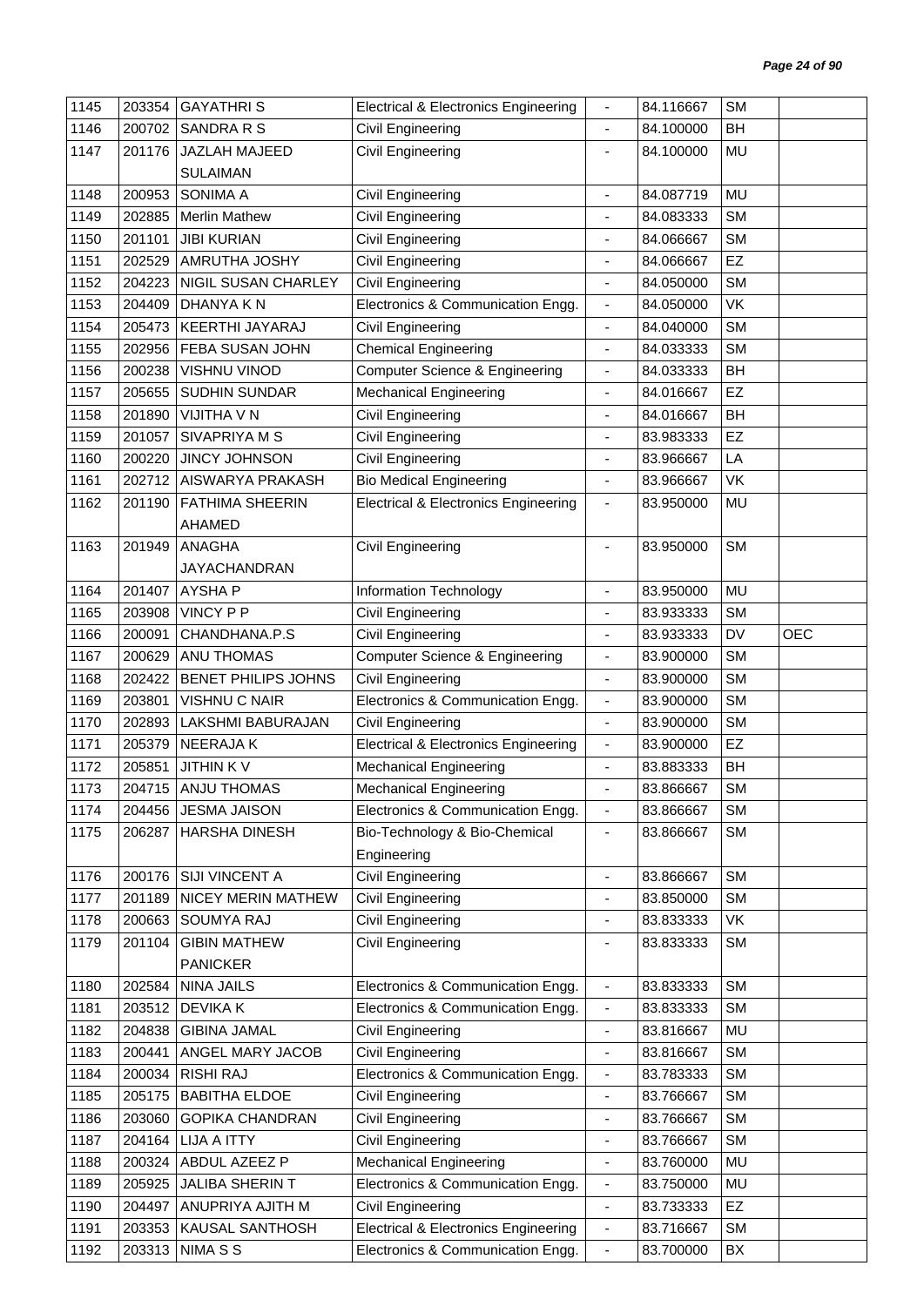| 1145 | 203354 | GAYATHRI S | Electrical & Electronics Engineering | - | 84.116667 | SM | |
|---|---|---|---|---|---|---|---|
| 1146 | 200702 | SANDRA R S | Civil Engineering | - | 84.100000 | BH | |
| 1147 | 201176 | JAZLAH MAJEED SULAIMAN | Civil Engineering | - | 84.100000 | MU | |
| 1148 | 200953 | SONIMA A | Civil Engineering | - | 84.087719 | MU | |
| 1149 | 202885 | Merlin Mathew | Civil Engineering | - | 84.083333 | SM | |
| 1150 | 201101 | JIBI KURIAN | Civil Engineering | - | 84.066667 | SM | |
| 1151 | 202529 | AMRUTHA JOSHY | Civil Engineering | - | 84.066667 | EZ | |
| 1152 | 204223 | NIGIL SUSAN CHARLEY | Civil Engineering | - | 84.050000 | SM | |
| 1153 | 204409 | DHANYA K N | Electronics & Communication Engg. | - | 84.050000 | VK | |
| 1154 | 205473 | KEERTHI JAYARAJ | Civil Engineering | - | 84.040000 | SM | |
| 1155 | 202956 | FEBA SUSAN JOHN | Chemical Engineering | - | 84.033333 | SM | |
| 1156 | 200238 | VISHNU VINOD | Computer Science & Engineering | - | 84.033333 | BH | |
| 1157 | 205655 | SUDHIN SUNDAR | Mechanical Engineering | - | 84.016667 | EZ | |
| 1158 | 201890 | VIJITHA V N | Civil Engineering | - | 84.016667 | BH | |
| 1159 | 201057 | SIVAPRIYA M S | Civil Engineering | - | 83.983333 | EZ | |
| 1160 | 200220 | JINCY JOHNSON | Civil Engineering | - | 83.966667 | LA | |
| 1161 | 202712 | AISWARYA PRAKASH | Bio Medical Engineering | - | 83.966667 | VK | |
| 1162 | 201190 | FATHIMA SHEERIN AHAMED | Electrical & Electronics Engineering | - | 83.950000 | MU | |
| 1163 | 201949 | ANAGHA JAYACHANDRAN | Civil Engineering | - | 83.950000 | SM | |
| 1164 | 201407 | AYSHA P | Information Technology | - | 83.950000 | MU | |
| 1165 | 203908 | VINCY P P | Civil Engineering | - | 83.933333 | SM | |
| 1166 | 200091 | CHANDHANA.P.S | Civil Engineering | - | 83.933333 | DV | OEC |
| 1167 | 200629 | ANU THOMAS | Computer Science & Engineering | - | 83.900000 | SM | |
| 1168 | 202422 | BENET PHILIPS JOHNS | Civil Engineering | - | 83.900000 | SM | |
| 1169 | 203801 | VISHNU C NAIR | Electronics & Communication Engg. | - | 83.900000 | SM | |
| 1170 | 202893 | LAKSHMI BABURAJAN | Civil Engineering | - | 83.900000 | SM | |
| 1171 | 205379 | NEERAJA K | Electrical & Electronics Engineering | - | 83.900000 | EZ | |
| 1172 | 205851 | JITHIN K V | Mechanical Engineering | - | 83.883333 | BH | |
| 1173 | 204715 | ANJU THOMAS | Mechanical Engineering | - | 83.866667 | SM | |
| 1174 | 204456 | JESMA JAISON | Electronics & Communication Engg. | - | 83.866667 | SM | |
| 1175 | 206287 | HARSHA DINESH | Bio-Technology & Bio-Chemical Engineering | - | 83.866667 | SM | |
| 1176 | 200176 | SIJI VINCENT A | Civil Engineering | - | 83.866667 | SM | |
| 1177 | 201189 | NICEY MERIN MATHEW | Civil Engineering | - | 83.850000 | SM | |
| 1178 | 200663 | SOUMYA RAJ | Civil Engineering | - | 83.833333 | VK | |
| 1179 | 201104 | GIBIN MATHEW PANICKER | Civil Engineering | - | 83.833333 | SM | |
| 1180 | 202584 | NINA JAILS | Electronics & Communication Engg. | - | 83.833333 | SM | |
| 1181 | 203512 | DEVIKA K | Electronics & Communication Engg. | - | 83.833333 | SM | |
| 1182 | 204838 | GIBINA JAMAL | Civil Engineering | - | 83.816667 | MU | |
| 1183 | 200441 | ANGEL MARY JACOB | Civil Engineering | - | 83.816667 | SM | |
| 1184 | 200034 | RISHI RAJ | Electronics & Communication Engg. | - | 83.783333 | SM | |
| 1185 | 205175 | BABITHA ELDOE | Civil Engineering | - | 83.766667 | SM | |
| 1186 | 203060 | GOPIKA CHANDRAN | Civil Engineering | - | 83.766667 | SM | |
| 1187 | 204164 | LIJA A ITTY | Civil Engineering | - | 83.766667 | SM | |
| 1188 | 200324 | ABDUL AZEEZ P | Mechanical Engineering | - | 83.760000 | MU | |
| 1189 | 205925 | JALIBA SHERIN T | Electronics & Communication Engg. | - | 83.750000 | MU | |
| 1190 | 204497 | ANUPRIYA AJITH M | Civil Engineering | - | 83.733333 | EZ | |
| 1191 | 203353 | KAUSAL SANTHOSH | Electrical & Electronics Engineering | - | 83.716667 | SM | |
| 1192 | 203313 | NIMA S S | Electronics & Communication Engg. | - | 83.700000 | BX | |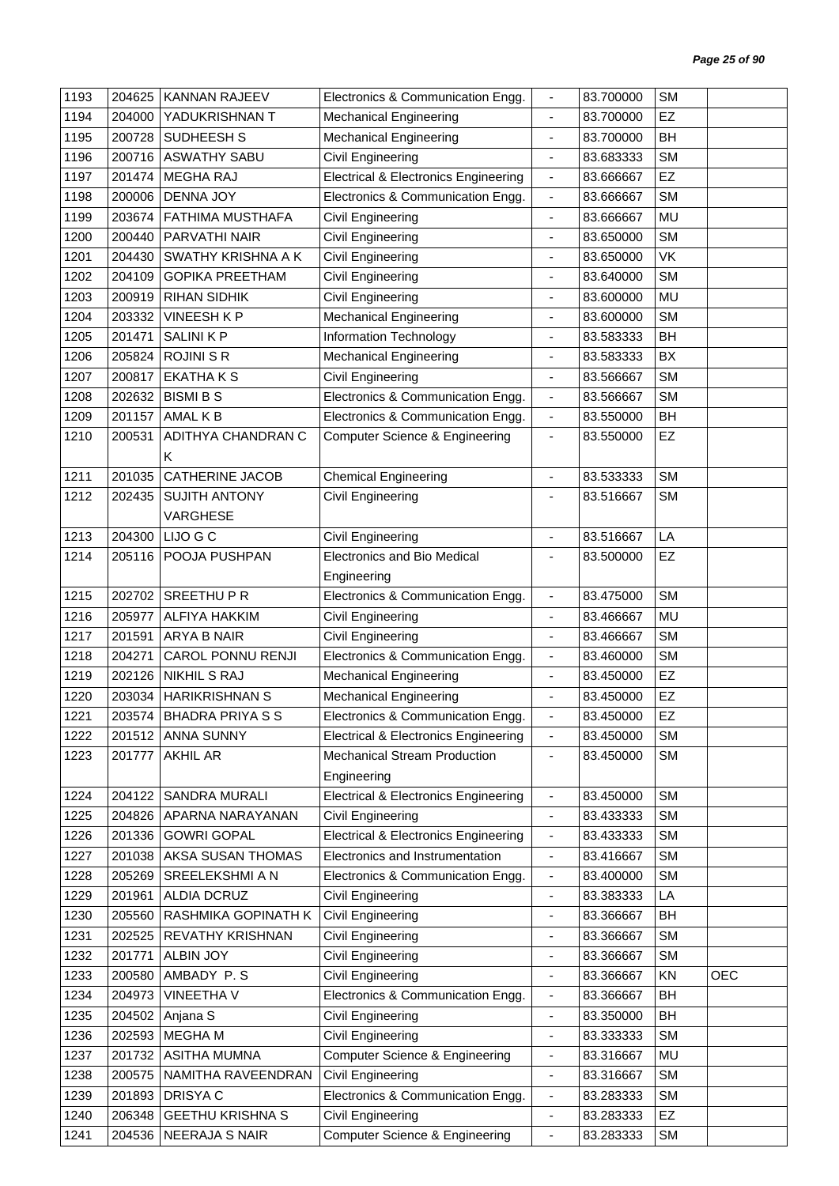| 1193 | 204625 | KANNAN RAJEEV | Electronics & Communication Engg. | - | 83.700000 | SM | |
|---|---|---|---|---|---|---|---|
| 1194 | 204000 | YADUKRISHNAN T | Mechanical Engineering | - | 83.700000 | EZ | |
| 1195 | 200728 | SUDHEESH S | Mechanical Engineering | - | 83.700000 | BH | |
| 1196 | 200716 | ASWATHY SABU | Civil Engineering | - | 83.683333 | SM | |
| 1197 | 201474 | MEGHA RAJ | Electrical & Electronics Engineering | - | 83.666667 | EZ | |
| 1198 | 200006 | DENNA JOY | Electronics & Communication Engg. | - | 83.666667 | SM | |
| 1199 | 203674 | FATHIMA MUSTHAFA | Civil Engineering | - | 83.666667 | MU | |
| 1200 | 200440 | PARVATHI NAIR | Civil Engineering | - | 83.650000 | SM | |
| 1201 | 204430 | SWATHY KRISHNA A K | Civil Engineering | - | 83.650000 | VK | |
| 1202 | 204109 | GOPIKA PREETHAM | Civil Engineering | - | 83.640000 | SM | |
| 1203 | 200919 | RIHAN SIDHIK | Civil Engineering | - | 83.600000 | MU | |
| 1204 | 203332 | VINEESH K P | Mechanical Engineering | - | 83.600000 | SM | |
| 1205 | 201471 | SALINI K P | Information Technology | - | 83.583333 | BH | |
| 1206 | 205824 | ROJINI S R | Mechanical Engineering | - | 83.583333 | BX | |
| 1207 | 200817 | EKATHA K S | Civil Engineering | - | 83.566667 | SM | |
| 1208 | 202632 | BISMI B S | Electronics & Communication Engg. | - | 83.566667 | SM | |
| 1209 | 201157 | AMAL K B | Electronics & Communication Engg. | - | 83.550000 | BH | |
| 1210 | 200531 | ADITHYA CHANDRAN C K | Computer Science & Engineering | - | 83.550000 | EZ | |
| 1211 | 201035 | CATHERINE JACOB | Chemical Engineering | - | 83.533333 | SM | |
| 1212 | 202435 | SUJITH ANTONY VARGHESE | Civil Engineering | - | 83.516667 | SM | |
| 1213 | 204300 | LIJO G C | Civil Engineering | - | 83.516667 | LA | |
| 1214 | 205116 | POOJA PUSHPAN | Electronics and Bio Medical Engineering | - | 83.500000 | EZ | |
| 1215 | 202702 | SREETHU P R | Electronics & Communication Engg. | - | 83.475000 | SM | |
| 1216 | 205977 | ALFIYA HAKKIM | Civil Engineering | - | 83.466667 | MU | |
| 1217 | 201591 | ARYA B NAIR | Civil Engineering | - | 83.466667 | SM | |
| 1218 | 204271 | CAROL PONNU RENJI | Electronics & Communication Engg. | - | 83.460000 | SM | |
| 1219 | 202126 | NIKHIL S RAJ | Mechanical Engineering | - | 83.450000 | EZ | |
| 1220 | 203034 | HARIKRISHNAN S | Mechanical Engineering | - | 83.450000 | EZ | |
| 1221 | 203574 | BHADRA PRIYA S S | Electronics & Communication Engg. | - | 83.450000 | EZ | |
| 1222 | 201512 | ANNA SUNNY | Electrical & Electronics Engineering | - | 83.450000 | SM | |
| 1223 | 201777 | AKHIL AR | Mechanical Stream Production Engineering | - | 83.450000 | SM | |
| 1224 | 204122 | SANDRA MURALI | Electrical & Electronics Engineering | - | 83.450000 | SM | |
| 1225 | 204826 | APARNA NARAYANAN | Civil Engineering | - | 83.433333 | SM | |
| 1226 | 201336 | GOWRI GOPAL | Electrical & Electronics Engineering | - | 83.433333 | SM | |
| 1227 | 201038 | AKSA SUSAN THOMAS | Electronics and Instrumentation | - | 83.416667 | SM | |
| 1228 | 205269 | SREELEKSHMI A N | Electronics & Communication Engg. | - | 83.400000 | SM | |
| 1229 | 201961 | ALDIA DCRUZ | Civil Engineering | - | 83.383333 | LA | |
| 1230 | 205560 | RASHMIKA GOPINATH K | Civil Engineering | - | 83.366667 | BH | |
| 1231 | 202525 | REVATHY KRISHNAN | Civil Engineering | - | 83.366667 | SM | |
| 1232 | 201771 | ALBIN JOY | Civil Engineering | - | 83.366667 | SM | |
| 1233 | 200580 | AMBADY P. S | Civil Engineering | - | 83.366667 | KN | OEC |
| 1234 | 204973 | VINEETHA V | Electronics & Communication Engg. | - | 83.366667 | BH | |
| 1235 | 204502 | Anjana S | Civil Engineering | - | 83.350000 | BH | |
| 1236 | 202593 | MEGHA M | Civil Engineering | - | 83.333333 | SM | |
| 1237 | 201732 | ASITHA MUMNA | Computer Science & Engineering | - | 83.316667 | MU | |
| 1238 | 200575 | NAMITHA RAVEENDRAN | Civil Engineering | - | 83.316667 | SM | |
| 1239 | 201893 | DRISYA C | Electronics & Communication Engg. | - | 83.283333 | SM | |
| 1240 | 206348 | GEETHU KRISHNA S | Civil Engineering | - | 83.283333 | EZ | |
| 1241 | 204536 | NEERAJA S NAIR | Computer Science & Engineering | - | 83.283333 | SM | |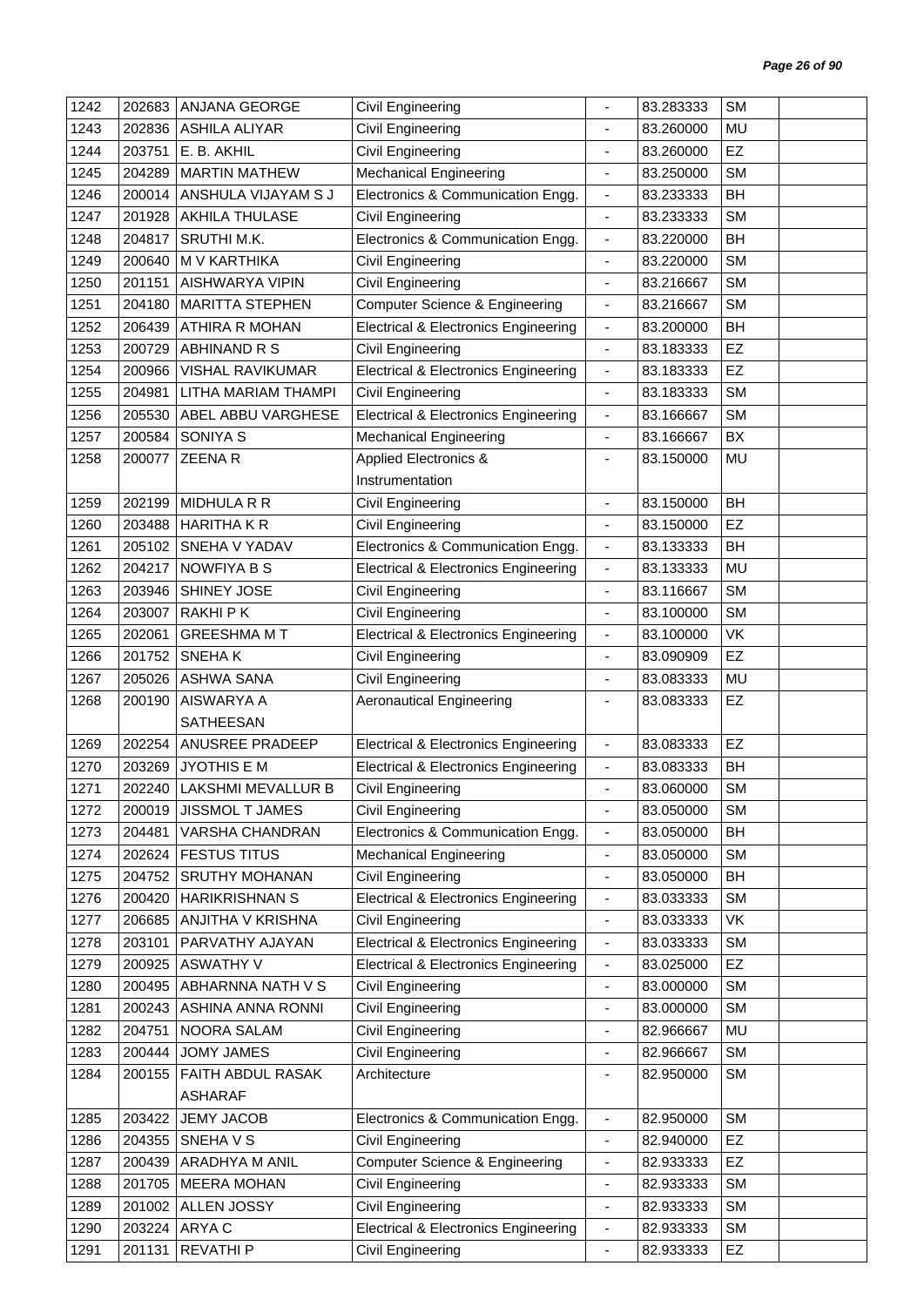| 1242 | 202683 | ANJANA GEORGE | Civil Engineering | - | 83.283333 | SM | |
|---|---|---|---|---|---|---|---|
| 1243 | 202836 | ASHILA ALIYAR | Civil Engineering | - | 83.260000 | MU | |
| 1244 | 203751 | E. B. AKHIL | Civil Engineering | - | 83.260000 | EZ | |
| 1245 | 204289 | MARTIN MATHEW | Mechanical Engineering | - | 83.250000 | SM | |
| 1246 | 200014 | ANSHULA VIJAYAM S J | Electronics & Communication Engg. | - | 83.233333 | BH | |
| 1247 | 201928 | AKHILA THULASE | Civil Engineering | - | 83.233333 | SM | |
| 1248 | 204817 | SRUTHI M.K. | Electronics & Communication Engg. | - | 83.220000 | BH | |
| 1249 | 200640 | M V KARTHIKA | Civil Engineering | - | 83.220000 | SM | |
| 1250 | 201151 | AISHWARYA VIPIN | Civil Engineering | - | 83.216667 | SM | |
| 1251 | 204180 | MARITTA STEPHEN | Computer Science & Engineering | - | 83.216667 | SM | |
| 1252 | 206439 | ATHIRA R MOHAN | Electrical & Electronics Engineering | - | 83.200000 | BH | |
| 1253 | 200729 | ABHINAND R S | Civil Engineering | - | 83.183333 | EZ | |
| 1254 | 200966 | VISHAL RAVIKUMAR | Electrical & Electronics Engineering | - | 83.183333 | EZ | |
| 1255 | 204981 | LITHA MARIAM THAMPI | Civil Engineering | - | 83.183333 | SM | |
| 1256 | 205530 | ABEL ABBU VARGHESE | Electrical & Electronics Engineering | - | 83.166667 | SM | |
| 1257 | 200584 | SONIYA S | Mechanical Engineering | - | 83.166667 | BX | |
| 1258 | 200077 | ZEENA R | Applied Electronics & Instrumentation | - | 83.150000 | MU | |
| 1259 | 202199 | MIDHULA R R | Civil Engineering | - | 83.150000 | BH | |
| 1260 | 203488 | HARITHA K R | Civil Engineering | - | 83.150000 | EZ | |
| 1261 | 205102 | SNEHA V YADAV | Electronics & Communication Engg. | - | 83.133333 | BH | |
| 1262 | 204217 | NOWFIYA B S | Electrical & Electronics Engineering | - | 83.133333 | MU | |
| 1263 | 203946 | SHINEY JOSE | Civil Engineering | - | 83.116667 | SM | |
| 1264 | 203007 | RAKHI P K | Civil Engineering | - | 83.100000 | SM | |
| 1265 | 202061 | GREESHMA M T | Electrical & Electronics Engineering | - | 83.100000 | VK | |
| 1266 | 201752 | SNEHA K | Civil Engineering | - | 83.090909 | EZ | |
| 1267 | 205026 | ASHWA SANA | Civil Engineering | - | 83.083333 | MU | |
| 1268 | 200190 | AISWARYA A SATHEESAN | Aeronautical Engineering | - | 83.083333 | EZ | |
| 1269 | 202254 | ANUSREE PRADEEP | Electrical & Electronics Engineering | - | 83.083333 | EZ | |
| 1270 | 203269 | JYOTHIS E M | Electrical & Electronics Engineering | - | 83.083333 | BH | |
| 1271 | 202240 | LAKSHMI MEVALLUR B | Civil Engineering | - | 83.060000 | SM | |
| 1272 | 200019 | JISSMOL T JAMES | Civil Engineering | - | 83.050000 | SM | |
| 1273 | 204481 | VARSHA CHANDRAN | Electronics & Communication Engg. | - | 83.050000 | BH | |
| 1274 | 202624 | FESTUS TITUS | Mechanical Engineering | - | 83.050000 | SM | |
| 1275 | 204752 | SRUTHY MOHANAN | Civil Engineering | - | 83.050000 | BH | |
| 1276 | 200420 | HARIKRISHNAN S | Electrical & Electronics Engineering | - | 83.033333 | SM | |
| 1277 | 206685 | ANJITHA V KRISHNA | Civil Engineering | - | 83.033333 | VK | |
| 1278 | 203101 | PARVATHY AJAYAN | Electrical & Electronics Engineering | - | 83.033333 | SM | |
| 1279 | 200925 | ASWATHY V | Electrical & Electronics Engineering | - | 83.025000 | EZ | |
| 1280 | 200495 | ABHARNNA NATH V S | Civil Engineering | - | 83.000000 | SM | |
| 1281 | 200243 | ASHINA ANNA RONNI | Civil Engineering | - | 83.000000 | SM | |
| 1282 | 204751 | NOORA SALAM | Civil Engineering | - | 82.966667 | MU | |
| 1283 | 200444 | JOMY JAMES | Civil Engineering | - | 82.966667 | SM | |
| 1284 | 200155 | FAITH ABDUL RASAK ASHARAF | Architecture | - | 82.950000 | SM | |
| 1285 | 203422 | JEMY JACOB | Electronics & Communication Engg. | - | 82.950000 | SM | |
| 1286 | 204355 | SNEHA V S | Civil Engineering | - | 82.940000 | EZ | |
| 1287 | 200439 | ARADHYA M ANIL | Computer Science & Engineering | - | 82.933333 | EZ | |
| 1288 | 201705 | MEERA MOHAN | Civil Engineering | - | 82.933333 | SM | |
| 1289 | 201002 | ALLEN JOSSY | Civil Engineering | - | 82.933333 | SM | |
| 1290 | 203224 | ARYA C | Electrical & Electronics Engineering | - | 82.933333 | SM | |
| 1291 | 201131 | REVATHI P | Civil Engineering | - | 82.933333 | EZ | |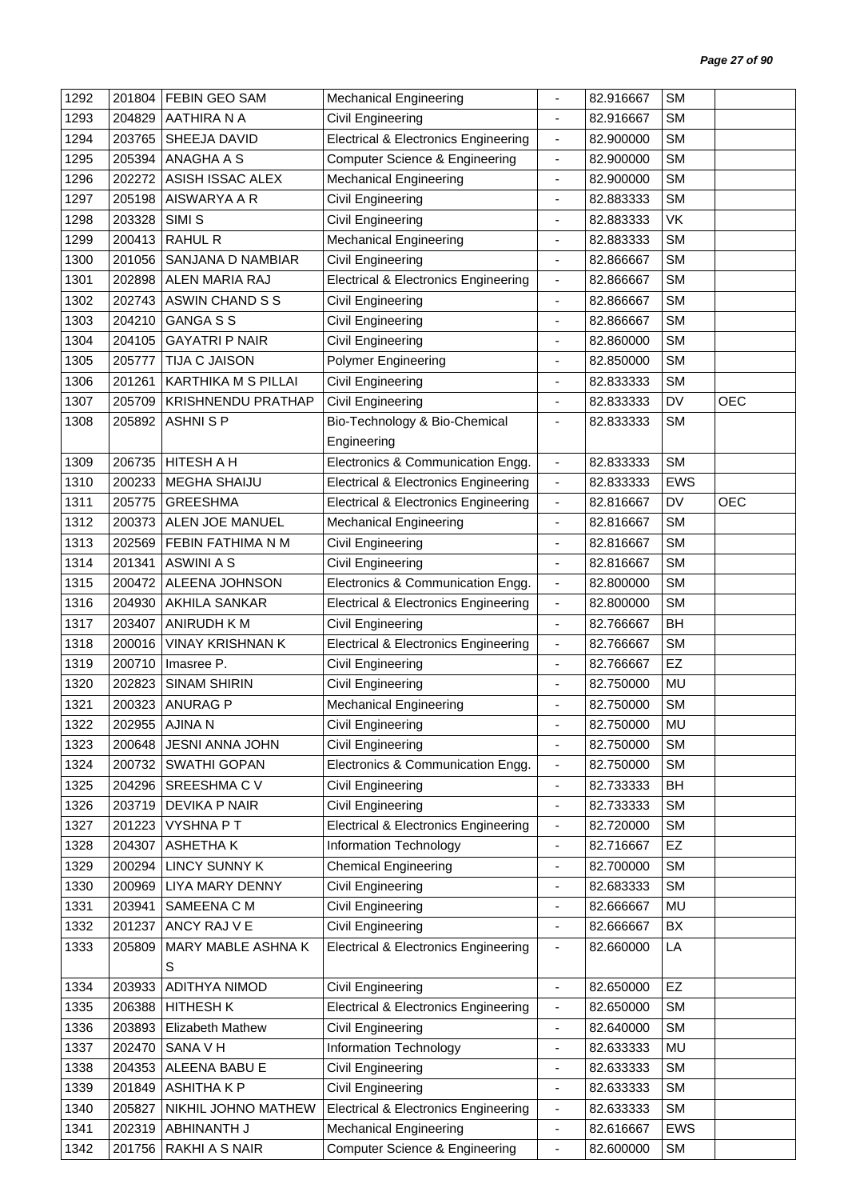| 1292 | 201804 | FEBIN GEO SAM | Mechanical Engineering | - | 82.916667 | SM | |
|---|---|---|---|---|---|---|---|
| 1293 | 204829 | AATHIRA N A | Civil Engineering | - | 82.916667 | SM | |
| 1294 | 203765 | SHEEJA DAVID | Electrical & Electronics Engineering | - | 82.900000 | SM | |
| 1295 | 205394 | ANAGHA A S | Computer Science & Engineering | - | 82.900000 | SM | |
| 1296 | 202272 | ASISH ISSAC ALEX | Mechanical Engineering | - | 82.900000 | SM | |
| 1297 | 205198 | AISWARYA A R | Civil Engineering | - | 82.883333 | SM | |
| 1298 | 203328 | SIMI S | Civil Engineering | - | 82.883333 | VK | |
| 1299 | 200413 | RAHUL R | Mechanical Engineering | - | 82.883333 | SM | |
| 1300 | 201056 | SANJANA D NAMBIAR | Civil Engineering | - | 82.866667 | SM | |
| 1301 | 202898 | ALEN MARIA RAJ | Electrical & Electronics Engineering | - | 82.866667 | SM | |
| 1302 | 202743 | ASWIN CHAND S S | Civil Engineering | - | 82.866667 | SM | |
| 1303 | 204210 | GANGA S S | Civil Engineering | - | 82.866667 | SM | |
| 1304 | 204105 | GAYATRI P NAIR | Civil Engineering | - | 82.860000 | SM | |
| 1305 | 205777 | TIJA C JAISON | Polymer Engineering | - | 82.850000 | SM | |
| 1306 | 201261 | KARTHIKA M S PILLAI | Civil Engineering | - | 82.833333 | SM | |
| 1307 | 205709 | KRISHNENDU PRATHAP | Civil Engineering | - | 82.833333 | DV | OEC |
| 1308 | 205892 | ASHNI S P | Bio-Technology & Bio-Chemical Engineering | - | 82.833333 | SM | |
| 1309 | 206735 | HITESH A H | Electronics & Communication Engg. | - | 82.833333 | SM | |
| 1310 | 200233 | MEGHA SHAIJU | Electrical & Electronics Engineering | - | 82.833333 | EWS | |
| 1311 | 205775 | GREESHMA | Electrical & Electronics Engineering | - | 82.816667 | DV | OEC |
| 1312 | 200373 | ALEN JOE MANUEL | Mechanical Engineering | - | 82.816667 | SM | |
| 1313 | 202569 | FEBIN FATHIMA N M | Civil Engineering | - | 82.816667 | SM | |
| 1314 | 201341 | ASWINI A S | Civil Engineering | - | 82.816667 | SM | |
| 1315 | 200472 | ALEENA JOHNSON | Electronics & Communication Engg. | - | 82.800000 | SM | |
| 1316 | 204930 | AKHILA SANKAR | Electrical & Electronics Engineering | - | 82.800000 | SM | |
| 1317 | 203407 | ANIRUDH K M | Civil Engineering | - | 82.766667 | BH | |
| 1318 | 200016 | VINAY KRISHNAN K | Electrical & Electronics Engineering | - | 82.766667 | SM | |
| 1319 | 200710 | Imasree P. | Civil Engineering | - | 82.766667 | EZ | |
| 1320 | 202823 | SINAM SHIRIN | Civil Engineering | - | 82.750000 | MU | |
| 1321 | 200323 | ANURAG P | Mechanical Engineering | - | 82.750000 | SM | |
| 1322 | 202955 | AJINA N | Civil Engineering | - | 82.750000 | MU | |
| 1323 | 200648 | JESNI ANNA JOHN | Civil Engineering | - | 82.750000 | SM | |
| 1324 | 200732 | SWATHI GOPAN | Electronics & Communication Engg. | - | 82.750000 | SM | |
| 1325 | 204296 | SREESHMA C V | Civil Engineering | - | 82.733333 | BH | |
| 1326 | 203719 | DEVIKA P NAIR | Civil Engineering | - | 82.733333 | SM | |
| 1327 | 201223 | VYSHNA P T | Electrical & Electronics Engineering | - | 82.720000 | SM | |
| 1328 | 204307 | ASHETHA K | Information Technology | - | 82.716667 | EZ | |
| 1329 | 200294 | LINCY SUNNY K | Chemical Engineering | - | 82.700000 | SM | |
| 1330 | 200969 | LIYA MARY DENNY | Civil Engineering | - | 82.683333 | SM | |
| 1331 | 203941 | SAMEENA C M | Civil Engineering | - | 82.666667 | MU | |
| 1332 | 201237 | ANCY RAJ V E | Civil Engineering | - | 82.666667 | BX | |
| 1333 | 205809 | MARY MABLE ASHNA K S | Electrical & Electronics Engineering | - | 82.660000 | LA | |
| 1334 | 203933 | ADITHYA NIMOD | Civil Engineering | - | 82.650000 | EZ | |
| 1335 | 206388 | HITHESH K | Electrical & Electronics Engineering | - | 82.650000 | SM | |
| 1336 | 203893 | Elizabeth Mathew | Civil Engineering | - | 82.640000 | SM | |
| 1337 | 202470 | SANA V H | Information Technology | - | 82.633333 | MU | |
| 1338 | 204353 | ALEENA BABU E | Civil Engineering | - | 82.633333 | SM | |
| 1339 | 201849 | ASHITHA K P | Civil Engineering | - | 82.633333 | SM | |
| 1340 | 205827 | NIKHIL JOHNO MATHEW | Electrical & Electronics Engineering | - | 82.633333 | SM | |
| 1341 | 202319 | ABHINANTH J | Mechanical Engineering | - | 82.616667 | EWS | |
| 1342 | 201756 | RAKHI A S NAIR | Computer Science & Engineering | - | 82.600000 | SM | |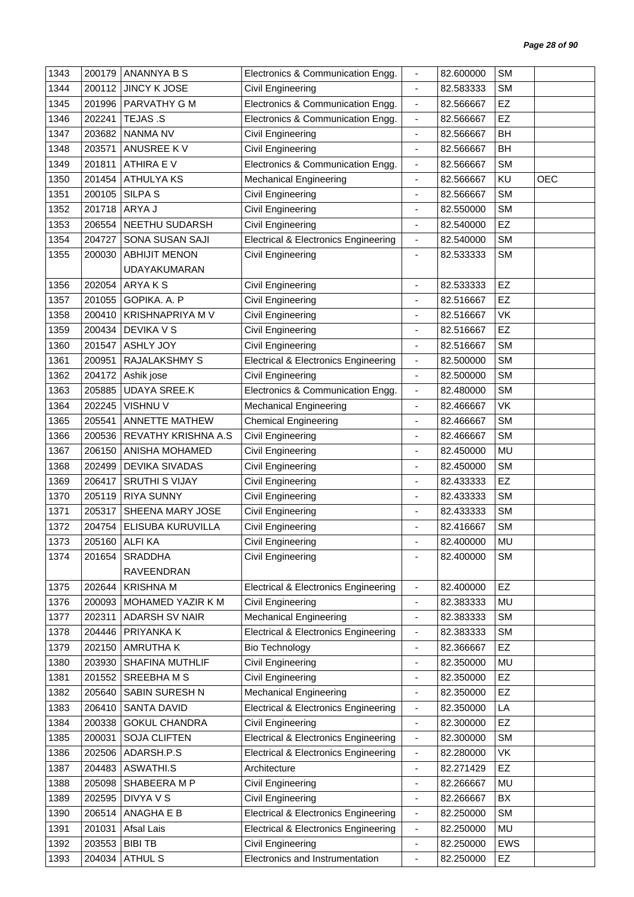| 1343 | 200179 | ANANNYA B S | Electronics & Communication Engg. | - | 82.600000 | SM | |
|---|---|---|---|---|---|---|---|
| 1344 | 200112 | JINCY K JOSE | Civil Engineering | - | 82.583333 | SM | |
| 1345 | 201996 | PARVATHY G M | Electronics & Communication Engg. | - | 82.566667 | EZ | |
| 1346 | 202241 | TEJAS .S | Electronics & Communication Engg. | - | 82.566667 | EZ | |
| 1347 | 203682 | NANMA NV | Civil Engineering | - | 82.566667 | BH | |
| 1348 | 203571 | ANUSREE K V | Civil Engineering | - | 82.566667 | BH | |
| 1349 | 201811 | ATHIRA E V | Electronics & Communication Engg. | - | 82.566667 | SM | |
| 1350 | 201454 | ATHULYA KS | Mechanical Engineering | - | 82.566667 | KU | OEC |
| 1351 | 200105 | SILPA S | Civil Engineering | - | 82.566667 | SM | |
| 1352 | 201718 | ARYA J | Civil Engineering | - | 82.550000 | SM | |
| 1353 | 206554 | NEETHU SUDARSH | Civil Engineering | - | 82.540000 | EZ | |
| 1354 | 204727 | SONA SUSAN SAJI | Electrical & Electronics Engineering | - | 82.540000 | SM | |
| 1355 | 200030 | ABHIJIT MENON UDAYAKUMARAN | Civil Engineering | - | 82.533333 | SM | |
| 1356 | 202054 | ARYA K S | Civil Engineering | - | 82.533333 | EZ | |
| 1357 | 201055 | GOPIKA. A. P | Civil Engineering | - | 82.516667 | EZ | |
| 1358 | 200410 | KRISHNAPRIYA M V | Civil Engineering | - | 82.516667 | VK | |
| 1359 | 200434 | DEVIKA V S | Civil Engineering | - | 82.516667 | EZ | |
| 1360 | 201547 | ASHLY JOY | Civil Engineering | - | 82.516667 | SM | |
| 1361 | 200951 | RAJALAKSHMY S | Electrical & Electronics Engineering | - | 82.500000 | SM | |
| 1362 | 204172 | Ashik jose | Civil Engineering | - | 82.500000 | SM | |
| 1363 | 205885 | UDAYA SREE.K | Electronics & Communication Engg. | - | 82.480000 | SM | |
| 1364 | 202245 | VISHNU V | Mechanical Engineering | - | 82.466667 | VK | |
| 1365 | 205541 | ANNETTE MATHEW | Chemical Engineering | - | 82.466667 | SM | |
| 1366 | 200536 | REVATHY KRISHNA A.S | Civil Engineering | - | 82.466667 | SM | |
| 1367 | 206150 | ANISHA MOHAMED | Civil Engineering | - | 82.450000 | MU | |
| 1368 | 202499 | DEVIKA SIVADAS | Civil Engineering | - | 82.450000 | SM | |
| 1369 | 206417 | SRUTHI S VIJAY | Civil Engineering | - | 82.433333 | EZ | |
| 1370 | 205119 | RIYA SUNNY | Civil Engineering | - | 82.433333 | SM | |
| 1371 | 205317 | SHEENA MARY JOSE | Civil Engineering | - | 82.433333 | SM | |
| 1372 | 204754 | ELISUBA KURUVILLA | Civil Engineering | - | 82.416667 | SM | |
| 1373 | 205160 | ALFI KA | Civil Engineering | - | 82.400000 | MU | |
| 1374 | 201654 | SRADDHA RAVEENDRAN | Civil Engineering | - | 82.400000 | SM | |
| 1375 | 202644 | KRISHNA M | Electrical & Electronics Engineering | - | 82.400000 | EZ | |
| 1376 | 200093 | MOHAMED YAZIR K M | Civil Engineering | - | 82.383333 | MU | |
| 1377 | 202311 | ADARSH SV NAIR | Mechanical Engineering | - | 82.383333 | SM | |
| 1378 | 204446 | PRIYANKA K | Electrical & Electronics Engineering | - | 82.383333 | SM | |
| 1379 | 202150 | AMRUTHA K | Bio Technology | - | 82.366667 | EZ | |
| 1380 | 203930 | SHAFINA MUTHLIF | Civil Engineering | - | 82.350000 | MU | |
| 1381 | 201552 | SREEBHA M S | Civil Engineering | - | 82.350000 | EZ | |
| 1382 | 205640 | SABIN SURESH N | Mechanical Engineering | - | 82.350000 | EZ | |
| 1383 | 206410 | SANTA DAVID | Electrical & Electronics Engineering | - | 82.350000 | LA | |
| 1384 | 200338 | GOKUL CHANDRA | Civil Engineering | - | 82.300000 | EZ | |
| 1385 | 200031 | SOJA CLIFTEN | Electrical & Electronics Engineering | - | 82.300000 | SM | |
| 1386 | 202506 | ADARSH.P.S | Electrical & Electronics Engineering | - | 82.280000 | VK | |
| 1387 | 204483 | ASWATHI.S | Architecture | - | 82.271429 | EZ | |
| 1388 | 205098 | SHABEERA M P | Civil Engineering | - | 82.266667 | MU | |
| 1389 | 202595 | DIVYA V S | Civil Engineering | - | 82.266667 | BX | |
| 1390 | 206514 | ANAGHA E B | Electrical & Electronics Engineering | - | 82.250000 | SM | |
| 1391 | 201031 | Afsal Lais | Electrical & Electronics Engineering | - | 82.250000 | MU | |
| 1392 | 203553 | BIBI TB | Civil Engineering | - | 82.250000 | EWS | |
| 1393 | 204034 | ATHUL S | Electronics and Instrumentation | - | 82.250000 | EZ | |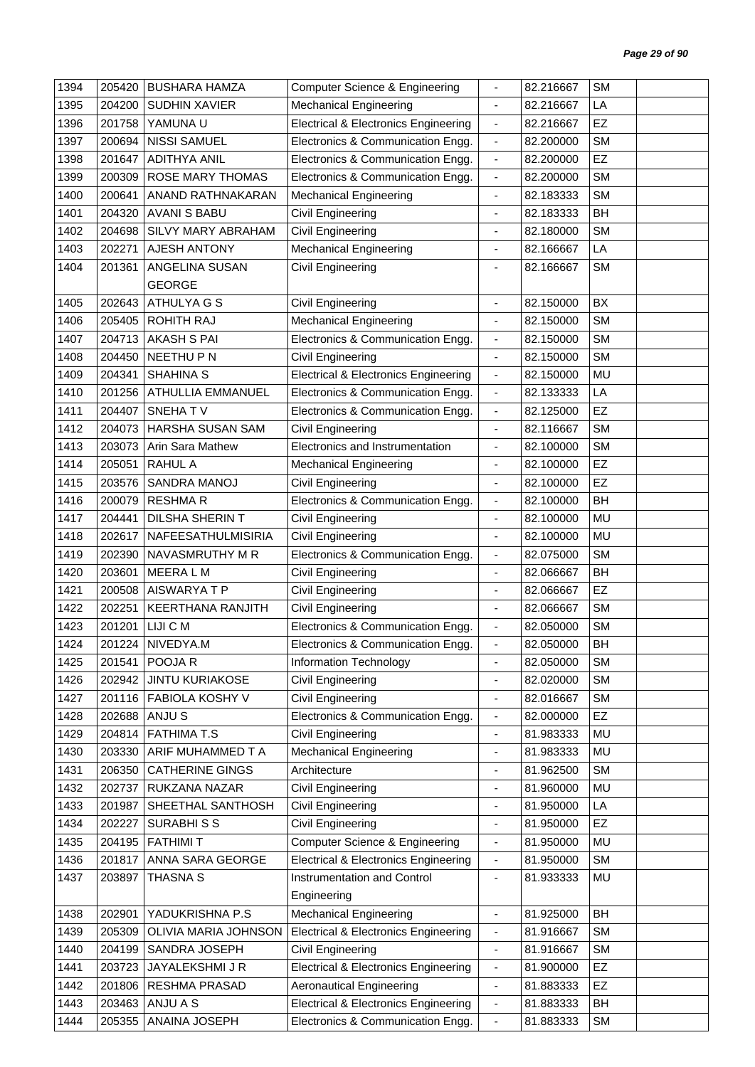| 1394 | 205420 | BUSHARA HAMZA | Computer Science & Engineering | - | 82.216667 | SM | |
|---|---|---|---|---|---|---|---|
| 1395 | 204200 | SUDHIN XAVIER | Mechanical Engineering | - | 82.216667 | LA | |
| 1396 | 201758 | YAMUNA U | Electrical & Electronics Engineering | - | 82.216667 | EZ | |
| 1397 | 200694 | NISSI SAMUEL | Electronics & Communication Engg. | - | 82.200000 | SM | |
| 1398 | 201647 | ADITHYA ANIL | Electronics & Communication Engg. | - | 82.200000 | EZ | |
| 1399 | 200309 | ROSE MARY THOMAS | Electronics & Communication Engg. | - | 82.200000 | SM | |
| 1400 | 200641 | ANAND RATHNAKARAN | Mechanical Engineering | - | 82.183333 | SM | |
| 1401 | 204320 | AVANI S BABU | Civil Engineering | - | 82.183333 | BH | |
| 1402 | 204698 | SILVY MARY ABRAHAM | Civil Engineering | - | 82.180000 | SM | |
| 1403 | 202271 | AJESH ANTONY | Mechanical Engineering | - | 82.166667 | LA | |
| 1404 | 201361 | ANGELINA SUSAN GEORGE | Civil Engineering | - | 82.166667 | SM | |
| 1405 | 202643 | ATHULYA G S | Civil Engineering | - | 82.150000 | BX | |
| 1406 | 205405 | ROHITH RAJ | Mechanical Engineering | - | 82.150000 | SM | |
| 1407 | 204713 | AKASH S PAI | Electronics & Communication Engg. | - | 82.150000 | SM | |
| 1408 | 204450 | NEETHU P N | Civil Engineering | - | 82.150000 | SM | |
| 1409 | 204341 | SHAHINA S | Electrical & Electronics Engineering | - | 82.150000 | MU | |
| 1410 | 201256 | ATHULLIA EMMANUEL | Electronics & Communication Engg. | - | 82.133333 | LA | |
| 1411 | 204407 | SNEHA T V | Electronics & Communication Engg. | - | 82.125000 | EZ | |
| 1412 | 204073 | HARSHA SUSAN SAM | Civil Engineering | - | 82.116667 | SM | |
| 1413 | 203073 | Arin Sara Mathew | Electronics and Instrumentation | - | 82.100000 | SM | |
| 1414 | 205051 | RAHUL A | Mechanical Engineering | - | 82.100000 | EZ | |
| 1415 | 203576 | SANDRA MANOJ | Civil Engineering | - | 82.100000 | EZ | |
| 1416 | 200079 | RESHMA R | Electronics & Communication Engg. | - | 82.100000 | BH | |
| 1417 | 204441 | DILSHA SHERIN T | Civil Engineering | - | 82.100000 | MU | |
| 1418 | 202617 | NAFEESATHULMISIRIA | Civil Engineering | - | 82.100000 | MU | |
| 1419 | 202390 | NAVASMRUTHY M R | Electronics & Communication Engg. | - | 82.075000 | SM | |
| 1420 | 203601 | MEERA L M | Civil Engineering | - | 82.066667 | BH | |
| 1421 | 200508 | AISWARYA T P | Civil Engineering | - | 82.066667 | EZ | |
| 1422 | 202251 | KEERTHANA RANJITH | Civil Engineering | - | 82.066667 | SM | |
| 1423 | 201201 | LIJI C M | Electronics & Communication Engg. | - | 82.050000 | SM | |
| 1424 | 201224 | NIVEDYA.M | Electronics & Communication Engg. | - | 82.050000 | BH | |
| 1425 | 201541 | POOJA R | Information Technology | - | 82.050000 | SM | |
| 1426 | 202942 | JINTU KURIAKOSE | Civil Engineering | - | 82.020000 | SM | |
| 1427 | 201116 | FABIOLA KOSHY V | Civil Engineering | - | 82.016667 | SM | |
| 1428 | 202688 | ANJU S | Electronics & Communication Engg. | - | 82.000000 | EZ | |
| 1429 | 204814 | FATHIMA T.S | Civil Engineering | - | 81.983333 | MU | |
| 1430 | 203330 | ARIF MUHAMMED T A | Mechanical Engineering | - | 81.983333 | MU | |
| 1431 | 206350 | CATHERINE GINGS | Architecture | - | 81.962500 | SM | |
| 1432 | 202737 | RUKZANA NAZAR | Civil Engineering | - | 81.960000 | MU | |
| 1433 | 201987 | SHEETHAL SANTHOSH | Civil Engineering | - | 81.950000 | LA | |
| 1434 | 202227 | SURABHI S S | Civil Engineering | - | 81.950000 | EZ | |
| 1435 | 204195 | FATHIMI T | Computer Science & Engineering | - | 81.950000 | MU | |
| 1436 | 201817 | ANNA SARA GEORGE | Electrical & Electronics Engineering | - | 81.950000 | SM | |
| 1437 | 203897 | THASNA S | Instrumentation and Control Engineering | - | 81.933333 | MU | |
| 1438 | 202901 | YADUKRISHNA P.S | Mechanical Engineering | - | 81.925000 | BH | |
| 1439 | 205309 | OLIVIA MARIA JOHNSON | Electrical & Electronics Engineering | - | 81.916667 | SM | |
| 1440 | 204199 | SANDRA JOSEPH | Civil Engineering | - | 81.916667 | SM | |
| 1441 | 203723 | JAYALEKSHMI J R | Electrical & Electronics Engineering | - | 81.900000 | EZ | |
| 1442 | 201806 | RESHMA PRASAD | Aeronautical Engineering | - | 81.883333 | EZ | |
| 1443 | 203463 | ANJU A S | Electrical & Electronics Engineering | - | 81.883333 | BH | |
| 1444 | 205355 | ANAINA JOSEPH | Electronics & Communication Engg. | - | 81.883333 | SM | |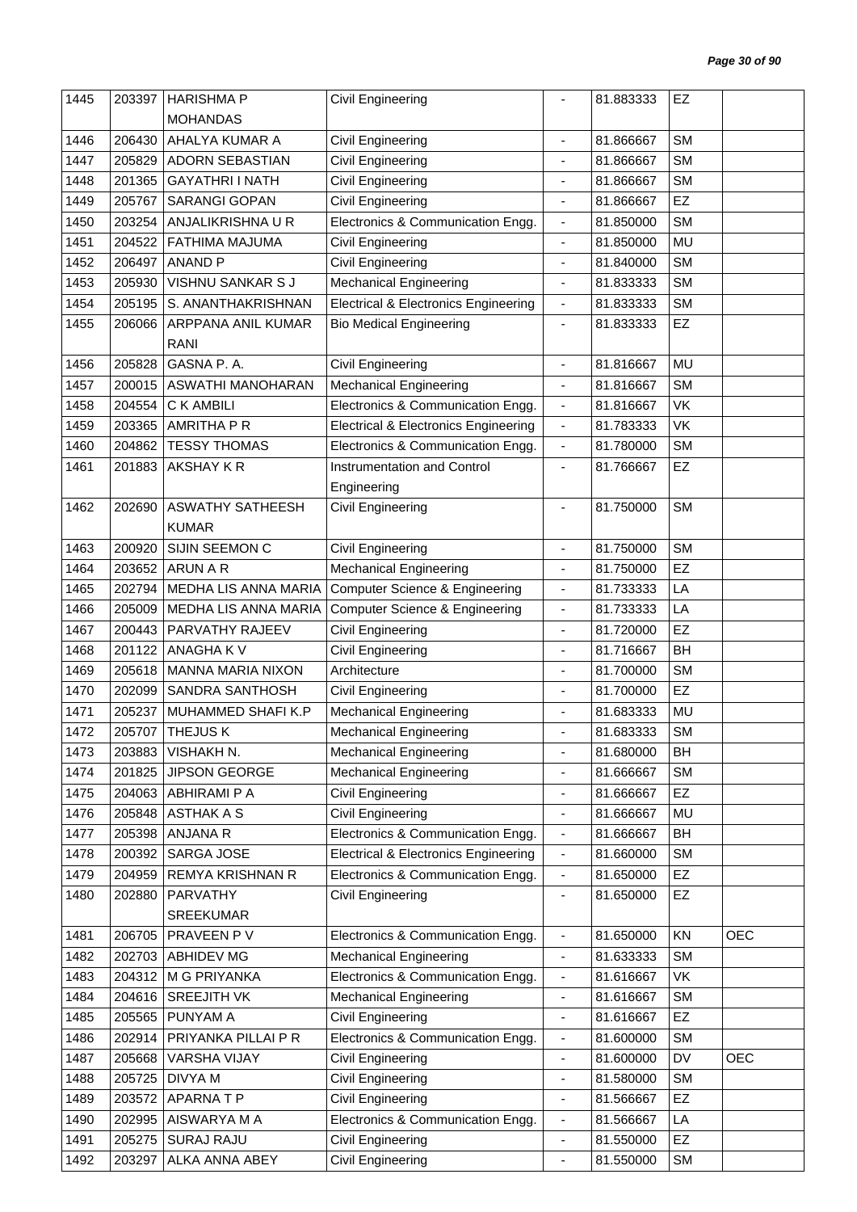| 1445 | 203397 | HARISHMA P MOHANDAS | Civil Engineering | - | 81.883333 | EZ | |
|---|---|---|---|---|---|---|---|
| 1446 | 206430 | AHALYA KUMAR A | Civil Engineering | - | 81.866667 | SM | |
| 1447 | 205829 | ADORN SEBASTIAN | Civil Engineering | - | 81.866667 | SM | |
| 1448 | 201365 | GAYATHRI I NATH | Civil Engineering | - | 81.866667 | SM | |
| 1449 | 205767 | SARANGI GOPAN | Civil Engineering | - | 81.866667 | EZ | |
| 1450 | 203254 | ANJALIKRISHNA U R | Electronics & Communication Engg. | - | 81.850000 | SM | |
| 1451 | 204522 | FATHIMA MAJUMA | Civil Engineering | - | 81.850000 | MU | |
| 1452 | 206497 | ANAND P | Civil Engineering | - | 81.840000 | SM | |
| 1453 | 205930 | VISHNU SANKAR S J | Mechanical Engineering | - | 81.833333 | SM | |
| 1454 | 205195 | S. ANANTHAKRISHNAN | Electrical & Electronics Engineering | - | 81.833333 | SM | |
| 1455 | 206066 | ARPPANA ANIL KUMAR RANI | Bio Medical Engineering | - | 81.833333 | EZ | |
| 1456 | 205828 | GASNA P. A. | Civil Engineering | - | 81.816667 | MU | |
| 1457 | 200015 | ASWATHI MANOHARAN | Mechanical Engineering | - | 81.816667 | SM | |
| 1458 | 204554 | C K AMBILI | Electronics & Communication Engg. | - | 81.816667 | VK | |
| 1459 | 203365 | AMRITHA P R | Electrical & Electronics Engineering | - | 81.783333 | VK | |
| 1460 | 204862 | TESSY THOMAS | Electronics & Communication Engg. | - | 81.780000 | SM | |
| 1461 | 201883 | AKSHAY K R | Instrumentation and Control Engineering | - | 81.766667 | EZ | |
| 1462 | 202690 | ASWATHY SATHEESH KUMAR | Civil Engineering | - | 81.750000 | SM | |
| 1463 | 200920 | SIJIN SEEMON C | Civil Engineering | - | 81.750000 | SM | |
| 1464 | 203652 | ARUN A R | Mechanical Engineering | - | 81.750000 | EZ | |
| 1465 | 202794 | MEDHA LIS ANNA MARIA | Computer Science & Engineering | - | 81.733333 | LA | |
| 1466 | 205009 | MEDHA LIS ANNA MARIA | Computer Science & Engineering | - | 81.733333 | LA | |
| 1467 | 200443 | PARVATHY RAJEEV | Civil Engineering | - | 81.720000 | EZ | |
| 1468 | 201122 | ANAGHA K V | Civil Engineering | - | 81.716667 | BH | |
| 1469 | 205618 | MANNA MARIA NIXON | Architecture | - | 81.700000 | SM | |
| 1470 | 202099 | SANDRA SANTHOSH | Civil Engineering | - | 81.700000 | EZ | |
| 1471 | 205237 | MUHAMMED SHAFI K.P | Mechanical Engineering | - | 81.683333 | MU | |
| 1472 | 205707 | THEJUS K | Mechanical Engineering | - | 81.683333 | SM | |
| 1473 | 203883 | VISHAKH N. | Mechanical Engineering | - | 81.680000 | BH | |
| 1474 | 201825 | JIPSON GEORGE | Mechanical Engineering | - | 81.666667 | SM | |
| 1475 | 204063 | ABHIRAMI P A | Civil Engineering | - | 81.666667 | EZ | |
| 1476 | 205848 | ASTHAK A S | Civil Engineering | - | 81.666667 | MU | |
| 1477 | 205398 | ANJANA R | Electronics & Communication Engg. | - | 81.666667 | BH | |
| 1478 | 200392 | SARGA JOSE | Electrical & Electronics Engineering | - | 81.660000 | SM | |
| 1479 | 204959 | REMYA KRISHNAN R | Electronics & Communication Engg. | - | 81.650000 | EZ | |
| 1480 | 202880 | PARVATHY SREEKUMAR | Civil Engineering | - | 81.650000 | EZ | |
| 1481 | 206705 | PRAVEEN P V | Electronics & Communication Engg. | - | 81.650000 | KN | OEC |
| 1482 | 202703 | ABHIDEV MG | Mechanical Engineering | - | 81.633333 | SM | |
| 1483 | 204312 | M G PRIYANKA | Electronics & Communication Engg. | - | 81.616667 | VK | |
| 1484 | 204616 | SREEJITH VK | Mechanical Engineering | - | 81.616667 | SM | |
| 1485 | 205565 | PUNYAM A | Civil Engineering | - | 81.616667 | EZ | |
| 1486 | 202914 | PRIYANKA PILLAI P R | Electronics & Communication Engg. | - | 81.600000 | SM | |
| 1487 | 205668 | VARSHA VIJAY | Civil Engineering | - | 81.600000 | DV | OEC |
| 1488 | 205725 | DIVYA M | Civil Engineering | - | 81.580000 | SM | |
| 1489 | 203572 | APARNA T P | Civil Engineering | - | 81.566667 | EZ | |
| 1490 | 202995 | AISWARYA M A | Electronics & Communication Engg. | - | 81.566667 | LA | |
| 1491 | 205275 | SURAJ RAJU | Civil Engineering | - | 81.550000 | EZ | |
| 1492 | 203297 | ALKA ANNA ABEY | Civil Engineering | - | 81.550000 | SM | |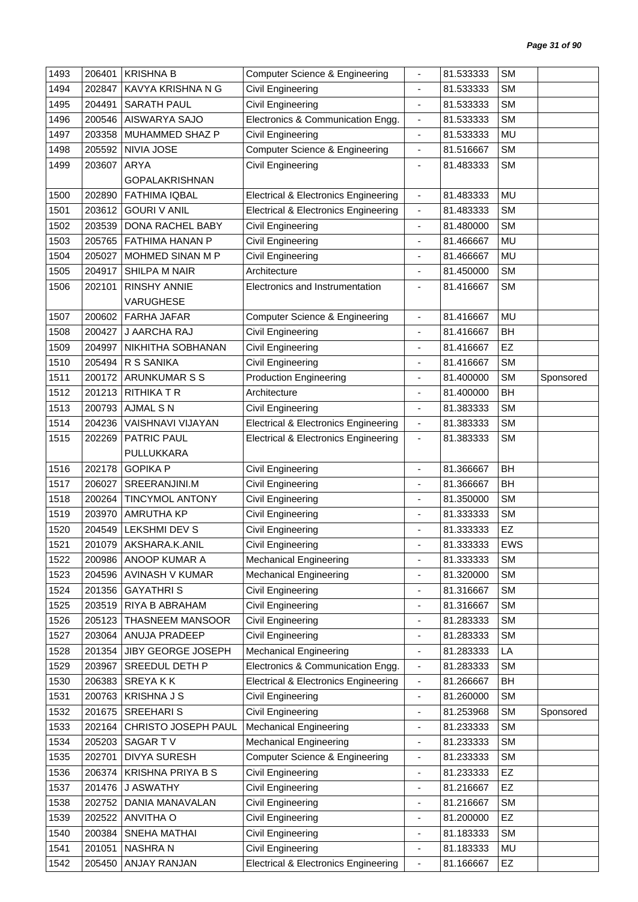| 1493 | 206401 | KRISHNA B | Computer Science & Engineering | - | 81.533333 | SM | |
|---|---|---|---|---|---|---|---|
| 1494 | 202847 | KAVYA KRISHNA N G | Civil Engineering | - | 81.533333 | SM | |
| 1495 | 204491 | SARATH PAUL | Civil Engineering | - | 81.533333 | SM | |
| 1496 | 200546 | AISWARYA SAJO | Electronics & Communication Engg. | - | 81.533333 | SM | |
| 1497 | 203358 | MUHAMMED SHAZ P | Civil Engineering | - | 81.533333 | MU | |
| 1498 | 205592 | NIVIA JOSE | Computer Science & Engineering | - | 81.516667 | SM | |
| 1499 | 203607 | ARYA GOPALAKRISHNAN | Civil Engineering | - | 81.483333 | SM | |
| 1500 | 202890 | FATHIMA IQBAL | Electrical & Electronics Engineering | - | 81.483333 | MU | |
| 1501 | 203612 | GOURI V ANIL | Electrical & Electronics Engineering | - | 81.483333 | SM | |
| 1502 | 203539 | DONA RACHEL BABY | Civil Engineering | - | 81.480000 | SM | |
| 1503 | 205765 | FATHIMA HANAN P | Civil Engineering | - | 81.466667 | MU | |
| 1504 | 205027 | MOHMED SINAN M P | Civil Engineering | - | 81.466667 | MU | |
| 1505 | 204917 | SHILPA M NAIR | Architecture | - | 81.450000 | SM | |
| 1506 | 202101 | RINSHY ANNIE VARUGHESE | Electronics and Instrumentation | - | 81.416667 | SM | |
| 1507 | 200602 | FARHA JAFAR | Computer Science & Engineering | - | 81.416667 | MU | |
| 1508 | 200427 | J AARCHA RAJ | Civil Engineering | - | 81.416667 | BH | |
| 1509 | 204997 | NIKHITHA SOBHANAN | Civil Engineering | - | 81.416667 | EZ | |
| 1510 | 205494 | R S SANIKA | Civil Engineering | - | 81.416667 | SM | |
| 1511 | 200172 | ARUNKUMAR S S | Production Engineering | - | 81.400000 | SM | Sponsored |
| 1512 | 201213 | RITHIKA T R | Architecture | - | 81.400000 | BH | |
| 1513 | 200793 | AJMAL S N | Civil Engineering | - | 81.383333 | SM | |
| 1514 | 204236 | VAISHNAVI VIJAYAN | Electrical & Electronics Engineering | - | 81.383333 | SM | |
| 1515 | 202269 | PATRIC PAUL PULLUKKARA | Electrical & Electronics Engineering | - | 81.383333 | SM | |
| 1516 | 202178 | GOPIKA P | Civil Engineering | - | 81.366667 | BH | |
| 1517 | 206027 | SREERANJINI.M | Civil Engineering | - | 81.366667 | BH | |
| 1518 | 200264 | TINCYMOL ANTONY | Civil Engineering | - | 81.350000 | SM | |
| 1519 | 203970 | AMRUTHA KP | Civil Engineering | - | 81.333333 | SM | |
| 1520 | 204549 | LEKSHMI DEV S | Civil Engineering | - | 81.333333 | EZ | |
| 1521 | 201079 | AKSHARA.K.ANIL | Civil Engineering | - | 81.333333 | EWS | |
| 1522 | 200986 | ANOOP KUMAR A | Mechanical Engineering | - | 81.333333 | SM | |
| 1523 | 204596 | AVINASH V KUMAR | Mechanical Engineering | - | 81.320000 | SM | |
| 1524 | 201356 | GAYATHRI S | Civil Engineering | - | 81.316667 | SM | |
| 1525 | 203519 | RIYA B ABRAHAM | Civil Engineering | - | 81.316667 | SM | |
| 1526 | 205123 | THASNEEM MANSOOR | Civil Engineering | - | 81.283333 | SM | |
| 1527 | 203064 | ANUJA PRADEEP | Civil Engineering | - | 81.283333 | SM | |
| 1528 | 201354 | JIBY GEORGE JOSEPH | Mechanical Engineering | - | 81.283333 | LA | |
| 1529 | 203967 | SREEDUL DETH P | Electronics & Communication Engg. | - | 81.283333 | SM | |
| 1530 | 206383 | SREYA K K | Electrical & Electronics Engineering | - | 81.266667 | BH | |
| 1531 | 200763 | KRISHNA J S | Civil Engineering | - | 81.260000 | SM | |
| 1532 | 201675 | SREEHARI S | Civil Engineering | - | 81.253968 | SM | Sponsored |
| 1533 | 202164 | CHRISTO JOSEPH PAUL | Mechanical Engineering | - | 81.233333 | SM | |
| 1534 | 205203 | SAGAR T V | Mechanical Engineering | - | 81.233333 | SM | |
| 1535 | 202701 | DIVYA SURESH | Computer Science & Engineering | - | 81.233333 | SM | |
| 1536 | 206374 | KRISHNA PRIYA B S | Civil Engineering | - | 81.233333 | EZ | |
| 1537 | 201476 | J ASWATHY | Civil Engineering | - | 81.216667 | EZ | |
| 1538 | 202752 | DANIA MANAVALAN | Civil Engineering | - | 81.216667 | SM | |
| 1539 | 202522 | ANVITHA O | Civil Engineering | - | 81.200000 | EZ | |
| 1540 | 200384 | SNEHA MATHAI | Civil Engineering | - | 81.183333 | SM | |
| 1541 | 201051 | NASHRA N | Civil Engineering | - | 81.183333 | MU | |
| 1542 | 205450 | ANJAY RANJAN | Electrical & Electronics Engineering | - | 81.166667 | EZ | |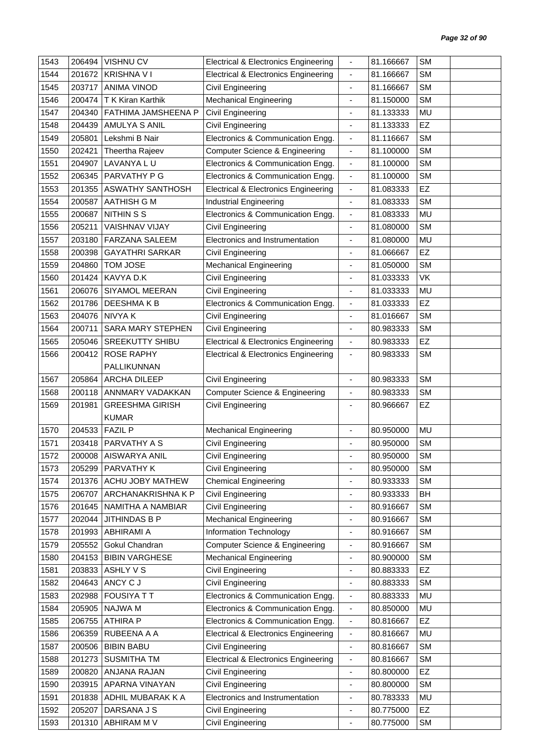| 1543 | 206494 | VISHNU CV | Electrical & Electronics Engineering | - | 81.166667 | SM | |
|---|---|---|---|---|---|---|---|
| 1544 | 201672 | KRISHNA V I | Electrical & Electronics Engineering | - | 81.166667 | SM | |
| 1545 | 203717 | ANIMA VINOD | Civil Engineering | - | 81.166667 | SM | |
| 1546 | 200474 | T K Kiran Karthik | Mechanical Engineering | - | 81.150000 | SM | |
| 1547 | 204340 | FATHIMA JAMSHEENA P | Civil Engineering | - | 81.133333 | MU | |
| 1548 | 204439 | AMULYA S ANIL | Civil Engineering | - | 81.133333 | EZ | |
| 1549 | 205801 | Lekshmi B Nair | Electronics & Communication Engg. | - | 81.116667 | SM | |
| 1550 | 202421 | Theertha Rajeev | Computer Science & Engineering | - | 81.100000 | SM | |
| 1551 | 204907 | LAVANYA L U | Electronics & Communication Engg. | - | 81.100000 | SM | |
| 1552 | 206345 | PARVATHY P G | Electronics & Communication Engg. | - | 81.100000 | SM | |
| 1553 | 201355 | ASWATHY SANTHOSH | Electrical & Electronics Engineering | - | 81.083333 | EZ | |
| 1554 | 200587 | AATHISH G M | Industrial Engineering | - | 81.083333 | SM | |
| 1555 | 200687 | NITHIN S S | Electronics & Communication Engg. | - | 81.083333 | MU | |
| 1556 | 205211 | VAISHNAV VIJAY | Civil Engineering | - | 81.080000 | SM | |
| 1557 | 203180 | FARZANA SALEEM | Electronics and Instrumentation | - | 81.080000 | MU | |
| 1558 | 200398 | GAYATHRI SARKAR | Civil Engineering | - | 81.066667 | EZ | |
| 1559 | 204860 | TOM JOSE | Mechanical Engineering | - | 81.050000 | SM | |
| 1560 | 201424 | KAVYA D.K | Civil Engineering | - | 81.033333 | VK | |
| 1561 | 206076 | SIYAMOL MEERAN | Civil Engineering | - | 81.033333 | MU | |
| 1562 | 201786 | DEESHMA K B | Electronics & Communication Engg. | - | 81.033333 | EZ | |
| 1563 | 204076 | NIVYA K | Civil Engineering | - | 81.016667 | SM | |
| 1564 | 200711 | SARA MARY STEPHEN | Civil Engineering | - | 80.983333 | SM | |
| 1565 | 205046 | SREEKUTTY SHIBU | Electrical & Electronics Engineering | - | 80.983333 | EZ | |
| 1566 | 200412 | ROSE RAPHY PALLIKUNNAN | Electrical & Electronics Engineering | - | 80.983333 | SM | |
| 1567 | 205864 | ARCHA DILEEP | Civil Engineering | - | 80.983333 | SM | |
| 1568 | 200118 | ANNMARY VADAKKAN | Computer Science & Engineering | - | 80.983333 | SM | |
| 1569 | 201981 | GREESHMA GIRISH KUMAR | Civil Engineering | - | 80.966667 | EZ | |
| 1570 | 204533 | FAZIL P | Mechanical Engineering | - | 80.950000 | MU | |
| 1571 | 203418 | PARVATHY A S | Civil Engineering | - | 80.950000 | SM | |
| 1572 | 200008 | AISWARYA ANIL | Civil Engineering | - | 80.950000 | SM | |
| 1573 | 205299 | PARVATHY K | Civil Engineering | - | 80.950000 | SM | |
| 1574 | 201376 | ACHU JOBY MATHEW | Chemical Engineering | - | 80.933333 | SM | |
| 1575 | 206707 | ARCHANAKRISHNA K P | Civil Engineering | - | 80.933333 | BH | |
| 1576 | 201645 | NAMITHA A NAMBIAR | Civil Engineering | - | 80.916667 | SM | |
| 1577 | 202044 | JITHINDAS B P | Mechanical Engineering | - | 80.916667 | SM | |
| 1578 | 201993 | ABHIRAMI A | Information Technology | - | 80.916667 | SM | |
| 1579 | 205552 | Gokul Chandran | Computer Science & Engineering | - | 80.916667 | SM | |
| 1580 | 204153 | BIBIN VARGHESE | Mechanical Engineering | - | 80.900000 | SM | |
| 1581 | 203833 | ASHLY V S | Civil Engineering | - | 80.883333 | EZ | |
| 1582 | 204643 | ANCY C J | Civil Engineering | - | 80.883333 | SM | |
| 1583 | 202988 | FOUSIYA T T | Electronics & Communication Engg. | - | 80.883333 | MU | |
| 1584 | 205905 | NAJWA M | Electronics & Communication Engg. | - | 80.850000 | MU | |
| 1585 | 206755 | ATHIRA P | Electronics & Communication Engg. | - | 80.816667 | EZ | |
| 1586 | 206359 | RUBEENA A A | Electrical & Electronics Engineering | - | 80.816667 | MU | |
| 1587 | 200506 | BIBIN BABU | Civil Engineering | - | 80.816667 | SM | |
| 1588 | 201273 | SUSMITHA TM | Electrical & Electronics Engineering | - | 80.816667 | SM | |
| 1589 | 200820 | ANJANA RAJAN | Civil Engineering | - | 80.800000 | EZ | |
| 1590 | 203915 | APARNA VINAYAN | Civil Engineering | - | 80.800000 | SM | |
| 1591 | 201838 | ADHIL MUBARAK K A | Electronics and Instrumentation | - | 80.783333 | MU | |
| 1592 | 205207 | DARSANA J S | Civil Engineering | - | 80.775000 | EZ | |
| 1593 | 201310 | ABHIRAM M V | Civil Engineering | - | 80.775000 | SM | |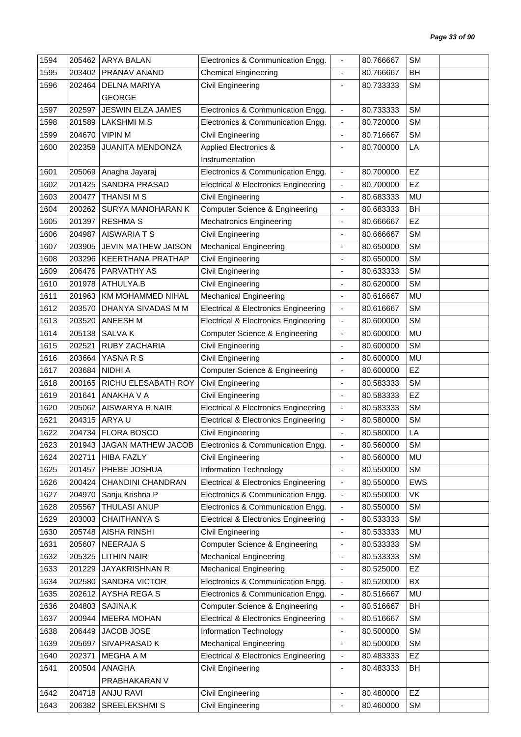| | | | | | | | |
|---|---|---|---|---|---|---|---|
| 1594 | 205462 | ARYA BALAN | Electronics & Communication Engg. | - | 80.766667 | SM | |
| 1595 | 203402 | PRANAV ANAND | Chemical Engineering | - | 80.766667 | BH | |
| 1596 | 202464 | DELNA MARIYA GEORGE | Civil Engineering | - | 80.733333 | SM | |
| 1597 | 202597 | JESWIN ELZA JAMES | Electronics & Communication Engg. | - | 80.733333 | SM | |
| 1598 | 201589 | LAKSHMI M.S | Electronics & Communication Engg. | - | 80.720000 | SM | |
| 1599 | 204670 | VIPIN M | Civil Engineering | - | 80.716667 | SM | |
| 1600 | 202358 | JUANITA MENDONZA | Applied Electronics & Instrumentation | - | 80.700000 | LA | |
| 1601 | 205069 | Anagha Jayaraj | Electronics & Communication Engg. | - | 80.700000 | EZ | |
| 1602 | 201425 | SANDRA PRASAD | Electrical & Electronics Engineering | - | 80.700000 | EZ | |
| 1603 | 200477 | THANSI M S | Civil Engineering | - | 80.683333 | MU | |
| 1604 | 200262 | SURYA MANOHARAN K | Computer Science & Engineering | - | 80.683333 | BH | |
| 1605 | 201397 | RESHMA S | Mechatronics Engineering | - | 80.666667 | EZ | |
| 1606 | 204987 | AISWARIA T S | Civil Engineering | - | 80.666667 | SM | |
| 1607 | 203905 | JEVIN MATHEW JAISON | Mechanical Engineering | - | 80.650000 | SM | |
| 1608 | 203296 | KEERTHANA PRATHAP | Civil Engineering | - | 80.650000 | SM | |
| 1609 | 206476 | PARVATHY AS | Civil Engineering | - | 80.633333 | SM | |
| 1610 | 201978 | ATHULYA.B | Civil Engineering | - | 80.620000 | SM | |
| 1611 | 201963 | KM MOHAMMED NIHAL | Mechanical Engineering | - | 80.616667 | MU | |
| 1612 | 203570 | DHANYA SIVADAS M M | Electrical & Electronics Engineering | - | 80.616667 | SM | |
| 1613 | 203520 | ANEESH M | Electrical & Electronics Engineering | - | 80.600000 | SM | |
| 1614 | 205138 | SALVA K | Computer Science & Engineering | - | 80.600000 | MU | |
| 1615 | 202521 | RUBY ZACHARIA | Civil Engineering | - | 80.600000 | SM | |
| 1616 | 203664 | YASNA R S | Civil Engineering | - | 80.600000 | MU | |
| 1617 | 203684 | NIDHI A | Computer Science & Engineering | - | 80.600000 | EZ | |
| 1618 | 200165 | RICHU ELESABATH ROY | Civil Engineering | - | 80.583333 | SM | |
| 1619 | 201641 | ANAKHA V A | Civil Engineering | - | 80.583333 | EZ | |
| 1620 | 205062 | AISWARYA R NAIR | Electrical & Electronics Engineering | - | 80.583333 | SM | |
| 1621 | 204315 | ARYA U | Electrical & Electronics Engineering | - | 80.580000 | SM | |
| 1622 | 204734 | FLORA BOSCO | Civil Engineering | - | 80.580000 | LA | |
| 1623 | 201943 | JAGAN MATHEW JACOB | Electronics & Communication Engg. | - | 80.560000 | SM | |
| 1624 | 202711 | HIBA FAZLY | Civil Engineering | - | 80.560000 | MU | |
| 1625 | 201457 | PHEBE JOSHUA | Information Technology | - | 80.550000 | SM | |
| 1626 | 200424 | CHANDINI CHANDRAN | Electrical & Electronics Engineering | - | 80.550000 | EWS | |
| 1627 | 204970 | Sanju Krishna P | Electronics & Communication Engg. | - | 80.550000 | VK | |
| 1628 | 205567 | THULASI ANUP | Electronics & Communication Engg. | - | 80.550000 | SM | |
| 1629 | 203003 | CHAITHANYA S | Electrical & Electronics Engineering | - | 80.533333 | SM | |
| 1630 | 205748 | AISHA RINSHI | Civil Engineering | - | 80.533333 | MU | |
| 1631 | 205607 | NEERAJA S | Computer Science & Engineering | - | 80.533333 | SM | |
| 1632 | 205325 | LITHIN NAIR | Mechanical Engineering | - | 80.533333 | SM | |
| 1633 | 201229 | JAYAKRISHNAN R | Mechanical Engineering | - | 80.525000 | EZ | |
| 1634 | 202580 | SANDRA VICTOR | Electronics & Communication Engg. | - | 80.520000 | BX | |
| 1635 | 202612 | AYSHA REGA S | Electronics & Communication Engg. | - | 80.516667 | MU | |
| 1636 | 204803 | SAJINA.K | Computer Science & Engineering | - | 80.516667 | BH | |
| 1637 | 200944 | MEERA MOHAN | Electrical & Electronics Engineering | - | 80.516667 | SM | |
| 1638 | 206449 | JACOB JOSE | Information Technology | - | 80.500000 | SM | |
| 1639 | 205697 | SIVAPRASAD K | Mechanical Engineering | - | 80.500000 | SM | |
| 1640 | 202371 | MEGHA A M | Electrical & Electronics Engineering | - | 80.483333 | EZ | |
| 1641 | 200504 | ANAGHA PRABHAKARAN V | Civil Engineering | - | 80.483333 | BH | |
| 1642 | 204718 | ANJU RAVI | Civil Engineering | - | 80.480000 | EZ | |
| 1643 | 206382 | SREELEKSHMI S | Civil Engineering | - | 80.460000 | SM | |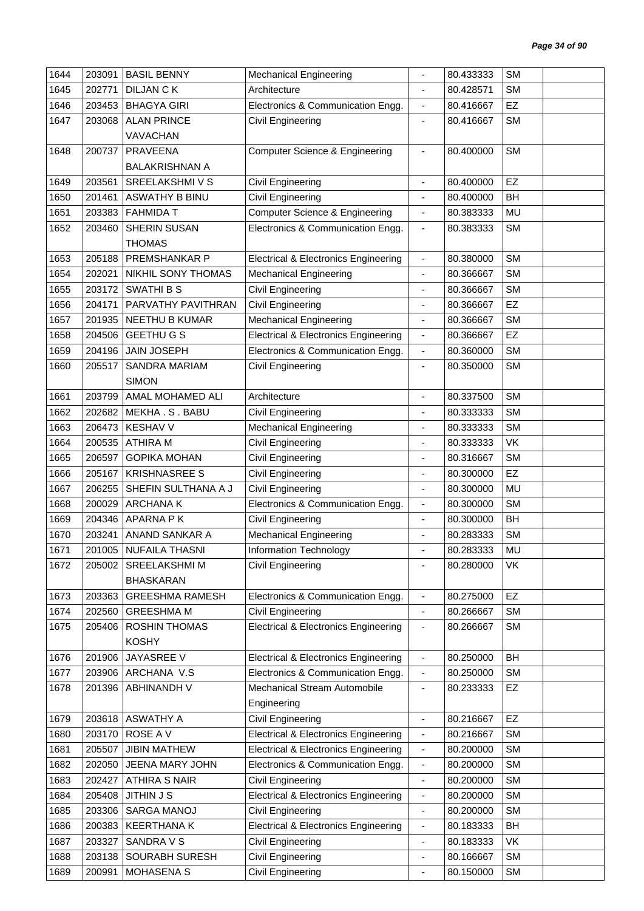| 1644 | 203091 | BASIL BENNY | Mechanical Engineering | - | 80.433333 | SM | |
|---|---|---|---|---|---|---|---|
| 1645 | 202771 | DILJAN C K | Architecture | - | 80.428571 | SM | |
| 1646 | 203453 | BHAGYA GIRI | Electronics & Communication Engg. | - | 80.416667 | EZ | |
| 1647 | 203068 | ALAN PRINCE VAVACHAN | Civil Engineering | - | 80.416667 | SM | |
| 1648 | 200737 | PRAVEENA BALAKRISHNAN A | Computer Science & Engineering | - | 80.400000 | SM | |
| 1649 | 203561 | SREELAKSHMI V S | Civil Engineering | - | 80.400000 | EZ | |
| 1650 | 201461 | ASWATHY B BINU | Civil Engineering | - | 80.400000 | BH | |
| 1651 | 203383 | FAHMIDA T | Computer Science & Engineering | - | 80.383333 | MU | |
| 1652 | 203460 | SHERIN SUSAN THOMAS | Electronics & Communication Engg. | - | 80.383333 | SM | |
| 1653 | 205188 | PREMSHANKAR P | Electrical & Electronics Engineering | - | 80.380000 | SM | |
| 1654 | 202021 | NIKHIL SONY THOMAS | Mechanical Engineering | - | 80.366667 | SM | |
| 1655 | 203172 | SWATHI B S | Civil Engineering | - | 80.366667 | SM | |
| 1656 | 204171 | PARVATHY PAVITHRAN | Civil Engineering | - | 80.366667 | EZ | |
| 1657 | 201935 | NEETHU B KUMAR | Mechanical Engineering | - | 80.366667 | SM | |
| 1658 | 204506 | GEETHU G S | Electrical & Electronics Engineering | - | 80.366667 | EZ | |
| 1659 | 204196 | JAIN JOSEPH | Electronics & Communication Engg. | - | 80.360000 | SM | |
| 1660 | 205517 | SANDRA MARIAM SIMON | Civil Engineering | - | 80.350000 | SM | |
| 1661 | 203799 | AMAL MOHAMED ALI | Architecture | - | 80.337500 | SM | |
| 1662 | 202682 | MEKHA . S . BABU | Civil Engineering | - | 80.333333 | SM | |
| 1663 | 206473 | KESHAV V | Mechanical Engineering | - | 80.333333 | SM | |
| 1664 | 200535 | ATHIRA M | Civil Engineering | - | 80.333333 | VK | |
| 1665 | 206597 | GOPIKA MOHAN | Civil Engineering | - | 80.316667 | SM | |
| 1666 | 205167 | KRISHNASREE S | Civil Engineering | - | 80.300000 | EZ | |
| 1667 | 206255 | SHEFIN SULTHANA A J | Civil Engineering | - | 80.300000 | MU | |
| 1668 | 200029 | ARCHANA K | Electronics & Communication Engg. | - | 80.300000 | SM | |
| 1669 | 204346 | APARNA P K | Civil Engineering | - | 80.300000 | BH | |
| 1670 | 203241 | ANAND SANKAR A | Mechanical Engineering | - | 80.283333 | SM | |
| 1671 | 201005 | NUFAILA THASNI | Information Technology | - | 80.283333 | MU | |
| 1672 | 205002 | SREELAKSHMI M BHASKARAN | Civil Engineering | - | 80.280000 | VK | |
| 1673 | 203363 | GREESHMA RAMESH | Electronics & Communication Engg. | - | 80.275000 | EZ | |
| 1674 | 202560 | GREESHMA M | Civil Engineering | - | 80.266667 | SM | |
| 1675 | 205406 | ROSHIN THOMAS KOSHY | Electrical & Electronics Engineering | - | 80.266667 | SM | |
| 1676 | 201906 | JAYASREE V | Electrical & Electronics Engineering | - | 80.250000 | BH | |
| 1677 | 203906 | ARCHANA V.S | Electronics & Communication Engg. | - | 80.250000 | SM | |
| 1678 | 201396 | ABHINANDH V | Mechanical Stream Automobile Engineering | - | 80.233333 | EZ | |
| 1679 | 203618 | ASWATHY A | Civil Engineering | - | 80.216667 | EZ | |
| 1680 | 203170 | ROSE A V | Electrical & Electronics Engineering | - | 80.216667 | SM | |
| 1681 | 205507 | JIBIN MATHEW | Electrical & Electronics Engineering | - | 80.200000 | SM | |
| 1682 | 202050 | JEENA MARY JOHN | Electronics & Communication Engg. | - | 80.200000 | SM | |
| 1683 | 202427 | ATHIRA S NAIR | Civil Engineering | - | 80.200000 | SM | |
| 1684 | 205408 | JITHIN J S | Electrical & Electronics Engineering | - | 80.200000 | SM | |
| 1685 | 203306 | SARGA MANOJ | Civil Engineering | - | 80.200000 | SM | |
| 1686 | 200383 | KEERTHANA K | Electrical & Electronics Engineering | - | 80.183333 | BH | |
| 1687 | 203327 | SANDRA V S | Civil Engineering | - | 80.183333 | VK | |
| 1688 | 203138 | SOURABH SURESH | Civil Engineering | - | 80.166667 | SM | |
| 1689 | 200991 | MOHASENA S | Civil Engineering | - | 80.150000 | SM | |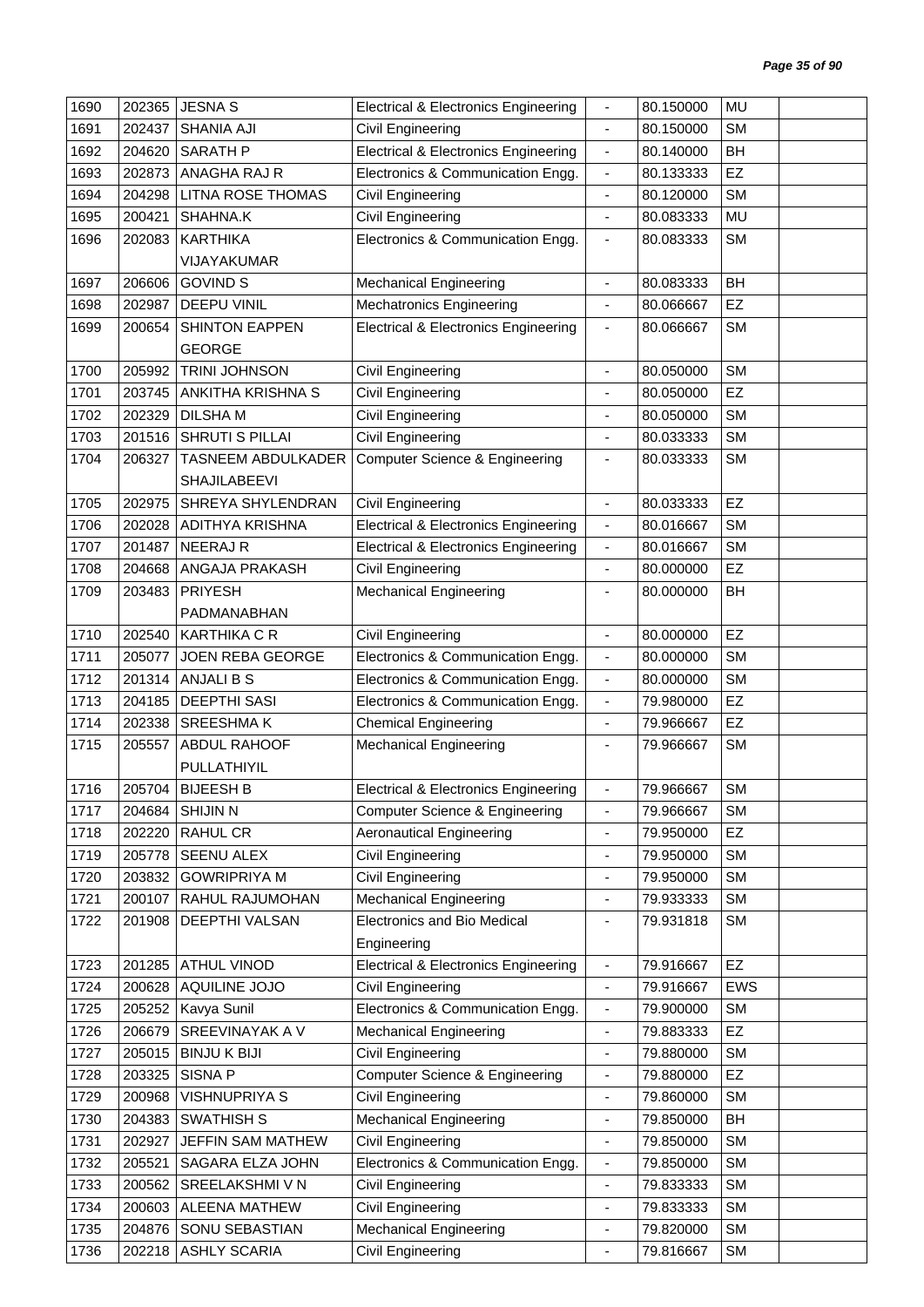| | | | | | | | |
|---|---|---|---|---|---|---|---|
| 1690 | 202365 | JESNA S | Electrical & Electronics Engineering | - | 80.150000 | MU | |
| 1691 | 202437 | SHANIA AJI | Civil Engineering | - | 80.150000 | SM | |
| 1692 | 204620 | SARATH P | Electrical & Electronics Engineering | - | 80.140000 | BH | |
| 1693 | 202873 | ANAGHA RAJ R | Electronics & Communication Engg. | - | 80.133333 | EZ | |
| 1694 | 204298 | LITNA ROSE THOMAS | Civil Engineering | - | 80.120000 | SM | |
| 1695 | 200421 | SHAHNA.K | Civil Engineering | - | 80.083333 | MU | |
| 1696 | 202083 | KARTHIKA VIJAYAKUMAR | Electronics & Communication Engg. | - | 80.083333 | SM | |
| 1697 | 206606 | GOVIND S | Mechanical Engineering | - | 80.083333 | BH | |
| 1698 | 202987 | DEEPU VINIL | Mechatronics Engineering | - | 80.066667 | EZ | |
| 1699 | 200654 | SHINTON EAPPEN GEORGE | Electrical & Electronics Engineering | - | 80.066667 | SM | |
| 1700 | 205992 | TRINI JOHNSON | Civil Engineering | - | 80.050000 | SM | |
| 1701 | 203745 | ANKITHA KRISHNA S | Civil Engineering | - | 80.050000 | EZ | |
| 1702 | 202329 | DILSHA M | Civil Engineering | - | 80.050000 | SM | |
| 1703 | 201516 | SHRUTI S PILLAI | Civil Engineering | - | 80.033333 | SM | |
| 1704 | 206327 | TASNEEM ABDULKADER SHAJILABEEVI | Computer Science & Engineering | - | 80.033333 | SM | |
| 1705 | 202975 | SHREYA SHYLENDRAN | Civil Engineering | - | 80.033333 | EZ | |
| 1706 | 202028 | ADITHYA KRISHNA | Electrical & Electronics Engineering | - | 80.016667 | SM | |
| 1707 | 201487 | NEERAJ R | Electrical & Electronics Engineering | - | 80.016667 | SM | |
| 1708 | 204668 | ANGAJA PRAKASH | Civil Engineering | - | 80.000000 | EZ | |
| 1709 | 203483 | PRIYESH PADMANABHAN | Mechanical Engineering | - | 80.000000 | BH | |
| 1710 | 202540 | KARTHIKA C R | Civil Engineering | - | 80.000000 | EZ | |
| 1711 | 205077 | JOEN REBA GEORGE | Electronics & Communication Engg. | - | 80.000000 | SM | |
| 1712 | 201314 | ANJALI B S | Electronics & Communication Engg. | - | 80.000000 | SM | |
| 1713 | 204185 | DEEPTHI SASI | Electronics & Communication Engg. | - | 79.980000 | EZ | |
| 1714 | 202338 | SREESHMA K | Chemical Engineering | - | 79.966667 | EZ | |
| 1715 | 205557 | ABDUL RAHOOF PULLATHIYIL | Mechanical Engineering | - | 79.966667 | SM | |
| 1716 | 205704 | BIJEESH B | Electrical & Electronics Engineering | - | 79.966667 | SM | |
| 1717 | 204684 | SHIJIN N | Computer Science & Engineering | - | 79.966667 | SM | |
| 1718 | 202220 | RAHUL CR | Aeronautical Engineering | - | 79.950000 | EZ | |
| 1719 | 205778 | SEENU ALEX | Civil Engineering | - | 79.950000 | SM | |
| 1720 | 203832 | GOWRIPRIYA M | Civil Engineering | - | 79.950000 | SM | |
| 1721 | 200107 | RAHUL RAJUMOHAN | Mechanical Engineering | - | 79.933333 | SM | |
| 1722 | 201908 | DEEPTHI VALSAN | Electronics and Bio Medical Engineering | - | 79.931818 | SM | |
| 1723 | 201285 | ATHUL VINOD | Electrical & Electronics Engineering | - | 79.916667 | EZ | |
| 1724 | 200628 | AQUILINE JOJO | Civil Engineering | - | 79.916667 | EWS | |
| 1725 | 205252 | Kavya Sunil | Electronics & Communication Engg. | - | 79.900000 | SM | |
| 1726 | 206679 | SREEVINAYAK A V | Mechanical Engineering | - | 79.883333 | EZ | |
| 1727 | 205015 | BINJU K BIJI | Civil Engineering | - | 79.880000 | SM | |
| 1728 | 203325 | SISNA P | Computer Science & Engineering | - | 79.880000 | EZ | |
| 1729 | 200968 | VISHNUPRIYA S | Civil Engineering | - | 79.860000 | SM | |
| 1730 | 204383 | SWATHISH S | Mechanical Engineering | - | 79.850000 | BH | |
| 1731 | 202927 | JEFFIN SAM MATHEW | Civil Engineering | - | 79.850000 | SM | |
| 1732 | 205521 | SAGARA ELZA JOHN | Electronics & Communication Engg. | - | 79.850000 | SM | |
| 1733 | 200562 | SREELAKSHMI V N | Civil Engineering | - | 79.833333 | SM | |
| 1734 | 200603 | ALEENA MATHEW | Civil Engineering | - | 79.833333 | SM | |
| 1735 | 204876 | SONU SEBASTIAN | Mechanical Engineering | - | 79.820000 | SM | |
| 1736 | 202218 | ASHLY SCARIA | Civil Engineering | - | 79.816667 | SM | |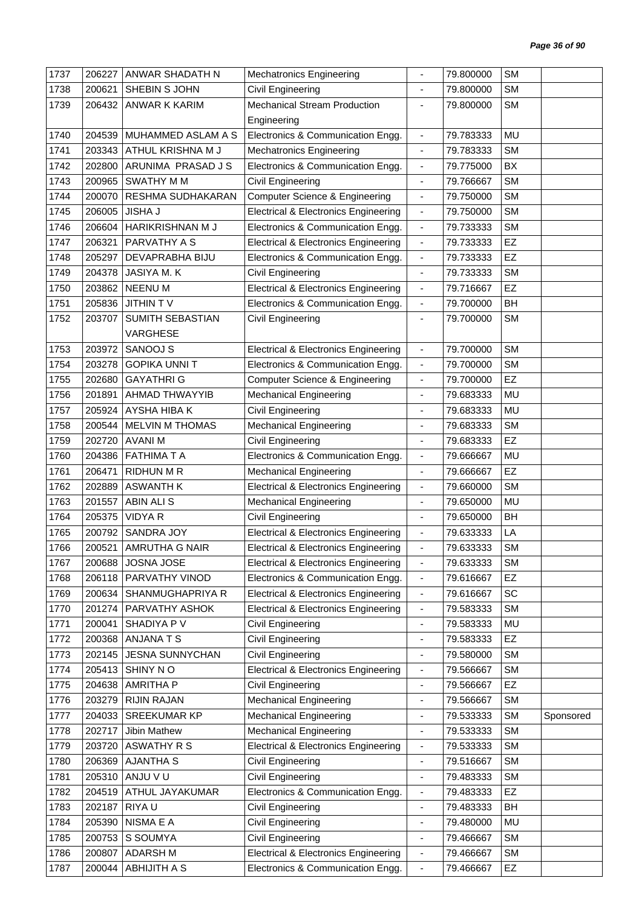| | | | | | | | |
|---|---|---|---|---|---|---|---|
| 1737 | 206227 | ANWAR SHADATH N | Mechatronics Engineering | - | 79.800000 | SM | |
| 1738 | 200621 | SHEBIN S JOHN | Civil Engineering | - | 79.800000 | SM | |
| 1739 | 206432 | ANWAR K KARIM | Mechanical Stream Production Engineering | - | 79.800000 | SM | |
| 1740 | 204539 | MUHAMMED ASLAM A S | Electronics & Communication Engg. | - | 79.783333 | MU | |
| 1741 | 203343 | ATHUL KRISHNA M J | Mechatronics Engineering | - | 79.783333 | SM | |
| 1742 | 202800 | ARUNIMA PRASAD J S | Electronics & Communication Engg. | - | 79.775000 | BX | |
| 1743 | 200965 | SWATHY M M | Civil Engineering | - | 79.766667 | SM | |
| 1744 | 200070 | RESHMA SUDHAKARAN | Computer Science & Engineering | - | 79.750000 | SM | |
| 1745 | 206005 | JISHA J | Electrical & Electronics Engineering | - | 79.750000 | SM | |
| 1746 | 206604 | HARIKRISHNAN M J | Electronics & Communication Engg. | - | 79.733333 | SM | |
| 1747 | 206321 | PARVATHY A S | Electrical & Electronics Engineering | - | 79.733333 | EZ | |
| 1748 | 205297 | DEVAPRABHA BIJU | Electronics & Communication Engg. | - | 79.733333 | EZ | |
| 1749 | 204378 | JASIYA M. K | Civil Engineering | - | 79.733333 | SM | |
| 1750 | 203862 | NEENU M | Electrical & Electronics Engineering | - | 79.716667 | EZ | |
| 1751 | 205836 | JITHIN T V | Electronics & Communication Engg. | - | 79.700000 | BH | |
| 1752 | 203707 | SUMITH SEBASTIAN VARGHESE | Civil Engineering | - | 79.700000 | SM | |
| 1753 | 203972 | SANOOJ S | Electrical & Electronics Engineering | - | 79.700000 | SM | |
| 1754 | 203278 | GOPIKA UNNI T | Electronics & Communication Engg. | - | 79.700000 | SM | |
| 1755 | 202680 | GAYATHRI G | Computer Science & Engineering | - | 79.700000 | EZ | |
| 1756 | 201891 | AHMAD THWAYYIB | Mechanical Engineering | - | 79.683333 | MU | |
| 1757 | 205924 | AYSHA HIBA K | Civil Engineering | - | 79.683333 | MU | |
| 1758 | 200544 | MELVIN M THOMAS | Mechanical Engineering | - | 79.683333 | SM | |
| 1759 | 202720 | AVANI M | Civil Engineering | - | 79.683333 | EZ | |
| 1760 | 204386 | FATHIMA T A | Electronics & Communication Engg. | - | 79.666667 | MU | |
| 1761 | 206471 | RIDHUN M R | Mechanical Engineering | - | 79.666667 | EZ | |
| 1762 | 202889 | ASWANTH K | Electrical & Electronics Engineering | - | 79.660000 | SM | |
| 1763 | 201557 | ABIN ALI S | Mechanical Engineering | - | 79.650000 | MU | |
| 1764 | 205375 | VIDYA R | Civil Engineering | - | 79.650000 | BH | |
| 1765 | 200792 | SANDRA JOY | Electrical & Electronics Engineering | - | 79.633333 | LA | |
| 1766 | 200521 | AMRUTHA G NAIR | Electrical & Electronics Engineering | - | 79.633333 | SM | |
| 1767 | 200688 | JOSNA JOSE | Electrical & Electronics Engineering | - | 79.633333 | SM | |
| 1768 | 206118 | PARVATHY VINOD | Electronics & Communication Engg. | - | 79.616667 | EZ | |
| 1769 | 200634 | SHANMUGHAPRIYA R | Electrical & Electronics Engineering | - | 79.616667 | SC | |
| 1770 | 201274 | PARVATHY ASHOK | Electrical & Electronics Engineering | - | 79.583333 | SM | |
| 1771 | 200041 | SHADIYA P V | Civil Engineering | - | 79.583333 | MU | |
| 1772 | 200368 | ANJANA T S | Civil Engineering | - | 79.583333 | EZ | |
| 1773 | 202145 | JESNA SUNNYCHAN | Civil Engineering | - | 79.580000 | SM | |
| 1774 | 205413 | SHINY N O | Electrical & Electronics Engineering | - | 79.566667 | SM | |
| 1775 | 204638 | AMRITHA P | Civil Engineering | - | 79.566667 | EZ | |
| 1776 | 203279 | RIJIN RAJAN | Mechanical Engineering | - | 79.566667 | SM | |
| 1777 | 204033 | SREEKUMAR KP | Mechanical Engineering | - | 79.533333 | SM | Sponsored |
| 1778 | 202717 | Jibin Mathew | Mechanical Engineering | - | 79.533333 | SM | |
| 1779 | 203720 | ASWATHY R S | Electrical & Electronics Engineering | - | 79.533333 | SM | |
| 1780 | 206369 | AJANTHA S | Civil Engineering | - | 79.516667 | SM | |
| 1781 | 205310 | ANJU V U | Civil Engineering | - | 79.483333 | SM | |
| 1782 | 204519 | ATHUL JAYAKUMAR | Electronics & Communication Engg. | - | 79.483333 | EZ | |
| 1783 | 202187 | RIYA U | Civil Engineering | - | 79.483333 | BH | |
| 1784 | 205390 | NISMA E A | Civil Engineering | - | 79.480000 | MU | |
| 1785 | 200753 | S SOUMYA | Civil Engineering | - | 79.466667 | SM | |
| 1786 | 200807 | ADARSH M | Electrical & Electronics Engineering | - | 79.466667 | SM | |
| 1787 | 200044 | ABHIJITH A S | Electronics & Communication Engg. | - | 79.466667 | EZ | |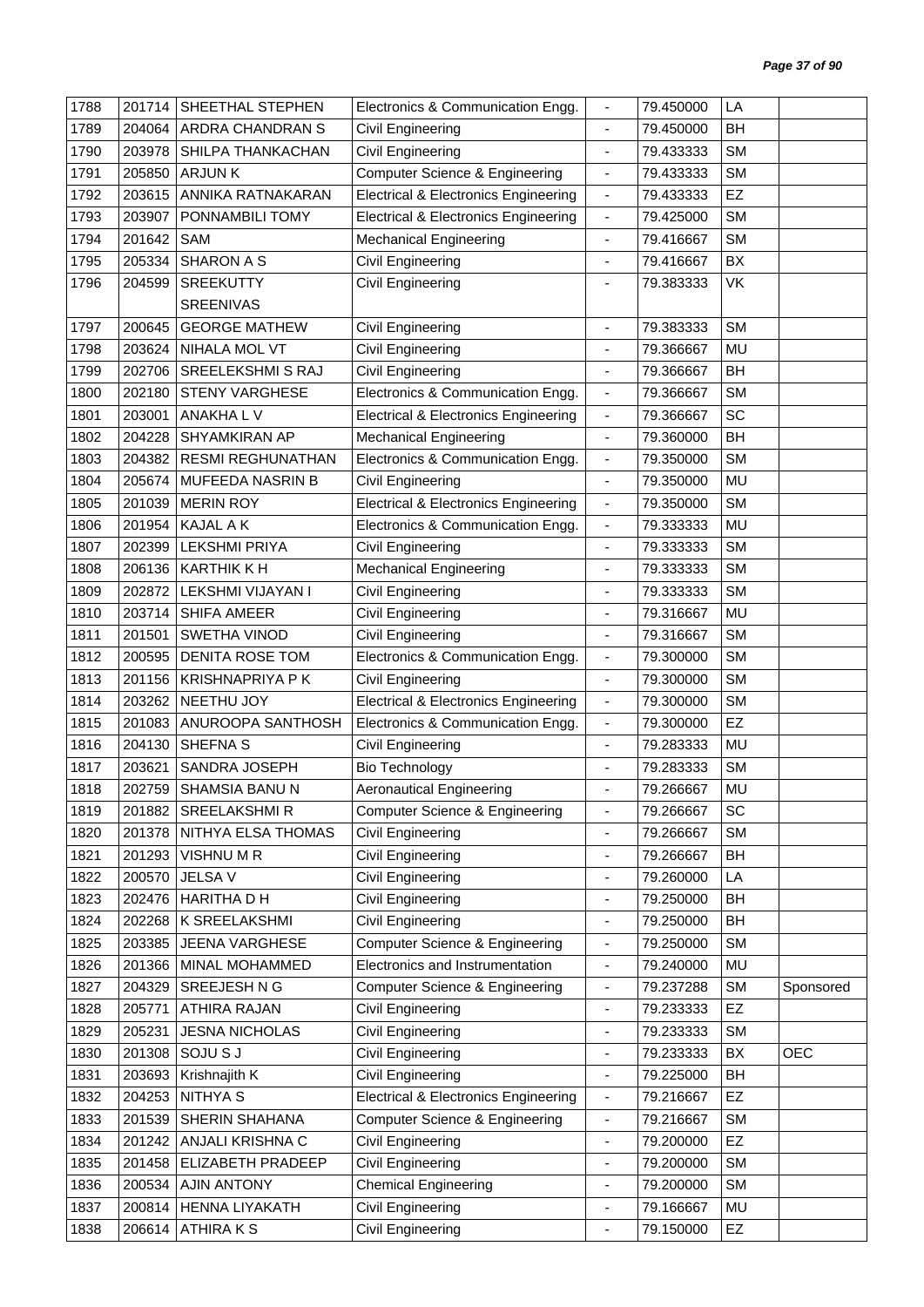| 1788 | 201714 | SHEETHAL STEPHEN | Electronics & Communication Engg. | - | 79.450000 | LA | |
|---|---|---|---|---|---|---|---|
| 1789 | 204064 | ARDRA CHANDRAN S | Civil Engineering | - | 79.450000 | BH | |
| 1790 | 203978 | SHILPA THANKACHAN | Civil Engineering | - | 79.433333 | SM | |
| 1791 | 205850 | ARJUN K | Computer Science & Engineering | - | 79.433333 | SM | |
| 1792 | 203615 | ANNIKA RATNAKARAN | Electrical & Electronics Engineering | - | 79.433333 | EZ | |
| 1793 | 203907 | PONNAMBILI TOMY | Electrical & Electronics Engineering | - | 79.425000 | SM | |
| 1794 | 201642 | SAM | Mechanical Engineering | - | 79.416667 | SM | |
| 1795 | 205334 | SHARON A S | Civil Engineering | - | 79.416667 | BX | |
| 1796 | 204599 | SREEKUTTY SREENIVAS | Civil Engineering | - | 79.383333 | VK | |
| 1797 | 200645 | GEORGE MATHEW | Civil Engineering | - | 79.383333 | SM | |
| 1798 | 203624 | NIHALA MOL VT | Civil Engineering | - | 79.366667 | MU | |
| 1799 | 202706 | SREELEKSHMI S RAJ | Civil Engineering | - | 79.366667 | BH | |
| 1800 | 202180 | STENY VARGHESE | Electronics & Communication Engg. | - | 79.366667 | SM | |
| 1801 | 203001 | ANAKHA L V | Electrical & Electronics Engineering | - | 79.366667 | SC | |
| 1802 | 204228 | SHYAMKIRAN AP | Mechanical Engineering | - | 79.360000 | BH | |
| 1803 | 204382 | RESMI REGHUNATHAN | Electronics & Communication Engg. | - | 79.350000 | SM | |
| 1804 | 205674 | MUFEEDA NASRIN B | Civil Engineering | - | 79.350000 | MU | |
| 1805 | 201039 | MERIN ROY | Electrical & Electronics Engineering | - | 79.350000 | SM | |
| 1806 | 201954 | KAJAL A K | Electronics & Communication Engg. | - | 79.333333 | MU | |
| 1807 | 202399 | LEKSHMI PRIYA | Civil Engineering | - | 79.333333 | SM | |
| 1808 | 206136 | KARTHIK K H | Mechanical Engineering | - | 79.333333 | SM | |
| 1809 | 202872 | LEKSHMI VIJAYAN I | Civil Engineering | - | 79.333333 | SM | |
| 1810 | 203714 | SHIFA AMEER | Civil Engineering | - | 79.316667 | MU | |
| 1811 | 201501 | SWETHA VINOD | Civil Engineering | - | 79.316667 | SM | |
| 1812 | 200595 | DENITA ROSE TOM | Electronics & Communication Engg. | - | 79.300000 | SM | |
| 1813 | 201156 | KRISHNAPRIYA P K | Civil Engineering | - | 79.300000 | SM | |
| 1814 | 203262 | NEETHU JOY | Electrical & Electronics Engineering | - | 79.300000 | SM | |
| 1815 | 201083 | ANUROOPA SANTHOSH | Electronics & Communication Engg. | - | 79.300000 | EZ | |
| 1816 | 204130 | SHEFNA S | Civil Engineering | - | 79.283333 | MU | |
| 1817 | 203621 | SANDRA JOSEPH | Bio Technology | - | 79.283333 | SM | |
| 1818 | 202759 | SHAMSIA BANU N | Aeronautical Engineering | - | 79.266667 | MU | |
| 1819 | 201882 | SREELAKSHMI R | Computer Science & Engineering | - | 79.266667 | SC | |
| 1820 | 201378 | NITHYA ELSA THOMAS | Civil Engineering | - | 79.266667 | SM | |
| 1821 | 201293 | VISHNU M R | Civil Engineering | - | 79.266667 | BH | |
| 1822 | 200570 | JELSA V | Civil Engineering | - | 79.260000 | LA | |
| 1823 | 202476 | HARITHA D H | Civil Engineering | - | 79.250000 | BH | |
| 1824 | 202268 | K SREELAKSHMI | Civil Engineering | - | 79.250000 | BH | |
| 1825 | 203385 | JEENA VARGHESE | Computer Science & Engineering | - | 79.250000 | SM | |
| 1826 | 201366 | MINAL MOHAMMED | Electronics and Instrumentation | - | 79.240000 | MU | |
| 1827 | 204329 | SREEJESH N G | Computer Science & Engineering | - | 79.237288 | SM | Sponsored |
| 1828 | 205771 | ATHIRA RAJAN | Civil Engineering | - | 79.233333 | EZ | |
| 1829 | 205231 | JESNA NICHOLAS | Civil Engineering | - | 79.233333 | SM | |
| 1830 | 201308 | SOJU S J | Civil Engineering | - | 79.233333 | BX | OEC |
| 1831 | 203693 | Krishnajith K | Civil Engineering | - | 79.225000 | BH | |
| 1832 | 204253 | NITHYA S | Electrical & Electronics Engineering | - | 79.216667 | EZ | |
| 1833 | 201539 | SHERIN SHAHANA | Computer Science & Engineering | - | 79.216667 | SM | |
| 1834 | 201242 | ANJALI KRISHNA C | Civil Engineering | - | 79.200000 | EZ | |
| 1835 | 201458 | ELIZABETH PRADEEP | Civil Engineering | - | 79.200000 | SM | |
| 1836 | 200534 | AJIN ANTONY | Chemical Engineering | - | 79.200000 | SM | |
| 1837 | 200814 | HENNA LIYAKATH | Civil Engineering | - | 79.166667 | MU | |
| 1838 | 206614 | ATHIRA K S | Civil Engineering | - | 79.150000 | EZ | |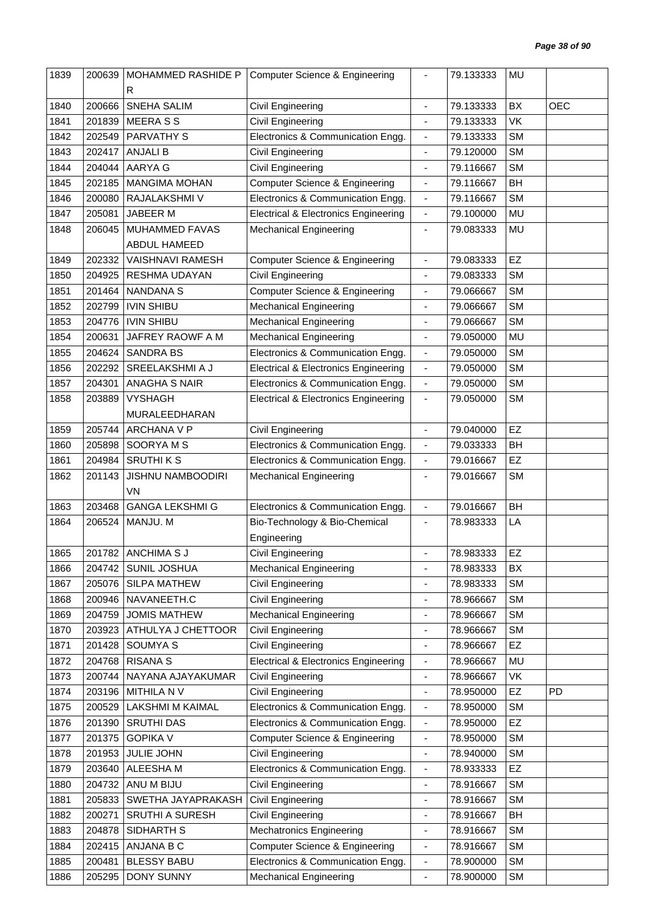| 1839 | 200639 | MOHAMMED RASHIDE P R | Computer Science & Engineering | - | 79.133333 | MU | |
|---|---|---|---|---|---|---|---|
| 1840 | 200666 | SNEHA SALIM | Civil Engineering | - | 79.133333 | BX | OEC |
| 1841 | 201839 | MEERA S S | Civil Engineering | - | 79.133333 | VK | |
| 1842 | 202549 | PARVATHY S | Electronics & Communication Engg. | - | 79.133333 | SM | |
| 1843 | 202417 | ANJALI B | Civil Engineering | - | 79.120000 | SM | |
| 1844 | 204044 | AARYA G | Civil Engineering | - | 79.116667 | SM | |
| 1845 | 202185 | MANGIMA MOHAN | Computer Science & Engineering | - | 79.116667 | BH | |
| 1846 | 200080 | RAJALAKSHMI V | Electronics & Communication Engg. | - | 79.116667 | SM | |
| 1847 | 205081 | JABEER M | Electrical & Electronics Engineering | - | 79.100000 | MU | |
| 1848 | 206045 | MUHAMMED FAVAS ABDUL HAMEED | Mechanical Engineering | - | 79.083333 | MU | |
| 1849 | 202332 | VAISHNAVI RAMESH | Computer Science & Engineering | - | 79.083333 | EZ | |
| 1850 | 204925 | RESHMA UDAYAN | Civil Engineering | - | 79.083333 | SM | |
| 1851 | 201464 | NANDANA S | Computer Science & Engineering | - | 79.066667 | SM | |
| 1852 | 202799 | IVIN SHIBU | Mechanical Engineering | - | 79.066667 | SM | |
| 1853 | 204776 | IVIN SHIBU | Mechanical Engineering | - | 79.066667 | SM | |
| 1854 | 200631 | JAFREY RAOWF A M | Mechanical Engineering | - | 79.050000 | MU | |
| 1855 | 204624 | SANDRA BS | Electronics & Communication Engg. | - | 79.050000 | SM | |
| 1856 | 202292 | SREELAKSHMI A J | Electrical & Electronics Engineering | - | 79.050000 | SM | |
| 1857 | 204301 | ANAGHA S NAIR | Electronics & Communication Engg. | - | 79.050000 | SM | |
| 1858 | 203889 | VYSHAGH MURALEEDHARAN | Electrical & Electronics Engineering | - | 79.050000 | SM | |
| 1859 | 205744 | ARCHANA V P | Civil Engineering | - | 79.040000 | EZ | |
| 1860 | 205898 | SOORYA M S | Electronics & Communication Engg. | - | 79.033333 | BH | |
| 1861 | 204984 | SRUTHI K S | Electronics & Communication Engg. | - | 79.016667 | EZ | |
| 1862 | 201143 | JISHNU NAMBOODIRI VN | Mechanical Engineering | - | 79.016667 | SM | |
| 1863 | 203468 | GANGA LEKSHMI G | Electronics & Communication Engg. | - | 79.016667 | BH | |
| 1864 | 206524 | MANJU. M | Bio-Technology & Bio-Chemical Engineering | - | 78.983333 | LA | |
| 1865 | 201782 | ANCHIMA S J | Civil Engineering | - | 78.983333 | EZ | |
| 1866 | 204742 | SUNIL JOSHUA | Mechanical Engineering | - | 78.983333 | BX | |
| 1867 | 205076 | SILPA MATHEW | Civil Engineering | - | 78.983333 | SM | |
| 1868 | 200946 | NAVANEETH.C | Civil Engineering | - | 78.966667 | SM | |
| 1869 | 204759 | JOMIS MATHEW | Mechanical Engineering | - | 78.966667 | SM | |
| 1870 | 203923 | ATHULYA J CHETTOOR | Civil Engineering | - | 78.966667 | SM | |
| 1871 | 201428 | SOUMYA S | Civil Engineering | - | 78.966667 | EZ | |
| 1872 | 204768 | RISANA S | Electrical & Electronics Engineering | - | 78.966667 | MU | |
| 1873 | 200744 | NAYANA AJAYAKUMAR | Civil Engineering | - | 78.966667 | VK | |
| 1874 | 203196 | MITHILA N V | Civil Engineering | - | 78.950000 | EZ | PD |
| 1875 | 200529 | LAKSHMI M KAIMAL | Electronics & Communication Engg. | - | 78.950000 | SM | |
| 1876 | 201390 | SRUTHI DAS | Electronics & Communication Engg. | - | 78.950000 | EZ | |
| 1877 | 201375 | GOPIKA V | Computer Science & Engineering | - | 78.950000 | SM | |
| 1878 | 201953 | JULIE JOHN | Civil Engineering | - | 78.940000 | SM | |
| 1879 | 203640 | ALEESHA M | Electronics & Communication Engg. | - | 78.933333 | EZ | |
| 1880 | 204732 | ANU M BIJU | Civil Engineering | - | 78.916667 | SM | |
| 1881 | 205833 | SWETHA JAYAPRAKASH | Civil Engineering | - | 78.916667 | SM | |
| 1882 | 200271 | SRUTHI A SURESH | Civil Engineering | - | 78.916667 | BH | |
| 1883 | 204878 | SIDHARTH S | Mechatronics Engineering | - | 78.916667 | SM | |
| 1884 | 202415 | ANJANA B C | Computer Science & Engineering | - | 78.916667 | SM | |
| 1885 | 200481 | BLESSY BABU | Electronics & Communication Engg. | - | 78.900000 | SM | |
| 1886 | 205295 | DONY SUNNY | Mechanical Engineering | - | 78.900000 | SM | |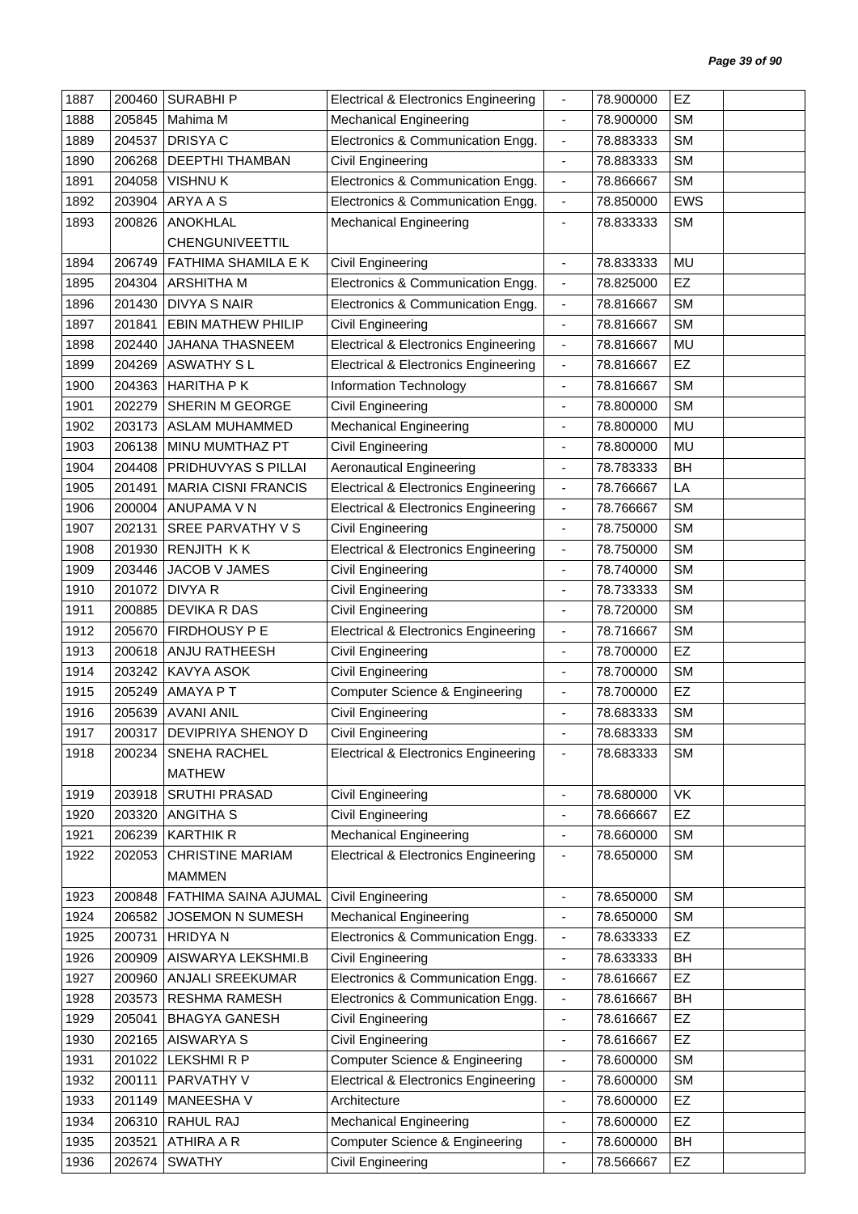| 1887 | 200460 | SURABHI P | Electrical & Electronics Engineering | - | 78.900000 | EZ | |
|---|---|---|---|---|---|---|---|
| 1888 | 205845 | Mahima M | Mechanical Engineering | - | 78.900000 | SM | |
| 1889 | 204537 | DRISYA C | Electronics & Communication Engg. | - | 78.883333 | SM | |
| 1890 | 206268 | DEEPTHI THAMBAN | Civil Engineering | - | 78.883333 | SM | |
| 1891 | 204058 | VISHNU K | Electronics & Communication Engg. | - | 78.866667 | SM | |
| 1892 | 203904 | ARYA A S | Electronics & Communication Engg. | - | 78.850000 | EWS | |
| 1893 | 200826 | ANOKHLAL CHENGUNIVEETTIL | Mechanical Engineering | - | 78.833333 | SM | |
| 1894 | 206749 | FATHIMA SHAMILA E K | Civil Engineering | - | 78.833333 | MU | |
| 1895 | 204304 | ARSHITHA M | Electronics & Communication Engg. | - | 78.825000 | EZ | |
| 1896 | 201430 | DIVYA S NAIR | Electronics & Communication Engg. | - | 78.816667 | SM | |
| 1897 | 201841 | EBIN MATHEW PHILIP | Civil Engineering | - | 78.816667 | SM | |
| 1898 | 202440 | JAHANA THASNEEM | Electrical & Electronics Engineering | - | 78.816667 | MU | |
| 1899 | 204269 | ASWATHY S L | Electrical & Electronics Engineering | - | 78.816667 | EZ | |
| 1900 | 204363 | HARITHA P K | Information Technology | - | 78.816667 | SM | |
| 1901 | 202279 | SHERIN M GEORGE | Civil Engineering | - | 78.800000 | SM | |
| 1902 | 203173 | ASLAM MUHAMMED | Mechanical Engineering | - | 78.800000 | MU | |
| 1903 | 206138 | MINU MUMTHAZ PT | Civil Engineering | - | 78.800000 | MU | |
| 1904 | 204408 | PRIDHUVYAS S PILLAI | Aeronautical Engineering | - | 78.783333 | BH | |
| 1905 | 201491 | MARIA CISNI FRANCIS | Electrical & Electronics Engineering | - | 78.766667 | LA | |
| 1906 | 200004 | ANUPAMA V N | Electrical & Electronics Engineering | - | 78.766667 | SM | |
| 1907 | 202131 | SREE PARVATHY V S | Civil Engineering | - | 78.750000 | SM | |
| 1908 | 201930 | RENJITH K K | Electrical & Electronics Engineering | - | 78.750000 | SM | |
| 1909 | 203446 | JACOB V JAMES | Civil Engineering | - | 78.740000 | SM | |
| 1910 | 201072 | DIVYA R | Civil Engineering | - | 78.733333 | SM | |
| 1911 | 200885 | DEVIKA R DAS | Civil Engineering | - | 78.720000 | SM | |
| 1912 | 205670 | FIRDHOUSY P E | Electrical & Electronics Engineering | - | 78.716667 | SM | |
| 1913 | 200618 | ANJU RATHEESH | Civil Engineering | - | 78.700000 | EZ | |
| 1914 | 203242 | KAVYA ASOK | Civil Engineering | - | 78.700000 | SM | |
| 1915 | 205249 | AMAYA P T | Computer Science & Engineering | - | 78.700000 | EZ | |
| 1916 | 205639 | AVANI ANIL | Civil Engineering | - | 78.683333 | SM | |
| 1917 | 200317 | DEVIPRIYA SHENOY D | Civil Engineering | - | 78.683333 | SM | |
| 1918 | 200234 | SNEHA RACHEL MATHEW | Electrical & Electronics Engineering | - | 78.683333 | SM | |
| 1919 | 203918 | SRUTHI PRASAD | Civil Engineering | - | 78.680000 | VK | |
| 1920 | 203320 | ANGITHA S | Civil Engineering | - | 78.666667 | EZ | |
| 1921 | 206239 | KARTHIK R | Mechanical Engineering | - | 78.660000 | SM | |
| 1922 | 202053 | CHRISTINE MARIAM MAMMEN | Electrical & Electronics Engineering | - | 78.650000 | SM | |
| 1923 | 200848 | FATHIMA SAINA AJUMAL | Civil Engineering | - | 78.650000 | SM | |
| 1924 | 206582 | JOSEMON N SUMESH | Mechanical Engineering | - | 78.650000 | SM | |
| 1925 | 200731 | HRIDYA N | Electronics & Communication Engg. | - | 78.633333 | EZ | |
| 1926 | 200909 | AISWARYA LEKSHMI.B | Civil Engineering | - | 78.633333 | BH | |
| 1927 | 200960 | ANJALI SREEKUMAR | Electronics & Communication Engg. | - | 78.616667 | EZ | |
| 1928 | 203573 | RESHMA RAMESH | Electronics & Communication Engg. | - | 78.616667 | BH | |
| 1929 | 205041 | BHAGYA GANESH | Civil Engineering | - | 78.616667 | EZ | |
| 1930 | 202165 | AISWARYA S | Civil Engineering | - | 78.616667 | EZ | |
| 1931 | 201022 | LEKSHMI R P | Computer Science & Engineering | - | 78.600000 | SM | |
| 1932 | 200111 | PARVATHY V | Electrical & Electronics Engineering | - | 78.600000 | SM | |
| 1933 | 201149 | MANEESHA V | Architecture | - | 78.600000 | EZ | |
| 1934 | 206310 | RAHUL RAJ | Mechanical Engineering | - | 78.600000 | EZ | |
| 1935 | 203521 | ATHIRA A R | Computer Science & Engineering | - | 78.600000 | BH | |
| 1936 | 202674 | SWATHY | Civil Engineering | - | 78.566667 | EZ | |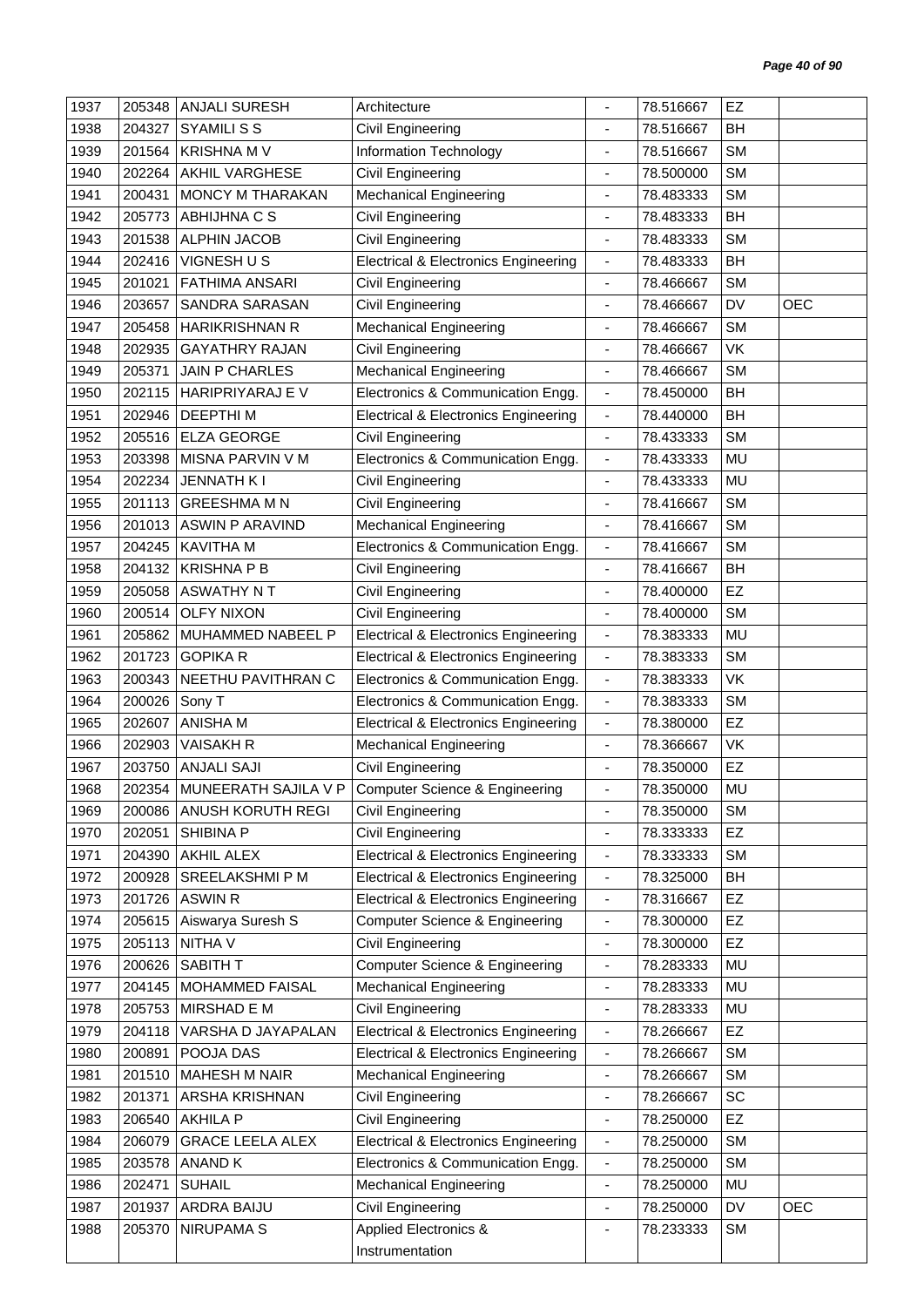| | | | | | | | |
|---|---|---|---|---|---|---|---|
| 1937 | 205348 | ANJALI SURESH | Architecture | - | 78.516667 | EZ | |
| 1938 | 204327 | SYAMILI S S | Civil Engineering | - | 78.516667 | BH | |
| 1939 | 201564 | KRISHNA M V | Information Technology | - | 78.516667 | SM | |
| 1940 | 202264 | AKHIL VARGHESE | Civil Engineering | - | 78.500000 | SM | |
| 1941 | 200431 | MONCY M THARAKAN | Mechanical Engineering | - | 78.483333 | SM | |
| 1942 | 205773 | ABHIJHNA C S | Civil Engineering | - | 78.483333 | BH | |
| 1943 | 201538 | ALPHIN JACOB | Civil Engineering | - | 78.483333 | SM | |
| 1944 | 202416 | VIGNESH U S | Electrical & Electronics Engineering | - | 78.483333 | BH | |
| 1945 | 201021 | FATHIMA ANSARI | Civil Engineering | - | 78.466667 | SM | |
| 1946 | 203657 | SANDRA SARASAN | Civil Engineering | - | 78.466667 | DV | OEC |
| 1947 | 205458 | HARIKRISHNAN R | Mechanical Engineering | - | 78.466667 | SM | |
| 1948 | 202935 | GAYATHRY RAJAN | Civil Engineering | - | 78.466667 | VK | |
| 1949 | 205371 | JAIN P CHARLES | Mechanical Engineering | - | 78.466667 | SM | |
| 1950 | 202115 | HARIPRIYARAJ E V | Electronics & Communication Engg. | - | 78.450000 | BH | |
| 1951 | 202946 | DEEPTHI M | Electrical & Electronics Engineering | - | 78.440000 | BH | |
| 1952 | 205516 | ELZA GEORGE | Civil Engineering | - | 78.433333 | SM | |
| 1953 | 203398 | MISNA PARVIN V M | Electronics & Communication Engg. | - | 78.433333 | MU | |
| 1954 | 202234 | JENNATH K I | Civil Engineering | - | 78.433333 | MU | |
| 1955 | 201113 | GREESHMA M N | Civil Engineering | - | 78.416667 | SM | |
| 1956 | 201013 | ASWIN P ARAVIND | Mechanical Engineering | - | 78.416667 | SM | |
| 1957 | 204245 | KAVITHA M | Electronics & Communication Engg. | - | 78.416667 | SM | |
| 1958 | 204132 | KRISHNA P B | Civil Engineering | - | 78.416667 | BH | |
| 1959 | 205058 | ASWATHY N T | Civil Engineering | - | 78.400000 | EZ | |
| 1960 | 200514 | OLFY NIXON | Civil Engineering | - | 78.400000 | SM | |
| 1961 | 205862 | MUHAMMED NABEEL P | Electrical & Electronics Engineering | - | 78.383333 | MU | |
| 1962 | 201723 | GOPIKA R | Electrical & Electronics Engineering | - | 78.383333 | SM | |
| 1963 | 200343 | NEETHU PAVITHRAN C | Electronics & Communication Engg. | - | 78.383333 | VK | |
| 1964 | 200026 | Sony T | Electronics & Communication Engg. | - | 78.383333 | SM | |
| 1965 | 202607 | ANISHA M | Electrical & Electronics Engineering | - | 78.380000 | EZ | |
| 1966 | 202903 | VAISAKH R | Mechanical Engineering | - | 78.366667 | VK | |
| 1967 | 203750 | ANJALI SAJI | Civil Engineering | - | 78.350000 | EZ | |
| 1968 | 202354 | MUNEERATH SAJILA V P | Computer Science & Engineering | - | 78.350000 | MU | |
| 1969 | 200086 | ANUSH KORUTH REGI | Civil Engineering | - | 78.350000 | SM | |
| 1970 | 202051 | SHIBINA P | Civil Engineering | - | 78.333333 | EZ | |
| 1971 | 204390 | AKHIL ALEX | Electrical & Electronics Engineering | - | 78.333333 | SM | |
| 1972 | 200928 | SREELAKSHMI P M | Electrical & Electronics Engineering | - | 78.325000 | BH | |
| 1973 | 201726 | ASWIN R | Electrical & Electronics Engineering | - | 78.316667 | EZ | |
| 1974 | 205615 | Aiswarya Suresh S | Computer Science & Engineering | - | 78.300000 | EZ | |
| 1975 | 205113 | NITHA V | Civil Engineering | - | 78.300000 | EZ | |
| 1976 | 200626 | SABITH T | Computer Science & Engineering | - | 78.283333 | MU | |
| 1977 | 204145 | MOHAMMED FAISAL | Mechanical Engineering | - | 78.283333 | MU | |
| 1978 | 205753 | MIRSHAD E M | Civil Engineering | - | 78.283333 | MU | |
| 1979 | 204118 | VARSHA D JAYAPALAN | Electrical & Electronics Engineering | - | 78.266667 | EZ | |
| 1980 | 200891 | POOJA DAS | Electrical & Electronics Engineering | - | 78.266667 | SM | |
| 1981 | 201510 | MAHESH M NAIR | Mechanical Engineering | - | 78.266667 | SM | |
| 1982 | 201371 | ARSHA KRISHNAN | Civil Engineering | - | 78.266667 | SC | |
| 1983 | 206540 | AKHILA P | Civil Engineering | - | 78.250000 | EZ | |
| 1984 | 206079 | GRACE LEELA ALEX | Electrical & Electronics Engineering | - | 78.250000 | SM | |
| 1985 | 203578 | ANAND K | Electronics & Communication Engg. | - | 78.250000 | SM | |
| 1986 | 202471 | SUHAIL | Mechanical Engineering | - | 78.250000 | MU | |
| 1987 | 201937 | ARDRA BAIJU | Civil Engineering | - | 78.250000 | DV | OEC |
| 1988 | 205370 | NIRUPAMA S | Applied Electronics & Instrumentation | - | 78.233333 | SM | |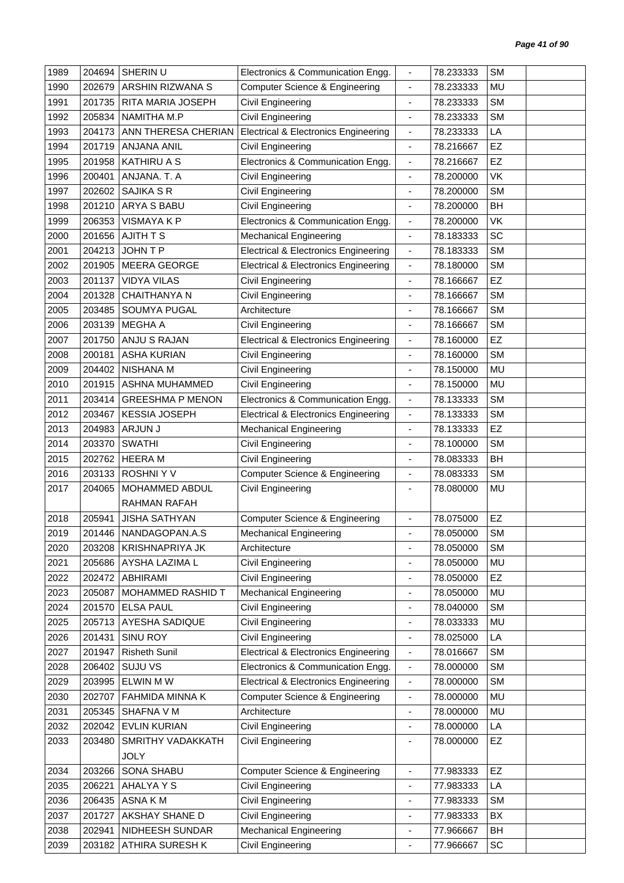| | | | | | | | |
|---|---|---|---|---|---|---|---|
| 1989 | 204694 | SHERIN U | Electronics & Communication Engg. | - | 78.233333 | SM | |
| 1990 | 202679 | ARSHIN RIZWANA S | Computer Science & Engineering | - | 78.233333 | MU | |
| 1991 | 201735 | RITA MARIA JOSEPH | Civil Engineering | - | 78.233333 | SM | |
| 1992 | 205834 | NAMITHA M.P | Civil Engineering | - | 78.233333 | SM | |
| 1993 | 204173 | ANN THERESA CHERIAN | Electrical & Electronics Engineering | - | 78.233333 | LA | |
| 1994 | 201719 | ANJANA ANIL | Civil Engineering | - | 78.216667 | EZ | |
| 1995 | 201958 | KATHIRU A S | Electronics & Communication Engg. | - | 78.216667 | EZ | |
| 1996 | 200401 | ANJANA. T. A | Civil Engineering | - | 78.200000 | VK | |
| 1997 | 202602 | SAJIKA S R | Civil Engineering | - | 78.200000 | SM | |
| 1998 | 201210 | ARYA S BABU | Civil Engineering | - | 78.200000 | BH | |
| 1999 | 206353 | VISMAYA K P | Electronics & Communication Engg. | - | 78.200000 | VK | |
| 2000 | 201656 | AJITH T S | Mechanical Engineering | - | 78.183333 | SC | |
| 2001 | 204213 | JOHN T P | Electrical & Electronics Engineering | - | 78.183333 | SM | |
| 2002 | 201905 | MEERA GEORGE | Electrical & Electronics Engineering | - | 78.180000 | SM | |
| 2003 | 201137 | VIDYA VILAS | Civil Engineering | - | 78.166667 | EZ | |
| 2004 | 201328 | CHAITHANYA N | Civil Engineering | - | 78.166667 | SM | |
| 2005 | 203485 | SOUMYA PUGAL | Architecture | - | 78.166667 | SM | |
| 2006 | 203139 | MEGHA A | Civil Engineering | - | 78.166667 | SM | |
| 2007 | 201750 | ANJU S RAJAN | Electrical & Electronics Engineering | - | 78.160000 | EZ | |
| 2008 | 200181 | ASHA KURIAN | Civil Engineering | - | 78.160000 | SM | |
| 2009 | 204402 | NISHANA M | Civil Engineering | - | 78.150000 | MU | |
| 2010 | 201915 | ASHNA MUHAMMED | Civil Engineering | - | 78.150000 | MU | |
| 2011 | 203414 | GREESHMA P MENON | Electronics & Communication Engg. | - | 78.133333 | SM | |
| 2012 | 203467 | KESSIA JOSEPH | Electrical & Electronics Engineering | - | 78.133333 | SM | |
| 2013 | 204983 | ARJUN J | Mechanical Engineering | - | 78.133333 | EZ | |
| 2014 | 203370 | SWATHI | Civil Engineering | - | 78.100000 | SM | |
| 2015 | 202762 | HEERA M | Civil Engineering | - | 78.083333 | BH | |
| 2016 | 203133 | ROSHNI Y V | Computer Science & Engineering | - | 78.083333 | SM | |
| 2017 | 204065 | MOHAMMED ABDUL RAHMAN RAFAH | Civil Engineering | - | 78.080000 | MU | |
| 2018 | 205941 | JISHA SATHYAN | Computer Science & Engineering | - | 78.075000 | EZ | |
| 2019 | 201446 | NANDAGOPAN.A.S | Mechanical Engineering | - | 78.050000 | SM | |
| 2020 | 203208 | KRISHNAPRIYA JK | Architecture | - | 78.050000 | SM | |
| 2021 | 205686 | AYSHA LAZIMA L | Civil Engineering | - | 78.050000 | MU | |
| 2022 | 202472 | ABHIRAMI | Civil Engineering | - | 78.050000 | EZ | |
| 2023 | 205087 | MOHAMMED RASHID T | Mechanical Engineering | - | 78.050000 | MU | |
| 2024 | 201570 | ELSA PAUL | Civil Engineering | - | 78.040000 | SM | |
| 2025 | 205713 | AYESHA SADIQUE | Civil Engineering | - | 78.033333 | MU | |
| 2026 | 201431 | SINU ROY | Civil Engineering | - | 78.025000 | LA | |
| 2027 | 201947 | Risheth Sunil | Electrical & Electronics Engineering | - | 78.016667 | SM | |
| 2028 | 206402 | SUJU VS | Electronics & Communication Engg. | - | 78.000000 | SM | |
| 2029 | 203995 | ELWIN M W | Electrical & Electronics Engineering | - | 78.000000 | SM | |
| 2030 | 202707 | FAHMIDA MINNA K | Computer Science & Engineering | - | 78.000000 | MU | |
| 2031 | 205345 | SHAFNA V M | Architecture | - | 78.000000 | MU | |
| 2032 | 202042 | EVLIN KURIAN | Civil Engineering | - | 78.000000 | LA | |
| 2033 | 203480 | SMRITHY VADAKKATH JOLY | Civil Engineering | - | 78.000000 | EZ | |
| 2034 | 203266 | SONA SHABU | Computer Science & Engineering | - | 77.983333 | EZ | |
| 2035 | 206221 | AHALYA Y S | Civil Engineering | - | 77.983333 | LA | |
| 2036 | 206435 | ASNA K M | Civil Engineering | - | 77.983333 | SM | |
| 2037 | 201727 | AKSHAY SHANE D | Civil Engineering | - | 77.983333 | BX | |
| 2038 | 202941 | NIDHEESH SUNDAR | Mechanical Engineering | - | 77.966667 | BH | |
| 2039 | 203182 | ATHIRA SURESH K | Civil Engineering | - | 77.966667 | SC | |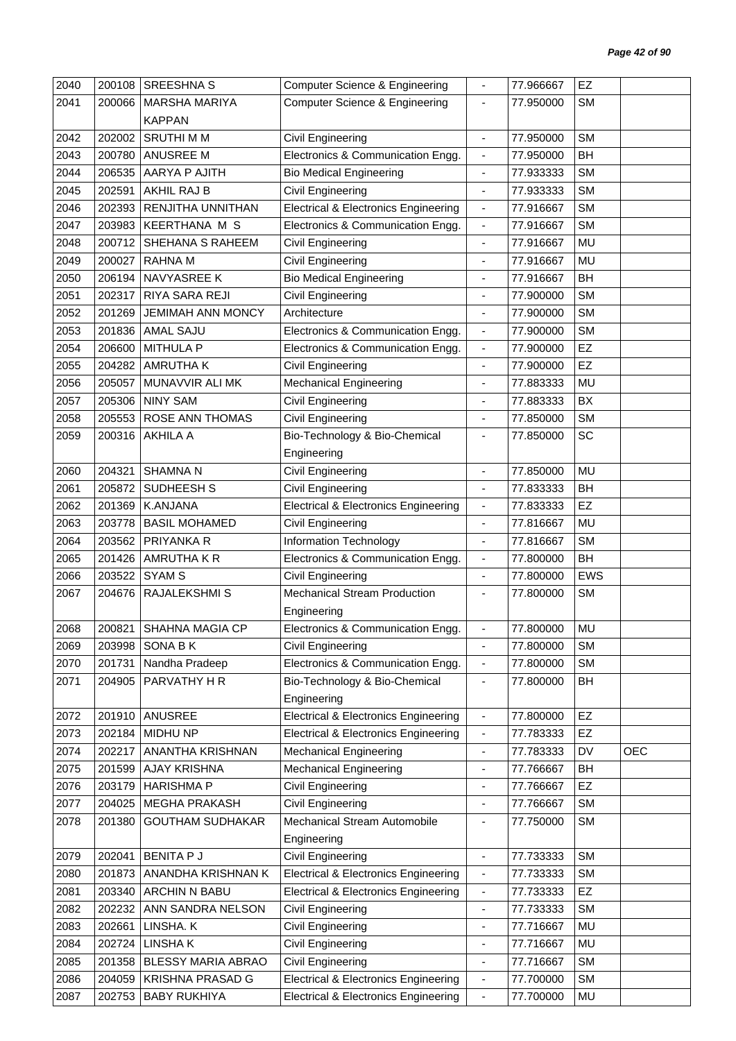| 2040 | 200108 | SREESHNA S | Computer Science & Engineering | - | 77.966667 | EZ | |
|---|---|---|---|---|---|---|---|
| 2041 | 200066 | MARSHA MARIYA KAPPAN | Computer Science & Engineering | - | 77.950000 | SM | |
| 2042 | 202002 | SRUTHI M M | Civil Engineering | - | 77.950000 | SM | |
| 2043 | 200780 | ANUSREE M | Electronics & Communication Engg. | - | 77.950000 | BH | |
| 2044 | 206535 | AARYA P AJITH | Bio Medical Engineering | - | 77.933333 | SM | |
| 2045 | 202591 | AKHIL RAJ B | Civil Engineering | - | 77.933333 | SM | |
| 2046 | 202393 | RENJITHA UNNITHAN | Electrical & Electronics Engineering | - | 77.916667 | SM | |
| 2047 | 203983 | KEERTHANA M S | Electronics & Communication Engg. | - | 77.916667 | SM | |
| 2048 | 200712 | SHEHANA S RAHEEM | Civil Engineering | - | 77.916667 | MU | |
| 2049 | 200027 | RAHNA M | Civil Engineering | - | 77.916667 | MU | |
| 2050 | 206194 | NAVYASREE K | Bio Medical Engineering | - | 77.916667 | BH | |
| 2051 | 202317 | RIYA SARA REJI | Civil Engineering | - | 77.900000 | SM | |
| 2052 | 201269 | JEMIMAH ANN MONCY | Architecture | - | 77.900000 | SM | |
| 2053 | 201836 | AMAL SAJU | Electronics & Communication Engg. | - | 77.900000 | SM | |
| 2054 | 206600 | MITHULA P | Electronics & Communication Engg. | - | 77.900000 | EZ | |
| 2055 | 204282 | AMRUTHA K | Civil Engineering | - | 77.900000 | EZ | |
| 2056 | 205057 | MUNAVVIR ALI MK | Mechanical Engineering | - | 77.883333 | MU | |
| 2057 | 205306 | NINY SAM | Civil Engineering | - | 77.883333 | BX | |
| 2058 | 205553 | ROSE ANN THOMAS | Civil Engineering | - | 77.850000 | SM | |
| 2059 | 200316 | AKHILA A | Bio-Technology & Bio-Chemical Engineering | - | 77.850000 | SC | |
| 2060 | 204321 | SHAMNA N | Civil Engineering | - | 77.850000 | MU | |
| 2061 | 205872 | SUDHEESH S | Civil Engineering | - | 77.833333 | BH | |
| 2062 | 201369 | K.ANJANA | Electrical & Electronics Engineering | - | 77.833333 | EZ | |
| 2063 | 203778 | BASIL MOHAMED | Civil Engineering | - | 77.816667 | MU | |
| 2064 | 203562 | PRIYANKA R | Information Technology | - | 77.816667 | SM | |
| 2065 | 201426 | AMRUTHA K R | Electronics & Communication Engg. | - | 77.800000 | BH | |
| 2066 | 203522 | SYAM S | Civil Engineering | - | 77.800000 | EWS | |
| 2067 | 204676 | RAJALEKSHMI S | Mechanical Stream Production Engineering | - | 77.800000 | SM | |
| 2068 | 200821 | SHAHNA MAGIA CP | Electronics & Communication Engg. | - | 77.800000 | MU | |
| 2069 | 203998 | SONA B K | Civil Engineering | - | 77.800000 | SM | |
| 2070 | 201731 | Nandha Pradeep | Electronics & Communication Engg. | - | 77.800000 | SM | |
| 2071 | 204905 | PARVATHY H R | Bio-Technology & Bio-Chemical Engineering | - | 77.800000 | BH | |
| 2072 | 201910 | ANUSREE | Electrical & Electronics Engineering | - | 77.800000 | EZ | |
| 2073 | 202184 | MIDHU NP | Electrical & Electronics Engineering | - | 77.783333 | EZ | |
| 2074 | 202217 | ANANTHA KRISHNAN | Mechanical Engineering | - | 77.783333 | DV | OEC |
| 2075 | 201599 | AJAY KRISHNA | Mechanical Engineering | - | 77.766667 | BH | |
| 2076 | 203179 | HARISHMA P | Civil Engineering | - | 77.766667 | EZ | |
| 2077 | 204025 | MEGHA PRAKASH | Civil Engineering | - | 77.766667 | SM | |
| 2078 | 201380 | GOUTHAM SUDHAKAR | Mechanical Stream Automobile Engineering | - | 77.750000 | SM | |
| 2079 | 202041 | BENITA P J | Civil Engineering | - | 77.733333 | SM | |
| 2080 | 201873 | ANANDHA KRISHNAN K | Electrical & Electronics Engineering | - | 77.733333 | SM | |
| 2081 | 203340 | ARCHIN N BABU | Electrical & Electronics Engineering | - | 77.733333 | EZ | |
| 2082 | 202232 | ANN SANDRA NELSON | Civil Engineering | - | 77.733333 | SM | |
| 2083 | 202661 | LINSHA. K | Civil Engineering | - | 77.716667 | MU | |
| 2084 | 202724 | LINSHA K | Civil Engineering | - | 77.716667 | MU | |
| 2085 | 201358 | BLESSY MARIA ABRAO | Civil Engineering | - | 77.716667 | SM | |
| 2086 | 204059 | KRISHNA PRASAD G | Electrical & Electronics Engineering | - | 77.700000 | SM | |
| 2087 | 202753 | BABY RUKHIYA | Electrical & Electronics Engineering | - | 77.700000 | MU | |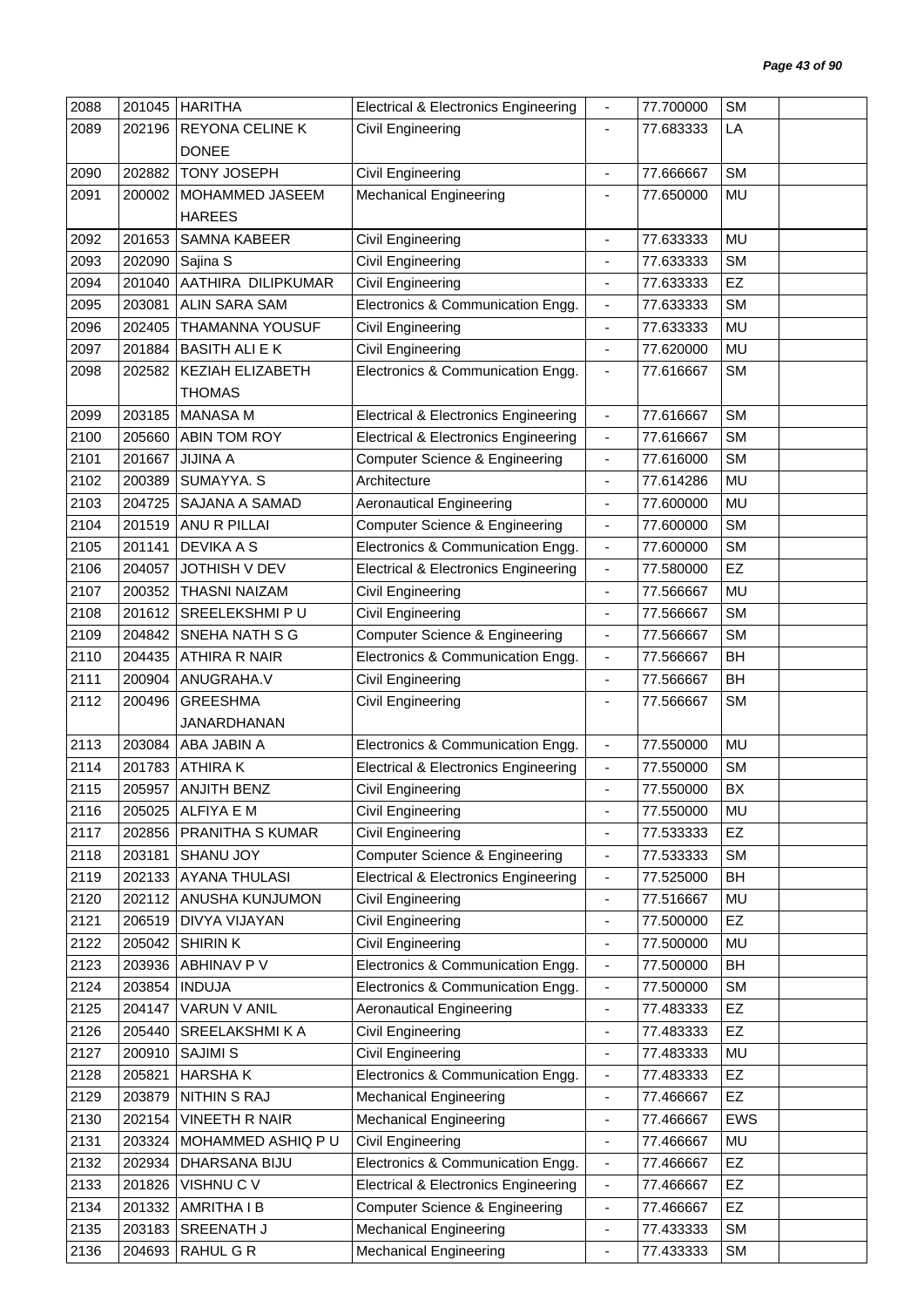| | | | | | | | |
|---|---|---|---|---|---|---|---|
| 2088 | 201045 | HARITHA | Electrical & Electronics Engineering | - | 77.700000 | SM | |
| 2089 | 202196 | REYONA CELINE K DONEE | Civil Engineering | - | 77.683333 | LA | |
| 2090 | 202882 | TONY JOSEPH | Civil Engineering | - | 77.666667 | SM | |
| 2091 | 200002 | MOHAMMED JASEEM HAREES | Mechanical Engineering | - | 77.650000 | MU | |
| 2092 | 201653 | SAMNA KABEER | Civil Engineering | - | 77.633333 | MU | |
| 2093 | 202090 | Sajina S | Civil Engineering | - | 77.633333 | SM | |
| 2094 | 201040 | AATHIRA DILIPKUMAR | Civil Engineering | - | 77.633333 | EZ | |
| 2095 | 203081 | ALIN SARA SAM | Electronics & Communication Engg. | - | 77.633333 | SM | |
| 2096 | 202405 | THAMANNA YOUSUF | Civil Engineering | - | 77.633333 | MU | |
| 2097 | 201884 | BASITH ALI E K | Civil Engineering | - | 77.620000 | MU | |
| 2098 | 202582 | KEZIAH ELIZABETH THOMAS | Electronics & Communication Engg. | - | 77.616667 | SM | |
| 2099 | 203185 | MANASA M | Electrical & Electronics Engineering | - | 77.616667 | SM | |
| 2100 | 205660 | ABIN TOM ROY | Electrical & Electronics Engineering | - | 77.616667 | SM | |
| 2101 | 201667 | JIJINA A | Computer Science & Engineering | - | 77.616000 | SM | |
| 2102 | 200389 | SUMAYYA. S | Architecture | - | 77.614286 | MU | |
| 2103 | 204725 | SAJANA A SAMAD | Aeronautical Engineering | - | 77.600000 | MU | |
| 2104 | 201519 | ANU R PILLAI | Computer Science & Engineering | - | 77.600000 | SM | |
| 2105 | 201141 | DEVIKA A S | Electronics & Communication Engg. | - | 77.600000 | SM | |
| 2106 | 204057 | JOTHISH V DEV | Electrical & Electronics Engineering | - | 77.580000 | EZ | |
| 2107 | 200352 | THASNI NAIZAM | Civil Engineering | - | 77.566667 | MU | |
| 2108 | 201612 | SREELEKSHMI P U | Civil Engineering | - | 77.566667 | SM | |
| 2109 | 204842 | SNEHA NATH S G | Computer Science & Engineering | - | 77.566667 | SM | |
| 2110 | 204435 | ATHIRA R NAIR | Electronics & Communication Engg. | - | 77.566667 | BH | |
| 2111 | 200904 | ANUGRAHA.V | Civil Engineering | - | 77.566667 | BH | |
| 2112 | 200496 | GREESHMA JANARDHANAN | Civil Engineering | - | 77.566667 | SM | |
| 2113 | 203084 | ABA JABIN A | Electronics & Communication Engg. | - | 77.550000 | MU | |
| 2114 | 201783 | ATHIRA K | Electrical & Electronics Engineering | - | 77.550000 | SM | |
| 2115 | 205957 | ANJITH BENZ | Civil Engineering | - | 77.550000 | BX | |
| 2116 | 205025 | ALFIYA E M | Civil Engineering | - | 77.550000 | MU | |
| 2117 | 202856 | PRANITHA S KUMAR | Civil Engineering | - | 77.533333 | EZ | |
| 2118 | 203181 | SHANU JOY | Computer Science & Engineering | - | 77.533333 | SM | |
| 2119 | 202133 | AYANA THULASI | Electrical & Electronics Engineering | - | 77.525000 | BH | |
| 2120 | 202112 | ANUSHA KUNJUMON | Civil Engineering | - | 77.516667 | MU | |
| 2121 | 206519 | DIVYA VIJAYAN | Civil Engineering | - | 77.500000 | EZ | |
| 2122 | 205042 | SHIRIN K | Civil Engineering | - | 77.500000 | MU | |
| 2123 | 203936 | ABHINAV P V | Electronics & Communication Engg. | - | 77.500000 | BH | |
| 2124 | 203854 | INDUJA | Electronics & Communication Engg. | - | 77.500000 | SM | |
| 2125 | 204147 | VARUN V ANIL | Aeronautical Engineering | - | 77.483333 | EZ | |
| 2126 | 205440 | SREELAKSHMI K A | Civil Engineering | - | 77.483333 | EZ | |
| 2127 | 200910 | SAJIMI S | Civil Engineering | - | 77.483333 | MU | |
| 2128 | 205821 | HARSHA K | Electronics & Communication Engg. | - | 77.483333 | EZ | |
| 2129 | 203879 | NITHIN S RAJ | Mechanical Engineering | - | 77.466667 | EZ | |
| 2130 | 202154 | VINEETH R NAIR | Mechanical Engineering | - | 77.466667 | EWS | |
| 2131 | 203324 | MOHAMMED ASHIQ P U | Civil Engineering | - | 77.466667 | MU | |
| 2132 | 202934 | DHARSANA BIJU | Electronics & Communication Engg. | - | 77.466667 | EZ | |
| 2133 | 201826 | VISHNU C V | Electrical & Electronics Engineering | - | 77.466667 | EZ | |
| 2134 | 201332 | AMRITHA I B | Computer Science & Engineering | - | 77.466667 | EZ | |
| 2135 | 203183 | SREENATH J | Mechanical Engineering | - | 77.433333 | SM | |
| 2136 | 204693 | RAHUL G R | Mechanical Engineering | - | 77.433333 | SM | |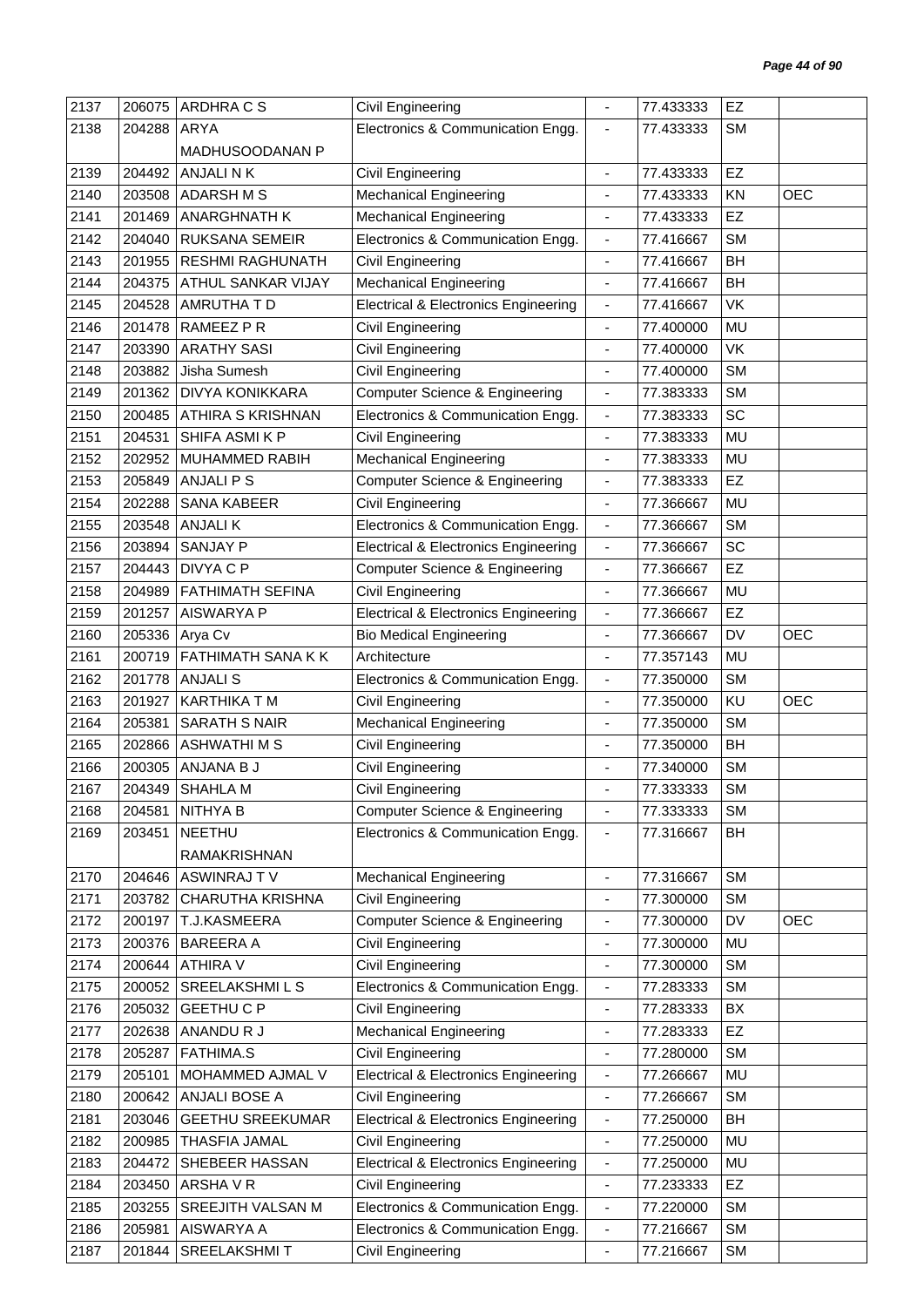| 2137 | 206075 | ARDHRA C S | Civil Engineering | - | 77.433333 | EZ | |
|---|---|---|---|---|---|---|---|
| 2138 | 204288 | ARYA MADHUSOODANAN P | Electronics & Communication Engg. | - | 77.433333 | SM | |
| 2139 | 204492 | ANJALI N K | Civil Engineering | - | 77.433333 | EZ | |
| 2140 | 203508 | ADARSH M S | Mechanical Engineering | - | 77.433333 | KN | OEC |
| 2141 | 201469 | ANARGHNATH K | Mechanical Engineering | - | 77.433333 | EZ | |
| 2142 | 204040 | RUKSANA SEMEIR | Electronics & Communication Engg. | - | 77.416667 | SM | |
| 2143 | 201955 | RESHMI RAGHUNATH | Civil Engineering | - | 77.416667 | BH | |
| 2144 | 204375 | ATHUL SANKAR VIJAY | Mechanical Engineering | - | 77.416667 | BH | |
| 2145 | 204528 | AMRUTHA T D | Electrical & Electronics Engineering | - | 77.416667 | VK | |
| 2146 | 201478 | RAMEEZ P R | Civil Engineering | - | 77.400000 | MU | |
| 2147 | 203390 | ARATHY SASI | Civil Engineering | - | 77.400000 | VK | |
| 2148 | 203882 | Jisha Sumesh | Civil Engineering | - | 77.400000 | SM | |
| 2149 | 201362 | DIVYA KONIKKARA | Computer Science & Engineering | - | 77.383333 | SM | |
| 2150 | 200485 | ATHIRA S KRISHNAN | Electronics & Communication Engg. | - | 77.383333 | SC | |
| 2151 | 204531 | SHIFA ASMI K P | Civil Engineering | - | 77.383333 | MU | |
| 2152 | 202952 | MUHAMMED RABIH | Mechanical Engineering | - | 77.383333 | MU | |
| 2153 | 205849 | ANJALI P S | Computer Science & Engineering | - | 77.383333 | EZ | |
| 2154 | 202288 | SANA KABEER | Civil Engineering | - | 77.366667 | MU | |
| 2155 | 203548 | ANJALI K | Electronics & Communication Engg. | - | 77.366667 | SM | |
| 2156 | 203894 | SANJAY P | Electrical & Electronics Engineering | - | 77.366667 | SC | |
| 2157 | 204443 | DIVYA C P | Computer Science & Engineering | - | 77.366667 | EZ | |
| 2158 | 204989 | FATHIMATH SEFINA | Civil Engineering | - | 77.366667 | MU | |
| 2159 | 201257 | AISWARYA P | Electrical & Electronics Engineering | - | 77.366667 | EZ | |
| 2160 | 205336 | Arya Cv | Bio Medical Engineering | - | 77.366667 | DV | OEC |
| 2161 | 200719 | FATHIMATH SANA K K | Architecture | - | 77.357143 | MU | |
| 2162 | 201778 | ANJALI S | Electronics & Communication Engg. | - | 77.350000 | SM | |
| 2163 | 201927 | KARTHIKA T M | Civil Engineering | - | 77.350000 | KU | OEC |
| 2164 | 205381 | SARATH S NAIR | Mechanical Engineering | - | 77.350000 | SM | |
| 2165 | 202866 | ASHWATHI M S | Civil Engineering | - | 77.350000 | BH | |
| 2166 | 200305 | ANJANA B J | Civil Engineering | - | 77.340000 | SM | |
| 2167 | 204349 | SHAHLA M | Civil Engineering | - | 77.333333 | SM | |
| 2168 | 204581 | NITHYA B | Computer Science & Engineering | - | 77.333333 | SM | |
| 2169 | 203451 | NEETHU RAMAKRISHNAN | Electronics & Communication Engg. | - | 77.316667 | BH | |
| 2170 | 204646 | ASWINRAJ T V | Mechanical Engineering | - | 77.316667 | SM | |
| 2171 | 203782 | CHARUTHA KRISHNA | Civil Engineering | - | 77.300000 | SM | |
| 2172 | 200197 | T.J.KASMEERA | Computer Science & Engineering | - | 77.300000 | DV | OEC |
| 2173 | 200376 | BAREERA A | Civil Engineering | - | 77.300000 | MU | |
| 2174 | 200644 | ATHIRA V | Civil Engineering | - | 77.300000 | SM | |
| 2175 | 200052 | SREELAKSHMI L S | Electronics & Communication Engg. | - | 77.283333 | SM | |
| 2176 | 205032 | GEETHU C P | Civil Engineering | - | 77.283333 | BX | |
| 2177 | 202638 | ANANDU R J | Mechanical Engineering | - | 77.283333 | EZ | |
| 2178 | 205287 | FATHIMA.S | Civil Engineering | - | 77.280000 | SM | |
| 2179 | 205101 | MOHAMMED AJMAL V | Electrical & Electronics Engineering | - | 77.266667 | MU | |
| 2180 | 200642 | ANJALI BOSE A | Civil Engineering | - | 77.266667 | SM | |
| 2181 | 203046 | GEETHU SREEKUMAR | Electrical & Electronics Engineering | - | 77.250000 | BH | |
| 2182 | 200985 | THASFIA JAMAL | Civil Engineering | - | 77.250000 | MU | |
| 2183 | 204472 | SHEBEER HASSAN | Electrical & Electronics Engineering | - | 77.250000 | MU | |
| 2184 | 203450 | ARSHA V R | Civil Engineering | - | 77.233333 | EZ | |
| 2185 | 203255 | SREEJITH VALSAN M | Electronics & Communication Engg. | - | 77.220000 | SM | |
| 2186 | 205981 | AISWARYA A | Electronics & Communication Engg. | - | 77.216667 | SM | |
| 2187 | 201844 | SREELAKSHMI T | Civil Engineering | - | 77.216667 | SM | |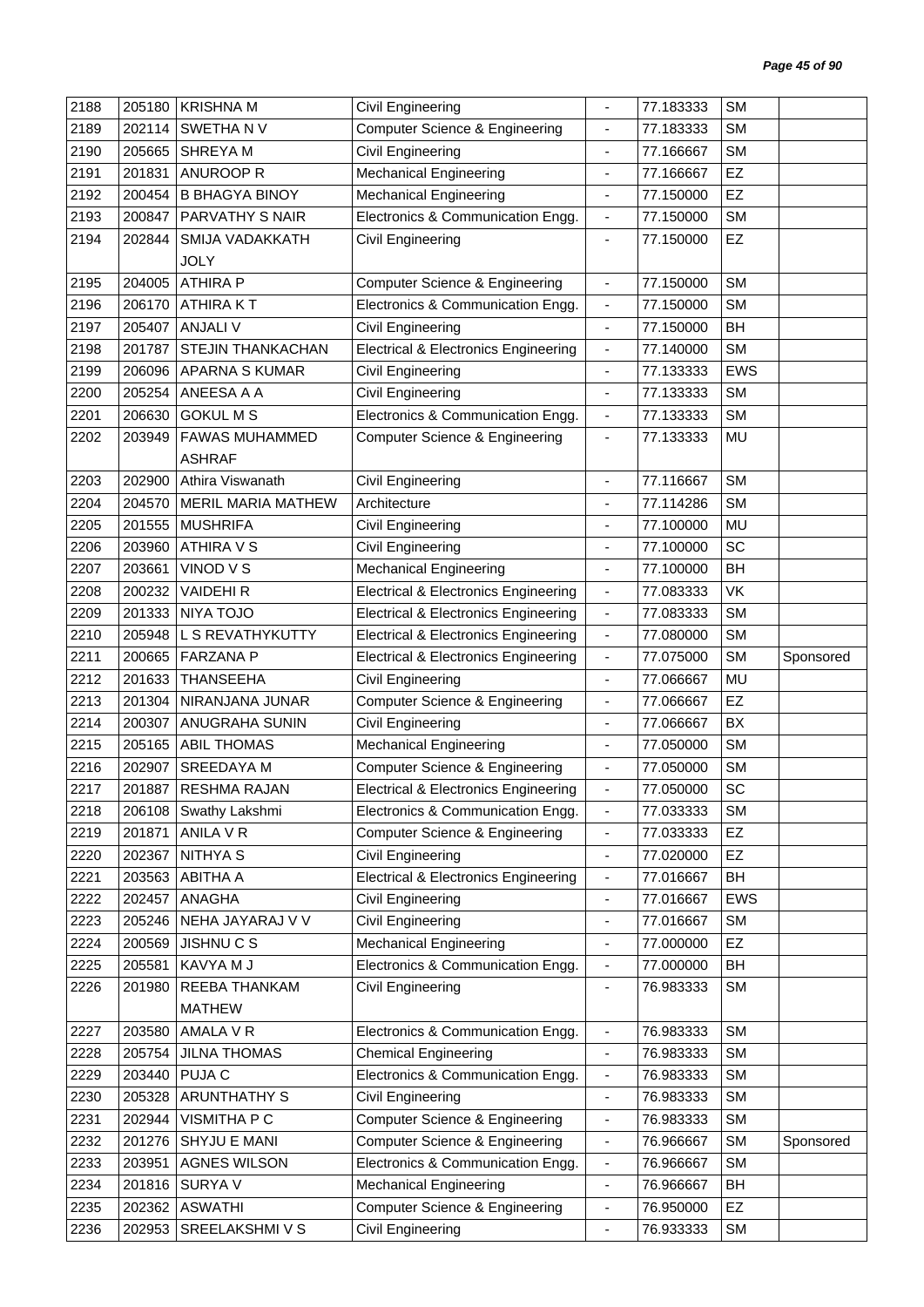| 2188 | 205180 | KRISHNA M | Civil Engineering | - | 77.183333 | SM | |
|---|---|---|---|---|---|---|---|
| 2189 | 202114 | SWETHA N V | Computer Science & Engineering | - | 77.183333 | SM | |
| 2190 | 205665 | SHREYA M | Civil Engineering | - | 77.166667 | SM | |
| 2191 | 201831 | ANUROOP R | Mechanical Engineering | - | 77.166667 | EZ | |
| 2192 | 200454 | B BHAGYA BINOY | Mechanical Engineering | - | 77.150000 | EZ | |
| 2193 | 200847 | PARVATHY S NAIR | Electronics & Communication Engg. | - | 77.150000 | SM | |
| 2194 | 202844 | SMIJA VADAKKATH JOLY | Civil Engineering | - | 77.150000 | EZ | |
| 2195 | 204005 | ATHIRA P | Computer Science & Engineering | - | 77.150000 | SM | |
| 2196 | 206170 | ATHIRA K T | Electronics & Communication Engg. | - | 77.150000 | SM | |
| 2197 | 205407 | ANJALI V | Civil Engineering | - | 77.150000 | BH | |
| 2198 | 201787 | STEJIN THANKACHAN | Electrical & Electronics Engineering | - | 77.140000 | SM | |
| 2199 | 206096 | APARNA S KUMAR | Civil Engineering | - | 77.133333 | EWS | |
| 2200 | 205254 | ANEESA A A | Civil Engineering | - | 77.133333 | SM | |
| 2201 | 206630 | GOKUL M S | Electronics & Communication Engg. | - | 77.133333 | SM | |
| 2202 | 203949 | FAWAS MUHAMMED ASHRAF | Computer Science & Engineering | - | 77.133333 | MU | |
| 2203 | 202900 | Athira Viswanath | Civil Engineering | - | 77.116667 | SM | |
| 2204 | 204570 | MERIL MARIA MATHEW | Architecture | - | 77.114286 | SM | |
| 2205 | 201555 | MUSHRIFA | Civil Engineering | - | 77.100000 | MU | |
| 2206 | 203960 | ATHIRA V S | Civil Engineering | - | 77.100000 | SC | |
| 2207 | 203661 | VINOD V S | Mechanical Engineering | - | 77.100000 | BH | |
| 2208 | 200232 | VAIDEHI R | Electrical & Electronics Engineering | - | 77.083333 | VK | |
| 2209 | 201333 | NIYA TOJO | Electrical & Electronics Engineering | - | 77.083333 | SM | |
| 2210 | 205948 | L S REVATHYKUTTY | Electrical & Electronics Engineering | - | 77.080000 | SM | |
| 2211 | 200665 | FARZANA P | Electrical & Electronics Engineering | - | 77.075000 | SM | Sponsored |
| 2212 | 201633 | THANSEEHA | Civil Engineering | - | 77.066667 | MU | |
| 2213 | 201304 | NIRANJANA JUNAR | Computer Science & Engineering | - | 77.066667 | EZ | |
| 2214 | 200307 | ANUGRAHA SUNIN | Civil Engineering | - | 77.066667 | BX | |
| 2215 | 205165 | ABIL THOMAS | Mechanical Engineering | - | 77.050000 | SM | |
| 2216 | 202907 | SREEDAYA M | Computer Science & Engineering | - | 77.050000 | SM | |
| 2217 | 201887 | RESHMA RAJAN | Electrical & Electronics Engineering | - | 77.050000 | SC | |
| 2218 | 206108 | Swathy Lakshmi | Electronics & Communication Engg. | - | 77.033333 | SM | |
| 2219 | 201871 | ANILA V R | Computer Science & Engineering | - | 77.033333 | EZ | |
| 2220 | 202367 | NITHYA S | Civil Engineering | - | 77.020000 | EZ | |
| 2221 | 203563 | ABITHA A | Electrical & Electronics Engineering | - | 77.016667 | BH | |
| 2222 | 202457 | ANAGHA | Civil Engineering | - | 77.016667 | EWS | |
| 2223 | 205246 | NEHA JAYARAJ V V | Civil Engineering | - | 77.016667 | SM | |
| 2224 | 200569 | JISHNU C S | Mechanical Engineering | - | 77.000000 | EZ | |
| 2225 | 205581 | KAVYA M J | Electronics & Communication Engg. | - | 77.000000 | BH | |
| 2226 | 201980 | REEBA THANKAM MATHEW | Civil Engineering | - | 76.983333 | SM | |
| 2227 | 203580 | AMALA V R | Electronics & Communication Engg. | - | 76.983333 | SM | |
| 2228 | 205754 | JILNA THOMAS | Chemical Engineering | - | 76.983333 | SM | |
| 2229 | 203440 | PUJA C | Electronics & Communication Engg. | - | 76.983333 | SM | |
| 2230 | 205328 | ARUNTHATHY S | Civil Engineering | - | 76.983333 | SM | |
| 2231 | 202944 | VISMITHA P C | Computer Science & Engineering | - | 76.983333 | SM | |
| 2232 | 201276 | SHYJU E MANI | Computer Science & Engineering | - | 76.966667 | SM | Sponsored |
| 2233 | 203951 | AGNES WILSON | Electronics & Communication Engg. | - | 76.966667 | SM | |
| 2234 | 201816 | SURYA V | Mechanical Engineering | - | 76.966667 | BH | |
| 2235 | 202362 | ASWATHI | Computer Science & Engineering | - | 76.950000 | EZ | |
| 2236 | 202953 | SREELAKSHMI V S | Civil Engineering | - | 76.933333 | SM | |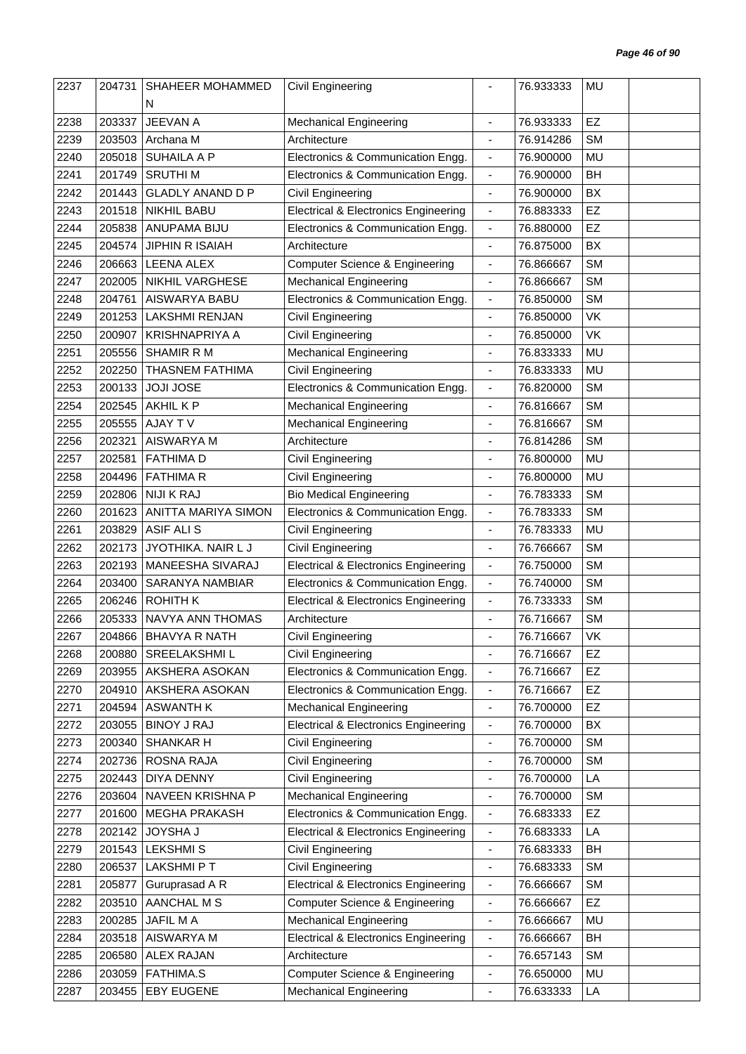| 2237 | 204731 | SHAHEER MOHAMMED N | Civil Engineering | - | 76.933333 | MU | |
|---|---|---|---|---|---|---|---|
| 2238 | 203337 | JEEVAN A | Mechanical Engineering | - | 76.933333 | EZ | |
| 2239 | 203503 | Archana M | Architecture | - | 76.914286 | SM | |
| 2240 | 205018 | SUHAILA A P | Electronics & Communication Engg. | - | 76.900000 | MU | |
| 2241 | 201749 | SRUTHI M | Electronics & Communication Engg. | - | 76.900000 | BH | |
| 2242 | 201443 | GLADLY ANAND D P | Civil Engineering | - | 76.900000 | BX | |
| 2243 | 201518 | NIKHIL BABU | Electrical & Electronics Engineering | - | 76.883333 | EZ | |
| 2244 | 205838 | ANUPAMA BIJU | Electronics & Communication Engg. | - | 76.880000 | EZ | |
| 2245 | 204574 | JIPHIN R ISAIAH | Architecture | - | 76.875000 | BX | |
| 2246 | 206663 | LEENA ALEX | Computer Science & Engineering | - | 76.866667 | SM | |
| 2247 | 202005 | NIKHIL VARGHESE | Mechanical Engineering | - | 76.866667 | SM | |
| 2248 | 204761 | AISWARYA BABU | Electronics & Communication Engg. | - | 76.850000 | SM | |
| 2249 | 201253 | LAKSHMI RENJAN | Civil Engineering | - | 76.850000 | VK | |
| 2250 | 200907 | KRISHNAPRIYA A | Civil Engineering | - | 76.850000 | VK | |
| 2251 | 205556 | SHAMIR R M | Mechanical Engineering | - | 76.833333 | MU | |
| 2252 | 202250 | THASNEM FATHIMA | Civil Engineering | - | 76.833333 | MU | |
| 2253 | 200133 | JOJI JOSE | Electronics & Communication Engg. | - | 76.820000 | SM | |
| 2254 | 202545 | AKHIL K P | Mechanical Engineering | - | 76.816667 | SM | |
| 2255 | 205555 | AJAY T V | Mechanical Engineering | - | 76.816667 | SM | |
| 2256 | 202321 | AISWARYA M | Architecture | - | 76.814286 | SM | |
| 2257 | 202581 | FATHIMA D | Civil Engineering | - | 76.800000 | MU | |
| 2258 | 204496 | FATHIMA R | Civil Engineering | - | 76.800000 | MU | |
| 2259 | 202806 | NIJI K RAJ | Bio Medical Engineering | - | 76.783333 | SM | |
| 2260 | 201623 | ANITTA MARIYA SIMON | Electronics & Communication Engg. | - | 76.783333 | SM | |
| 2261 | 203829 | ASIF ALI S | Civil Engineering | - | 76.783333 | MU | |
| 2262 | 202173 | JYOTHIKA. NAIR L J | Civil Engineering | - | 76.766667 | SM | |
| 2263 | 202193 | MANEESHA SIVARAJ | Electrical & Electronics Engineering | - | 76.750000 | SM | |
| 2264 | 203400 | SARANYA NAMBIAR | Electronics & Communication Engg. | - | 76.740000 | SM | |
| 2265 | 206246 | ROHITH K | Electrical & Electronics Engineering | - | 76.733333 | SM | |
| 2266 | 205333 | NAVYA ANN THOMAS | Architecture | - | 76.716667 | SM | |
| 2267 | 204866 | BHAVYA R NATH | Civil Engineering | - | 76.716667 | VK | |
| 2268 | 200880 | SREELAKSHMI L | Civil Engineering | - | 76.716667 | EZ | |
| 2269 | 203955 | AKSHERA ASOKAN | Electronics & Communication Engg. | - | 76.716667 | EZ | |
| 2270 | 204910 | AKSHERA ASOKAN | Electronics & Communication Engg. | - | 76.716667 | EZ | |
| 2271 | 204594 | ASWANTH K | Mechanical Engineering | - | 76.700000 | EZ | |
| 2272 | 203055 | BINOY J RAJ | Electrical & Electronics Engineering | - | 76.700000 | BX | |
| 2273 | 200340 | SHANKAR H | Civil Engineering | - | 76.700000 | SM | |
| 2274 | 202736 | ROSNA RAJA | Civil Engineering | - | 76.700000 | SM | |
| 2275 | 202443 | DIYA DENNY | Civil Engineering | - | 76.700000 | LA | |
| 2276 | 203604 | NAVEEN KRISHNA P | Mechanical Engineering | - | 76.700000 | SM | |
| 2277 | 201600 | MEGHA PRAKASH | Electronics & Communication Engg. | - | 76.683333 | EZ | |
| 2278 | 202142 | JOYSHA J | Electrical & Electronics Engineering | - | 76.683333 | LA | |
| 2279 | 201543 | LEKSHMI S | Civil Engineering | - | 76.683333 | BH | |
| 2280 | 206537 | LAKSHMI P T | Civil Engineering | - | 76.683333 | SM | |
| 2281 | 205877 | Guruprasad A R | Electrical & Electronics Engineering | - | 76.666667 | SM | |
| 2282 | 203510 | AANCHAL M S | Computer Science & Engineering | - | 76.666667 | EZ | |
| 2283 | 200285 | JAFIL M A | Mechanical Engineering | - | 76.666667 | MU | |
| 2284 | 203518 | AISWARYA M | Electrical & Electronics Engineering | - | 76.666667 | BH | |
| 2285 | 206580 | ALEX RAJAN | Architecture | - | 76.657143 | SM | |
| 2286 | 203059 | FATHIMA.S | Computer Science & Engineering | - | 76.650000 | MU | |
| 2287 | 203455 | EBY EUGENE | Mechanical Engineering | - | 76.633333 | LA | |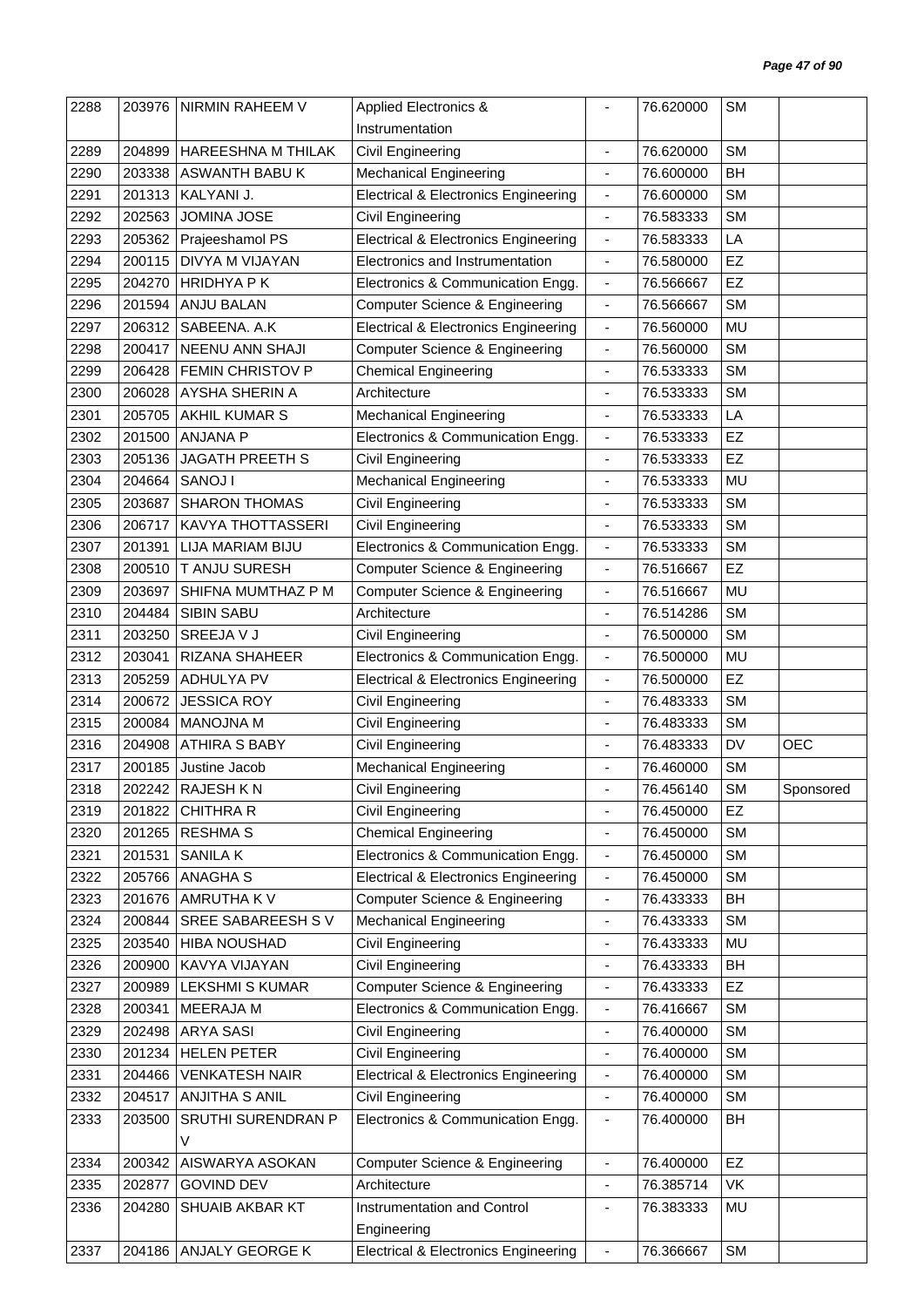| 2288 | 203976 | NIRMIN RAHEEM V | Applied Electronics & Instrumentation | - | 76.620000 | SM | |
|---|---|---|---|---|---|---|---|
| 2289 | 204899 | HAREESHNA M THILAK | Civil Engineering | - | 76.620000 | SM | |
| 2290 | 203338 | ASWANTH BABU K | Mechanical Engineering | - | 76.600000 | BH | |
| 2291 | 201313 | KALYANI J. | Electrical & Electronics Engineering | - | 76.600000 | SM | |
| 2292 | 202563 | JOMINA JOSE | Civil Engineering | - | 76.583333 | SM | |
| 2293 | 205362 | Prajeeshamol PS | Electrical & Electronics Engineering | - | 76.583333 | LA | |
| 2294 | 200115 | DIVYA M VIJAYAN | Electronics and Instrumentation | - | 76.580000 | EZ | |
| 2295 | 204270 | HRIDHYA P K | Electronics & Communication Engg. | - | 76.566667 | EZ | |
| 2296 | 201594 | ANJU BALAN | Computer Science & Engineering | - | 76.566667 | SM | |
| 2297 | 206312 | SABEENA. A.K | Electrical & Electronics Engineering | - | 76.560000 | MU | |
| 2298 | 200417 | NEENU ANN SHAJI | Computer Science & Engineering | - | 76.560000 | SM | |
| 2299 | 206428 | FEMIN CHRISTOV P | Chemical Engineering | - | 76.533333 | SM | |
| 2300 | 206028 | AYSHA SHERIN A | Architecture | - | 76.533333 | SM | |
| 2301 | 205705 | AKHIL KUMAR S | Mechanical Engineering | - | 76.533333 | LA | |
| 2302 | 201500 | ANJANA P | Electronics & Communication Engg. | - | 76.533333 | EZ | |
| 2303 | 205136 | JAGATH PREETH S | Civil Engineering | - | 76.533333 | EZ | |
| 2304 | 204664 | SANOJ I | Mechanical Engineering | - | 76.533333 | MU | |
| 2305 | 203687 | SHARON THOMAS | Civil Engineering | - | 76.533333 | SM | |
| 2306 | 206717 | KAVYA THOTTASSERI | Civil Engineering | - | 76.533333 | SM | |
| 2307 | 201391 | LIJA MARIAM BIJU | Electronics & Communication Engg. | - | 76.533333 | SM | |
| 2308 | 200510 | T ANJU SURESH | Computer Science & Engineering | - | 76.516667 | EZ | |
| 2309 | 203697 | SHIFNA MUMTHAZ P M | Computer Science & Engineering | - | 76.516667 | MU | |
| 2310 | 204484 | SIBIN SABU | Architecture | - | 76.514286 | SM | |
| 2311 | 203250 | SREEJA V J | Civil Engineering | - | 76.500000 | SM | |
| 2312 | 203041 | RIZANA SHAHEER | Electronics & Communication Engg. | - | 76.500000 | MU | |
| 2313 | 205259 | ADHULYA PV | Electrical & Electronics Engineering | - | 76.500000 | EZ | |
| 2314 | 200672 | JESSICA ROY | Civil Engineering | - | 76.483333 | SM | |
| 2315 | 200084 | MANOJNA M | Civil Engineering | - | 76.483333 | SM | |
| 2316 | 204908 | ATHIRA S BABY | Civil Engineering | - | 76.483333 | DV | OEC |
| 2317 | 200185 | Justine Jacob | Mechanical Engineering | - | 76.460000 | SM | |
| 2318 | 202242 | RAJESH K N | Civil Engineering | - | 76.456140 | SM | Sponsored |
| 2319 | 201822 | CHITHRA R | Civil Engineering | - | 76.450000 | EZ | |
| 2320 | 201265 | RESHMA S | Chemical Engineering | - | 76.450000 | SM | |
| 2321 | 201531 | SANILA K | Electronics & Communication Engg. | - | 76.450000 | SM | |
| 2322 | 205766 | ANAGHA S | Electrical & Electronics Engineering | - | 76.450000 | SM | |
| 2323 | 201676 | AMRUTHA K V | Computer Science & Engineering | - | 76.433333 | BH | |
| 2324 | 200844 | SREE SABAREESH S V | Mechanical Engineering | - | 76.433333 | SM | |
| 2325 | 203540 | HIBA NOUSHAD | Civil Engineering | - | 76.433333 | MU | |
| 2326 | 200900 | KAVYA VIJAYAN | Civil Engineering | - | 76.433333 | BH | |
| 2327 | 200989 | LEKSHMI S KUMAR | Computer Science & Engineering | - | 76.433333 | EZ | |
| 2328 | 200341 | MEERAJA M | Electronics & Communication Engg. | - | 76.416667 | SM | |
| 2329 | 202498 | ARYA SASI | Civil Engineering | - | 76.400000 | SM | |
| 2330 | 201234 | HELEN PETER | Civil Engineering | - | 76.400000 | SM | |
| 2331 | 204466 | VENKATESH NAIR | Electrical & Electronics Engineering | - | 76.400000 | SM | |
| 2332 | 204517 | ANJITHA S ANIL | Civil Engineering | - | 76.400000 | SM | |
| 2333 | 203500 | SRUTHI SURENDRAN P V | Electronics & Communication Engg. | - | 76.400000 | BH | |
| 2334 | 200342 | AISWARYA ASOKAN | Computer Science & Engineering | - | 76.400000 | EZ | |
| 2335 | 202877 | GOVIND DEV | Architecture | - | 76.385714 | VK | |
| 2336 | 204280 | SHUAIB AKBAR KT | Instrumentation and Control Engineering | - | 76.383333 | MU | |
| 2337 | 204186 | ANJALY GEORGE K | Electrical & Electronics Engineering | - | 76.366667 | SM | |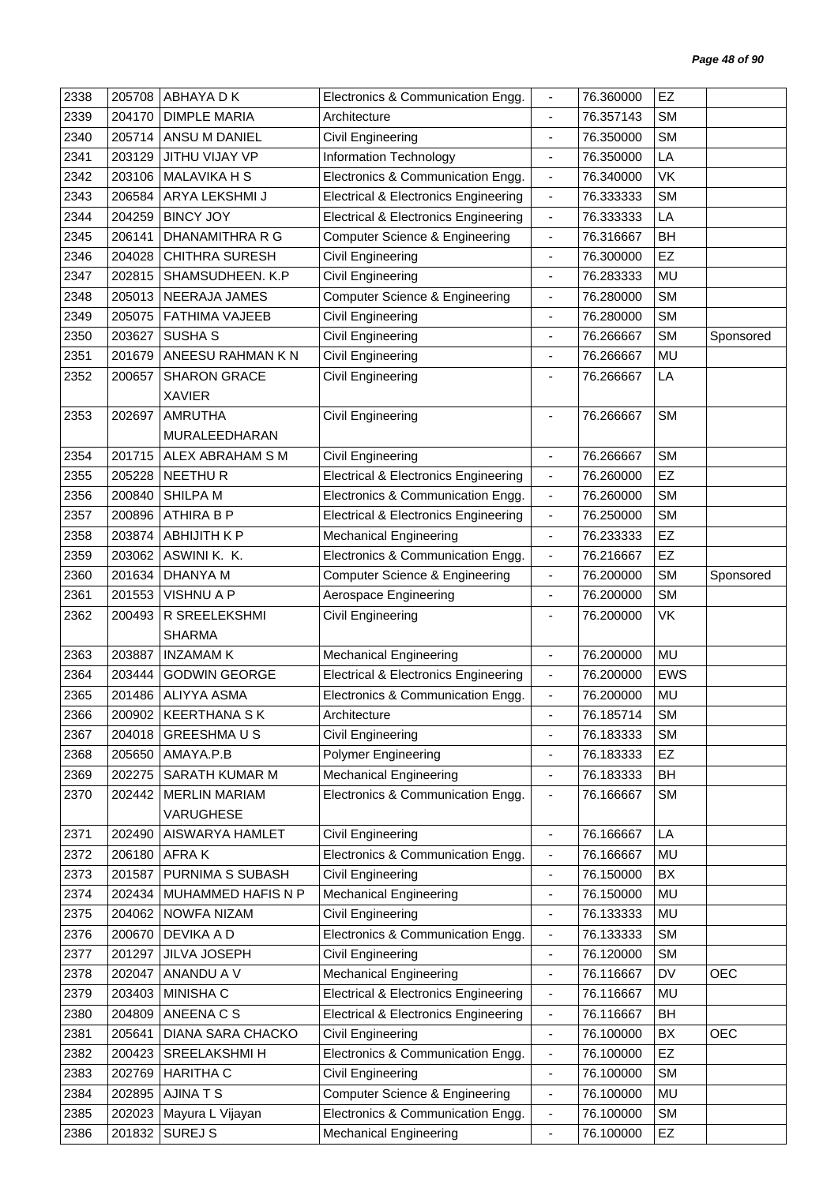| 2338 | 205708 | ABHAYA D K | Electronics & Communication Engg. | - | 76.360000 | EZ | |
|---|---|---|---|---|---|---|---|
| 2339 | 204170 | DIMPLE MARIA | Architecture | - | 76.357143 | SM | |
| 2340 | 205714 | ANSU M DANIEL | Civil Engineering | - | 76.350000 | SM | |
| 2341 | 203129 | JITHU VIJAY VP | Information Technology | - | 76.350000 | LA | |
| 2342 | 203106 | MALAVIKA H S | Electronics & Communication Engg. | - | 76.340000 | VK | |
| 2343 | 206584 | ARYA LEKSHMI J | Electrical & Electronics Engineering | - | 76.333333 | SM | |
| 2344 | 204259 | BINCY JOY | Electrical & Electronics Engineering | - | 76.333333 | LA | |
| 2345 | 206141 | DHANAMITHRA R G | Computer Science & Engineering | - | 76.316667 | BH | |
| 2346 | 204028 | CHITHRA SURESH | Civil Engineering | - | 76.300000 | EZ | |
| 2347 | 202815 | SHAMSUDHEEN. K.P | Civil Engineering | - | 76.283333 | MU | |
| 2348 | 205013 | NEERAJA JAMES | Computer Science & Engineering | - | 76.280000 | SM | |
| 2349 | 205075 | FATHIMA VAJEEB | Civil Engineering | - | 76.280000 | SM | |
| 2350 | 203627 | SUSHA S | Civil Engineering | - | 76.266667 | SM | Sponsored |
| 2351 | 201679 | ANEESU RAHMAN K N | Civil Engineering | - | 76.266667 | MU | |
| 2352 | 200657 | SHARON GRACE XAVIER | Civil Engineering | - | 76.266667 | LA | |
| 2353 | 202697 | AMRUTHA MURALEEDHARAN | Civil Engineering | - | 76.266667 | SM | |
| 2354 | 201715 | ALEX ABRAHAM S M | Civil Engineering | - | 76.266667 | SM | |
| 2355 | 205228 | NEETHU R | Electrical & Electronics Engineering | - | 76.260000 | EZ | |
| 2356 | 200840 | SHILPA M | Electronics & Communication Engg. | - | 76.260000 | SM | |
| 2357 | 200896 | ATHIRA B P | Electrical & Electronics Engineering | - | 76.250000 | SM | |
| 2358 | 203874 | ABHIJITH K P | Mechanical Engineering | - | 76.233333 | EZ | |
| 2359 | 203062 | ASWINI K. K. | Electronics & Communication Engg. | - | 76.216667 | EZ | |
| 2360 | 201634 | DHANYA M | Computer Science & Engineering | - | 76.200000 | SM | Sponsored |
| 2361 | 201553 | VISHNU A P | Aerospace Engineering | - | 76.200000 | SM | |
| 2362 | 200493 | R SREELEKSHMI SHARMA | Civil Engineering | - | 76.200000 | VK | |
| 2363 | 203887 | INZAMAM K | Mechanical Engineering | - | 76.200000 | MU | |
| 2364 | 203444 | GODWIN GEORGE | Electrical & Electronics Engineering | - | 76.200000 | EWS | |
| 2365 | 201486 | ALIYYA ASMA | Electronics & Communication Engg. | - | 76.200000 | MU | |
| 2366 | 200902 | KEERTHANA S K | Architecture | - | 76.185714 | SM | |
| 2367 | 204018 | GREESHMA U S | Civil Engineering | - | 76.183333 | SM | |
| 2368 | 205650 | AMAYA.P.B | Polymer Engineering | - | 76.183333 | EZ | |
| 2369 | 202275 | SARATH KUMAR M | Mechanical Engineering | - | 76.183333 | BH | |
| 2370 | 202442 | MERLIN MARIAM VARUGHESE | Electronics & Communication Engg. | - | 76.166667 | SM | |
| 2371 | 202490 | AISWARYA HAMLET | Civil Engineering | - | 76.166667 | LA | |
| 2372 | 206180 | AFRA K | Electronics & Communication Engg. | - | 76.166667 | MU | |
| 2373 | 201587 | PURNIMA S SUBASH | Civil Engineering | - | 76.150000 | BX | |
| 2374 | 202434 | MUHAMMED HAFIS N P | Mechanical Engineering | - | 76.150000 | MU | |
| 2375 | 204062 | NOWFA NIZAM | Civil Engineering | - | 76.133333 | MU | |
| 2376 | 200670 | DEVIKA A D | Electronics & Communication Engg. | - | 76.133333 | SM | |
| 2377 | 201297 | JILVA JOSEPH | Civil Engineering | - | 76.120000 | SM | |
| 2378 | 202047 | ANANDU A V | Mechanical Engineering | - | 76.116667 | DV | OEC |
| 2379 | 203403 | MINISHA C | Electrical & Electronics Engineering | - | 76.116667 | MU | |
| 2380 | 204809 | ANEENA C S | Electrical & Electronics Engineering | - | 76.116667 | BH | |
| 2381 | 205641 | DIANA SARA CHACKO | Civil Engineering | - | 76.100000 | BX | OEC |
| 2382 | 200423 | SREELAKSHMI H | Electronics & Communication Engg. | - | 76.100000 | EZ | |
| 2383 | 202769 | HARITHA C | Civil Engineering | - | 76.100000 | SM | |
| 2384 | 202895 | AJINA T S | Computer Science & Engineering | - | 76.100000 | MU | |
| 2385 | 202023 | Mayura L Vijayan | Electronics & Communication Engg. | - | 76.100000 | SM | |
| 2386 | 201832 | SUREJ S | Mechanical Engineering | - | 76.100000 | EZ | |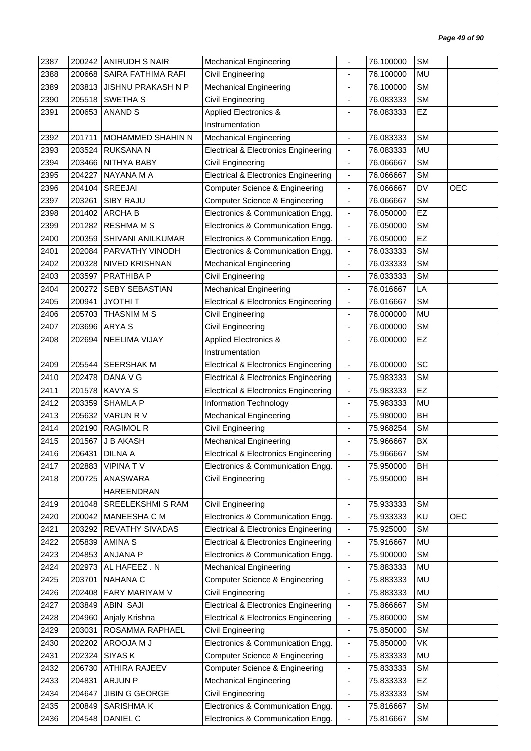| 2387 | 200242 | ANIRUDH S NAIR | Mechanical Engineering | - | 76.100000 | SM | |
|---|---|---|---|---|---|---|---|
| 2388 | 200668 | SAIRA FATHIMA RAFI | Civil Engineering | - | 76.100000 | MU | |
| 2389 | 203813 | JISHNU PRAKASH N P | Mechanical Engineering | - | 76.100000 | SM | |
| 2390 | 205518 | SWETHA S | Civil Engineering | - | 76.083333 | SM | |
| 2391 | 200653 | ANAND S | Applied Electronics & Instrumentation | - | 76.083333 | EZ | |
| 2392 | 201711 | MOHAMMED SHAHIN N | Mechanical Engineering | - | 76.083333 | SM | |
| 2393 | 203524 | RUKSANA N | Electrical & Electronics Engineering | - | 76.083333 | MU | |
| 2394 | 203466 | NITHYA BABY | Civil Engineering | - | 76.066667 | SM | |
| 2395 | 204227 | NAYANA M A | Electrical & Electronics Engineering | - | 76.066667 | SM | |
| 2396 | 204104 | SREEJAI | Computer Science & Engineering | - | 76.066667 | DV | OEC |
| 2397 | 203261 | SIBY RAJU | Computer Science & Engineering | - | 76.066667 | SM | |
| 2398 | 201402 | ARCHA B | Electronics & Communication Engg. | - | 76.050000 | EZ | |
| 2399 | 201282 | RESHMA M S | Electronics & Communication Engg. | - | 76.050000 | SM | |
| 2400 | 200359 | SHIVANI ANILKUMAR | Electronics & Communication Engg. | - | 76.050000 | EZ | |
| 2401 | 202084 | PARVATHY VINODH | Electronics & Communication Engg. | - | 76.033333 | SM | |
| 2402 | 200328 | NIVED KRISHNAN | Mechanical Engineering | - | 76.033333 | SM | |
| 2403 | 203597 | PRATHIBA P | Civil Engineering | - | 76.033333 | SM | |
| 2404 | 200272 | SEBY SEBASTIAN | Mechanical Engineering | - | 76.016667 | LA | |
| 2405 | 200941 | JYOTHI T | Electrical & Electronics Engineering | - | 76.016667 | SM | |
| 2406 | 205703 | THASNIM M S | Civil Engineering | - | 76.000000 | MU | |
| 2407 | 203696 | ARYA S | Civil Engineering | - | 76.000000 | SM | |
| 2408 | 202694 | NEELIMA VIJAY | Applied Electronics & Instrumentation | - | 76.000000 | EZ | |
| 2409 | 205544 | SEERSHAK M | Electrical & Electronics Engineering | - | 76.000000 | SC | |
| 2410 | 202478 | DANA V G | Electrical & Electronics Engineering | - | 75.983333 | SM | |
| 2411 | 201578 | KAVYA S | Electrical & Electronics Engineering | - | 75.983333 | EZ | |
| 2412 | 203359 | SHAMLA P | Information Technology | - | 75.983333 | MU | |
| 2413 | 205632 | VARUN R V | Mechanical Engineering | - | 75.980000 | BH | |
| 2414 | 202190 | RAGIMOL R | Civil Engineering | - | 75.968254 | SM | |
| 2415 | 201567 | J B AKASH | Mechanical Engineering | - | 75.966667 | BX | |
| 2416 | 206431 | DILNA A | Electrical & Electronics Engineering | - | 75.966667 | SM | |
| 2417 | 202883 | VIPINA T V | Electronics & Communication Engg. | - | 75.950000 | BH | |
| 2418 | 200725 | ANASWARA HAREENDRAN | Civil Engineering | - | 75.950000 | BH | |
| 2419 | 201048 | SREELEKSHMI S RAM | Civil Engineering | - | 75.933333 | SM | |
| 2420 | 200042 | MANEESHA C M | Electronics & Communication Engg. | - | 75.933333 | KU | OEC |
| 2421 | 203292 | REVATHY SIVADAS | Electrical & Electronics Engineering | - | 75.925000 | SM | |
| 2422 | 205839 | AMINA S | Electrical & Electronics Engineering | - | 75.916667 | MU | |
| 2423 | 204853 | ANJANA P | Electronics & Communication Engg. | - | 75.900000 | SM | |
| 2424 | 202973 | AL HAFEEZ . N | Mechanical Engineering | - | 75.883333 | MU | |
| 2425 | 203701 | NAHANA C | Computer Science & Engineering | - | 75.883333 | MU | |
| 2426 | 202408 | FARY MARIYAM V | Civil Engineering | - | 75.883333 | MU | |
| 2427 | 203849 | ABIN SAJI | Electrical & Electronics Engineering | - | 75.866667 | SM | |
| 2428 | 204960 | Anjaly Krishna | Electrical & Electronics Engineering | - | 75.860000 | SM | |
| 2429 | 203031 | ROSAMMA RAPHAEL | Civil Engineering | - | 75.850000 | SM | |
| 2430 | 202202 | AROOJA M J | Electronics & Communication Engg. | - | 75.850000 | VK | |
| 2431 | 202324 | SIYAS K | Computer Science & Engineering | - | 75.833333 | MU | |
| 2432 | 206730 | ATHIRA RAJEEV | Computer Science & Engineering | - | 75.833333 | SM | |
| 2433 | 204831 | ARJUN P | Mechanical Engineering | - | 75.833333 | EZ | |
| 2434 | 204647 | JIBIN G GEORGE | Civil Engineering | - | 75.833333 | SM | |
| 2435 | 200849 | SARISHMA K | Electronics & Communication Engg. | - | 75.816667 | SM | |
| 2436 | 204548 | DANIEL C | Electronics & Communication Engg. | - | 75.816667 | SM | |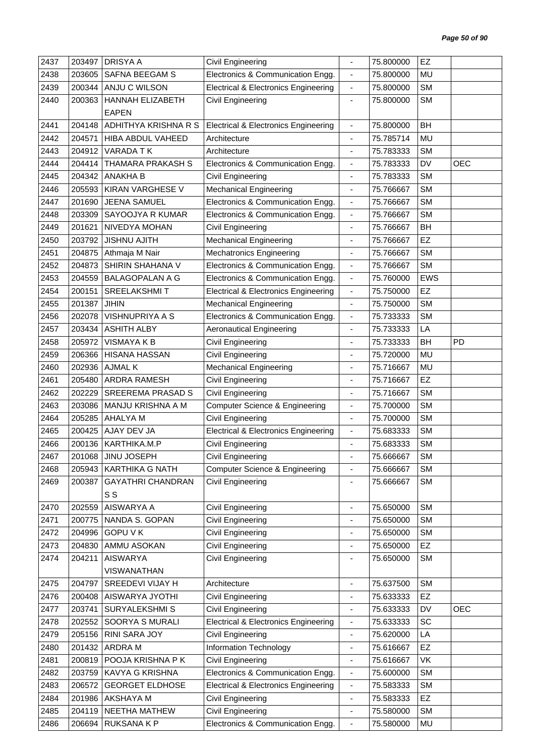| 2437 | 203497 | DRISYA A | Civil Engineering | - | 75.800000 | EZ | |
|---|---|---|---|---|---|---|---|
| 2438 | 203605 | SAFNA BEEGAM S | Electronics & Communication Engg. | - | 75.800000 | MU | |
| 2439 | 200344 | ANJU C WILSON | Electrical & Electronics Engineering | - | 75.800000 | SM | |
| 2440 | 200363 | HANNAH ELIZABETH EAPEN | Civil Engineering | - | 75.800000 | SM | |
| 2441 | 204148 | ADHITHYA KRISHNA R S | Electrical & Electronics Engineering | - | 75.800000 | BH | |
| 2442 | 204571 | HIBA ABDUL VAHEED | Architecture | - | 75.785714 | MU | |
| 2443 | 204912 | VARADA T K | Architecture | - | 75.783333 | SM | |
| 2444 | 204414 | THAMARA PRAKASH S | Electronics & Communication Engg. | - | 75.783333 | DV | OEC |
| 2445 | 204342 | ANAKHA B | Civil Engineering | - | 75.783333 | SM | |
| 2446 | 205593 | KIRAN VARGHESE V | Mechanical Engineering | - | 75.766667 | SM | |
| 2447 | 201690 | JEENA SAMUEL | Electronics & Communication Engg. | - | 75.766667 | SM | |
| 2448 | 203309 | SAYOOJYA R KUMAR | Electronics & Communication Engg. | - | 75.766667 | SM | |
| 2449 | 201621 | NIVEDYA MOHAN | Civil Engineering | - | 75.766667 | BH | |
| 2450 | 203792 | JISHNU AJITH | Mechanical Engineering | - | 75.766667 | EZ | |
| 2451 | 204875 | Athmaja M Nair | Mechatronics Engineering | - | 75.766667 | SM | |
| 2452 | 204873 | SHIRIN SHAHANA V | Electronics & Communication Engg. | - | 75.766667 | SM | |
| 2453 | 204559 | BALAGOPALAN A G | Electronics & Communication Engg. | - | 75.760000 | EWS | |
| 2454 | 200151 | SREELAKSHMI T | Electrical & Electronics Engineering | - | 75.750000 | EZ | |
| 2455 | 201387 | JIHIN | Mechanical Engineering | - | 75.750000 | SM | |
| 2456 | 202078 | VISHNUPRIYA A S | Electronics & Communication Engg. | - | 75.733333 | SM | |
| 2457 | 203434 | ASHITH ALBY | Aeronautical Engineering | - | 75.733333 | LA | |
| 2458 | 205972 | VISMAYA K B | Civil Engineering | - | 75.733333 | BH | PD |
| 2459 | 206366 | HISANA HASSAN | Civil Engineering | - | 75.720000 | MU | |
| 2460 | 202936 | AJMAL K | Mechanical Engineering | - | 75.716667 | MU | |
| 2461 | 205480 | ARDRA RAMESH | Civil Engineering | - | 75.716667 | EZ | |
| 2462 | 202229 | SREEREMA PRASAD S | Civil Engineering | - | 75.716667 | SM | |
| 2463 | 203086 | MANJU KRISHNA A M | Computer Science & Engineering | - | 75.700000 | SM | |
| 2464 | 205285 | AHALYA M | Civil Engineering | - | 75.700000 | SM | |
| 2465 | 200425 | AJAY DEV JA | Electrical & Electronics Engineering | - | 75.683333 | SM | |
| 2466 | 200136 | KARTHIKA.M.P | Civil Engineering | - | 75.683333 | SM | |
| 2467 | 201068 | JINU JOSEPH | Civil Engineering | - | 75.666667 | SM | |
| 2468 | 205943 | KARTHIKA G NATH | Computer Science & Engineering | - | 75.666667 | SM | |
| 2469 | 200387 | GAYATHRI CHANDRAN S S | Civil Engineering | - | 75.666667 | SM | |
| 2470 | 202559 | AISWARYA A | Civil Engineering | - | 75.650000 | SM | |
| 2471 | 200775 | NANDA S. GOPAN | Civil Engineering | - | 75.650000 | SM | |
| 2472 | 204996 | GOPU V K | Civil Engineering | - | 75.650000 | SM | |
| 2473 | 204830 | AMMU ASOKAN | Civil Engineering | - | 75.650000 | EZ | |
| 2474 | 204211 | AISWARYA VISWANATHAN | Civil Engineering | - | 75.650000 | SM | |
| 2475 | 204797 | SREEDEVI VIJAY H | Architecture | - | 75.637500 | SM | |
| 2476 | 200408 | AISWARYA JYOTHI | Civil Engineering | - | 75.633333 | EZ | |
| 2477 | 203741 | SURYALEKSHMI S | Civil Engineering | - | 75.633333 | DV | OEC |
| 2478 | 202552 | SOORYA S MURALI | Electrical & Electronics Engineering | - | 75.633333 | SC | |
| 2479 | 205156 | RINI SARA JOY | Civil Engineering | - | 75.620000 | LA | |
| 2480 | 201432 | ARDRA M | Information Technology | - | 75.616667 | EZ | |
| 2481 | 200819 | POOJA KRISHNA P K | Civil Engineering | - | 75.616667 | VK | |
| 2482 | 203759 | KAVYA G KRISHNA | Electronics & Communication Engg. | - | 75.600000 | SM | |
| 2483 | 206572 | GEORGET ELDHOSE | Electrical & Electronics Engineering | - | 75.583333 | SM | |
| 2484 | 201986 | AKSHAYA M | Civil Engineering | - | 75.583333 | EZ | |
| 2485 | 204119 | NEETHA MATHEW | Civil Engineering | - | 75.580000 | SM | |
| 2486 | 206694 | RUKSANA K P | Electronics & Communication Engg. | - | 75.580000 | MU | |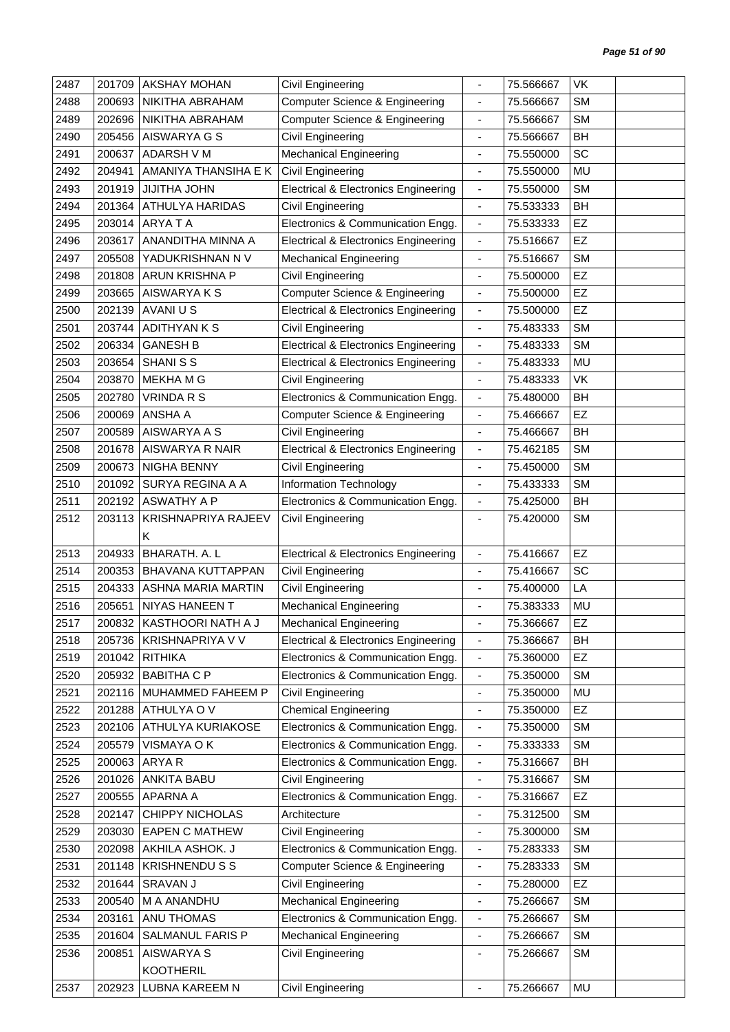| 2487 | 201709 | AKSHAY MOHAN | Civil Engineering | - | 75.566667 | VK | |
|---|---|---|---|---|---|---|---|
| 2488 | 200693 | NIKITHA ABRAHAM | Computer Science & Engineering | - | 75.566667 | SM | |
| 2489 | 202696 | NIKITHA ABRAHAM | Computer Science & Engineering | - | 75.566667 | SM | |
| 2490 | 205456 | AISWARYA G S | Civil Engineering | - | 75.566667 | BH | |
| 2491 | 200637 | ADARSH V M | Mechanical Engineering | - | 75.550000 | SC | |
| 2492 | 204941 | AMANIYA THANSIHA E K | Civil Engineering | - | 75.550000 | MU | |
| 2493 | 201919 | JIJITHA JOHN | Electrical & Electronics Engineering | - | 75.550000 | SM | |
| 2494 | 201364 | ATHULYA HARIDAS | Civil Engineering | - | 75.533333 | BH | |
| 2495 | 203014 | ARYA T A | Electronics & Communication Engg. | - | 75.533333 | EZ | |
| 2496 | 203617 | ANANDITHA MINNA A | Electrical & Electronics Engineering | - | 75.516667 | EZ | |
| 2497 | 205508 | YADUKRISHNAN N V | Mechanical Engineering | - | 75.516667 | SM | |
| 2498 | 201808 | ARUN KRISHNA P | Civil Engineering | - | 75.500000 | EZ | |
| 2499 | 203665 | AISWARYA K S | Computer Science & Engineering | - | 75.500000 | EZ | |
| 2500 | 202139 | AVANI U S | Electrical & Electronics Engineering | - | 75.500000 | EZ | |
| 2501 | 203744 | ADITHYAN K S | Civil Engineering | - | 75.483333 | SM | |
| 2502 | 206334 | GANESH B | Electrical & Electronics Engineering | - | 75.483333 | SM | |
| 2503 | 203654 | SHANI S S | Electrical & Electronics Engineering | - | 75.483333 | MU | |
| 2504 | 203870 | MEKHA M G | Civil Engineering | - | 75.483333 | VK | |
| 2505 | 202780 | VRINDA R S | Electronics & Communication Engg. | - | 75.480000 | BH | |
| 2506 | 200069 | ANSHA A | Computer Science & Engineering | - | 75.466667 | EZ | |
| 2507 | 200589 | AISWARYA A S | Civil Engineering | - | 75.466667 | BH | |
| 2508 | 201678 | AISWARYA R NAIR | Electrical & Electronics Engineering | - | 75.462185 | SM | |
| 2509 | 200673 | NIGHA BENNY | Civil Engineering | - | 75.450000 | SM | |
| 2510 | 201092 | SURYA REGINA A A | Information Technology | - | 75.433333 | SM | |
| 2511 | 202192 | ASWATHY A P | Electronics & Communication Engg. | - | 75.425000 | BH | |
| 2512 | 203113 | KRISHNAPRIYA RAJEEV K | Civil Engineering | - | 75.420000 | SM | |
| 2513 | 204933 | BHARATH. A. L | Electrical & Electronics Engineering | - | 75.416667 | EZ | |
| 2514 | 200353 | BHAVANA KUTTAPPAN | Civil Engineering | - | 75.416667 | SC | |
| 2515 | 204333 | ASHNA MARIA MARTIN | Civil Engineering | - | 75.400000 | LA | |
| 2516 | 205651 | NIYAS HANEEN T | Mechanical Engineering | - | 75.383333 | MU | |
| 2517 | 200832 | KASTHOORI NATH A J | Mechanical Engineering | - | 75.366667 | EZ | |
| 2518 | 205736 | KRISHNAPRIYA V V | Electrical & Electronics Engineering | - | 75.366667 | BH | |
| 2519 | 201042 | RITHIKA | Electronics & Communication Engg. | - | 75.360000 | EZ | |
| 2520 | 205932 | BABITHA C P | Electronics & Communication Engg. | - | 75.350000 | SM | |
| 2521 | 202116 | MUHAMMED FAHEEM P | Civil Engineering | - | 75.350000 | MU | |
| 2522 | 201288 | ATHULYA O V | Chemical Engineering | - | 75.350000 | EZ | |
| 2523 | 202106 | ATHULYA KURIAKOSE | Electronics & Communication Engg. | - | 75.350000 | SM | |
| 2524 | 205579 | VISMAYA O K | Electronics & Communication Engg. | - | 75.333333 | SM | |
| 2525 | 200063 | ARYA R | Electronics & Communication Engg. | - | 75.316667 | BH | |
| 2526 | 201026 | ANKITA BABU | Civil Engineering | - | 75.316667 | SM | |
| 2527 | 200555 | APARNA A | Electronics & Communication Engg. | - | 75.316667 | EZ | |
| 2528 | 202147 | CHIPPY NICHOLAS | Architecture | - | 75.312500 | SM | |
| 2529 | 203030 | EAPEN C MATHEW | Civil Engineering | - | 75.300000 | SM | |
| 2530 | 202098 | AKHILA ASHOK. J | Electronics & Communication Engg. | - | 75.283333 | SM | |
| 2531 | 201148 | KRISHNENDU S S | Computer Science & Engineering | - | 75.283333 | SM | |
| 2532 | 201644 | SRAVAN J | Civil Engineering | - | 75.280000 | EZ | |
| 2533 | 200540 | M A ANANDHU | Mechanical Engineering | - | 75.266667 | SM | |
| 2534 | 203161 | ANU THOMAS | Electronics & Communication Engg. | - | 75.266667 | SM | |
| 2535 | 201604 | SALMANUL FARIS P | Mechanical Engineering | - | 75.266667 | SM | |
| 2536 | 200851 | AISWARYA S KOOTHERIL | Civil Engineering | - | 75.266667 | SM | |
| 2537 | 202923 | LUBNA KAREEM N | Civil Engineering | - | 75.266667 | MU | |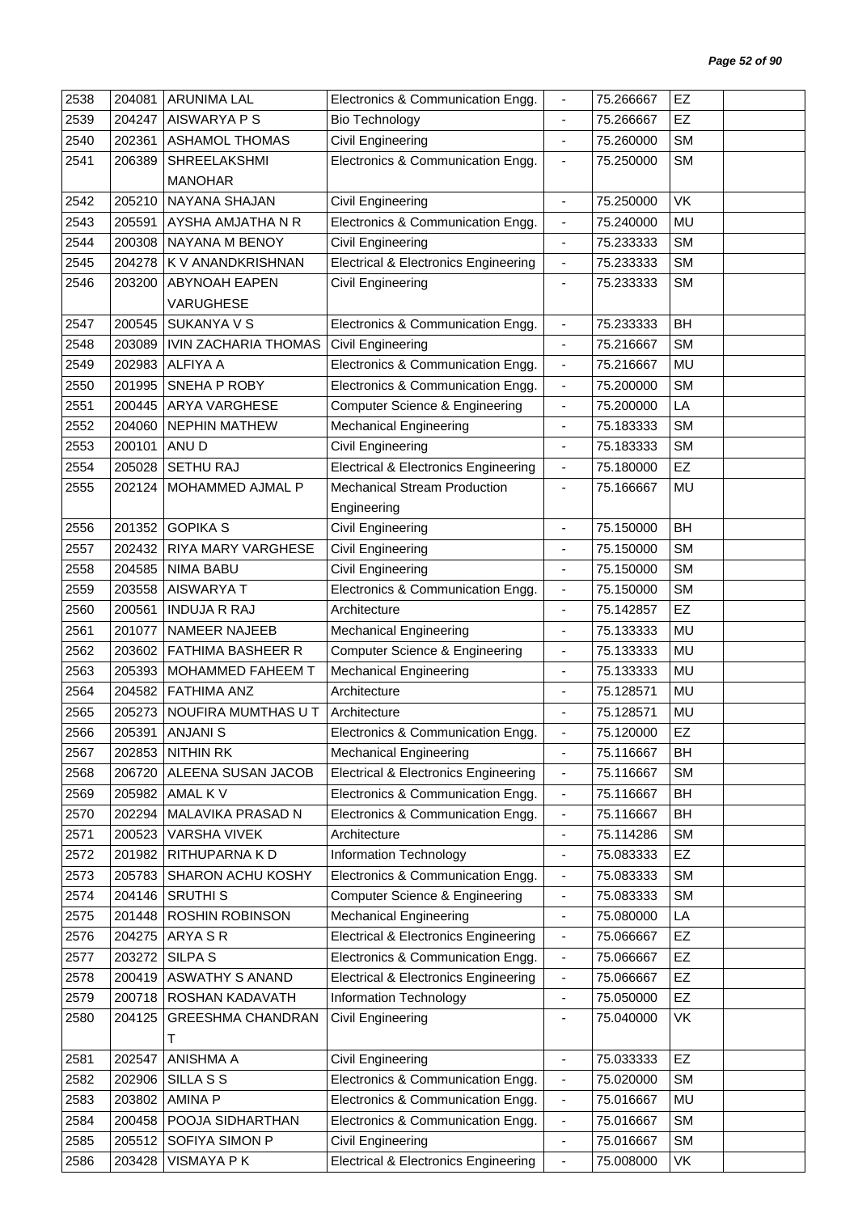| 2538 | 204081 | ARUNIMA LAL | Electronics & Communication Engg. | - | 75.266667 | EZ | |
|---|---|---|---|---|---|---|---|
| 2539 | 204247 | AISWARYA P S | Bio Technology | - | 75.266667 | EZ | |
| 2540 | 202361 | ASHAMOL THOMAS | Civil Engineering | - | 75.260000 | SM | |
| 2541 | 206389 | SHREELAKSHMI MANOHAR | Electronics & Communication Engg. | - | 75.250000 | SM | |
| 2542 | 205210 | NAYANA SHAJAN | Civil Engineering | - | 75.250000 | VK | |
| 2543 | 205591 | AYSHA AMJATHA N R | Electronics & Communication Engg. | - | 75.240000 | MU | |
| 2544 | 200308 | NAYANA M BENOY | Civil Engineering | - | 75.233333 | SM | |
| 2545 | 204278 | K V ANANDKRISHNAN | Electrical & Electronics Engineering | - | 75.233333 | SM | |
| 2546 | 203200 | ABYNOAH EAPEN VARUGHESE | Civil Engineering | - | 75.233333 | SM | |
| 2547 | 200545 | SUKANYA V S | Electronics & Communication Engg. | - | 75.233333 | BH | |
| 2548 | 203089 | IVIN ZACHARIA THOMAS | Civil Engineering | - | 75.216667 | SM | |
| 2549 | 202983 | ALFIYA A | Electronics & Communication Engg. | - | 75.216667 | MU | |
| 2550 | 201995 | SNEHA P ROBY | Electronics & Communication Engg. | - | 75.200000 | SM | |
| 2551 | 200445 | ARYA VARGHESE | Computer Science & Engineering | - | 75.200000 | LA | |
| 2552 | 204060 | NEPHIN MATHEW | Mechanical Engineering | - | 75.183333 | SM | |
| 2553 | 200101 | ANU D | Civil Engineering | - | 75.183333 | SM | |
| 2554 | 205028 | SETHU RAJ | Electrical & Electronics Engineering | - | 75.180000 | EZ | |
| 2555 | 202124 | MOHAMMED AJMAL P | Mechanical Stream Production Engineering | - | 75.166667 | MU | |
| 2556 | 201352 | GOPIKA S | Civil Engineering | - | 75.150000 | BH | |
| 2557 | 202432 | RIYA MARY VARGHESE | Civil Engineering | - | 75.150000 | SM | |
| 2558 | 204585 | NIMA BABU | Civil Engineering | - | 75.150000 | SM | |
| 2559 | 203558 | AISWARYA T | Electronics & Communication Engg. | - | 75.150000 | SM | |
| 2560 | 200561 | INDUJA R RAJ | Architecture | - | 75.142857 | EZ | |
| 2561 | 201077 | NAMEER NAJEEB | Mechanical Engineering | - | 75.133333 | MU | |
| 2562 | 203602 | FATHIMA BASHEER R | Computer Science & Engineering | - | 75.133333 | MU | |
| 2563 | 205393 | MOHAMMED FAHEEM T | Mechanical Engineering | - | 75.133333 | MU | |
| 2564 | 204582 | FATHIMA ANZ | Architecture | - | 75.128571 | MU | |
| 2565 | 205273 | NOUFIRA MUMTHAS U T | Architecture | - | 75.128571 | MU | |
| 2566 | 205391 | ANJANI S | Electronics & Communication Engg. | - | 75.120000 | EZ | |
| 2567 | 202853 | NITHIN RK | Mechanical Engineering | - | 75.116667 | BH | |
| 2568 | 206720 | ALEENA SUSAN JACOB | Electrical & Electronics Engineering | - | 75.116667 | SM | |
| 2569 | 205982 | AMAL K V | Electronics & Communication Engg. | - | 75.116667 | BH | |
| 2570 | 202294 | MALAVIKA PRASAD N | Electronics & Communication Engg. | - | 75.116667 | BH | |
| 2571 | 200523 | VARSHA VIVEK | Architecture | - | 75.114286 | SM | |
| 2572 | 201982 | RITHUPARNA K D | Information Technology | - | 75.083333 | EZ | |
| 2573 | 205783 | SHARON ACHU KOSHY | Electronics & Communication Engg. | - | 75.083333 | SM | |
| 2574 | 204146 | SRUTHI S | Computer Science & Engineering | - | 75.083333 | SM | |
| 2575 | 201448 | ROSHIN ROBINSON | Mechanical Engineering | - | 75.080000 | LA | |
| 2576 | 204275 | ARYA S R | Electrical & Electronics Engineering | - | 75.066667 | EZ | |
| 2577 | 203272 | SILPA S | Electronics & Communication Engg. | - | 75.066667 | EZ | |
| 2578 | 200419 | ASWATHY S ANAND | Electrical & Electronics Engineering | - | 75.066667 | EZ | |
| 2579 | 200718 | ROSHAN KADAVATH | Information Technology | - | 75.050000 | EZ | |
| 2580 | 204125 | GREESHMA CHANDRAN T | Civil Engineering | - | 75.040000 | VK | |
| 2581 | 202547 | ANISHMA A | Civil Engineering | - | 75.033333 | EZ | |
| 2582 | 202906 | SILLA S S | Electronics & Communication Engg. | - | 75.020000 | SM | |
| 2583 | 203802 | AMINA P | Electronics & Communication Engg. | - | 75.016667 | MU | |
| 2584 | 200458 | POOJA SIDHARTHAN | Electronics & Communication Engg. | - | 75.016667 | SM | |
| 2585 | 205512 | SOFIYA SIMON P | Civil Engineering | - | 75.016667 | SM | |
| 2586 | 203428 | VISMAYA P K | Electrical & Electronics Engineering | - | 75.008000 | VK | |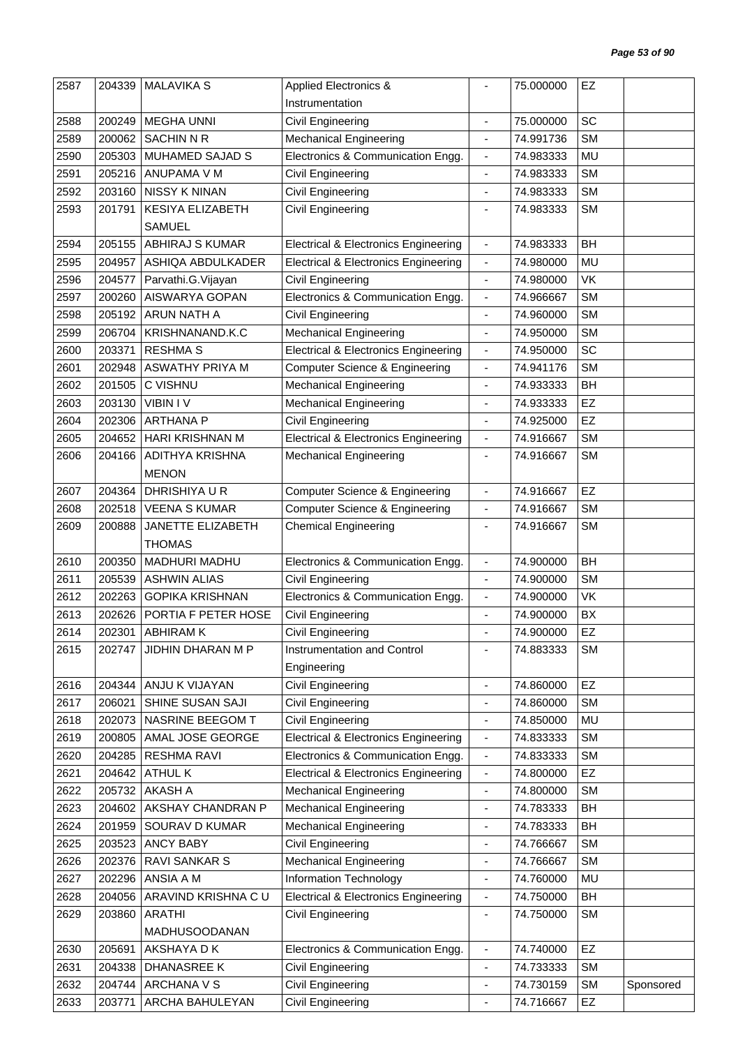| 2587 | 204339 | MALAVIKA S | Applied Electronics & Instrumentation | - | 75.000000 | EZ | |
|---|---|---|---|---|---|---|---|
| 2588 | 200249 | MEGHA UNNI | Civil Engineering | - | 75.000000 | SC | |
| 2589 | 200062 | SACHIN N R | Mechanical Engineering | - | 74.991736 | SM | |
| 2590 | 205303 | MUHAMED SAJAD S | Electronics & Communication Engg. | - | 74.983333 | MU | |
| 2591 | 205216 | ANUPAMA V M | Civil Engineering | - | 74.983333 | SM | |
| 2592 | 203160 | NISSY K NINAN | Civil Engineering | - | 74.983333 | SM | |
| 2593 | 201791 | KESIYA ELIZABETH SAMUEL | Civil Engineering | - | 74.983333 | SM | |
| 2594 | 205155 | ABHIRAJ S KUMAR | Electrical & Electronics Engineering | - | 74.983333 | BH | |
| 2595 | 204957 | ASHIQA ABDULKADER | Electrical & Electronics Engineering | - | 74.980000 | MU | |
| 2596 | 204577 | Parvathi.G.Vijayan | Civil Engineering | - | 74.980000 | VK | |
| 2597 | 200260 | AISWARYA GOPAN | Electronics & Communication Engg. | - | 74.966667 | SM | |
| 2598 | 205192 | ARUN NATH A | Civil Engineering | - | 74.960000 | SM | |
| 2599 | 206704 | KRISHNANAND.K.C | Mechanical Engineering | - | 74.950000 | SM | |
| 2600 | 203371 | RESHMA S | Electrical & Electronics Engineering | - | 74.950000 | SC | |
| 2601 | 202948 | ASWATHY PRIYA M | Computer Science & Engineering | - | 74.941176 | SM | |
| 2602 | 201505 | C VISHNU | Mechanical Engineering | - | 74.933333 | BH | |
| 2603 | 203130 | VIBIN I V | Mechanical Engineering | - | 74.933333 | EZ | |
| 2604 | 202306 | ARTHANA P | Civil Engineering | - | 74.925000 | EZ | |
| 2605 | 204652 | HARI KRISHNAN M | Electrical & Electronics Engineering | - | 74.916667 | SM | |
| 2606 | 204166 | ADITHYA KRISHNA MENON | Mechanical Engineering | - | 74.916667 | SM | |
| 2607 | 204364 | DHRISHIYA U R | Computer Science & Engineering | - | 74.916667 | EZ | |
| 2608 | 202518 | VEENA S KUMAR | Computer Science & Engineering | - | 74.916667 | SM | |
| 2609 | 200888 | JANETTE ELIZABETH THOMAS | Chemical Engineering | - | 74.916667 | SM | |
| 2610 | 200350 | MADHURI MADHU | Electronics & Communication Engg. | - | 74.900000 | BH | |
| 2611 | 205539 | ASHWIN ALIAS | Civil Engineering | - | 74.900000 | SM | |
| 2612 | 202263 | GOPIKA KRISHNAN | Electronics & Communication Engg. | - | 74.900000 | VK | |
| 2613 | 202626 | PORTIA F PETER HOSE | Civil Engineering | - | 74.900000 | BX | |
| 2614 | 202301 | ABHIRAM K | Civil Engineering | - | 74.900000 | EZ | |
| 2615 | 202747 | JIDHIN DHARAN M P | Instrumentation and Control Engineering | - | 74.883333 | SM | |
| 2616 | 204344 | ANJU K VIJAYAN | Civil Engineering | - | 74.860000 | EZ | |
| 2617 | 206021 | SHINE SUSAN SAJI | Civil Engineering | - | 74.860000 | SM | |
| 2618 | 202073 | NASRINE BEEGOM T | Civil Engineering | - | 74.850000 | MU | |
| 2619 | 200805 | AMAL JOSE GEORGE | Electrical & Electronics Engineering | - | 74.833333 | SM | |
| 2620 | 204285 | RESHMA RAVI | Electronics & Communication Engg. | - | 74.833333 | SM | |
| 2621 | 204642 | ATHUL K | Electrical & Electronics Engineering | - | 74.800000 | EZ | |
| 2622 | 205732 | AKASH A | Mechanical Engineering | - | 74.800000 | SM | |
| 2623 | 204602 | AKSHAY CHANDRAN P | Mechanical Engineering | - | 74.783333 | BH | |
| 2624 | 201959 | SOURAV D KUMAR | Mechanical Engineering | - | 74.783333 | BH | |
| 2625 | 203523 | ANCY BABY | Civil Engineering | - | 74.766667 | SM | |
| 2626 | 202376 | RAVI SANKAR S | Mechanical Engineering | - | 74.766667 | SM | |
| 2627 | 202296 | ANSIA A M | Information Technology | - | 74.760000 | MU | |
| 2628 | 204056 | ARAVIND KRISHNA C U | Electrical & Electronics Engineering | - | 74.750000 | BH | |
| 2629 | 203860 | ARATHI MADHUSOODANAN | Civil Engineering | - | 74.750000 | SM | |
| 2630 | 205691 | AKSHAYA D K | Electronics & Communication Engg. | - | 74.740000 | EZ | |
| 2631 | 204338 | DHANASREE K | Civil Engineering | - | 74.733333 | SM | |
| 2632 | 204744 | ARCHANA V S | Civil Engineering | - | 74.730159 | SM | Sponsored |
| 2633 | 203771 | ARCHA BAHULEYAN | Civil Engineering | - | 74.716667 | EZ | |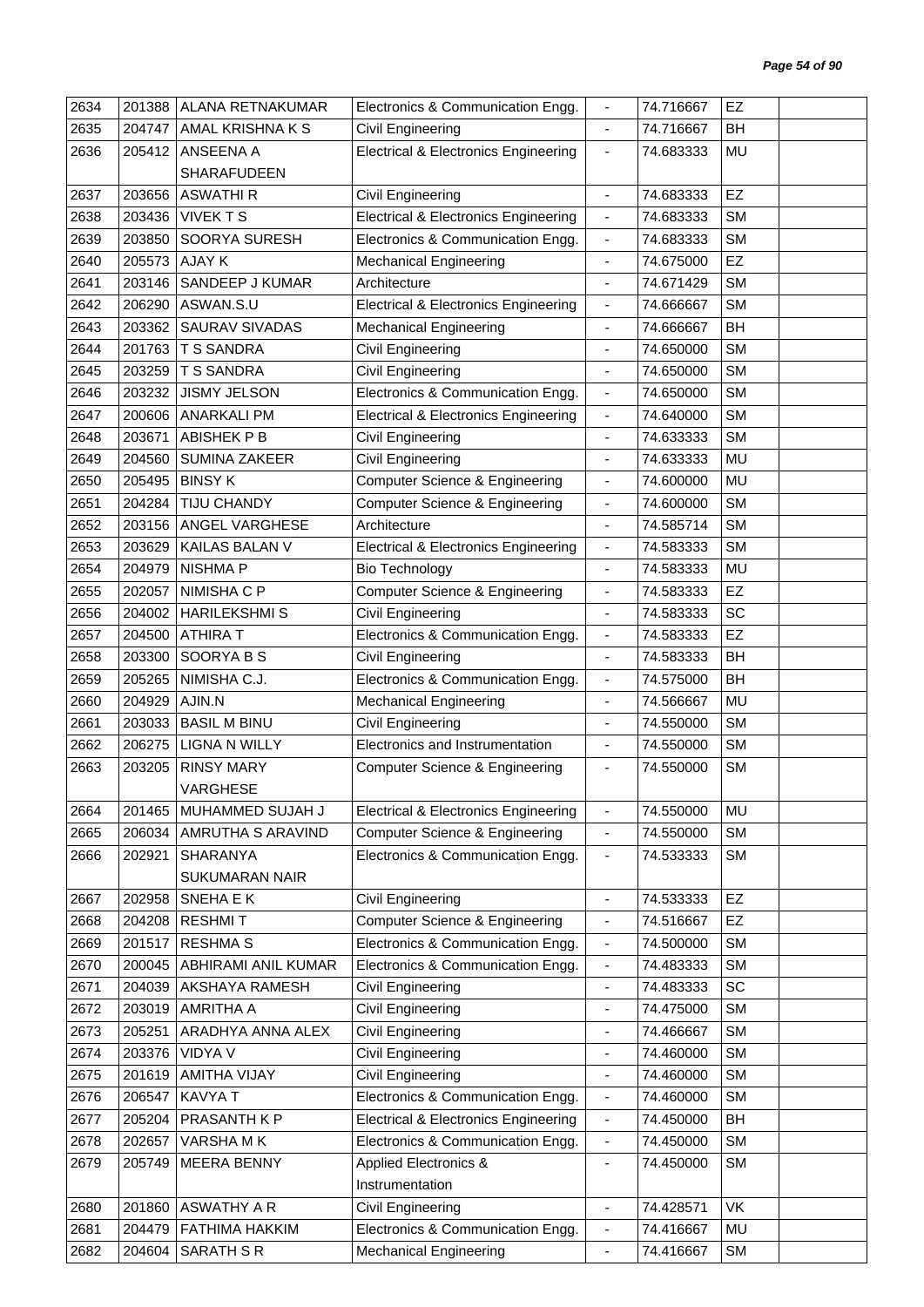| 2634 | 201388 | ALANA RETNAKUMAR | Electronics & Communication Engg. | - | 74.716667 | EZ | |
|---|---|---|---|---|---|---|---|
| 2635 | 204747 | AMAL KRISHNA K S | Civil Engineering | - | 74.716667 | BH | |
| 2636 | 205412 | ANSEENA A SHARAFUDEEN | Electrical & Electronics Engineering | - | 74.683333 | MU | |
| 2637 | 203656 | ASWATHI R | Civil Engineering | - | 74.683333 | EZ | |
| 2638 | 203436 | VIVEK T S | Electrical & Electronics Engineering | - | 74.683333 | SM | |
| 2639 | 203850 | SOORYA SURESH | Electronics & Communication Engg. | - | 74.683333 | SM | |
| 2640 | 205573 | AJAY K | Mechanical Engineering | - | 74.675000 | EZ | |
| 2641 | 203146 | SANDEEP J KUMAR | Architecture | - | 74.671429 | SM | |
| 2642 | 206290 | ASWAN.S.U | Electrical & Electronics Engineering | - | 74.666667 | SM | |
| 2643 | 203362 | SAURAV SIVADAS | Mechanical Engineering | - | 74.666667 | BH | |
| 2644 | 201763 | T S SANDRA | Civil Engineering | - | 74.650000 | SM | |
| 2645 | 203259 | T S SANDRA | Civil Engineering | - | 74.650000 | SM | |
| 2646 | 203232 | JISMY JELSON | Electronics & Communication Engg. | - | 74.650000 | SM | |
| 2647 | 200606 | ANARKALI PM | Electrical & Electronics Engineering | - | 74.640000 | SM | |
| 2648 | 203671 | ABISHEK P B | Civil Engineering | - | 74.633333 | SM | |
| 2649 | 204560 | SUMINA ZAKEER | Civil Engineering | - | 74.633333 | MU | |
| 2650 | 205495 | BINSY K | Computer Science & Engineering | - | 74.600000 | MU | |
| 2651 | 204284 | TIJU CHANDY | Computer Science & Engineering | - | 74.600000 | SM | |
| 2652 | 203156 | ANGEL VARGHESE | Architecture | - | 74.585714 | SM | |
| 2653 | 203629 | KAILAS BALAN V | Electrical & Electronics Engineering | - | 74.583333 | SM | |
| 2654 | 204979 | NISHMA P | Bio Technology | - | 74.583333 | MU | |
| 2655 | 202057 | NIMISHA C P | Computer Science & Engineering | - | 74.583333 | EZ | |
| 2656 | 204002 | HARILEKSHMI S | Civil Engineering | - | 74.583333 | SC | |
| 2657 | 204500 | ATHIRA T | Electronics & Communication Engg. | - | 74.583333 | EZ | |
| 2658 | 203300 | SOORYA B S | Civil Engineering | - | 74.583333 | BH | |
| 2659 | 205265 | NIMISHA C.J. | Electronics & Communication Engg. | - | 74.575000 | BH | |
| 2660 | 204929 | AJIN.N | Mechanical Engineering | - | 74.566667 | MU | |
| 2661 | 203033 | BASIL M BINU | Civil Engineering | - | 74.550000 | SM | |
| 2662 | 206275 | LIGNA N WILLY | Electronics and Instrumentation | - | 74.550000 | SM | |
| 2663 | 203205 | RINSY MARY VARGHESE | Computer Science & Engineering | - | 74.550000 | SM | |
| 2664 | 201465 | MUHAMMED SUJAH J | Electrical & Electronics Engineering | - | 74.550000 | MU | |
| 2665 | 206034 | AMRUTHA S ARAVIND | Computer Science & Engineering | - | 74.550000 | SM | |
| 2666 | 202921 | SHARANYA SUKUMARAN NAIR | Electronics & Communication Engg. | - | 74.533333 | SM | |
| 2667 | 202958 | SNEHA E K | Civil Engineering | - | 74.533333 | EZ | |
| 2668 | 204208 | RESHMI T | Computer Science & Engineering | - | 74.516667 | EZ | |
| 2669 | 201517 | RESHMA S | Electronics & Communication Engg. | - | 74.500000 | SM | |
| 2670 | 200045 | ABHIRAMI ANIL KUMAR | Electronics & Communication Engg. | - | 74.483333 | SM | |
| 2671 | 204039 | AKSHAYA RAMESH | Civil Engineering | - | 74.483333 | SC | |
| 2672 | 203019 | AMRITHA A | Civil Engineering | - | 74.475000 | SM | |
| 2673 | 205251 | ARADHYA ANNA ALEX | Civil Engineering | - | 74.466667 | SM | |
| 2674 | 203376 | VIDYA V | Civil Engineering | - | 74.460000 | SM | |
| 2675 | 201619 | AMITHA VIJAY | Civil Engineering | - | 74.460000 | SM | |
| 2676 | 206547 | KAVYA T | Electronics & Communication Engg. | - | 74.460000 | SM | |
| 2677 | 205204 | PRASANTH K P | Electrical & Electronics Engineering | - | 74.450000 | BH | |
| 2678 | 202657 | VARSHA M K | Electronics & Communication Engg. | - | 74.450000 | SM | |
| 2679 | 205749 | MEERA BENNY | Applied Electronics & Instrumentation | - | 74.450000 | SM | |
| 2680 | 201860 | ASWATHY A R | Civil Engineering | - | 74.428571 | VK | |
| 2681 | 204479 | FATHIMA HAKKIM | Electronics & Communication Engg. | - | 74.416667 | MU | |
| 2682 | 204604 | SARATH S R | Mechanical Engineering | - | 74.416667 | SM | |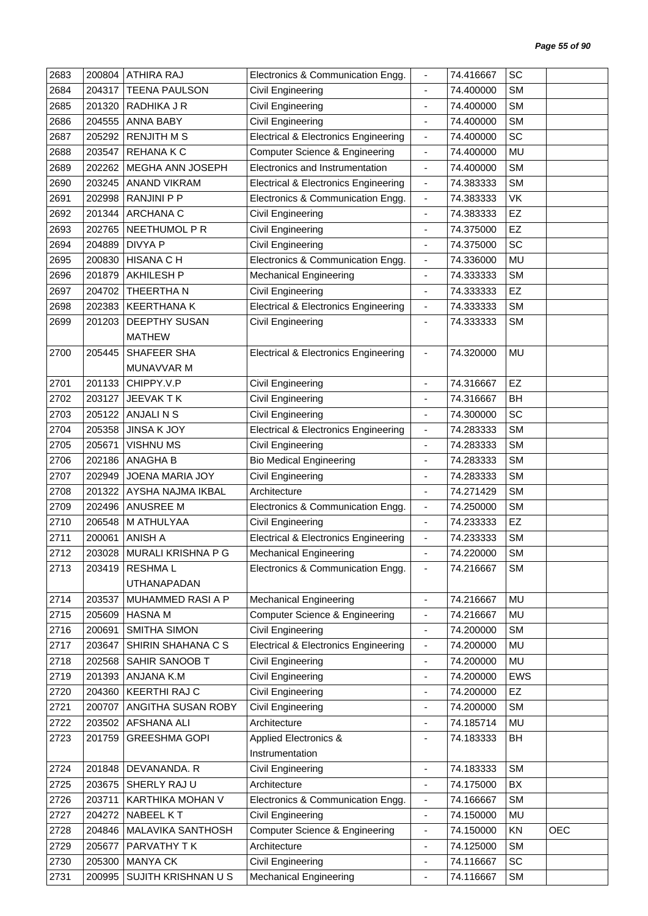| 2683 | 200804 | ATHIRA RAJ | Electronics & Communication Engg. | - | 74.416667 | SC | |
|---|---|---|---|---|---|---|---|
| 2684 | 204317 | TEENA PAULSON | Civil Engineering | - | 74.400000 | SM | |
| 2685 | 201320 | RADHIKA J R | Civil Engineering | - | 74.400000 | SM | |
| 2686 | 204555 | ANNA BABY | Civil Engineering | - | 74.400000 | SM | |
| 2687 | 205292 | RENJITH M S | Electrical & Electronics Engineering | - | 74.400000 | SC | |
| 2688 | 203547 | REHANA K C | Computer Science & Engineering | - | 74.400000 | MU | |
| 2689 | 202262 | MEGHA ANN JOSEPH | Electronics and Instrumentation | - | 74.400000 | SM | |
| 2690 | 203245 | ANAND VIKRAM | Electrical & Electronics Engineering | - | 74.383333 | SM | |
| 2691 | 202998 | RANJINI P P | Electronics & Communication Engg. | - | 74.383333 | VK | |
| 2692 | 201344 | ARCHANA C | Civil Engineering | - | 74.383333 | EZ | |
| 2693 | 202765 | NEETHUMOL P R | Civil Engineering | - | 74.375000 | EZ | |
| 2694 | 204889 | DIVYA P | Civil Engineering | - | 74.375000 | SC | |
| 2695 | 200830 | HISANA C H | Electronics & Communication Engg. | - | 74.336000 | MU | |
| 2696 | 201879 | AKHILESH P | Mechanical Engineering | - | 74.333333 | SM | |
| 2697 | 204702 | THEERTHA N | Civil Engineering | - | 74.333333 | EZ | |
| 2698 | 202383 | KEERTHANA K | Electrical & Electronics Engineering | - | 74.333333 | SM | |
| 2699 | 201203 | DEEPTHY SUSAN MATHEW | Civil Engineering | - | 74.333333 | SM | |
| 2700 | 205445 | SHAFEER SHA MUNAVVAR M | Electrical & Electronics Engineering | - | 74.320000 | MU | |
| 2701 | 201133 | CHIPPY.V.P | Civil Engineering | - | 74.316667 | EZ | |
| 2702 | 203127 | JEEVAK T K | Civil Engineering | - | 74.316667 | BH | |
| 2703 | 205122 | ANJALI N S | Civil Engineering | - | 74.300000 | SC | |
| 2704 | 205358 | JINSA K JOY | Electrical & Electronics Engineering | - | 74.283333 | SM | |
| 2705 | 205671 | VISHNU MS | Civil Engineering | - | 74.283333 | SM | |
| 2706 | 202186 | ANAGHA B | Bio Medical Engineering | - | 74.283333 | SM | |
| 2707 | 202949 | JOENA MARIA JOY | Civil Engineering | - | 74.283333 | SM | |
| 2708 | 201322 | AYSHA NAJMA IKBAL | Architecture | - | 74.271429 | SM | |
| 2709 | 202496 | ANUSREE M | Electronics & Communication Engg. | - | 74.250000 | SM | |
| 2710 | 206548 | M ATHULYAA | Civil Engineering | - | 74.233333 | EZ | |
| 2711 | 200061 | ANISH A | Electrical & Electronics Engineering | - | 74.233333 | SM | |
| 2712 | 203028 | MURALI KRISHNA P G | Mechanical Engineering | - | 74.220000 | SM | |
| 2713 | 203419 | RESHMA L UTHANAPADAN | Electronics & Communication Engg. | - | 74.216667 | SM | |
| 2714 | 203537 | MUHAMMED RASI A P | Mechanical Engineering | - | 74.216667 | MU | |
| 2715 | 205609 | HASNA M | Computer Science & Engineering | - | 74.216667 | MU | |
| 2716 | 200691 | SMITHA SIMON | Civil Engineering | - | 74.200000 | SM | |
| 2717 | 203647 | SHIRIN SHAHANA C S | Electrical & Electronics Engineering | - | 74.200000 | MU | |
| 2718 | 202568 | SAHIR SANOOB T | Civil Engineering | - | 74.200000 | MU | |
| 2719 | 201393 | ANJANA K.M | Civil Engineering | - | 74.200000 | EWS | |
| 2720 | 204360 | KEERTHI RAJ C | Civil Engineering | - | 74.200000 | EZ | |
| 2721 | 200707 | ANGITHA SUSAN ROBY | Civil Engineering | - | 74.200000 | SM | |
| 2722 | 203502 | AFSHANA ALI | Architecture | - | 74.185714 | MU | |
| 2723 | 201759 | GREESHMA GOPI | Applied Electronics & Instrumentation | - | 74.183333 | BH | |
| 2724 | 201848 | DEVANANDA. R | Civil Engineering | - | 74.183333 | SM | |
| 2725 | 203675 | SHERLY RAJ U | Architecture | - | 74.175000 | BX | |
| 2726 | 203711 | KARTHIKA MOHAN V | Electronics & Communication Engg. | - | 74.166667 | SM | |
| 2727 | 204272 | NABEEL K T | Civil Engineering | - | 74.150000 | MU | |
| 2728 | 204846 | MALAVIKA SANTHOSH | Computer Science & Engineering | - | 74.150000 | KN | OEC |
| 2729 | 205677 | PARVATHY T K | Architecture | - | 74.125000 | SM | |
| 2730 | 205300 | MANYA CK | Civil Engineering | - | 74.116667 | SC | |
| 2731 | 200995 | SUJITH KRISHNAN U S | Mechanical Engineering | - | 74.116667 | SM | |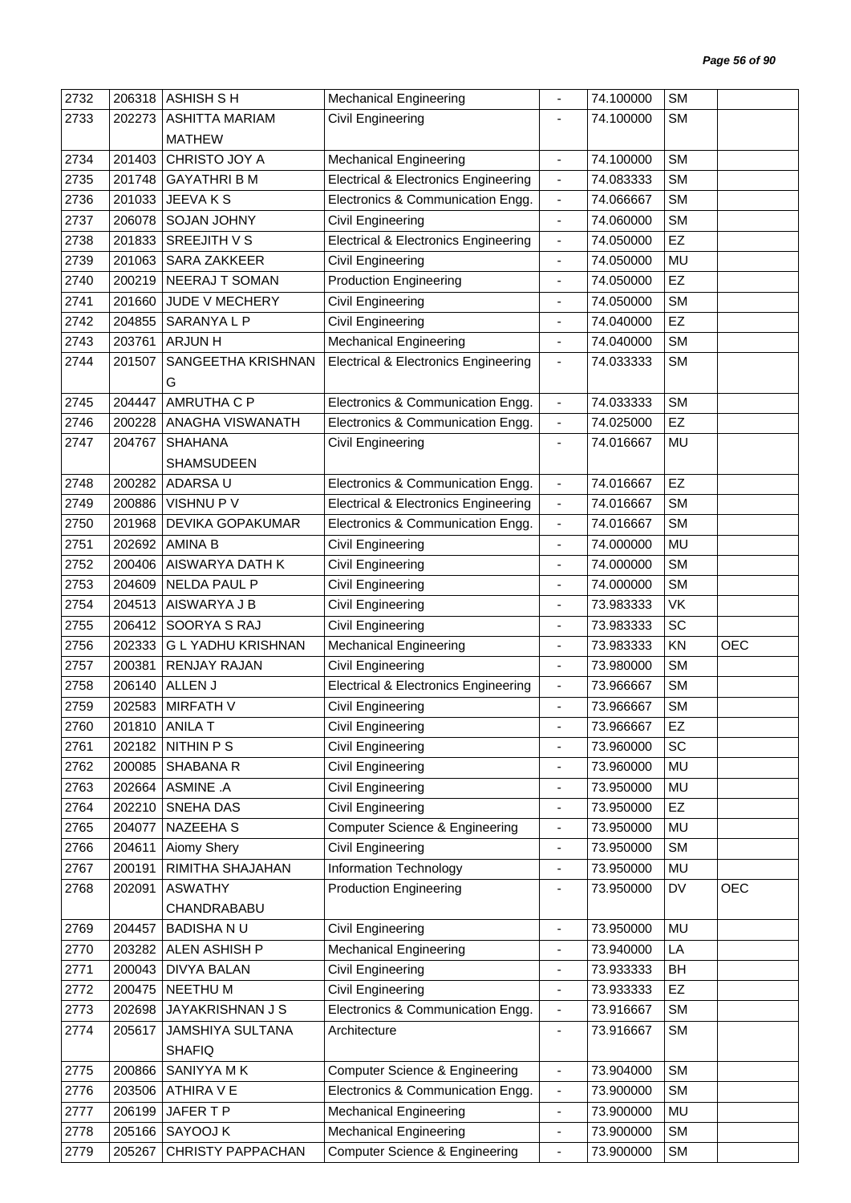| 2732 | 206318 | ASHISH S H | Mechanical Engineering | - | 74.100000 | SM | |
|---|---|---|---|---|---|---|---|
| 2733 | 202273 | ASHITTA MARIAM MATHEW | Civil Engineering | - | 74.100000 | SM | |
| 2734 | 201403 | CHRISTO JOY A | Mechanical Engineering | - | 74.100000 | SM | |
| 2735 | 201748 | GAYATHRI B M | Electrical & Electronics Engineering | - | 74.083333 | SM | |
| 2736 | 201033 | JEEVA K S | Electronics & Communication Engg. | - | 74.066667 | SM | |
| 2737 | 206078 | SOJAN JOHNY | Civil Engineering | - | 74.060000 | SM | |
| 2738 | 201833 | SREEJITH V S | Electrical & Electronics Engineering | - | 74.050000 | EZ | |
| 2739 | 201063 | SARA ZAKKEER | Civil Engineering | - | 74.050000 | MU | |
| 2740 | 200219 | NEERAJ T SOMAN | Production Engineering | - | 74.050000 | EZ | |
| 2741 | 201660 | JUDE V MECHERY | Civil Engineering | - | 74.050000 | SM | |
| 2742 | 204855 | SARANYA L P | Civil Engineering | - | 74.040000 | EZ | |
| 2743 | 203761 | ARJUN H | Mechanical Engineering | - | 74.040000 | SM | |
| 2744 | 201507 | SANGEETHA KRISHNAN G | Electrical & Electronics Engineering | - | 74.033333 | SM | |
| 2745 | 204447 | AMRUTHA C P | Electronics & Communication Engg. | - | 74.033333 | SM | |
| 2746 | 200228 | ANAGHA VISWANATH | Electronics & Communication Engg. | - | 74.025000 | EZ | |
| 2747 | 204767 | SHAHANA SHAMSUDEEN | Civil Engineering | - | 74.016667 | MU | |
| 2748 | 200282 | ADARSA U | Electronics & Communication Engg. | - | 74.016667 | EZ | |
| 2749 | 200886 | VISHNU P V | Electrical & Electronics Engineering | - | 74.016667 | SM | |
| 2750 | 201968 | DEVIKA GOPAKUMAR | Electronics & Communication Engg. | - | 74.016667 | SM | |
| 2751 | 202692 | AMINA B | Civil Engineering | - | 74.000000 | MU | |
| 2752 | 200406 | AISWARYA DATH K | Civil Engineering | - | 74.000000 | SM | |
| 2753 | 204609 | NELDA PAUL P | Civil Engineering | - | 74.000000 | SM | |
| 2754 | 204513 | AISWARYA J B | Civil Engineering | - | 73.983333 | VK | |
| 2755 | 206412 | SOORYA S RAJ | Civil Engineering | - | 73.983333 | SC | |
| 2756 | 202333 | G L YADHU KRISHNAN | Mechanical Engineering | - | 73.983333 | KN | OEC |
| 2757 | 200381 | RENJAY RAJAN | Civil Engineering | - | 73.980000 | SM | |
| 2758 | 206140 | ALLEN J | Electrical & Electronics Engineering | - | 73.966667 | SM | |
| 2759 | 202583 | MIRFATH V | Civil Engineering | - | 73.966667 | SM | |
| 2760 | 201810 | ANILA T | Civil Engineering | - | 73.966667 | EZ | |
| 2761 | 202182 | NITHIN P S | Civil Engineering | - | 73.960000 | SC | |
| 2762 | 200085 | SHABANA R | Civil Engineering | - | 73.960000 | MU | |
| 2763 | 202664 | ASMINE .A | Civil Engineering | - | 73.950000 | MU | |
| 2764 | 202210 | SNEHA DAS | Civil Engineering | - | 73.950000 | EZ | |
| 2765 | 204077 | NAZEEHA S | Computer Science & Engineering | - | 73.950000 | MU | |
| 2766 | 204611 | Aiomy Shery | Civil Engineering | - | 73.950000 | SM | |
| 2767 | 200191 | RIMITHA SHAJAHAN | Information Technology | - | 73.950000 | MU | |
| 2768 | 202091 | ASWATHY CHANDRABABU | Production Engineering | - | 73.950000 | DV | OEC |
| 2769 | 204457 | BADISHA N U | Civil Engineering | - | 73.950000 | MU | |
| 2770 | 203282 | ALEN ASHISH P | Mechanical Engineering | - | 73.940000 | LA | |
| 2771 | 200043 | DIVYA BALAN | Civil Engineering | - | 73.933333 | BH | |
| 2772 | 200475 | NEETHU M | Civil Engineering | - | 73.933333 | EZ | |
| 2773 | 202698 | JAYAKRISHNAN J S | Electronics & Communication Engg. | - | 73.916667 | SM | |
| 2774 | 205617 | JAMSHIYA SULTANA SHAFIQ | Architecture | - | 73.916667 | SM | |
| 2775 | 200866 | SANIYYA M K | Computer Science & Engineering | - | 73.904000 | SM | |
| 2776 | 203506 | ATHIRA V E | Electronics & Communication Engg. | - | 73.900000 | SM | |
| 2777 | 206199 | JAFER T P | Mechanical Engineering | - | 73.900000 | MU | |
| 2778 | 205166 | SAYOOJ K | Mechanical Engineering | - | 73.900000 | SM | |
| 2779 | 205267 | CHRISTY PAPPACHAN | Computer Science & Engineering | - | 73.900000 | SM | |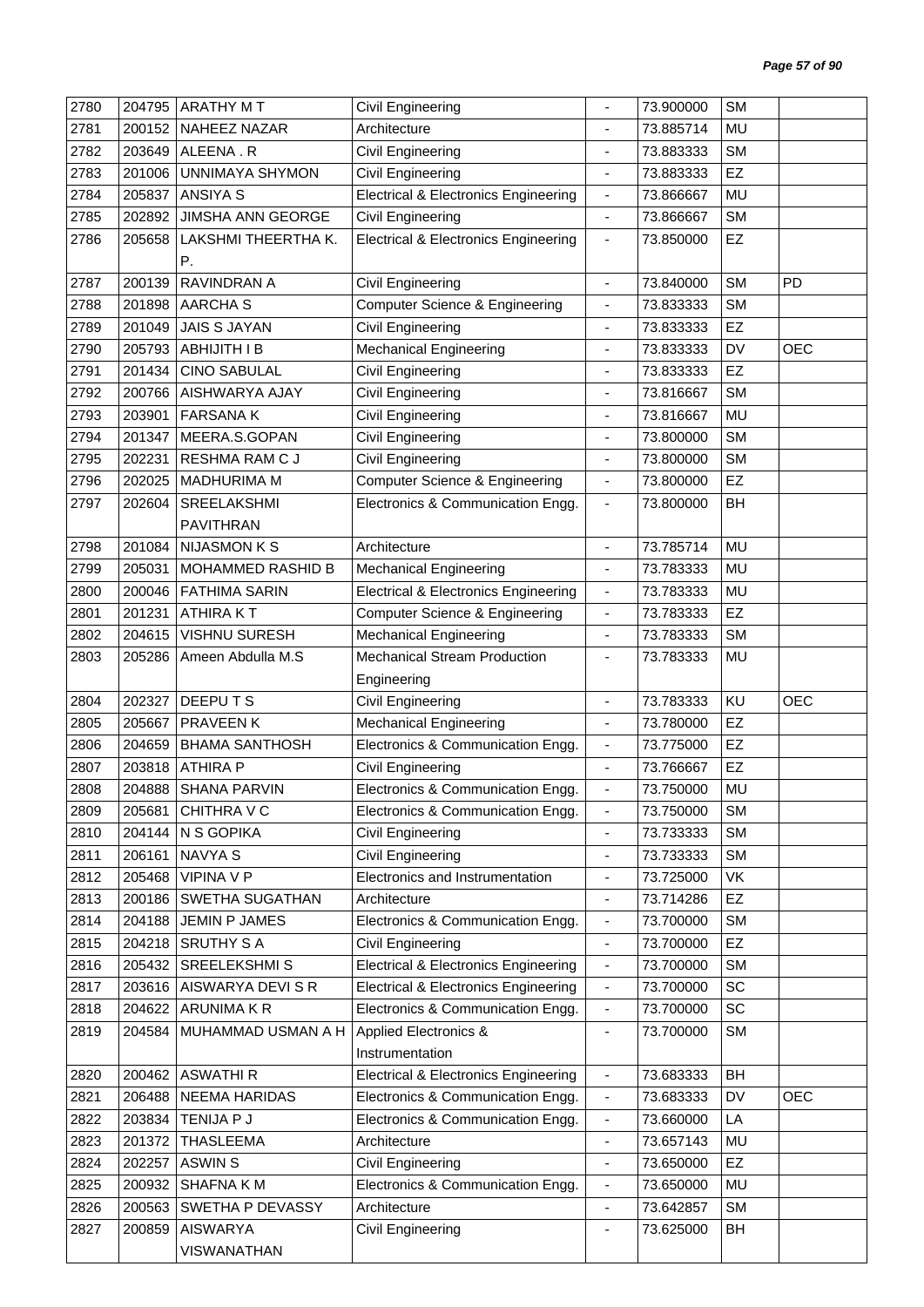| | | | | | | | |
|---|---|---|---|---|---|---|---|
| 2780 | 204795 | ARATHY M T | Civil Engineering | - | 73.900000 | SM | |
| 2781 | 200152 | NAHEEZ NAZAR | Architecture | - | 73.885714 | MU | |
| 2782 | 203649 | ALEENA . R | Civil Engineering | - | 73.883333 | SM | |
| 2783 | 201006 | UNNIMAYA SHYMON | Civil Engineering | - | 73.883333 | EZ | |
| 2784 | 205837 | ANSIYA S | Electrical & Electronics Engineering | - | 73.866667 | MU | |
| 2785 | 202892 | JIMSHA ANN GEORGE | Civil Engineering | - | 73.866667 | SM | |
| 2786 | 205658 | LAKSHMI THEERTHA K. P. | Electrical & Electronics Engineering | - | 73.850000 | EZ | |
| 2787 | 200139 | RAVINDRAN A | Civil Engineering | - | 73.840000 | SM | PD |
| 2788 | 201898 | AARCHA S | Computer Science & Engineering | - | 73.833333 | SM | |
| 2789 | 201049 | JAIS S JAYAN | Civil Engineering | - | 73.833333 | EZ | |
| 2790 | 205793 | ABHIJITH I B | Mechanical Engineering | - | 73.833333 | DV | OEC |
| 2791 | 201434 | CINO SABULAL | Civil Engineering | - | 73.833333 | EZ | |
| 2792 | 200766 | AISHWARYA AJAY | Civil Engineering | - | 73.816667 | SM | |
| 2793 | 203901 | FARSANA K | Civil Engineering | - | 73.816667 | MU | |
| 2794 | 201347 | MEERA.S.GOPAN | Civil Engineering | - | 73.800000 | SM | |
| 2795 | 202231 | RESHMA RAM C J | Civil Engineering | - | 73.800000 | SM | |
| 2796 | 202025 | MADHURIMA M | Computer Science & Engineering | - | 73.800000 | EZ | |
| 2797 | 202604 | SREELAKSHMI PAVITHRAN | Electronics & Communication Engg. | - | 73.800000 | BH | |
| 2798 | 201084 | NIJASMON K S | Architecture | - | 73.785714 | MU | |
| 2799 | 205031 | MOHAMMED RASHID B | Mechanical Engineering | - | 73.783333 | MU | |
| 2800 | 200046 | FATHIMA SARIN | Electrical & Electronics Engineering | - | 73.783333 | MU | |
| 2801 | 201231 | ATHIRA K T | Computer Science & Engineering | - | 73.783333 | EZ | |
| 2802 | 204615 | VISHNU SURESH | Mechanical Engineering | - | 73.783333 | SM | |
| 2803 | 205286 | Ameen Abdulla M.S | Mechanical Stream Production Engineering | - | 73.783333 | MU | |
| 2804 | 202327 | DEEPU T S | Civil Engineering | - | 73.783333 | KU | OEC |
| 2805 | 205667 | PRAVEEN K | Mechanical Engineering | - | 73.780000 | EZ | |
| 2806 | 204659 | BHAMA SANTHOSH | Electronics & Communication Engg. | - | 73.775000 | EZ | |
| 2807 | 203818 | ATHIRA P | Civil Engineering | - | 73.766667 | EZ | |
| 2808 | 204888 | SHANA PARVIN | Electronics & Communication Engg. | - | 73.750000 | MU | |
| 2809 | 205681 | CHITHRA V C | Electronics & Communication Engg. | - | 73.750000 | SM | |
| 2810 | 204144 | N S GOPIKA | Civil Engineering | - | 73.733333 | SM | |
| 2811 | 206161 | NAVYA S | Civil Engineering | - | 73.733333 | SM | |
| 2812 | 205468 | VIPINA V P | Electronics and Instrumentation | - | 73.725000 | VK | |
| 2813 | 200186 | SWETHA SUGATHAN | Architecture | - | 73.714286 | EZ | |
| 2814 | 204188 | JEMIN P JAMES | Electronics & Communication Engg. | - | 73.700000 | SM | |
| 2815 | 204218 | SRUTHY S A | Civil Engineering | - | 73.700000 | EZ | |
| 2816 | 205432 | SREELEKSHMI S | Electrical & Electronics Engineering | - | 73.700000 | SM | |
| 2817 | 203616 | AISWARYA DEVI S R | Electrical & Electronics Engineering | - | 73.700000 | SC | |
| 2818 | 204622 | ARUNIMA K R | Electronics & Communication Engg. | - | 73.700000 | SC | |
| 2819 | 204584 | MUHAMMAD USMAN A H | Applied Electronics & Instrumentation | - | 73.700000 | SM | |
| 2820 | 200462 | ASWATHI R | Electrical & Electronics Engineering | - | 73.683333 | BH | |
| 2821 | 206488 | NEEMA HARIDAS | Electronics & Communication Engg. | - | 73.683333 | DV | OEC |
| 2822 | 203834 | TENIJA P J | Electronics & Communication Engg. | - | 73.660000 | LA | |
| 2823 | 201372 | THASLEEMA | Architecture | - | 73.657143 | MU | |
| 2824 | 202257 | ASWIN S | Civil Engineering | - | 73.650000 | EZ | |
| 2825 | 200932 | SHAFNA K M | Electronics & Communication Engg. | - | 73.650000 | MU | |
| 2826 | 200563 | SWETHA P DEVASSY | Architecture | - | 73.642857 | SM | |
| 2827 | 200859 | AISWARYA VISWANATHAN | Civil Engineering | - | 73.625000 | BH | |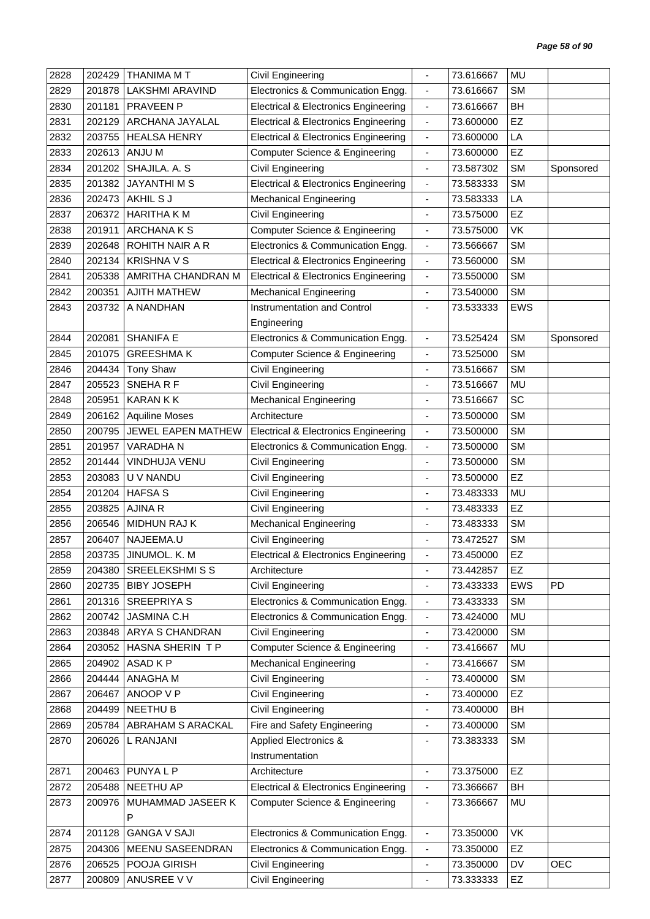| 2828 | 202429 | THANIMA M T | Civil Engineering | - | 73.616667 | MU | |
|---|---|---|---|---|---|---|---|
| 2829 | 201878 | LAKSHMI ARAVIND | Electronics & Communication Engg. | - | 73.616667 | SM | |
| 2830 | 201181 | PRAVEEN P | Electrical & Electronics Engineering | - | 73.616667 | BH | |
| 2831 | 202129 | ARCHANA JAYALAL | Electrical & Electronics Engineering | - | 73.600000 | EZ | |
| 2832 | 203755 | HEALSA HENRY | Electrical & Electronics Engineering | - | 73.600000 | LA | |
| 2833 | 202613 | ANJU M | Computer Science & Engineering | - | 73.600000 | EZ | |
| 2834 | 201202 | SHAJILA. A. S | Civil Engineering | - | 73.587302 | SM | Sponsored |
| 2835 | 201382 | JAYANTHI M S | Electrical & Electronics Engineering | - | 73.583333 | SM | |
| 2836 | 202473 | AKHIL S J | Mechanical Engineering | - | 73.583333 | LA | |
| 2837 | 206372 | HARITHA K M | Civil Engineering | - | 73.575000 | EZ | |
| 2838 | 201911 | ARCHANA K S | Computer Science & Engineering | - | 73.575000 | VK | |
| 2839 | 202648 | ROHITH NAIR A R | Electronics & Communication Engg. | - | 73.566667 | SM | |
| 2840 | 202134 | KRISHNA V S | Electrical & Electronics Engineering | - | 73.560000 | SM | |
| 2841 | 205338 | AMRITHA CHANDRAN M | Electrical & Electronics Engineering | - | 73.550000 | SM | |
| 2842 | 200351 | AJITH MATHEW | Mechanical Engineering | - | 73.540000 | SM | |
| 2843 | 203732 | A NANDHAN | Instrumentation and Control Engineering | - | 73.533333 | EWS | |
| 2844 | 202081 | SHANIFA E | Electronics & Communication Engg. | - | 73.525424 | SM | Sponsored |
| 2845 | 201075 | GREESHMA K | Computer Science & Engineering | - | 73.525000 | SM | |
| 2846 | 204434 | Tony Shaw | Civil Engineering | - | 73.516667 | SM | |
| 2847 | 205523 | SNEHA R F | Civil Engineering | - | 73.516667 | MU | |
| 2848 | 205951 | KARAN K K | Mechanical Engineering | - | 73.516667 | SC | |
| 2849 | 206162 | Aquiline Moses | Architecture | - | 73.500000 | SM | |
| 2850 | 200795 | JEWEL EAPEN MATHEW | Electrical & Electronics Engineering | - | 73.500000 | SM | |
| 2851 | 201957 | VARADHA N | Electronics & Communication Engg. | - | 73.500000 | SM | |
| 2852 | 201444 | VINDHUJA VENU | Civil Engineering | - | 73.500000 | SM | |
| 2853 | 203083 | U V NANDU | Civil Engineering | - | 73.500000 | EZ | |
| 2854 | 201204 | HAFSA S | Civil Engineering | - | 73.483333 | MU | |
| 2855 | 203825 | AJINA R | Civil Engineering | - | 73.483333 | EZ | |
| 2856 | 206546 | MIDHUN RAJ K | Mechanical Engineering | - | 73.483333 | SM | |
| 2857 | 206407 | NAJEEMA.U | Civil Engineering | - | 73.472527 | SM | |
| 2858 | 203735 | JINUMOL. K. M | Electrical & Electronics Engineering | - | 73.450000 | EZ | |
| 2859 | 204380 | SREELEKSHMI S S | Architecture | - | 73.442857 | EZ | |
| 2860 | 202735 | BIBY JOSEPH | Civil Engineering | - | 73.433333 | EWS | PD |
| 2861 | 201316 | SREEPRIYA S | Electronics & Communication Engg. | - | 73.433333 | SM | |
| 2862 | 200742 | JASMINA C.H | Electronics & Communication Engg. | - | 73.424000 | MU | |
| 2863 | 203848 | ARYA S CHANDRAN | Civil Engineering | - | 73.420000 | SM | |
| 2864 | 203052 | HASNA SHERIN T P | Computer Science & Engineering | - | 73.416667 | MU | |
| 2865 | 204902 | ASAD K P | Mechanical Engineering | - | 73.416667 | SM | |
| 2866 | 204444 | ANAGHA M | Civil Engineering | - | 73.400000 | SM | |
| 2867 | 206467 | ANOOP V P | Civil Engineering | - | 73.400000 | EZ | |
| 2868 | 204499 | NEETHU B | Civil Engineering | - | 73.400000 | BH | |
| 2869 | 205784 | ABRAHAM S ARACKAL | Fire and Safety Engineering | - | 73.400000 | SM | |
| 2870 | 206026 | L RANJANI | Applied Electronics & Instrumentation | - | 73.383333 | SM | |
| 2871 | 200463 | PUNYA L P | Architecture | - | 73.375000 | EZ | |
| 2872 | 205488 | NEETHU AP | Electrical & Electronics Engineering | - | 73.366667 | BH | |
| 2873 | 200976 | MUHAMMAD JASEER K P | Computer Science & Engineering | - | 73.366667 | MU | |
| 2874 | 201128 | GANGA V SAJI | Electronics & Communication Engg. | - | 73.350000 | VK | |
| 2875 | 204306 | MEENU SASEENDRAN | Electronics & Communication Engg. | - | 73.350000 | EZ | |
| 2876 | 206525 | POOJA GIRISH | Civil Engineering | - | 73.350000 | DV | OEC |
| 2877 | 200809 | ANUSREE V V | Civil Engineering | - | 73.333333 | EZ | |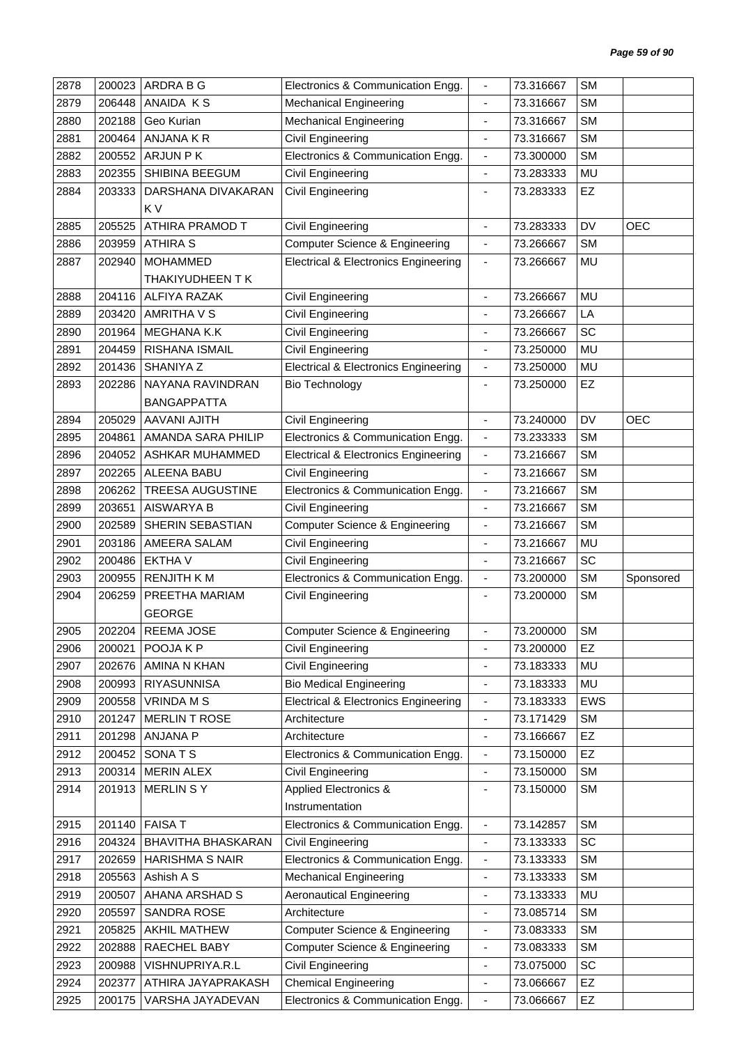| | | | | | | | |
|---|---|---|---|---|---|---|---|
| 2878 | 200023 | ARDRA B G | Electronics & Communication Engg. | - | 73.316667 | SM | |
| 2879 | 206448 | ANAIDA K S | Mechanical Engineering | - | 73.316667 | SM | |
| 2880 | 202188 | Geo Kurian | Mechanical Engineering | - | 73.316667 | SM | |
| 2881 | 200464 | ANJANA K R | Civil Engineering | - | 73.316667 | SM | |
| 2882 | 200552 | ARJUN P K | Electronics & Communication Engg. | - | 73.300000 | SM | |
| 2883 | 202355 | SHIBINA BEEGUM | Civil Engineering | - | 73.283333 | MU | |
| 2884 | 203333 | DARSHANA DIVAKARAN K V | Civil Engineering | - | 73.283333 | EZ | |
| 2885 | 205525 | ATHIRA PRAMOD T | Civil Engineering | - | 73.283333 | DV | OEC |
| 2886 | 203959 | ATHIRA S | Computer Science & Engineering | - | 73.266667 | SM | |
| 2887 | 202940 | MOHAMMED THAKIYUDHEEN T K | Electrical & Electronics Engineering | - | 73.266667 | MU | |
| 2888 | 204116 | ALFIYA RAZAK | Civil Engineering | - | 73.266667 | MU | |
| 2889 | 203420 | AMRITHA V S | Civil Engineering | - | 73.266667 | LA | |
| 2890 | 201964 | MEGHANA K.K | Civil Engineering | - | 73.266667 | SC | |
| 2891 | 204459 | RISHANA ISMAIL | Civil Engineering | - | 73.250000 | MU | |
| 2892 | 201436 | SHANIYA Z | Electrical & Electronics Engineering | - | 73.250000 | MU | |
| 2893 | 202286 | NAYANA RAVINDRAN BANGAPPATTA | Bio Technology | - | 73.250000 | EZ | |
| 2894 | 205029 | AAVANI AJITH | Civil Engineering | - | 73.240000 | DV | OEC |
| 2895 | 204861 | AMANDA SARA PHILIP | Electronics & Communication Engg. | - | 73.233333 | SM | |
| 2896 | 204052 | ASHKAR MUHAMMED | Electrical & Electronics Engineering | - | 73.216667 | SM | |
| 2897 | 202265 | ALEENA BABU | Civil Engineering | - | 73.216667 | SM | |
| 2898 | 206262 | TREESA AUGUSTINE | Electronics & Communication Engg. | - | 73.216667 | SM | |
| 2899 | 203651 | AISWARYA B | Civil Engineering | - | 73.216667 | SM | |
| 2900 | 202589 | SHERIN SEBASTIAN | Computer Science & Engineering | - | 73.216667 | SM | |
| 2901 | 203186 | AMEERA SALAM | Civil Engineering | - | 73.216667 | MU | |
| 2902 | 200486 | EKTHA V | Civil Engineering | - | 73.216667 | SC | |
| 2903 | 200955 | RENJITH K M | Electronics & Communication Engg. | - | 73.200000 | SM | Sponsored |
| 2904 | 206259 | PREETHA MARIAM GEORGE | Civil Engineering | - | 73.200000 | SM | |
| 2905 | 202204 | REEMA JOSE | Computer Science & Engineering | - | 73.200000 | SM | |
| 2906 | 200021 | POOJA K P | Civil Engineering | - | 73.200000 | EZ | |
| 2907 | 202676 | AMINA N KHAN | Civil Engineering | - | 73.183333 | MU | |
| 2908 | 200993 | RIYASUNNISA | Bio Medical Engineering | - | 73.183333 | MU | |
| 2909 | 200558 | VRINDA M S | Electrical & Electronics Engineering | - | 73.183333 | EWS | |
| 2910 | 201247 | MERLIN T ROSE | Architecture | - | 73.171429 | SM | |
| 2911 | 201298 | ANJANA P | Architecture | - | 73.166667 | EZ | |
| 2912 | 200452 | SONA T S | Electronics & Communication Engg. | - | 73.150000 | EZ | |
| 2913 | 200314 | MERIN ALEX | Civil Engineering | - | 73.150000 | SM | |
| 2914 | 201913 | MERLIN S Y | Applied Electronics & Instrumentation | - | 73.150000 | SM | |
| 2915 | 201140 | FAISA T | Electronics & Communication Engg. | - | 73.142857 | SM | |
| 2916 | 204324 | BHAVITHA BHASKARAN | Civil Engineering | - | 73.133333 | SC | |
| 2917 | 202659 | HARISHMA S NAIR | Electronics & Communication Engg. | - | 73.133333 | SM | |
| 2918 | 205563 | Ashish A S | Mechanical Engineering | - | 73.133333 | SM | |
| 2919 | 200507 | AHANA ARSHAD S | Aeronautical Engineering | - | 73.133333 | MU | |
| 2920 | 205597 | SANDRA ROSE | Architecture | - | 73.085714 | SM | |
| 2921 | 205825 | AKHIL MATHEW | Computer Science & Engineering | - | 73.083333 | SM | |
| 2922 | 202888 | RAECHEL BABY | Computer Science & Engineering | - | 73.083333 | SM | |
| 2923 | 200988 | VISHNUPRIYA.R.L | Civil Engineering | - | 73.075000 | SC | |
| 2924 | 202377 | ATHIRA JAYAPRAKASH | Chemical Engineering | - | 73.066667 | EZ | |
| 2925 | 200175 | VARSHA JAYADEVAN | Electronics & Communication Engg. | - | 73.066667 | EZ | |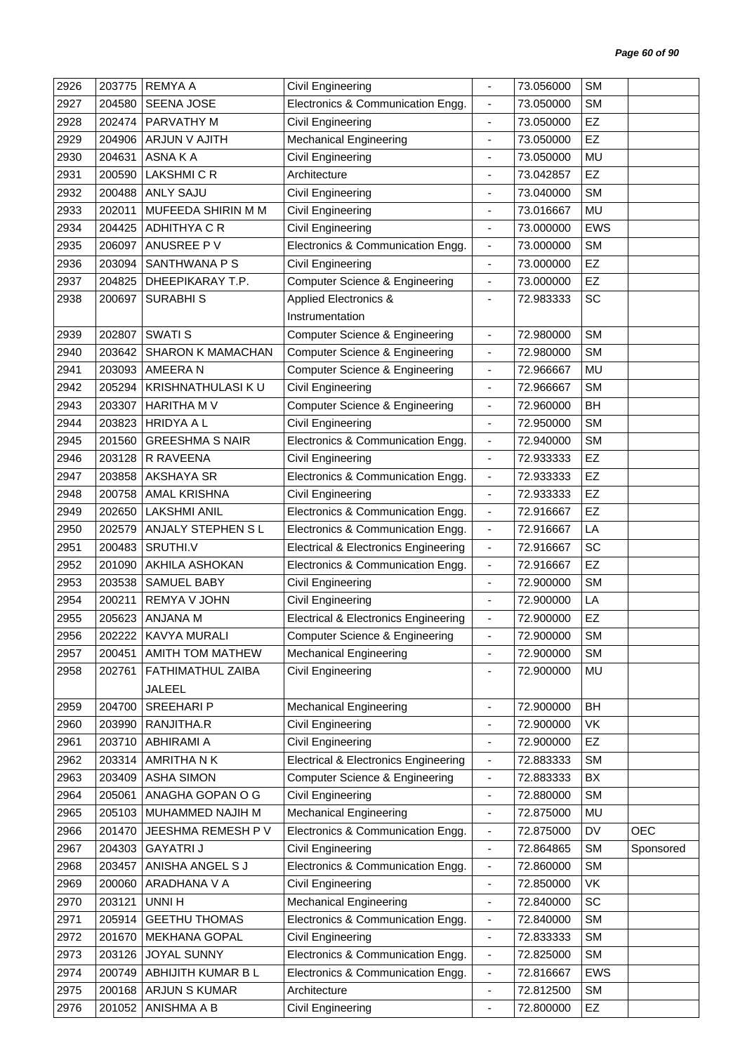| 2926 | 203775 | REMYA A | Civil Engineering | - | 73.056000 | SM | |
|---|---|---|---|---|---|---|---|
| 2927 | 204580 | SEENA JOSE | Electronics & Communication Engg. | - | 73.050000 | SM | |
| 2928 | 202474 | PARVATHY M | Civil Engineering | - | 73.050000 | EZ | |
| 2929 | 204906 | ARJUN V AJITH | Mechanical Engineering | - | 73.050000 | EZ | |
| 2930 | 204631 | ASNA K A | Civil Engineering | - | 73.050000 | MU | |
| 2931 | 200590 | LAKSHMI C R | Architecture | - | 73.042857 | EZ | |
| 2932 | 200488 | ANLY SAJU | Civil Engineering | - | 73.040000 | SM | |
| 2933 | 202011 | MUFEEDA SHIRIN M M | Civil Engineering | - | 73.016667 | MU | |
| 2934 | 204425 | ADHITHYA C R | Civil Engineering | - | 73.000000 | EWS | |
| 2935 | 206097 | ANUSREE P V | Electronics & Communication Engg. | - | 73.000000 | SM | |
| 2936 | 203094 | SANTHWANA P S | Civil Engineering | - | 73.000000 | EZ | |
| 2937 | 204825 | DHEEPIKARAY T.P. | Computer Science & Engineering | - | 73.000000 | EZ | |
| 2938 | 200697 | SURABHI S | Applied Electronics & Instrumentation | - | 72.983333 | SC | |
| 2939 | 202807 | SWATI S | Computer Science & Engineering | - | 72.980000 | SM | |
| 2940 | 203642 | SHARON K MAMACHAN | Computer Science & Engineering | - | 72.980000 | SM | |
| 2941 | 203093 | AMEERA N | Computer Science & Engineering | - | 72.966667 | MU | |
| 2942 | 205294 | KRISHNATHULASI K U | Civil Engineering | - | 72.966667 | SM | |
| 2943 | 203307 | HARITHA M V | Computer Science & Engineering | - | 72.960000 | BH | |
| 2944 | 203823 | HRIDYA A L | Civil Engineering | - | 72.950000 | SM | |
| 2945 | 201560 | GREESHMA S NAIR | Electronics & Communication Engg. | - | 72.940000 | SM | |
| 2946 | 203128 | R RAVEENA | Civil Engineering | - | 72.933333 | EZ | |
| 2947 | 203858 | AKSHAYA SR | Electronics & Communication Engg. | - | 72.933333 | EZ | |
| 2948 | 200758 | AMAL KRISHNA | Civil Engineering | - | 72.933333 | EZ | |
| 2949 | 202650 | LAKSHMI ANIL | Electronics & Communication Engg. | - | 72.916667 | EZ | |
| 2950 | 202579 | ANJALY STEPHEN S L | Electronics & Communication Engg. | - | 72.916667 | LA | |
| 2951 | 200483 | SRUTHI.V | Electrical & Electronics Engineering | - | 72.916667 | SC | |
| 2952 | 201090 | AKHILA ASHOKAN | Electronics & Communication Engg. | - | 72.916667 | EZ | |
| 2953 | 203538 | SAMUEL BABY | Civil Engineering | - | 72.900000 | SM | |
| 2954 | 200211 | REMYA V JOHN | Civil Engineering | - | 72.900000 | LA | |
| 2955 | 205623 | ANJANA M | Electrical & Electronics Engineering | - | 72.900000 | EZ | |
| 2956 | 202222 | KAVYA MURALI | Computer Science & Engineering | - | 72.900000 | SM | |
| 2957 | 200451 | AMITH TOM MATHEW | Mechanical Engineering | - | 72.900000 | SM | |
| 2958 | 202761 | FATHIMATHUL ZAIBA JALEEL | Civil Engineering | - | 72.900000 | MU | |
| 2959 | 204700 | SREEHARI P | Mechanical Engineering | - | 72.900000 | BH | |
| 2960 | 203990 | RANJITHA.R | Civil Engineering | - | 72.900000 | VK | |
| 2961 | 203710 | ABHIRAMI A | Civil Engineering | - | 72.900000 | EZ | |
| 2962 | 203314 | AMRITHA N K | Electrical & Electronics Engineering | - | 72.883333 | SM | |
| 2963 | 203409 | ASHA SIMON | Computer Science & Engineering | - | 72.883333 | BX | |
| 2964 | 205061 | ANAGHA GOPAN O G | Civil Engineering | - | 72.880000 | SM | |
| 2965 | 205103 | MUHAMMED NAJIH M | Mechanical Engineering | - | 72.875000 | MU | |
| 2966 | 201470 | JEESHMA REMESH P V | Electronics & Communication Engg. | - | 72.875000 | DV | OEC |
| 2967 | 204303 | GAYATRI J | Civil Engineering | - | 72.864865 | SM | Sponsored |
| 2968 | 203457 | ANISHA ANGEL S J | Electronics & Communication Engg. | - | 72.860000 | SM | |
| 2969 | 200060 | ARADHANA V A | Civil Engineering | - | 72.850000 | VK | |
| 2970 | 203121 | UNNI H | Mechanical Engineering | - | 72.840000 | SC | |
| 2971 | 205914 | GEETHU THOMAS | Electronics & Communication Engg. | - | 72.840000 | SM | |
| 2972 | 201670 | MEKHANA GOPAL | Civil Engineering | - | 72.833333 | SM | |
| 2973 | 203126 | JOYAL SUNNY | Electronics & Communication Engg. | - | 72.825000 | SM | |
| 2974 | 200749 | ABHIJITH KUMAR B L | Electronics & Communication Engg. | - | 72.816667 | EWS | |
| 2975 | 200168 | ARJUN S KUMAR | Architecture | - | 72.812500 | SM | |
| 2976 | 201052 | ANISHMA A B | Civil Engineering | - | 72.800000 | EZ | |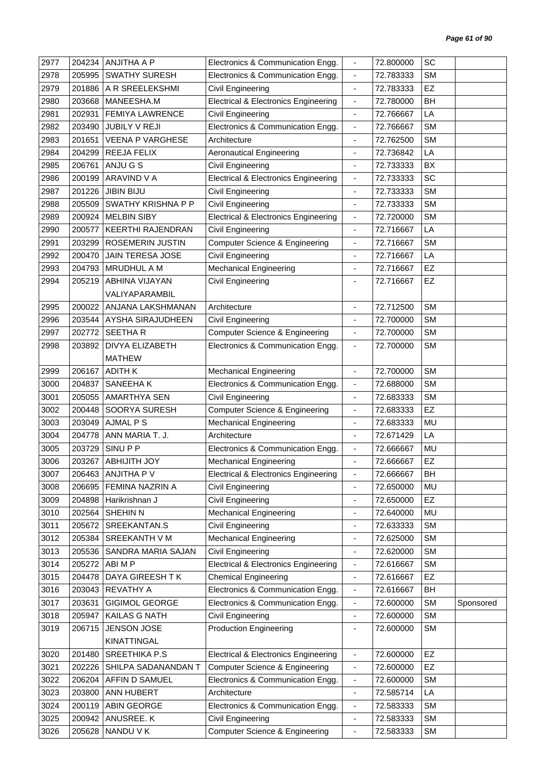| 2977 | 204234 | ANJITHA A P | Electronics & Communication Engg. | - | 72.800000 | SC | |
|---|---|---|---|---|---|---|---|
| 2978 | 205995 | SWATHY SURESH | Electronics & Communication Engg. | - | 72.783333 | SM | |
| 2979 | 201886 | A R SREELEKSHMI | Civil Engineering | - | 72.783333 | EZ | |
| 2980 | 203668 | MANEESHA.M | Electrical & Electronics Engineering | - | 72.780000 | BH | |
| 2981 | 202931 | FEMIYA LAWRENCE | Civil Engineering | - | 72.766667 | LA | |
| 2982 | 203490 | JUBILY V REJI | Electronics & Communication Engg. | - | 72.766667 | SM | |
| 2983 | 201651 | VEENA P VARGHESE | Architecture | - | 72.762500 | SM | |
| 2984 | 204299 | REEJA FELIX | Aeronautical Engineering | - | 72.736842 | LA | |
| 2985 | 206761 | ANJU G S | Civil Engineering | - | 72.733333 | BX | |
| 2986 | 200199 | ARAVIND V A | Electrical & Electronics Engineering | - | 72.733333 | SC | |
| 2987 | 201226 | JIBIN BIJU | Civil Engineering | - | 72.733333 | SM | |
| 2988 | 205509 | SWATHY KRISHNA P P | Civil Engineering | - | 72.733333 | SM | |
| 2989 | 200924 | MELBIN SIBY | Electrical & Electronics Engineering | - | 72.720000 | SM | |
| 2990 | 200577 | KEERTHI RAJENDRAN | Civil Engineering | - | 72.716667 | LA | |
| 2991 | 203299 | ROSEMERIN JUSTIN | Computer Science & Engineering | - | 72.716667 | SM | |
| 2992 | 200470 | JAIN TERESA JOSE | Civil Engineering | - | 72.716667 | LA | |
| 2993 | 204793 | MRUDHUL A M | Mechanical Engineering | - | 72.716667 | EZ | |
| 2994 | 205219 | ABHINA VIJAYAN VALIYAPARAMBIL | Civil Engineering | - | 72.716667 | EZ | |
| 2995 | 200022 | ANJANA LAKSHMANAN | Architecture | - | 72.712500 | SM | |
| 2996 | 203544 | AYSHA SIRAJUDHEEN | Civil Engineering | - | 72.700000 | SM | |
| 2997 | 202772 | SEETHA R | Computer Science & Engineering | - | 72.700000 | SM | |
| 2998 | 203892 | DIVYA ELIZABETH MATHEW | Electronics & Communication Engg. | - | 72.700000 | SM | |
| 2999 | 206167 | ADITH K | Mechanical Engineering | - | 72.700000 | SM | |
| 3000 | 204837 | SANEEHA K | Electronics & Communication Engg. | - | 72.688000 | SM | |
| 3001 | 205055 | AMARTHYA SEN | Civil Engineering | - | 72.683333 | SM | |
| 3002 | 200448 | SOORYA SURESH | Computer Science & Engineering | - | 72.683333 | EZ | |
| 3003 | 203049 | AJMAL P S | Mechanical Engineering | - | 72.683333 | MU | |
| 3004 | 204778 | ANN MARIA T. J. | Architecture | - | 72.671429 | LA | |
| 3005 | 203729 | SINU P P | Electronics & Communication Engg. | - | 72.666667 | MU | |
| 3006 | 203267 | ABHIJITH JOY | Mechanical Engineering | - | 72.666667 | EZ | |
| 3007 | 206463 | ANJITHA P V | Electrical & Electronics Engineering | - | 72.666667 | BH | |
| 3008 | 206695 | FEMINA NAZRIN A | Civil Engineering | - | 72.650000 | MU | |
| 3009 | 204898 | Harikrishnan J | Civil Engineering | - | 72.650000 | EZ | |
| 3010 | 202564 | SHEHIN N | Mechanical Engineering | - | 72.640000 | MU | |
| 3011 | 205672 | SREEKANTAN.S | Civil Engineering | - | 72.633333 | SM | |
| 3012 | 205384 | SREEKANTH V M | Mechanical Engineering | - | 72.625000 | SM | |
| 3013 | 205536 | SANDRA MARIA SAJAN | Civil Engineering | - | 72.620000 | SM | |
| 3014 | 205272 | ABI M P | Electrical & Electronics Engineering | - | 72.616667 | SM | |
| 3015 | 204478 | DAYA GIREESH T K | Chemical Engineering | - | 72.616667 | EZ | |
| 3016 | 203043 | REVATHY A | Electronics & Communication Engg. | - | 72.616667 | BH | |
| 3017 | 203631 | GIGIMOL GEORGE | Electronics & Communication Engg. | - | 72.600000 | SM | Sponsored |
| 3018 | 205947 | KAILAS G NATH | Civil Engineering | - | 72.600000 | SM | |
| 3019 | 206715 | JENSON JOSE KINATTINGAL | Production Engineering | - | 72.600000 | SM | |
| 3020 | 201480 | SREETHIKA P.S | Electrical & Electronics Engineering | - | 72.600000 | EZ | |
| 3021 | 202226 | SHILPA SADANANDAN T | Computer Science & Engineering | - | 72.600000 | EZ | |
| 3022 | 206204 | AFFIN D SAMUEL | Electronics & Communication Engg. | - | 72.600000 | SM | |
| 3023 | 203800 | ANN HUBERT | Architecture | - | 72.585714 | LA | |
| 3024 | 200119 | ABIN GEORGE | Electronics & Communication Engg. | - | 72.583333 | SM | |
| 3025 | 200942 | ANUSREE. K | Civil Engineering | - | 72.583333 | SM | |
| 3026 | 205628 | NANDU V K | Computer Science & Engineering | - | 72.583333 | SM | |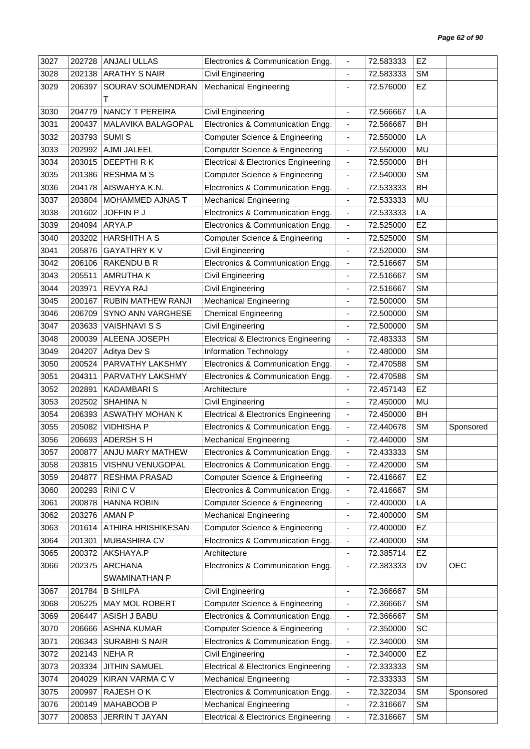| 3027 | 202728 | ANJALI ULLAS | Electronics & Communication Engg. | - | 72.583333 | EZ | |
|---|---|---|---|---|---|---|---|
| 3028 | 202138 | ARATHY S NAIR | Civil Engineering | - | 72.583333 | SM | |
| 3029 | 206397 | SOURAV SOUMENDRAN T | Mechanical Engineering | - | 72.576000 | EZ | |
| 3030 | 204779 | NANCY T PEREIRA | Civil Engineering | - | 72.566667 | LA | |
| 3031 | 200437 | MALAVIKA BALAGOPAL | Electronics & Communication Engg. | - | 72.566667 | BH | |
| 3032 | 203793 | SUMI S | Computer Science & Engineering | - | 72.550000 | LA | |
| 3033 | 202992 | AJMI JALEEL | Computer Science & Engineering | - | 72.550000 | MU | |
| 3034 | 203015 | DEEPTHI R K | Electrical & Electronics Engineering | - | 72.550000 | BH | |
| 3035 | 201386 | RESHMA M S | Computer Science & Engineering | - | 72.540000 | SM | |
| 3036 | 204178 | AISWARYA K.N. | Electronics & Communication Engg. | - | 72.533333 | BH | |
| 3037 | 203804 | MOHAMMED AJNAS T | Mechanical Engineering | - | 72.533333 | MU | |
| 3038 | 201602 | JOFFIN P J | Electronics & Communication Engg. | - | 72.533333 | LA | |
| 3039 | 204094 | ARYA.P | Electronics & Communication Engg. | - | 72.525000 | EZ | |
| 3040 | 203202 | HARSHITH A S | Computer Science & Engineering | - | 72.525000 | SM | |
| 3041 | 205876 | GAYATHRY K V | Civil Engineering | - | 72.520000 | SM | |
| 3042 | 206106 | RAKENDU B R | Electronics & Communication Engg. | - | 72.516667 | SM | |
| 3043 | 205511 | AMRUTHA K | Civil Engineering | - | 72.516667 | SM | |
| 3044 | 203971 | REVYA RAJ | Civil Engineering | - | 72.516667 | SM | |
| 3045 | 200167 | RUBIN MATHEW RANJI | Mechanical Engineering | - | 72.500000 | SM | |
| 3046 | 206709 | SYNO ANN VARGHESE | Chemical Engineering | - | 72.500000 | SM | |
| 3047 | 203633 | VAISHNAVI S S | Civil Engineering | - | 72.500000 | SM | |
| 3048 | 200039 | ALEENA JOSEPH | Electrical & Electronics Engineering | - | 72.483333 | SM | |
| 3049 | 204207 | Aditya Dev S | Information Technology | - | 72.480000 | SM | |
| 3050 | 200524 | PARVATHY LAKSHMY | Electronics & Communication Engg. | - | 72.470588 | SM | |
| 3051 | 204311 | PARVATHY LAKSHMY | Electronics & Communication Engg. | - | 72.470588 | SM | |
| 3052 | 202891 | KADAMBARI S | Architecture | - | 72.457143 | EZ | |
| 3053 | 202502 | SHAHINA N | Civil Engineering | - | 72.450000 | MU | |
| 3054 | 206393 | ASWATHY MOHAN K | Electrical & Electronics Engineering | - | 72.450000 | BH | |
| 3055 | 205082 | VIDHISHA P | Electronics & Communication Engg. | - | 72.440678 | SM | Sponsored |
| 3056 | 206693 | ADERSH S H | Mechanical Engineering | - | 72.440000 | SM | |
| 3057 | 200877 | ANJU MARY MATHEW | Electronics & Communication Engg. | - | 72.433333 | SM | |
| 3058 | 203815 | VISHNU VENUGOPAL | Electronics & Communication Engg. | - | 72.420000 | SM | |
| 3059 | 204877 | RESHMA PRASAD | Computer Science & Engineering | - | 72.416667 | EZ | |
| 3060 | 200293 | RINI C V | Electronics & Communication Engg. | - | 72.416667 | SM | |
| 3061 | 200878 | HANNA ROBIN | Computer Science & Engineering | - | 72.400000 | LA | |
| 3062 | 203276 | AMAN P | Mechanical Engineering | - | 72.400000 | SM | |
| 3063 | 201614 | ATHIRA HRISHIKESAN | Computer Science & Engineering | - | 72.400000 | EZ | |
| 3064 | 201301 | MUBASHIRA CV | Electronics & Communication Engg. | - | 72.400000 | SM | |
| 3065 | 200372 | AKSHAYA.P | Architecture | - | 72.385714 | EZ | |
| 3066 | 202375 | ARCHANA SWAMINATHAN P | Electronics & Communication Engg. | - | 72.383333 | DV | OEC |
| 3067 | 201784 | B SHILPA | Civil Engineering | - | 72.366667 | SM | |
| 3068 | 205225 | MAY MOL ROBERT | Computer Science & Engineering | - | 72.366667 | SM | |
| 3069 | 206447 | ASISH J BABU | Electronics & Communication Engg. | - | 72.366667 | SM | |
| 3070 | 206666 | ASHNA KUMAR | Computer Science & Engineering | - | 72.350000 | SC | |
| 3071 | 206343 | SURABHI S NAIR | Electronics & Communication Engg. | - | 72.340000 | SM | |
| 3072 | 202143 | NEHA R | Civil Engineering | - | 72.340000 | EZ | |
| 3073 | 203334 | JITHIN SAMUEL | Electrical & Electronics Engineering | - | 72.333333 | SM | |
| 3074 | 204029 | KIRAN VARMA C V | Mechanical Engineering | - | 72.333333 | SM | |
| 3075 | 200997 | RAJESH O K | Electronics & Communication Engg. | - | 72.322034 | SM | Sponsored |
| 3076 | 200149 | MAHABOOB P | Mechanical Engineering | - | 72.316667 | SM | |
| 3077 | 200853 | JERRIN T JAYAN | Electrical & Electronics Engineering | - | 72.316667 | SM | |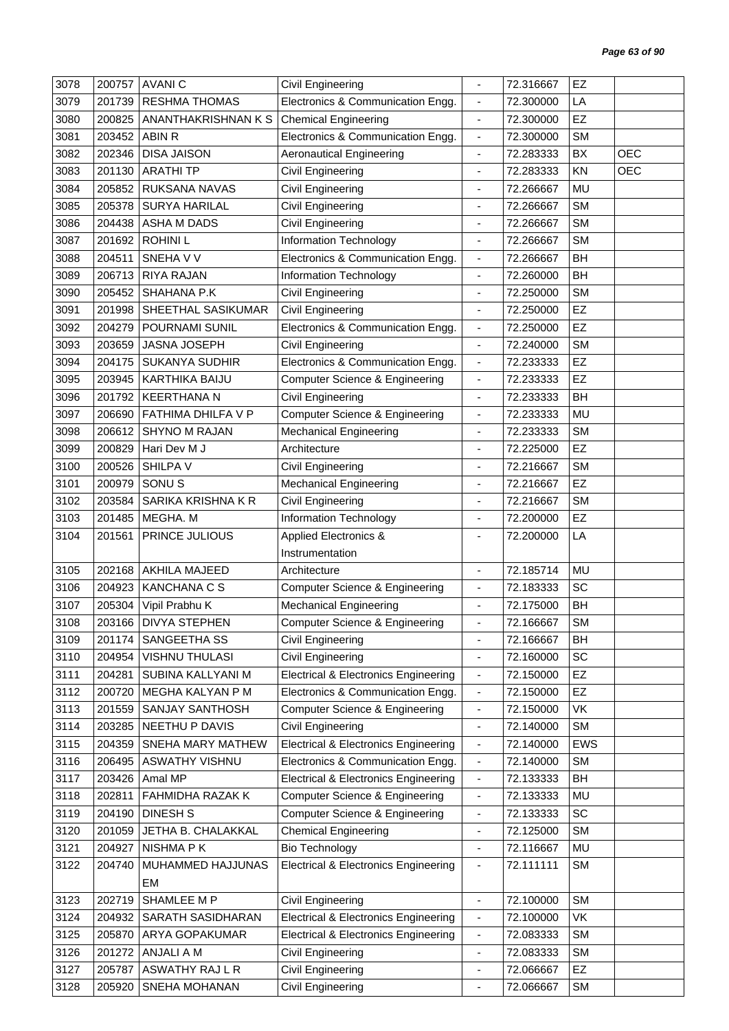| 3078 | 200757 | AVANI C | Civil Engineering | - | 72.316667 | EZ | |
|---|---|---|---|---|---|---|---|
| 3079 | 201739 | RESHMA THOMAS | Electronics & Communication Engg. | - | 72.300000 | LA | |
| 3080 | 200825 | ANANTHAKRISHNAN K S | Chemical Engineering | - | 72.300000 | EZ | |
| 3081 | 203452 | ABIN R | Electronics & Communication Engg. | - | 72.300000 | SM | |
| 3082 | 202346 | DISA JAISON | Aeronautical Engineering | - | 72.283333 | BX | OEC |
| 3083 | 201130 | ARATHI TP | Civil Engineering | - | 72.283333 | KN | OEC |
| 3084 | 205852 | RUKSANA NAVAS | Civil Engineering | - | 72.266667 | MU | |
| 3085 | 205378 | SURYA HARILAL | Civil Engineering | - | 72.266667 | SM | |
| 3086 | 204438 | ASHA M DADS | Civil Engineering | - | 72.266667 | SM | |
| 3087 | 201692 | ROHINI L | Information Technology | - | 72.266667 | SM | |
| 3088 | 204511 | SNEHA V V | Electronics & Communication Engg. | - | 72.266667 | BH | |
| 3089 | 206713 | RIYA RAJAN | Information Technology | - | 72.260000 | BH | |
| 3090 | 205452 | SHAHANA P.K | Civil Engineering | - | 72.250000 | SM | |
| 3091 | 201998 | SHEETHAL SASIKUMAR | Civil Engineering | - | 72.250000 | EZ | |
| 3092 | 204279 | POURNAMI SUNIL | Electronics & Communication Engg. | - | 72.250000 | EZ | |
| 3093 | 203659 | JASNA JOSEPH | Civil Engineering | - | 72.240000 | SM | |
| 3094 | 204175 | SUKANYA SUDHIR | Electronics & Communication Engg. | - | 72.233333 | EZ | |
| 3095 | 203945 | KARTHIKA BAIJU | Computer Science & Engineering | - | 72.233333 | EZ | |
| 3096 | 201792 | KEERTHANA N | Civil Engineering | - | 72.233333 | BH | |
| 3097 | 206690 | FATHIMA DHILFA V P | Computer Science & Engineering | - | 72.233333 | MU | |
| 3098 | 206612 | SHYNO M RAJAN | Mechanical Engineering | - | 72.233333 | SM | |
| 3099 | 200829 | Hari Dev M J | Architecture | - | 72.225000 | EZ | |
| 3100 | 200526 | SHILPA V | Civil Engineering | - | 72.216667 | SM | |
| 3101 | 200979 | SONU S | Mechanical Engineering | - | 72.216667 | EZ | |
| 3102 | 203584 | SARIKA KRISHNA K R | Civil Engineering | - | 72.216667 | SM | |
| 3103 | 201485 | MEGHA. M | Information Technology | - | 72.200000 | EZ | |
| 3104 | 201561 | PRINCE JULIOUS | Applied Electronics & Instrumentation | - | 72.200000 | LA | |
| 3105 | 202168 | AKHILA MAJEED | Architecture | - | 72.185714 | MU | |
| 3106 | 204923 | KANCHANA C S | Computer Science & Engineering | - | 72.183333 | SC | |
| 3107 | 205304 | Vipil Prabhu K | Mechanical Engineering | - | 72.175000 | BH | |
| 3108 | 203166 | DIVYA STEPHEN | Computer Science & Engineering | - | 72.166667 | SM | |
| 3109 | 201174 | SANGEETHA SS | Civil Engineering | - | 72.166667 | BH | |
| 3110 | 204954 | VISHNU THULASI | Civil Engineering | - | 72.160000 | SC | |
| 3111 | 204281 | SUBINA KALLYANI M | Electrical & Electronics Engineering | - | 72.150000 | EZ | |
| 3112 | 200720 | MEGHA KALYAN P M | Electronics & Communication Engg. | - | 72.150000 | EZ | |
| 3113 | 201559 | SANJAY SANTHOSH | Computer Science & Engineering | - | 72.150000 | VK | |
| 3114 | 203285 | NEETHU P DAVIS | Civil Engineering | - | 72.140000 | SM | |
| 3115 | 204359 | SNEHA MARY MATHEW | Electrical & Electronics Engineering | - | 72.140000 | EWS | |
| 3116 | 206495 | ASWATHY VISHNU | Electronics & Communication Engg. | - | 72.140000 | SM | |
| 3117 | 203426 | Amal MP | Electrical & Electronics Engineering | - | 72.133333 | BH | |
| 3118 | 202811 | FAHMIDHA RAZAK K | Computer Science & Engineering | - | 72.133333 | MU | |
| 3119 | 204190 | DINESH S | Computer Science & Engineering | - | 72.133333 | SC | |
| 3120 | 201059 | JETHA B. CHALAKKAL | Chemical Engineering | - | 72.125000 | SM | |
| 3121 | 204927 | NISHMA P K | Bio Technology | - | 72.116667 | MU | |
| 3122 | 204740 | MUHAMMED HAJJUNAS EM | Electrical & Electronics Engineering | - | 72.111111 | SM | |
| 3123 | 202719 | SHAMLEE M P | Civil Engineering | - | 72.100000 | SM | |
| 3124 | 204932 | SARATH SASIDHARAN | Electrical & Electronics Engineering | - | 72.100000 | VK | |
| 3125 | 205870 | ARYA GOPAKUMAR | Electrical & Electronics Engineering | - | 72.083333 | SM | |
| 3126 | 201272 | ANJALI A M | Civil Engineering | - | 72.083333 | SM | |
| 3127 | 205787 | ASWATHY RAJ L R | Civil Engineering | - | 72.066667 | EZ | |
| 3128 | 205920 | SNEHA MOHANAN | Civil Engineering | - | 72.066667 | SM | |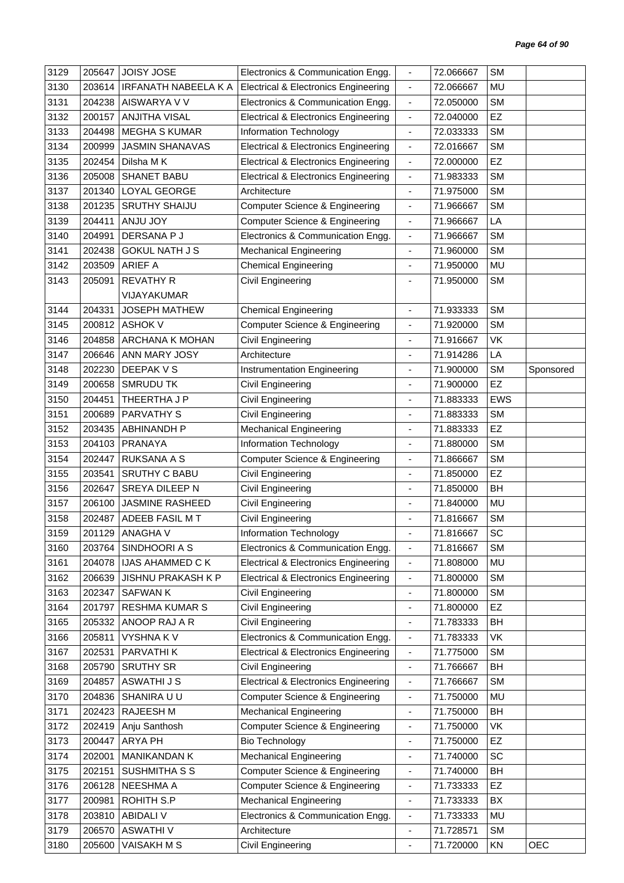| 3129 | 205647 | JOISY JOSE | Electronics & Communication Engg. | - | 72.066667 | SM | |
|---|---|---|---|---|---|---|---|
| 3130 | 203614 | IRFANATH NABEELA K A | Electrical & Electronics Engineering | - | 72.066667 | MU | |
| 3131 | 204238 | AISWARYA V V | Electronics & Communication Engg. | - | 72.050000 | SM | |
| 3132 | 200157 | ANJITHA VISAL | Electrical & Electronics Engineering | - | 72.040000 | EZ | |
| 3133 | 204498 | MEGHA S KUMAR | Information Technology | - | 72.033333 | SM | |
| 3134 | 200999 | JASMIN SHANAVAS | Electrical & Electronics Engineering | - | 72.016667 | SM | |
| 3135 | 202454 | Dilsha M K | Electrical & Electronics Engineering | - | 72.000000 | EZ | |
| 3136 | 205008 | SHANET BABU | Electrical & Electronics Engineering | - | 71.983333 | SM | |
| 3137 | 201340 | LOYAL GEORGE | Architecture | - | 71.975000 | SM | |
| 3138 | 201235 | SRUTHY SHAIJU | Computer Science & Engineering | - | 71.966667 | SM | |
| 3139 | 204411 | ANJU JOY | Computer Science & Engineering | - | 71.966667 | LA | |
| 3140 | 204991 | DERSANA P J | Electronics & Communication Engg. | - | 71.966667 | SM | |
| 3141 | 202438 | GOKUL NATH J S | Mechanical Engineering | - | 71.960000 | SM | |
| 3142 | 203509 | ARIEF A | Chemical Engineering | - | 71.950000 | MU | |
| 3143 | 205091 | REVATHY R VIJAYAKUMAR | Civil Engineering | - | 71.950000 | SM | |
| 3144 | 204331 | JOSEPH MATHEW | Chemical Engineering | - | 71.933333 | SM | |
| 3145 | 200812 | ASHOK V | Computer Science & Engineering | - | 71.920000 | SM | |
| 3146 | 204858 | ARCHANA K MOHAN | Civil Engineering | - | 71.916667 | VK | |
| 3147 | 206646 | ANN MARY JOSY | Architecture | - | 71.914286 | LA | |
| 3148 | 202230 | DEEPAK V S | Instrumentation Engineering | - | 71.900000 | SM | Sponsored |
| 3149 | 200658 | SMRUDU TK | Civil Engineering | - | 71.900000 | EZ | |
| 3150 | 204451 | THEERTHA J P | Civil Engineering | - | 71.883333 | EWS | |
| 3151 | 200689 | PARVATHY S | Civil Engineering | - | 71.883333 | SM | |
| 3152 | 203435 | ABHINANDH P | Mechanical Engineering | - | 71.883333 | EZ | |
| 3153 | 204103 | PRANAYA | Information Technology | - | 71.880000 | SM | |
| 3154 | 202447 | RUKSANA A S | Computer Science & Engineering | - | 71.866667 | SM | |
| 3155 | 203541 | SRUTHY C BABU | Civil Engineering | - | 71.850000 | EZ | |
| 3156 | 202647 | SREYA DILEEP N | Civil Engineering | - | 71.850000 | BH | |
| 3157 | 206100 | JASMINE RASHEED | Civil Engineering | - | 71.840000 | MU | |
| 3158 | 202487 | ADEEB FASIL M T | Civil Engineering | - | 71.816667 | SM | |
| 3159 | 201129 | ANAGHA V | Information Technology | - | 71.816667 | SC | |
| 3160 | 203764 | SINDHOORI A S | Electronics & Communication Engg. | - | 71.816667 | SM | |
| 3161 | 204078 | IJAS AHAMMED C K | Electrical & Electronics Engineering | - | 71.808000 | MU | |
| 3162 | 206639 | JISHNU PRAKASH K P | Electrical & Electronics Engineering | - | 71.800000 | SM | |
| 3163 | 202347 | SAFWAN K | Civil Engineering | - | 71.800000 | SM | |
| 3164 | 201797 | RESHMA KUMAR S | Civil Engineering | - | 71.800000 | EZ | |
| 3165 | 205332 | ANOOP RAJ A R | Civil Engineering | - | 71.783333 | BH | |
| 3166 | 205811 | VYSHNA K V | Electronics & Communication Engg. | - | 71.783333 | VK | |
| 3167 | 202531 | PARVATHI K | Electrical & Electronics Engineering | - | 71.775000 | SM | |
| 3168 | 205790 | SRUTHY SR | Civil Engineering | - | 71.766667 | BH | |
| 3169 | 204857 | ASWATHI J S | Electrical & Electronics Engineering | - | 71.766667 | SM | |
| 3170 | 204836 | SHANIRA U U | Computer Science & Engineering | - | 71.750000 | MU | |
| 3171 | 202423 | RAJEESH M | Mechanical Engineering | - | 71.750000 | BH | |
| 3172 | 202419 | Anju Santhosh | Computer Science & Engineering | - | 71.750000 | VK | |
| 3173 | 200447 | ARYA PH | Bio Technology | - | 71.750000 | EZ | |
| 3174 | 202001 | MANIKANDAN K | Mechanical Engineering | - | 71.740000 | SC | |
| 3175 | 202151 | SUSHMITHA S S | Computer Science & Engineering | - | 71.740000 | BH | |
| 3176 | 206128 | NEESHMA A | Computer Science & Engineering | - | 71.733333 | EZ | |
| 3177 | 200981 | ROHITH S.P | Mechanical Engineering | - | 71.733333 | BX | |
| 3178 | 203810 | ABIDALI V | Electronics & Communication Engg. | - | 71.733333 | MU | |
| 3179 | 206570 | ASWATHI V | Architecture | - | 71.728571 | SM | |
| 3180 | 205600 | VAISAKH M S | Civil Engineering | - | 71.720000 | KN | OEC |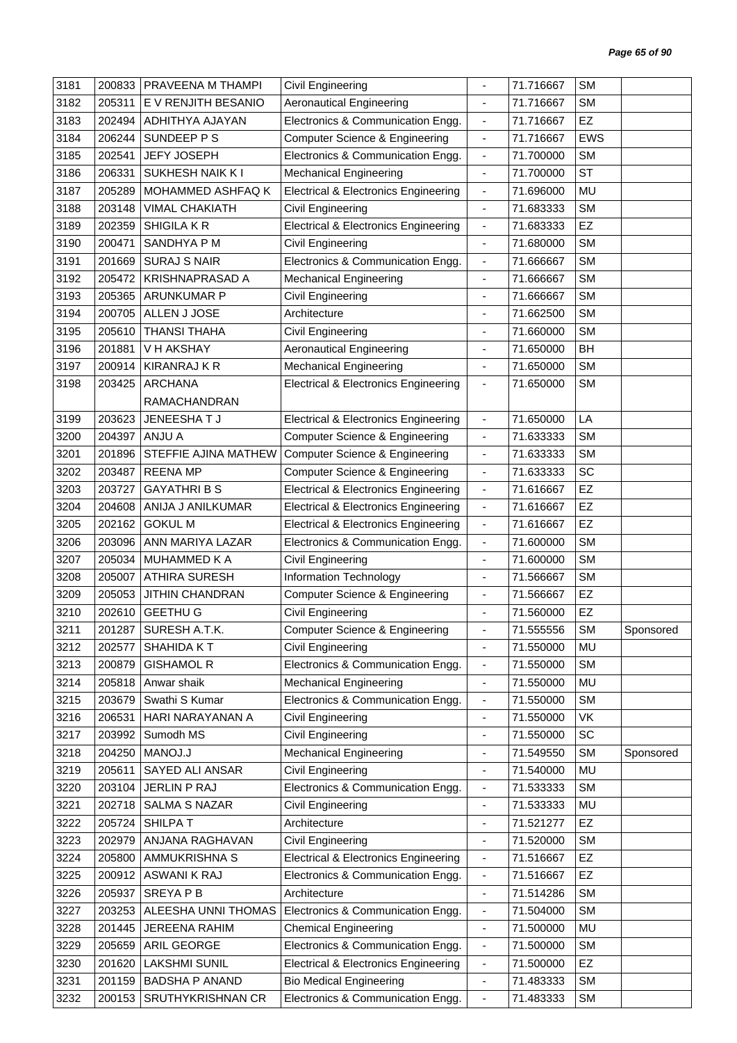| 3181 | 200833 | PRAVEENA M THAMPI | Civil Engineering | - | 71.716667 | SM | |
|---|---|---|---|---|---|---|---|
| 3182 | 205311 | E V RENJITH BESANIO | Aeronautical Engineering | - | 71.716667 | SM | |
| 3183 | 202494 | ADHITHYA AJAYAN | Electronics & Communication Engg. | - | 71.716667 | EZ | |
| 3184 | 206244 | SUNDEEP P S | Computer Science & Engineering | - | 71.716667 | EWS | |
| 3185 | 202541 | JEFY JOSEPH | Electronics & Communication Engg. | - | 71.700000 | SM | |
| 3186 | 206331 | SUKHESH NAIK K I | Mechanical Engineering | - | 71.700000 | ST | |
| 3187 | 205289 | MOHAMMED ASHFAQ K | Electrical & Electronics Engineering | - | 71.696000 | MU | |
| 3188 | 203148 | VIMAL CHAKIATH | Civil Engineering | - | 71.683333 | SM | |
| 3189 | 202359 | SHIGILA K R | Electrical & Electronics Engineering | - | 71.683333 | EZ | |
| 3190 | 200471 | SANDHYA P M | Civil Engineering | - | 71.680000 | SM | |
| 3191 | 201669 | SURAJ S NAIR | Electronics & Communication Engg. | - | 71.666667 | SM | |
| 3192 | 205472 | KRISHNAPRASAD A | Mechanical Engineering | - | 71.666667 | SM | |
| 3193 | 205365 | ARUNKUMAR P | Civil Engineering | - | 71.666667 | SM | |
| 3194 | 200705 | ALLEN J JOSE | Architecture | - | 71.662500 | SM | |
| 3195 | 205610 | THANSI THAHA | Civil Engineering | - | 71.660000 | SM | |
| 3196 | 201881 | V H AKSHAY | Aeronautical Engineering | - | 71.650000 | BH | |
| 3197 | 200914 | KIRANRAJ K R | Mechanical Engineering | - | 71.650000 | SM | |
| 3198 | 203425 | ARCHANA RAMACHANDRAN | Electrical & Electronics Engineering | - | 71.650000 | SM | |
| 3199 | 203623 | JENEESHA T J | Electrical & Electronics Engineering | - | 71.650000 | LA | |
| 3200 | 204397 | ANJU A | Computer Science & Engineering | - | 71.633333 | SM | |
| 3201 | 201896 | STEFFIE AJINA MATHEW | Computer Science & Engineering | - | 71.633333 | SM | |
| 3202 | 203487 | REENA MP | Computer Science & Engineering | - | 71.633333 | SC | |
| 3203 | 203727 | GAYATHRI B S | Electrical & Electronics Engineering | - | 71.616667 | EZ | |
| 3204 | 204608 | ANIJA J ANILKUMAR | Electrical & Electronics Engineering | - | 71.616667 | EZ | |
| 3205 | 202162 | GOKUL M | Electrical & Electronics Engineering | - | 71.616667 | EZ | |
| 3206 | 203096 | ANN MARIYA LAZAR | Electronics & Communication Engg. | - | 71.600000 | SM | |
| 3207 | 205034 | MUHAMMED K A | Civil Engineering | - | 71.600000 | SM | |
| 3208 | 205007 | ATHIRA SURESH | Information Technology | - | 71.566667 | SM | |
| 3209 | 205053 | JITHIN CHANDRAN | Computer Science & Engineering | - | 71.566667 | EZ | |
| 3210 | 202610 | GEETHU G | Civil Engineering | - | 71.560000 | EZ | |
| 3211 | 201287 | SURESH A.T.K. | Computer Science & Engineering | - | 71.555556 | SM | Sponsored |
| 3212 | 202577 | SHAHIDA K T | Civil Engineering | - | 71.550000 | MU | |
| 3213 | 200879 | GISHAMOL R | Electronics & Communication Engg. | - | 71.550000 | SM | |
| 3214 | 205818 | Anwar shaik | Mechanical Engineering | - | 71.550000 | MU | |
| 3215 | 203679 | Swathi S Kumar | Electronics & Communication Engg. | - | 71.550000 | SM | |
| 3216 | 206531 | HARI NARAYANAN A | Civil Engineering | - | 71.550000 | VK | |
| 3217 | 203992 | Sumodh MS | Civil Engineering | - | 71.550000 | SC | |
| 3218 | 204250 | MANOJ.J | Mechanical Engineering | - | 71.549550 | SM | Sponsored |
| 3219 | 205611 | SAYED ALI ANSAR | Civil Engineering | - | 71.540000 | MU | |
| 3220 | 203104 | JERLIN P RAJ | Electronics & Communication Engg. | - | 71.533333 | SM | |
| 3221 | 202718 | SALMA S NAZAR | Civil Engineering | - | 71.533333 | MU | |
| 3222 | 205724 | SHILPA T | Architecture | - | 71.521277 | EZ | |
| 3223 | 202979 | ANJANA RAGHAVAN | Civil Engineering | - | 71.520000 | SM | |
| 3224 | 205800 | AMMUKRISHNA S | Electrical & Electronics Engineering | - | 71.516667 | EZ | |
| 3225 | 200912 | ASWANI K RAJ | Electronics & Communication Engg. | - | 71.516667 | EZ | |
| 3226 | 205937 | SREYA P B | Architecture | - | 71.514286 | SM | |
| 3227 | 203253 | ALEESHA UNNI THOMAS | Electronics & Communication Engg. | - | 71.504000 | SM | |
| 3228 | 201445 | JEREENA RAHIM | Chemical Engineering | - | 71.500000 | MU | |
| 3229 | 205659 | ARIL GEORGE | Electronics & Communication Engg. | - | 71.500000 | SM | |
| 3230 | 201620 | LAKSHMI SUNIL | Electrical & Electronics Engineering | - | 71.500000 | EZ | |
| 3231 | 201159 | BADSHA P ANAND | Bio Medical Engineering | - | 71.483333 | SM | |
| 3232 | 200153 | SRUTHYKRISHNAN CR | Electronics & Communication Engg. | - | 71.483333 | SM | |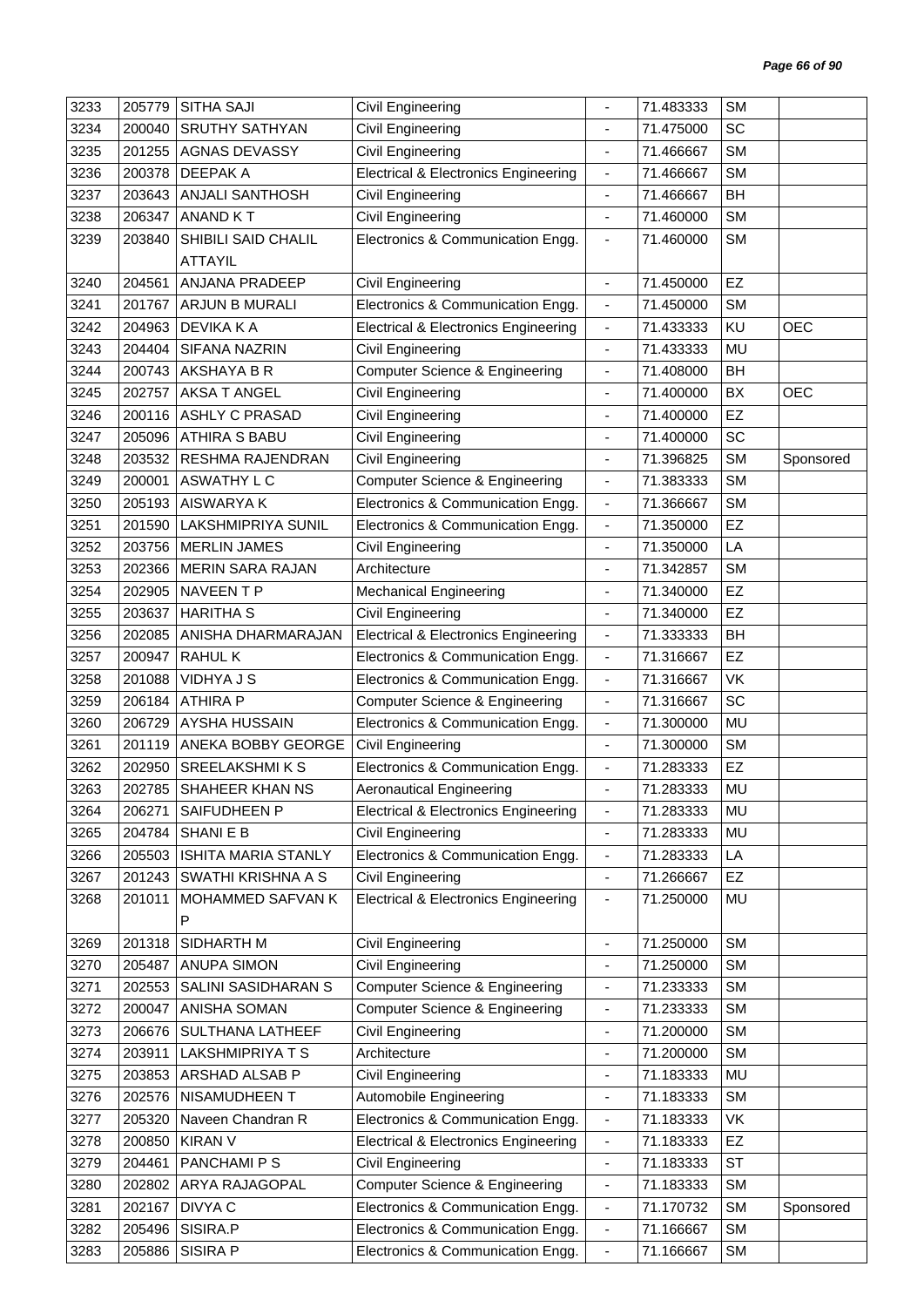| 3233 | 205779 | SITHA SAJI | Civil Engineering | - | 71.483333 | SM | |
|---|---|---|---|---|---|---|---|
| 3234 | 200040 | SRUTHY SATHYAN | Civil Engineering | - | 71.475000 | SC | |
| 3235 | 201255 | AGNAS DEVASSY | Civil Engineering | - | 71.466667 | SM | |
| 3236 | 200378 | DEEPAK A | Electrical & Electronics Engineering | - | 71.466667 | SM | |
| 3237 | 203643 | ANJALI SANTHOSH | Civil Engineering | - | 71.466667 | BH | |
| 3238 | 206347 | ANAND K T | Civil Engineering | - | 71.460000 | SM | |
| 3239 | 203840 | SHIBILI SAID CHALIL ATTAYIL | Electronics & Communication Engg. | - | 71.460000 | SM | |
| 3240 | 204561 | ANJANA PRADEEP | Civil Engineering | - | 71.450000 | EZ | |
| 3241 | 201767 | ARJUN B MURALI | Electronics & Communication Engg. | - | 71.450000 | SM | |
| 3242 | 204963 | DEVIKA K A | Electrical & Electronics Engineering | - | 71.433333 | KU | OEC |
| 3243 | 204404 | SIFANA NAZRIN | Civil Engineering | - | 71.433333 | MU | |
| 3244 | 200743 | AKSHAYA B R | Computer Science & Engineering | - | 71.408000 | BH | |
| 3245 | 202757 | AKSA T ANGEL | Civil Engineering | - | 71.400000 | BX | OEC |
| 3246 | 200116 | ASHLY C PRASAD | Civil Engineering | - | 71.400000 | EZ | |
| 3247 | 205096 | ATHIRA S BABU | Civil Engineering | - | 71.400000 | SC | |
| 3248 | 203532 | RESHMA RAJENDRAN | Civil Engineering | - | 71.396825 | SM | Sponsored |
| 3249 | 200001 | ASWATHY L C | Computer Science & Engineering | - | 71.383333 | SM | |
| 3250 | 205193 | AISWARYA K | Electronics & Communication Engg. | - | 71.366667 | SM | |
| 3251 | 201590 | LAKSHMIPRIYA SUNIL | Electronics & Communication Engg. | - | 71.350000 | EZ | |
| 3252 | 203756 | MERLIN JAMES | Civil Engineering | - | 71.350000 | LA | |
| 3253 | 202366 | MERIN SARA RAJAN | Architecture | - | 71.342857 | SM | |
| 3254 | 202905 | NAVEEN T P | Mechanical Engineering | - | 71.340000 | EZ | |
| 3255 | 203637 | HARITHA S | Civil Engineering | - | 71.340000 | EZ | |
| 3256 | 202085 | ANISHA DHARMARAJAN | Electrical & Electronics Engineering | - | 71.333333 | BH | |
| 3257 | 200947 | RAHUL K | Electronics & Communication Engg. | - | 71.316667 | EZ | |
| 3258 | 201088 | VIDHYA J S | Electronics & Communication Engg. | - | 71.316667 | VK | |
| 3259 | 206184 | ATHIRA P | Computer Science & Engineering | - | 71.316667 | SC | |
| 3260 | 206729 | AYSHA HUSSAIN | Electronics & Communication Engg. | - | 71.300000 | MU | |
| 3261 | 201119 | ANEKA BOBBY GEORGE | Civil Engineering | - | 71.300000 | SM | |
| 3262 | 202950 | SREELAKSHMI K S | Electronics & Communication Engg. | - | 71.283333 | EZ | |
| 3263 | 202785 | SHAHEER KHAN NS | Aeronautical Engineering | - | 71.283333 | MU | |
| 3264 | 206271 | SAIFUDHEEN P | Electrical & Electronics Engineering | - | 71.283333 | MU | |
| 3265 | 204784 | SHANI E B | Civil Engineering | - | 71.283333 | MU | |
| 3266 | 205503 | ISHITA MARIA STANLY | Electronics & Communication Engg. | - | 71.283333 | LA | |
| 3267 | 201243 | SWATHI KRISHNA A S | Civil Engineering | - | 71.266667 | EZ | |
| 3268 | 201011 | MOHAMMED SAFVAN K P | Electrical & Electronics Engineering | - | 71.250000 | MU | |
| 3269 | 201318 | SIDHARTH M | Civil Engineering | - | 71.250000 | SM | |
| 3270 | 205487 | ANUPA SIMON | Civil Engineering | - | 71.250000 | SM | |
| 3271 | 202553 | SALINI SASIDHARAN S | Computer Science & Engineering | - | 71.233333 | SM | |
| 3272 | 200047 | ANISHA SOMAN | Computer Science & Engineering | - | 71.233333 | SM | |
| 3273 | 206676 | SULTHANA LATHEEF | Civil Engineering | - | 71.200000 | SM | |
| 3274 | 203911 | LAKSHMIPRIYA T S | Architecture | - | 71.200000 | SM | |
| 3275 | 203853 | ARSHAD ALSAB P | Civil Engineering | - | 71.183333 | MU | |
| 3276 | 202576 | NISAMUDHEEN T | Automobile Engineering | - | 71.183333 | SM | |
| 3277 | 205320 | Naveen Chandran R | Electronics & Communication Engg. | - | 71.183333 | VK | |
| 3278 | 200850 | KIRAN V | Electrical & Electronics Engineering | - | 71.183333 | EZ | |
| 3279 | 204461 | PANCHAMI P S | Civil Engineering | - | 71.183333 | ST | |
| 3280 | 202802 | ARYA RAJAGOPAL | Computer Science & Engineering | - | 71.183333 | SM | |
| 3281 | 202167 | DIVYA C | Electronics & Communication Engg. | - | 71.170732 | SM | Sponsored |
| 3282 | 205496 | SISIRA.P | Electronics & Communication Engg. | - | 71.166667 | SM | |
| 3283 | 205886 | SISIRA P | Electronics & Communication Engg. | - | 71.166667 | SM | |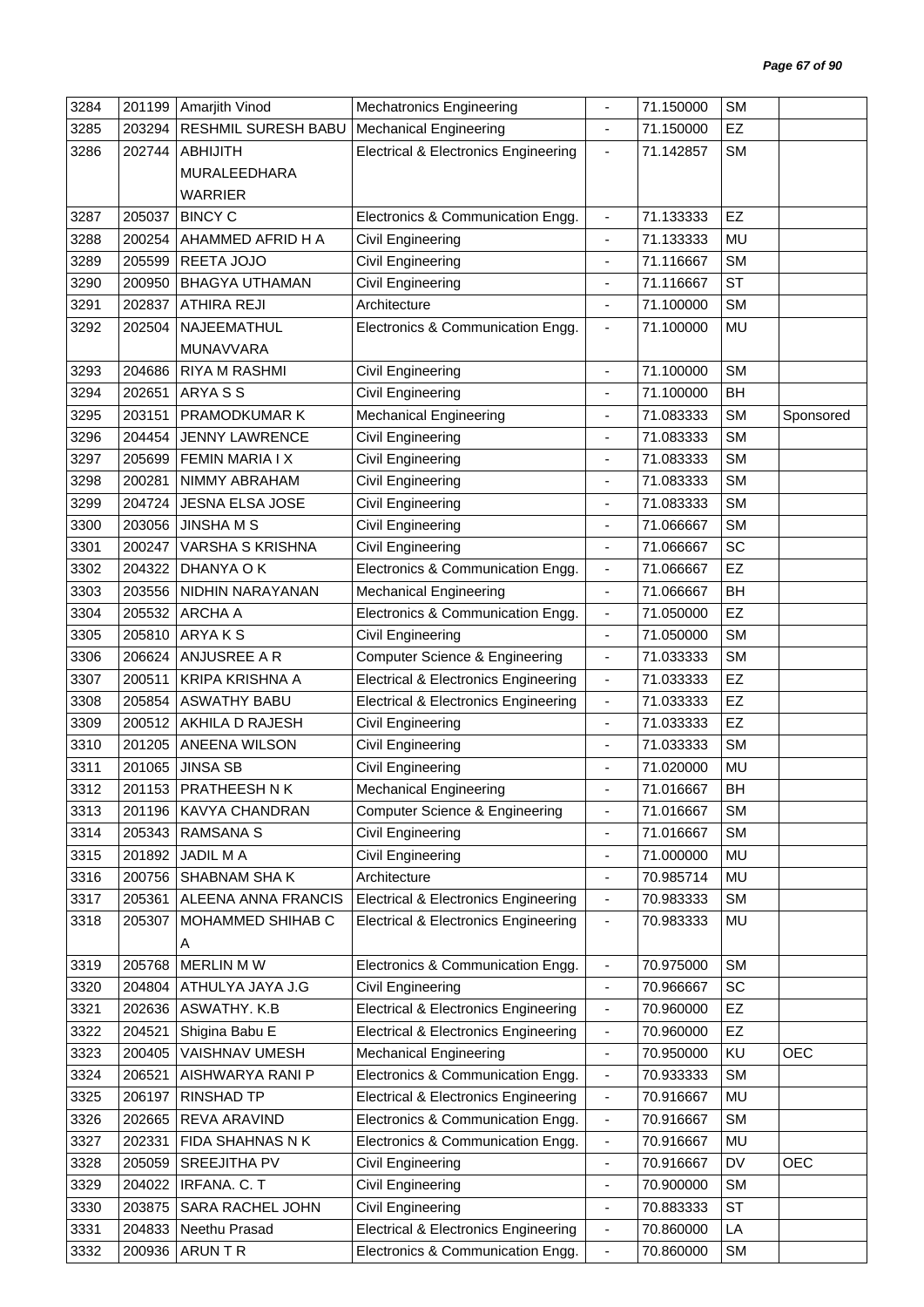| 3284 | 201199 | Amarjith Vinod | Mechatronics Engineering | - | 71.150000 | SM | |
|---|---|---|---|---|---|---|---|
| 3285 | 203294 | RESHMIL SURESH BABU | Mechanical Engineering | - | 71.150000 | EZ | |
| 3286 | 202744 | ABHIJITH MURALEEDHARA WARRIER | Electrical & Electronics Engineering | - | 71.142857 | SM | |
| 3287 | 205037 | BINCY C | Electronics & Communication Engg. | - | 71.133333 | EZ | |
| 3288 | 200254 | AHAMMED AFRID H A | Civil Engineering | - | 71.133333 | MU | |
| 3289 | 205599 | REETA JOJO | Civil Engineering | - | 71.116667 | SM | |
| 3290 | 200950 | BHAGYA UTHAMAN | Civil Engineering | - | 71.116667 | ST | |
| 3291 | 202837 | ATHIRA REJI | Architecture | - | 71.100000 | SM | |
| 3292 | 202504 | NAJEEMATHUL MUNAVVARA | Electronics & Communication Engg. | - | 71.100000 | MU | |
| 3293 | 204686 | RIYA M RASHMI | Civil Engineering | - | 71.100000 | SM | |
| 3294 | 202651 | ARYA S S | Civil Engineering | - | 71.100000 | BH | |
| 3295 | 203151 | PRAMODKUMAR K | Mechanical Engineering | - | 71.083333 | SM | Sponsored |
| 3296 | 204454 | JENNY LAWRENCE | Civil Engineering | - | 71.083333 | SM | |
| 3297 | 205699 | FEMIN MARIA I X | Civil Engineering | - | 71.083333 | SM | |
| 3298 | 200281 | NIMMY ABRAHAM | Civil Engineering | - | 71.083333 | SM | |
| 3299 | 204724 | JESNA ELSA JOSE | Civil Engineering | - | 71.083333 | SM | |
| 3300 | 203056 | JINSHA M S | Civil Engineering | - | 71.066667 | SM | |
| 3301 | 200247 | VARSHA S KRISHNA | Civil Engineering | - | 71.066667 | SC | |
| 3302 | 204322 | DHANYA O K | Electronics & Communication Engg. | - | 71.066667 | EZ | |
| 3303 | 203556 | NIDHIN NARAYANAN | Mechanical Engineering | - | 71.066667 | BH | |
| 3304 | 205532 | ARCHA A | Electronics & Communication Engg. | - | 71.050000 | EZ | |
| 3305 | 205810 | ARYA K S | Civil Engineering | - | 71.050000 | SM | |
| 3306 | 206624 | ANJUSREE A R | Computer Science & Engineering | - | 71.033333 | SM | |
| 3307 | 200511 | KRIPA KRISHNA A | Electrical & Electronics Engineering | - | 71.033333 | EZ | |
| 3308 | 205854 | ASWATHY BABU | Electrical & Electronics Engineering | - | 71.033333 | EZ | |
| 3309 | 200512 | AKHILA D RAJESH | Civil Engineering | - | 71.033333 | EZ | |
| 3310 | 201205 | ANEENA WILSON | Civil Engineering | - | 71.033333 | SM | |
| 3311 | 201065 | JINSA SB | Civil Engineering | - | 71.020000 | MU | |
| 3312 | 201153 | PRATHEESH N K | Mechanical Engineering | - | 71.016667 | BH | |
| 3313 | 201196 | KAVYA CHANDRAN | Computer Science & Engineering | - | 71.016667 | SM | |
| 3314 | 205343 | RAMSANA S | Civil Engineering | - | 71.016667 | SM | |
| 3315 | 201892 | JADIL M A | Civil Engineering | - | 71.000000 | MU | |
| 3316 | 200756 | SHABNAM SHA K | Architecture | - | 70.985714 | MU | |
| 3317 | 205361 | ALEENA ANNA FRANCIS | Electrical & Electronics Engineering | - | 70.983333 | SM | |
| 3318 | 205307 | MOHAMMED SHIHAB C A | Electrical & Electronics Engineering | - | 70.983333 | MU | |
| 3319 | 205768 | MERLIN M W | Electronics & Communication Engg. | - | 70.975000 | SM | |
| 3320 | 204804 | ATHULYA JAYA J.G | Civil Engineering | - | 70.966667 | SC | |
| 3321 | 202636 | ASWATHY. K.B | Electrical & Electronics Engineering | - | 70.960000 | EZ | |
| 3322 | 204521 | Shigina Babu E | Electrical & Electronics Engineering | - | 70.960000 | EZ | |
| 3323 | 200405 | VAISHNAV UMESH | Mechanical Engineering | - | 70.950000 | KU | OEC |
| 3324 | 206521 | AISHWARYA RANI P | Electronics & Communication Engg. | - | 70.933333 | SM | |
| 3325 | 206197 | RINSHAD TP | Electrical & Electronics Engineering | - | 70.916667 | MU | |
| 3326 | 202665 | REVA ARAVIND | Electronics & Communication Engg. | - | 70.916667 | SM | |
| 3327 | 202331 | FIDA SHAHNAS N K | Electronics & Communication Engg. | - | 70.916667 | MU | |
| 3328 | 205059 | SREEJITHA PV | Civil Engineering | - | 70.916667 | DV | OEC |
| 3329 | 204022 | IRFANA. C. T | Civil Engineering | - | 70.900000 | SM | |
| 3330 | 203875 | SARA RACHEL JOHN | Civil Engineering | - | 70.883333 | ST | |
| 3331 | 204833 | Neethu Prasad | Electrical & Electronics Engineering | - | 70.860000 | LA | |
| 3332 | 200936 | ARUN T R | Electronics & Communication Engg. | - | 70.860000 | SM | |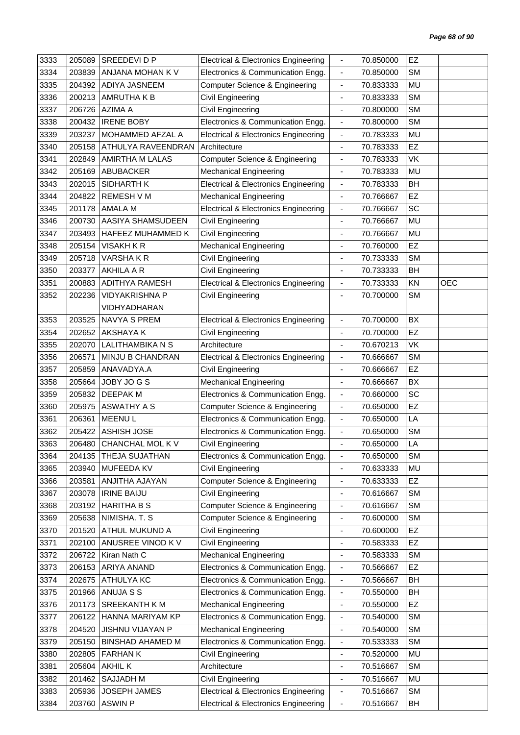| | | | | | | | |
|---|---|---|---|---|---|---|---|
| 3333 | 205089 | SREEDEVI D P | Electrical & Electronics Engineering | - | 70.850000 | EZ | |
| 3334 | 203839 | ANJANA MOHAN K V | Electronics & Communication Engg. | - | 70.850000 | SM | |
| 3335 | 204392 | ADIYA JASNEEM | Computer Science & Engineering | - | 70.833333 | MU | |
| 3336 | 200213 | AMRUTHA K B | Civil Engineering | - | 70.833333 | SM | |
| 3337 | 206726 | AZIMA A | Civil Engineering | - | 70.800000 | SM | |
| 3338 | 200432 | IRENE BOBY | Electronics & Communication Engg. | - | 70.800000 | SM | |
| 3339 | 203237 | MOHAMMED AFZAL A | Electrical & Electronics Engineering | - | 70.783333 | MU | |
| 3340 | 205158 | ATHULYA RAVEENDRAN | Architecture | - | 70.783333 | EZ | |
| 3341 | 202849 | AMIRTHA M LALAS | Computer Science & Engineering | - | 70.783333 | VK | |
| 3342 | 205169 | ABUBACKER | Mechanical Engineering | - | 70.783333 | MU | |
| 3343 | 202015 | SIDHARTH K | Electrical & Electronics Engineering | - | 70.783333 | BH | |
| 3344 | 204822 | REMESH V M | Mechanical Engineering | - | 70.766667 | EZ | |
| 3345 | 201178 | AMALA M | Electrical & Electronics Engineering | - | 70.766667 | SC | |
| 3346 | 200730 | AASIYA SHAMSUDEEN | Civil Engineering | - | 70.766667 | MU | |
| 3347 | 203493 | HAFEEZ MUHAMMED K | Civil Engineering | - | 70.766667 | MU | |
| 3348 | 205154 | VISAKH K R | Mechanical Engineering | - | 70.760000 | EZ | |
| 3349 | 205718 | VARSHA K R | Civil Engineering | - | 70.733333 | SM | |
| 3350 | 203377 | AKHILA A R | Civil Engineering | - | 70.733333 | BH | |
| 3351 | 200883 | ADITHYA RAMESH | Electrical & Electronics Engineering | - | 70.733333 | KN | OEC |
| 3352 | 202236 | VIDYAKRISHNA P VIDHYADHARAN | Civil Engineering | - | 70.700000 | SM | |
| 3353 | 203525 | NAVYA S PREM | Electrical & Electronics Engineering | - | 70.700000 | BX | |
| 3354 | 202652 | AKSHAYA K | Civil Engineering | - | 70.700000 | EZ | |
| 3355 | 202070 | LALITHAMBIKA N S | Architecture | - | 70.670213 | VK | |
| 3356 | 206571 | MINJU B CHANDRAN | Electrical & Electronics Engineering | - | 70.666667 | SM | |
| 3357 | 205859 | ANAVADYA.A | Civil Engineering | - | 70.666667 | EZ | |
| 3358 | 205664 | JOBY JO G S | Mechanical Engineering | - | 70.666667 | BX | |
| 3359 | 205832 | DEEPAK M | Electronics & Communication Engg. | - | 70.660000 | SC | |
| 3360 | 205975 | ASWATHY A S | Computer Science & Engineering | - | 70.650000 | EZ | |
| 3361 | 206361 | MEENU L | Electronics & Communication Engg. | - | 70.650000 | LA | |
| 3362 | 205422 | ASHISH JOSE | Electronics & Communication Engg. | - | 70.650000 | SM | |
| 3363 | 206480 | CHANCHAL MOL K V | Civil Engineering | - | 70.650000 | LA | |
| 3364 | 204135 | THEJA SUJATHAN | Electronics & Communication Engg. | - | 70.650000 | SM | |
| 3365 | 203940 | MUFEEDA KV | Civil Engineering | - | 70.633333 | MU | |
| 3366 | 203581 | ANJITHA AJAYAN | Computer Science & Engineering | - | 70.633333 | EZ | |
| 3367 | 203078 | IRINE BAIJU | Civil Engineering | - | 70.616667 | SM | |
| 3368 | 203192 | HARITHA B S | Computer Science & Engineering | - | 70.616667 | SM | |
| 3369 | 205638 | NIMISHA. T. S | Computer Science & Engineering | - | 70.600000 | SM | |
| 3370 | 201520 | ATHUL MUKUND A | Civil Engineering | - | 70.600000 | EZ | |
| 3371 | 202100 | ANUSREE VINOD K V | Civil Engineering | - | 70.583333 | EZ | |
| 3372 | 206722 | Kiran Nath C | Mechanical Engineering | - | 70.583333 | SM | |
| 3373 | 206153 | ARIYA ANAND | Electronics & Communication Engg. | - | 70.566667 | EZ | |
| 3374 | 202675 | ATHULYA KC | Electronics & Communication Engg. | - | 70.566667 | BH | |
| 3375 | 201966 | ANUJA S S | Electronics & Communication Engg. | - | 70.550000 | BH | |
| 3376 | 201173 | SREEKANTH K M | Mechanical Engineering | - | 70.550000 | EZ | |
| 3377 | 206122 | HANNA MARIYAM KP | Electronics & Communication Engg. | - | 70.540000 | SM | |
| 3378 | 204520 | JISHNU VIJAYAN P | Mechanical Engineering | - | 70.540000 | SM | |
| 3379 | 205150 | BINSHAD AHAMED M | Electronics & Communication Engg. | - | 70.533333 | SM | |
| 3380 | 202805 | FARHAN K | Civil Engineering | - | 70.520000 | MU | |
| 3381 | 205604 | AKHIL K | Architecture | - | 70.516667 | SM | |
| 3382 | 201462 | SAJJADH M | Civil Engineering | - | 70.516667 | MU | |
| 3383 | 205936 | JOSEPH JAMES | Electrical & Electronics Engineering | - | 70.516667 | SM | |
| 3384 | 203760 | ASWIN P | Electrical & Electronics Engineering | - | 70.516667 | BH | |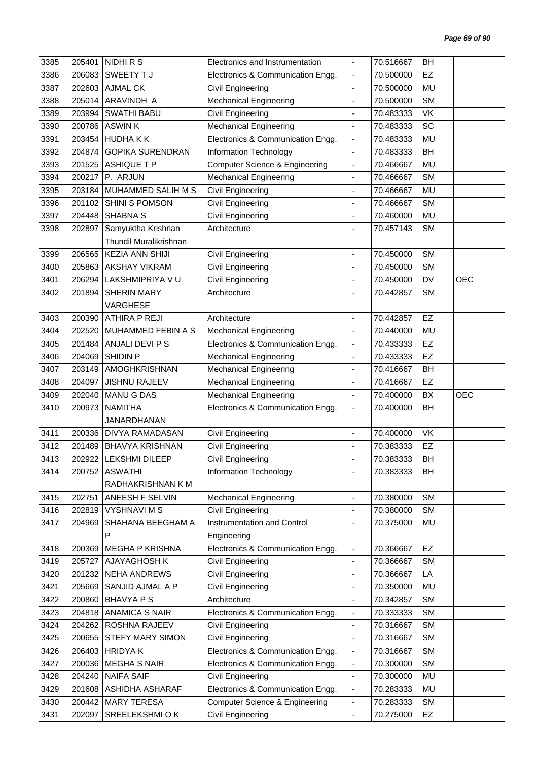| 3385 | 205401 | NIDHI R S | Electronics and Instrumentation | - | 70.516667 | BH | |
|---|---|---|---|---|---|---|---|
| 3386 | 206083 | SWEETY T J | Electronics & Communication Engg. | - | 70.500000 | EZ | |
| 3387 | 202603 | AJMAL CK | Civil Engineering | - | 70.500000 | MU | |
| 3388 | 205014 | ARAVINDH A | Mechanical Engineering | - | 70.500000 | SM | |
| 3389 | 203994 | SWATHI BABU | Civil Engineering | - | 70.483333 | VK | |
| 3390 | 200786 | ASWIN K | Mechanical Engineering | - | 70.483333 | SC | |
| 3391 | 203454 | HUDHA K K | Electronics & Communication Engg. | - | 70.483333 | MU | |
| 3392 | 204874 | GOPIKA SURENDRAN | Information Technology | - | 70.483333 | BH | |
| 3393 | 201525 | ASHIQUE T P | Computer Science & Engineering | - | 70.466667 | MU | |
| 3394 | 200217 | P. ARJUN | Mechanical Engineering | - | 70.466667 | SM | |
| 3395 | 203184 | MUHAMMED SALIH M S | Civil Engineering | - | 70.466667 | MU | |
| 3396 | 201102 | SHINI S POMSON | Civil Engineering | - | 70.466667 | SM | |
| 3397 | 204448 | SHABNA S | Civil Engineering | - | 70.460000 | MU | |
| 3398 | 202897 | Samyuktha Krishnan Thundil Muralikrishnan | Architecture | - | 70.457143 | SM | |
| 3399 | 206565 | KEZIA ANN SHIJI | Civil Engineering | - | 70.450000 | SM | |
| 3400 | 205863 | AKSHAY VIKRAM | Civil Engineering | - | 70.450000 | SM | |
| 3401 | 206294 | LAKSHMIPRIYA V U | Civil Engineering | - | 70.450000 | DV | OEC |
| 3402 | 201894 | SHERIN MARY VARGHESE | Architecture | - | 70.442857 | SM | |
| 3403 | 200390 | ATHIRA P REJI | Architecture | - | 70.442857 | EZ | |
| 3404 | 202520 | MUHAMMED FEBIN A S | Mechanical Engineering | - | 70.440000 | MU | |
| 3405 | 201484 | ANJALI DEVI P S | Electronics & Communication Engg. | - | 70.433333 | EZ | |
| 3406 | 204069 | SHIDIN P | Mechanical Engineering | - | 70.433333 | EZ | |
| 3407 | 203149 | AMOGHKRISHNAN | Mechanical Engineering | - | 70.416667 | BH | |
| 3408 | 204097 | JISHNU RAJEEV | Mechanical Engineering | - | 70.416667 | EZ | |
| 3409 | 202040 | MANU G DAS | Mechanical Engineering | - | 70.400000 | BX | OEC |
| 3410 | 200973 | NAMITHA JANARDHANAN | Electronics & Communication Engg. | - | 70.400000 | BH | |
| 3411 | 200336 | DIVYA RAMADASAN | Civil Engineering | - | 70.400000 | VK | |
| 3412 | 201489 | BHAVYA KRISHNAN | Civil Engineering | - | 70.383333 | EZ | |
| 3413 | 202922 | LEKSHMI DILEEP | Civil Engineering | - | 70.383333 | BH | |
| 3414 | 200752 | ASWATHI RADHAKRISHNAN K M | Information Technology | - | 70.383333 | BH | |
| 3415 | 202751 | ANEESH F SELVIN | Mechanical Engineering | - | 70.380000 | SM | |
| 3416 | 202819 | VYSHNAVI M S | Civil Engineering | - | 70.380000 | SM | |
| 3417 | 204969 | SHAHANA BEEGHAM A P | Instrumentation and Control Engineering | - | 70.375000 | MU | |
| 3418 | 200369 | MEGHA P KRISHNA | Electronics & Communication Engg. | - | 70.366667 | EZ | |
| 3419 | 205727 | AJAYAGHOSH K | Civil Engineering | - | 70.366667 | SM | |
| 3420 | 201232 | NEHA ANDREWS | Civil Engineering | - | 70.366667 | LA | |
| 3421 | 205669 | SANJID AJMAL A P | Civil Engineering | - | 70.350000 | MU | |
| 3422 | 200860 | BHAVYA P S | Architecture | - | 70.342857 | SM | |
| 3423 | 204818 | ANAMICA S NAIR | Electronics & Communication Engg. | - | 70.333333 | SM | |
| 3424 | 204262 | ROSHNA RAJEEV | Civil Engineering | - | 70.316667 | SM | |
| 3425 | 200655 | STEFY MARY SIMON | Civil Engineering | - | 70.316667 | SM | |
| 3426 | 206403 | HRIDYA K | Electronics & Communication Engg. | - | 70.316667 | SM | |
| 3427 | 200036 | MEGHA S NAIR | Electronics & Communication Engg. | - | 70.300000 | SM | |
| 3428 | 204240 | NAIFA SAIF | Civil Engineering | - | 70.300000 | MU | |
| 3429 | 201608 | ASHIDHA ASHARAF | Electronics & Communication Engg. | - | 70.283333 | MU | |
| 3430 | 200442 | MARY TERESA | Computer Science & Engineering | - | 70.283333 | SM | |
| 3431 | 202097 | SREELEKSHMI O K | Civil Engineering | - | 70.275000 | EZ | |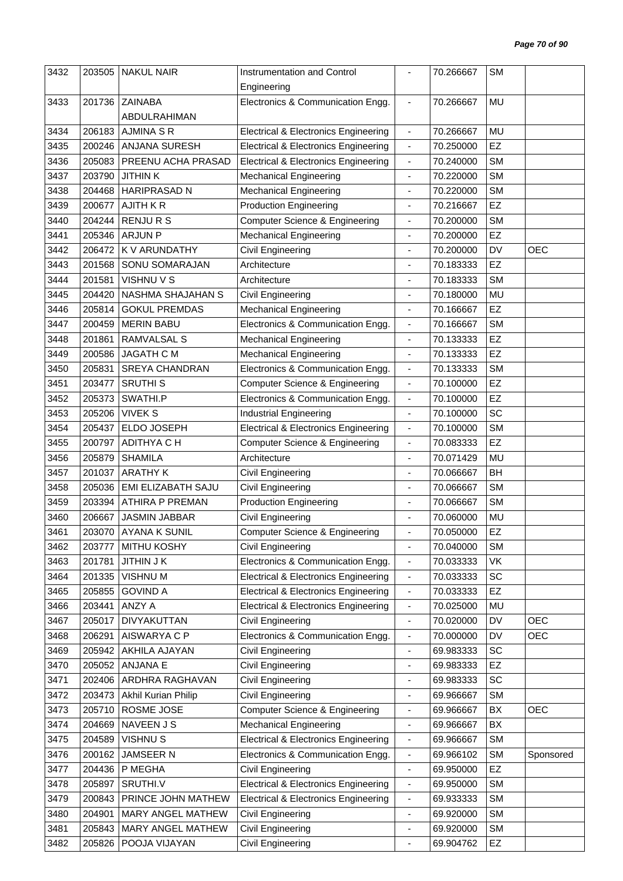| 3432 | 203505 | NAKUL NAIR | Instrumentation and Control Engineering | - | 70.266667 | SM | |
|---|---|---|---|---|---|---|---|
| 3433 | 201736 | ZAINABA ABDULRAHIMAN | Electronics & Communication Engg. | - | 70.266667 | MU | |
| 3434 | 206183 | AJMINA S R | Electrical & Electronics Engineering | - | 70.266667 | MU | |
| 3435 | 200246 | ANJANA SURESH | Electrical & Electronics Engineering | - | 70.250000 | EZ | |
| 3436 | 205083 | PREENU ACHA PRASAD | Electrical & Electronics Engineering | - | 70.240000 | SM | |
| 3437 | 203790 | JITHIN K | Mechanical Engineering | - | 70.220000 | SM | |
| 3438 | 204468 | HARIPRASAD N | Mechanical Engineering | - | 70.220000 | SM | |
| 3439 | 200677 | AJITH K R | Production Engineering | - | 70.216667 | EZ | |
| 3440 | 204244 | RENJU R S | Computer Science & Engineering | - | 70.200000 | SM | |
| 3441 | 205346 | ARJUN P | Mechanical Engineering | - | 70.200000 | EZ | |
| 3442 | 206472 | K V ARUNDATHY | Civil Engineering | - | 70.200000 | DV | OEC |
| 3443 | 201568 | SONU SOMARAJAN | Architecture | - | 70.183333 | EZ | |
| 3444 | 201581 | VISHNU V S | Architecture | - | 70.183333 | SM | |
| 3445 | 204420 | NASHMA SHAJAHAN S | Civil Engineering | - | 70.180000 | MU | |
| 3446 | 205814 | GOKUL PREMDAS | Mechanical Engineering | - | 70.166667 | EZ | |
| 3447 | 200459 | MERIN BABU | Electronics & Communication Engg. | - | 70.166667 | SM | |
| 3448 | 201861 | RAMVALSAL S | Mechanical Engineering | - | 70.133333 | EZ | |
| 3449 | 200586 | JAGATH C M | Mechanical Engineering | - | 70.133333 | EZ | |
| 3450 | 205831 | SREYA CHANDRAN | Electronics & Communication Engg. | - | 70.133333 | SM | |
| 3451 | 203477 | SRUTHI S | Computer Science & Engineering | - | 70.100000 | EZ | |
| 3452 | 205373 | SWATHI.P | Electronics & Communication Engg. | - | 70.100000 | EZ | |
| 3453 | 205206 | VIVEK S | Industrial Engineering | - | 70.100000 | SC | |
| 3454 | 205437 | ELDO JOSEPH | Electrical & Electronics Engineering | - | 70.100000 | SM | |
| 3455 | 200797 | ADITHYA C H | Computer Science & Engineering | - | 70.083333 | EZ | |
| 3456 | 205879 | SHAMILA | Architecture | - | 70.071429 | MU | |
| 3457 | 201037 | ARATHY K | Civil Engineering | - | 70.066667 | BH | |
| 3458 | 205036 | EMI ELIZABATH SAJU | Civil Engineering | - | 70.066667 | SM | |
| 3459 | 203394 | ATHIRA P PREMAN | Production Engineering | - | 70.066667 | SM | |
| 3460 | 206667 | JASMIN JABBAR | Civil Engineering | - | 70.060000 | MU | |
| 3461 | 203070 | AYANA K SUNIL | Computer Science & Engineering | - | 70.050000 | EZ | |
| 3462 | 203777 | MITHU KOSHY | Civil Engineering | - | 70.040000 | SM | |
| 3463 | 201781 | JITHIN J K | Electronics & Communication Engg. | - | 70.033333 | VK | |
| 3464 | 201335 | VISHNU M | Electrical & Electronics Engineering | - | 70.033333 | SC | |
| 3465 | 205855 | GOVIND A | Electrical & Electronics Engineering | - | 70.033333 | EZ | |
| 3466 | 203441 | ANZY A | Electrical & Electronics Engineering | - | 70.025000 | MU | |
| 3467 | 205017 | DIVYAKUTTAN | Civil Engineering | - | 70.020000 | DV | OEC |
| 3468 | 206291 | AISWARYA C P | Electronics & Communication Engg. | - | 70.000000 | DV | OEC |
| 3469 | 205942 | AKHILA AJAYAN | Civil Engineering | - | 69.983333 | SC | |
| 3470 | 205052 | ANJANA E | Civil Engineering | - | 69.983333 | EZ | |
| 3471 | 202406 | ARDHRA RAGHAVAN | Civil Engineering | - | 69.983333 | SC | |
| 3472 | 203473 | Akhil Kurian Philip | Civil Engineering | - | 69.966667 | SM | |
| 3473 | 205710 | ROSME JOSE | Computer Science & Engineering | - | 69.966667 | BX | OEC |
| 3474 | 204669 | NAVEEN J S | Mechanical Engineering | - | 69.966667 | BX | |
| 3475 | 204589 | VISHNU S | Electrical & Electronics Engineering | - | 69.966667 | SM | |
| 3476 | 200162 | JAMSEER N | Electronics & Communication Engg. | - | 69.966102 | SM | Sponsored |
| 3477 | 204436 | P MEGHA | Civil Engineering | - | 69.950000 | EZ | |
| 3478 | 205897 | SRUTHI.V | Electrical & Electronics Engineering | - | 69.950000 | SM | |
| 3479 | 200843 | PRINCE JOHN MATHEW | Electrical & Electronics Engineering | - | 69.933333 | SM | |
| 3480 | 204901 | MARY ANGEL MATHEW | Civil Engineering | - | 69.920000 | SM | |
| 3481 | 205843 | MARY ANGEL MATHEW | Civil Engineering | - | 69.920000 | SM | |
| 3482 | 205826 | POOJA VIJAYAN | Civil Engineering | - | 69.904762 | EZ | |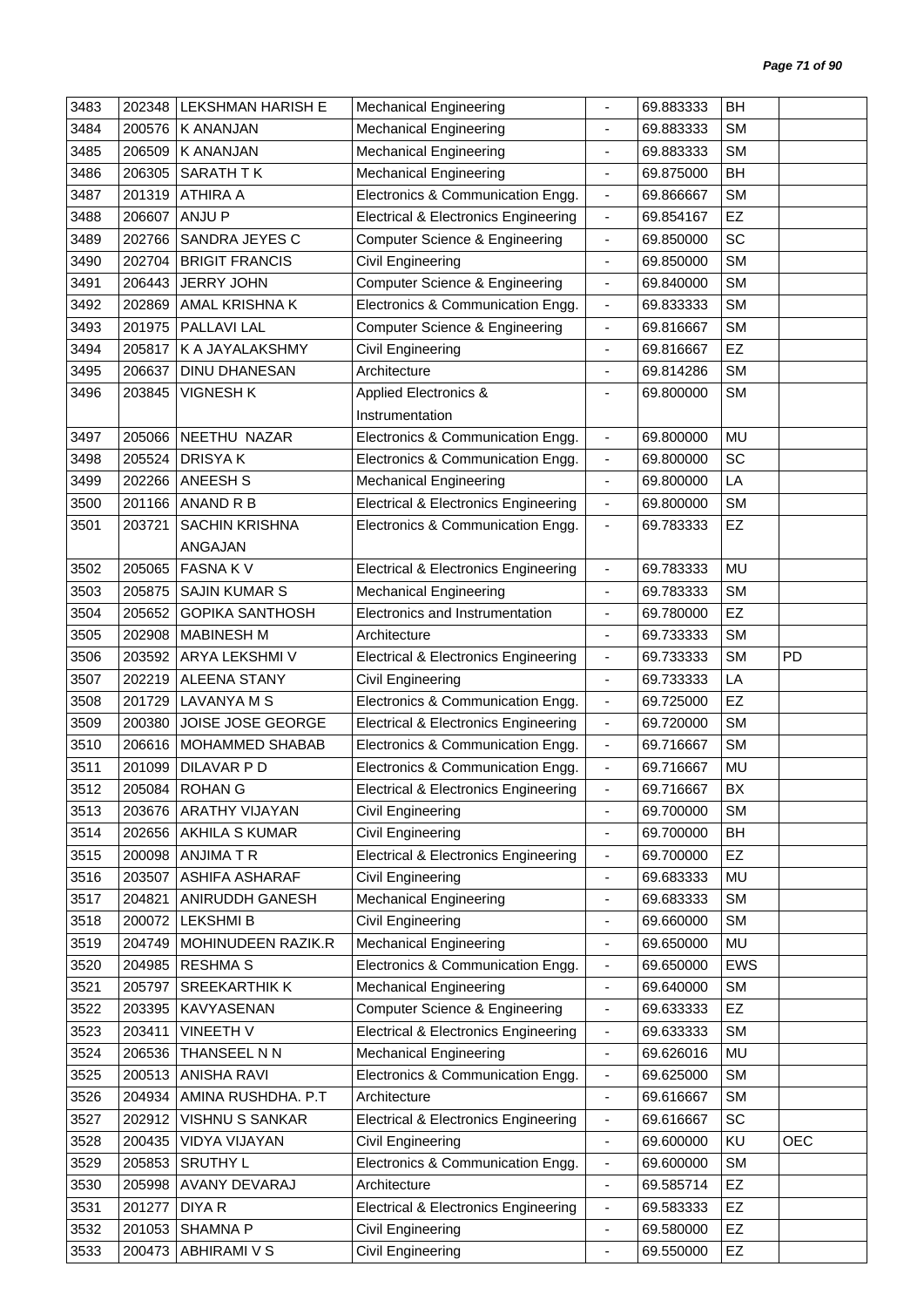| | | | | | | | |
|---|---|---|---|---|---|---|---|
| 3483 | 202348 | LEKSHMAN HARISH E | Mechanical Engineering | - | 69.883333 | BH | |
| 3484 | 200576 | K ANANJAN | Mechanical Engineering | - | 69.883333 | SM | |
| 3485 | 206509 | K ANANJAN | Mechanical Engineering | - | 69.883333 | SM | |
| 3486 | 206305 | SARATH T K | Mechanical Engineering | - | 69.875000 | BH | |
| 3487 | 201319 | ATHIRA A | Electronics & Communication Engg. | - | 69.866667 | SM | |
| 3488 | 206607 | ANJU P | Electrical & Electronics Engineering | - | 69.854167 | EZ | |
| 3489 | 202766 | SANDRA JEYES C | Computer Science & Engineering | - | 69.850000 | SC | |
| 3490 | 202704 | BRIGIT FRANCIS | Civil Engineering | - | 69.850000 | SM | |
| 3491 | 206443 | JERRY JOHN | Computer Science & Engineering | - | 69.840000 | SM | |
| 3492 | 202869 | AMAL KRISHNA K | Electronics & Communication Engg. | - | 69.833333 | SM | |
| 3493 | 201975 | PALLAVI LAL | Computer Science & Engineering | - | 69.816667 | SM | |
| 3494 | 205817 | K A JAYALAKSHMY | Civil Engineering | - | 69.816667 | EZ | |
| 3495 | 206637 | DINU DHANESAN | Architecture | - | 69.814286 | SM | |
| 3496 | 203845 | VIGNESH K | Applied Electronics & Instrumentation | - | 69.800000 | SM | |
| 3497 | 205066 | NEETHU NAZAR | Electronics & Communication Engg. | - | 69.800000 | MU | |
| 3498 | 205524 | DRISYA K | Electronics & Communication Engg. | - | 69.800000 | SC | |
| 3499 | 202266 | ANEESH S | Mechanical Engineering | - | 69.800000 | LA | |
| 3500 | 201166 | ANAND R B | Electrical & Electronics Engineering | - | 69.800000 | SM | |
| 3501 | 203721 | SACHIN KRISHNA ANGAJAN | Electronics & Communication Engg. | - | 69.783333 | EZ | |
| 3502 | 205065 | FASNA K V | Electrical & Electronics Engineering | - | 69.783333 | MU | |
| 3503 | 205875 | SAJIN KUMAR S | Mechanical Engineering | - | 69.783333 | SM | |
| 3504 | 205652 | GOPIKA SANTHOSH | Electronics and Instrumentation | - | 69.780000 | EZ | |
| 3505 | 202908 | MABINESH M | Architecture | - | 69.733333 | SM | |
| 3506 | 203592 | ARYA LEKSHMI V | Electrical & Electronics Engineering | - | 69.733333 | SM | PD |
| 3507 | 202219 | ALEENA STANY | Civil Engineering | - | 69.733333 | LA | |
| 3508 | 201729 | LAVANYA M S | Electronics & Communication Engg. | - | 69.725000 | EZ | |
| 3509 | 200380 | JOISE JOSE GEORGE | Electrical & Electronics Engineering | - | 69.720000 | SM | |
| 3510 | 206616 | MOHAMMED SHABAB | Electronics & Communication Engg. | - | 69.716667 | SM | |
| 3511 | 201099 | DILAVAR P D | Electronics & Communication Engg. | - | 69.716667 | MU | |
| 3512 | 205084 | ROHAN G | Electrical & Electronics Engineering | - | 69.716667 | BX | |
| 3513 | 203676 | ARATHY VIJAYAN | Civil Engineering | - | 69.700000 | SM | |
| 3514 | 202656 | AKHILA S KUMAR | Civil Engineering | - | 69.700000 | BH | |
| 3515 | 200098 | ANJIMA T R | Electrical & Electronics Engineering | - | 69.700000 | EZ | |
| 3516 | 203507 | ASHIFA ASHARAF | Civil Engineering | - | 69.683333 | MU | |
| 3517 | 204821 | ANIRUDDH GANESH | Mechanical Engineering | - | 69.683333 | SM | |
| 3518 | 200072 | LEKSHMI B | Civil Engineering | - | 69.660000 | SM | |
| 3519 | 204749 | MOHINUDEEN RAZIK.R | Mechanical Engineering | - | 69.650000 | MU | |
| 3520 | 204985 | RESHMA S | Electronics & Communication Engg. | - | 69.650000 | EWS | |
| 3521 | 205797 | SREEKARTHIK K | Mechanical Engineering | - | 69.640000 | SM | |
| 3522 | 203395 | KAVYASENAN | Computer Science & Engineering | - | 69.633333 | EZ | |
| 3523 | 203411 | VINEETH V | Electrical & Electronics Engineering | - | 69.633333 | SM | |
| 3524 | 206536 | THANSEEL N N | Mechanical Engineering | - | 69.626016 | MU | |
| 3525 | 200513 | ANISHA RAVI | Electronics & Communication Engg. | - | 69.625000 | SM | |
| 3526 | 204934 | AMINA RUSHDHA. P.T | Architecture | - | 69.616667 | SM | |
| 3527 | 202912 | VISHNU S SANKAR | Electrical & Electronics Engineering | - | 69.616667 | SC | |
| 3528 | 200435 | VIDYA VIJAYAN | Civil Engineering | - | 69.600000 | KU | OEC |
| 3529 | 205853 | SRUTHY L | Electronics & Communication Engg. | - | 69.600000 | SM | |
| 3530 | 205998 | AVANY DEVARAJ | Architecture | - | 69.585714 | EZ | |
| 3531 | 201277 | DIYA R | Electrical & Electronics Engineering | - | 69.583333 | EZ | |
| 3532 | 201053 | SHAMNA P | Civil Engineering | - | 69.580000 | EZ | |
| 3533 | 200473 | ABHIRAMI V S | Civil Engineering | - | 69.550000 | EZ | |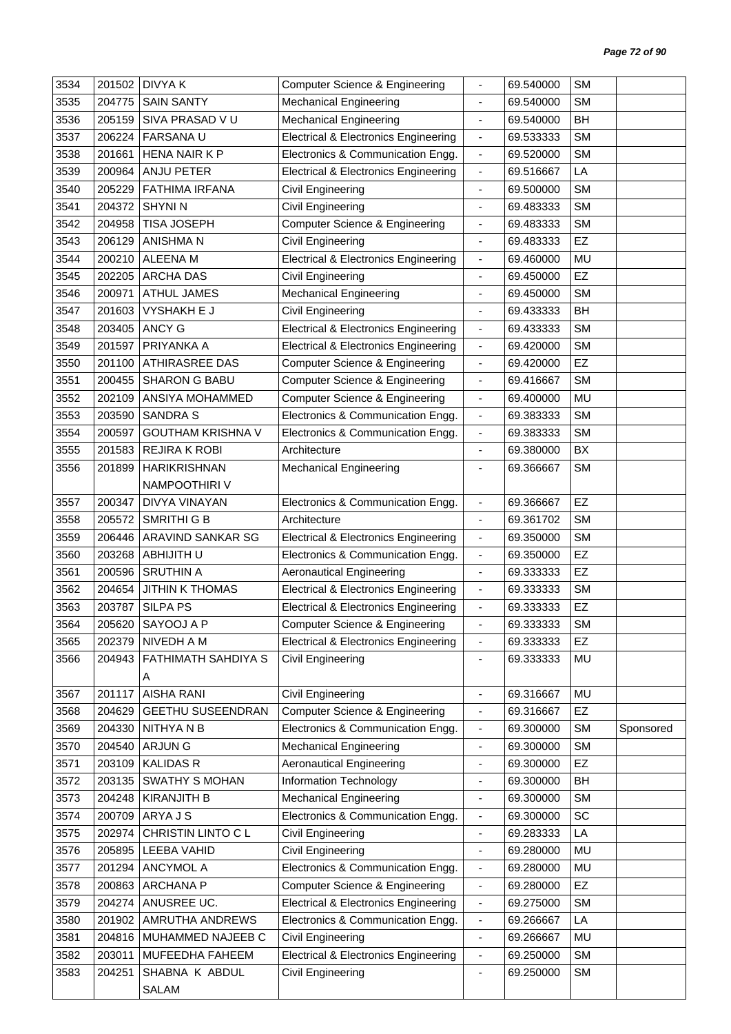| | | | | | | | |
|---|---|---|---|---|---|---|---|
| 3534 | 201502 | DIVYA K | Computer Science & Engineering | - | 69.540000 | SM | |
| 3535 | 204775 | SAIN SANTY | Mechanical Engineering | - | 69.540000 | SM | |
| 3536 | 205159 | SIVA PRASAD V U | Mechanical Engineering | - | 69.540000 | BH | |
| 3537 | 206224 | FARSANA U | Electrical & Electronics Engineering | - | 69.533333 | SM | |
| 3538 | 201661 | HENA NAIR K P | Electronics & Communication Engg. | - | 69.520000 | SM | |
| 3539 | 200964 | ANJU PETER | Electrical & Electronics Engineering | - | 69.516667 | LA | |
| 3540 | 205229 | FATHIMA IRFANA | Civil Engineering | - | 69.500000 | SM | |
| 3541 | 204372 | SHYNI N | Civil Engineering | - | 69.483333 | SM | |
| 3542 | 204958 | TISA JOSEPH | Computer Science & Engineering | - | 69.483333 | SM | |
| 3543 | 206129 | ANISHMA N | Civil Engineering | - | 69.483333 | EZ | |
| 3544 | 200210 | ALEENA M | Electrical & Electronics Engineering | - | 69.460000 | MU | |
| 3545 | 202205 | ARCHA DAS | Civil Engineering | - | 69.450000 | EZ | |
| 3546 | 200971 | ATHUL JAMES | Mechanical Engineering | - | 69.450000 | SM | |
| 3547 | 201603 | VYSHAKH E J | Civil Engineering | - | 69.433333 | BH | |
| 3548 | 203405 | ANCY G | Electrical & Electronics Engineering | - | 69.433333 | SM | |
| 3549 | 201597 | PRIYANKA A | Electrical & Electronics Engineering | - | 69.420000 | SM | |
| 3550 | 201100 | ATHIRASREE DAS | Computer Science & Engineering | - | 69.420000 | EZ | |
| 3551 | 200455 | SHARON G BABU | Computer Science & Engineering | - | 69.416667 | SM | |
| 3552 | 202109 | ANSIYA MOHAMMED | Computer Science & Engineering | - | 69.400000 | MU | |
| 3553 | 203590 | SANDRA S | Electronics & Communication Engg. | - | 69.383333 | SM | |
| 3554 | 200597 | GOUTHAM KRISHNA V | Electronics & Communication Engg. | - | 69.383333 | SM | |
| 3555 | 201583 | REJIRA K ROBI | Architecture | - | 69.380000 | BX | |
| 3556 | 201899 | HARIKRISHNAN NAMPOOTHIRI V | Mechanical Engineering | - | 69.366667 | SM | |
| 3557 | 200347 | DIVYA VINAYAN | Electronics & Communication Engg. | - | 69.366667 | EZ | |
| 3558 | 205572 | SMRITHI G B | Architecture | - | 69.361702 | SM | |
| 3559 | 206446 | ARAVIND SANKAR SG | Electrical & Electronics Engineering | - | 69.350000 | SM | |
| 3560 | 203268 | ABHIJITH U | Electronics & Communication Engg. | - | 69.350000 | EZ | |
| 3561 | 200596 | SRUTHIN A | Aeronautical Engineering | - | 69.333333 | EZ | |
| 3562 | 204654 | JITHIN K THOMAS | Electrical & Electronics Engineering | - | 69.333333 | SM | |
| 3563 | 203787 | SILPA PS | Electrical & Electronics Engineering | - | 69.333333 | EZ | |
| 3564 | 205620 | SAYOOJ A P | Computer Science & Engineering | - | 69.333333 | SM | |
| 3565 | 202379 | NIVEDH A M | Electrical & Electronics Engineering | - | 69.333333 | EZ | |
| 3566 | 204943 | FATHIMATH SAHDIYA S A | Civil Engineering | - | 69.333333 | MU | |
| 3567 | 201117 | AISHA RANI | Civil Engineering | - | 69.316667 | MU | |
| 3568 | 204629 | GEETHU SUSEENDRAN | Computer Science & Engineering | - | 69.316667 | EZ | |
| 3569 | 204330 | NITHYA N B | Electronics & Communication Engg. | - | 69.300000 | SM | Sponsored |
| 3570 | 204540 | ARJUN G | Mechanical Engineering | - | 69.300000 | SM | |
| 3571 | 203109 | KALIDAS R | Aeronautical Engineering | - | 69.300000 | EZ | |
| 3572 | 203135 | SWATHY S MOHAN | Information Technology | - | 69.300000 | BH | |
| 3573 | 204248 | KIRANJITH B | Mechanical Engineering | - | 69.300000 | SM | |
| 3574 | 200709 | ARYA J S | Electronics & Communication Engg. | - | 69.300000 | SC | |
| 3575 | 202974 | CHRISTIN LINTO C L | Civil Engineering | - | 69.283333 | LA | |
| 3576 | 205895 | LEEBA VAHID | Civil Engineering | - | 69.280000 | MU | |
| 3577 | 201294 | ANCYMOL A | Electronics & Communication Engg. | - | 69.280000 | MU | |
| 3578 | 200863 | ARCHANA P | Computer Science & Engineering | - | 69.280000 | EZ | |
| 3579 | 204274 | ANUSREE UC. | Electrical & Electronics Engineering | - | 69.275000 | SM | |
| 3580 | 201902 | AMRUTHA ANDREWS | Electronics & Communication Engg. | - | 69.266667 | LA | |
| 3581 | 204816 | MUHAMMED NAJEEB C | Civil Engineering | - | 69.266667 | MU | |
| 3582 | 203011 | MUFEEDHA FAHEEM | Electrical & Electronics Engineering | - | 69.250000 | SM | |
| 3583 | 204251 | SHABNA K ABDUL SALAM | Civil Engineering | - | 69.250000 | SM | |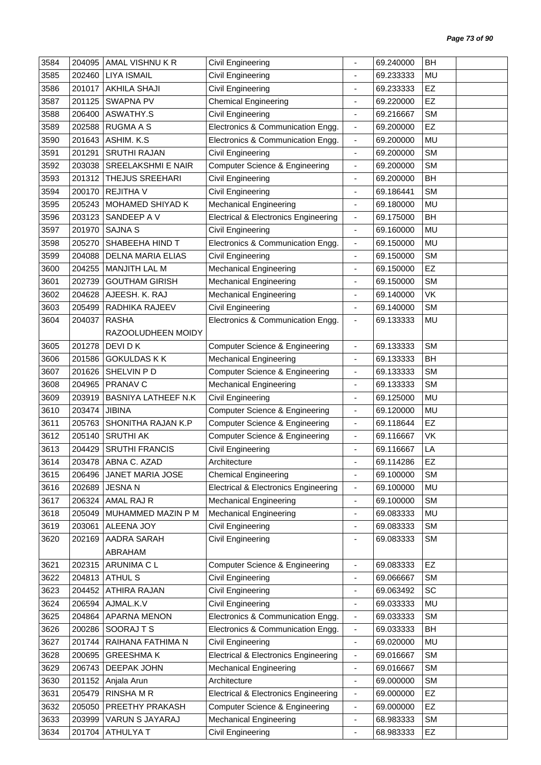| 3584 | 204095 | AMAL VISHNU K R | Civil Engineering | - | 69.240000 | BH | |
|---|---|---|---|---|---|---|---|
| 3585 | 202460 | LIYA ISMAIL | Civil Engineering | - | 69.233333 | MU | |
| 3586 | 201017 | AKHILA SHAJI | Civil Engineering | - | 69.233333 | EZ | |
| 3587 | 201125 | SWAPNA PV | Chemical Engineering | - | 69.220000 | EZ | |
| 3588 | 206400 | ASWATHY.S | Civil Engineering | - | 69.216667 | SM | |
| 3589 | 202588 | RUGMA A S | Electronics & Communication Engg. | - | 69.200000 | EZ | |
| 3590 | 201643 | ASHIM. K.S | Electronics & Communication Engg. | - | 69.200000 | MU | |
| 3591 | 201291 | SRUTHI RAJAN | Civil Engineering | - | 69.200000 | SM | |
| 3592 | 203038 | SREELAKSHMI E NAIR | Computer Science & Engineering | - | 69.200000 | SM | |
| 3593 | 201312 | THEJUS SREEHARI | Civil Engineering | - | 69.200000 | BH | |
| 3594 | 200170 | REJITHA V | Civil Engineering | - | 69.186441 | SM | |
| 3595 | 205243 | MOHAMED SHIYAD K | Mechanical Engineering | - | 69.180000 | MU | |
| 3596 | 203123 | SANDEEP A V | Electrical & Electronics Engineering | - | 69.175000 | BH | |
| 3597 | 201970 | SAJNA S | Civil Engineering | - | 69.160000 | MU | |
| 3598 | 205270 | SHABEEHA HIND T | Electronics & Communication Engg. | - | 69.150000 | MU | |
| 3599 | 204088 | DELNA MARIA ELIAS | Civil Engineering | - | 69.150000 | SM | |
| 3600 | 204255 | MANJITH LAL M | Mechanical Engineering | - | 69.150000 | EZ | |
| 3601 | 202739 | GOUTHAM GIRISH | Mechanical Engineering | - | 69.150000 | SM | |
| 3602 | 204628 | AJEESH. K. RAJ | Mechanical Engineering | - | 69.140000 | VK | |
| 3603 | 205499 | RADHIKA RAJEEV | Civil Engineering | - | 69.140000 | SM | |
| 3604 | 204037 | RASHA RAZOOLUDHEEN MOIDY | Electronics & Communication Engg. | - | 69.133333 | MU | |
| 3605 | 201278 | DEVI D K | Computer Science & Engineering | - | 69.133333 | SM | |
| 3606 | 201586 | GOKULDAS K K | Mechanical Engineering | - | 69.133333 | BH | |
| 3607 | 201626 | SHELVIN P D | Computer Science & Engineering | - | 69.133333 | SM | |
| 3608 | 204965 | PRANAV C | Mechanical Engineering | - | 69.133333 | SM | |
| 3609 | 203919 | BASNIYA LATHEEF N.K | Civil Engineering | - | 69.125000 | MU | |
| 3610 | 203474 | JIBINA | Computer Science & Engineering | - | 69.120000 | MU | |
| 3611 | 205763 | SHONITHA RAJAN K.P | Computer Science & Engineering | - | 69.118644 | EZ | |
| 3612 | 205140 | SRUTHI AK | Computer Science & Engineering | - | 69.116667 | VK | |
| 3613 | 204429 | SRUTHI FRANCIS | Civil Engineering | - | 69.116667 | LA | |
| 3614 | 203478 | ABNA C. AZAD | Architecture | - | 69.114286 | EZ | |
| 3615 | 206496 | JANET MARIA JOSE | Chemical Engineering | - | 69.100000 | SM | |
| 3616 | 202689 | JESNA N | Electrical & Electronics Engineering | - | 69.100000 | MU | |
| 3617 | 206324 | AMAL RAJ R | Mechanical Engineering | - | 69.100000 | SM | |
| 3618 | 205049 | MUHAMMED MAZIN P M | Mechanical Engineering | - | 69.083333 | MU | |
| 3619 | 203061 | ALEENA JOY | Civil Engineering | - | 69.083333 | SM | |
| 3620 | 202169 | AADRA SARAH ABRAHAM | Civil Engineering | - | 69.083333 | SM | |
| 3621 | 202315 | ARUNIMA C L | Computer Science & Engineering | - | 69.083333 | EZ | |
| 3622 | 204813 | ATHUL S | Civil Engineering | - | 69.066667 | SM | |
| 3623 | 204452 | ATHIRA RAJAN | Civil Engineering | - | 69.063492 | SC | |
| 3624 | 206594 | AJMAL.K.V | Civil Engineering | - | 69.033333 | MU | |
| 3625 | 204864 | APARNA MENON | Electronics & Communication Engg. | - | 69.033333 | SM | |
| 3626 | 200286 | SOORAJ T S | Electronics & Communication Engg. | - | 69.033333 | BH | |
| 3627 | 201744 | RAIHANA FATHIMA N | Civil Engineering | - | 69.020000 | MU | |
| 3628 | 200695 | GREESHMA K | Electrical & Electronics Engineering | - | 69.016667 | SM | |
| 3629 | 206743 | DEEPAK JOHN | Mechanical Engineering | - | 69.016667 | SM | |
| 3630 | 201152 | Anjala Arun | Architecture | - | 69.000000 | SM | |
| 3631 | 205479 | RINSHA M R | Electrical & Electronics Engineering | - | 69.000000 | EZ | |
| 3632 | 205050 | PREETHY PRAKASH | Computer Science & Engineering | - | 69.000000 | EZ | |
| 3633 | 203999 | VARUN S JAYARAJ | Mechanical Engineering | - | 68.983333 | SM | |
| 3634 | 201704 | ATHULYA T | Civil Engineering | - | 68.983333 | EZ | |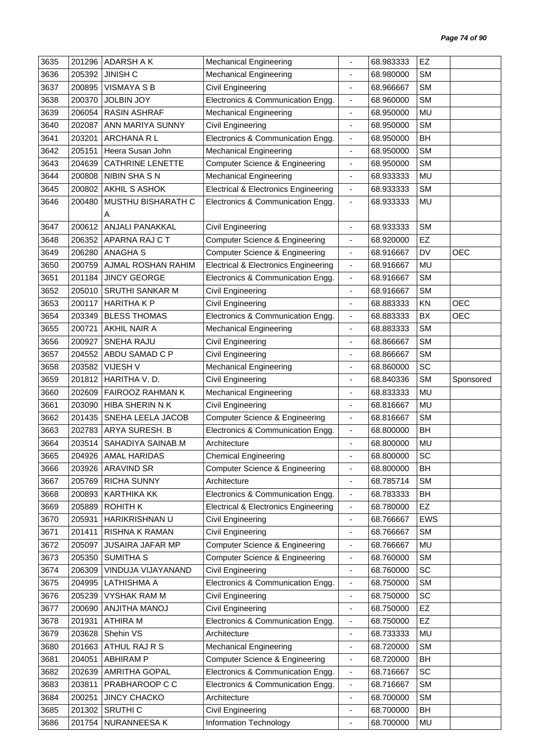| 3635 | 201296 | ADARSH A K | Mechanical Engineering | - | 68.983333 | EZ | |
|---|---|---|---|---|---|---|---|
| 3636 | 205392 | JINISH C | Mechanical Engineering | - | 68.980000 | SM | |
| 3637 | 200895 | VISMAYA S B | Civil Engineering | - | 68.966667 | SM | |
| 3638 | 200370 | JOLBIN JOY | Electronics & Communication Engg. | - | 68.960000 | SM | |
| 3639 | 206054 | RASIN ASHRAF | Mechanical Engineering | - | 68.950000 | MU | |
| 3640 | 202087 | ANN MARIYA SUNNY | Civil Engineering | - | 68.950000 | SM | |
| 3641 | 203201 | ARCHANA R L | Electronics & Communication Engg. | - | 68.950000 | BH | |
| 3642 | 205151 | Heera Susan John | Mechanical Engineering | - | 68.950000 | SM | |
| 3643 | 204639 | CATHRINE LENETTE | Computer Science & Engineering | - | 68.950000 | SM | |
| 3644 | 200808 | NIBIN SHA S N | Mechanical Engineering | - | 68.933333 | MU | |
| 3645 | 200802 | AKHIL S ASHOK | Electrical & Electronics Engineering | - | 68.933333 | SM | |
| 3646 | 200480 | MUSTHU BISHARATH C A | Electronics & Communication Engg. | - | 68.933333 | MU | |
| 3647 | 200612 | ANJALI PANAKKAL | Civil Engineering | - | 68.933333 | SM | |
| 3648 | 206352 | APARNA RAJ C T | Computer Science & Engineering | - | 68.920000 | EZ | |
| 3649 | 206280 | ANAGHA S | Computer Science & Engineering | - | 68.916667 | DV | OEC |
| 3650 | 200759 | AJMAL ROSHAN RAHIM | Electrical & Electronics Engineering | - | 68.916667 | MU | |
| 3651 | 201184 | JINCY GEORGE | Electronics & Communication Engg. | - | 68.916667 | SM | |
| 3652 | 205010 | SRUTHI SANKAR M | Civil Engineering | - | 68.916667 | SM | |
| 3653 | 200117 | HARITHA K P | Civil Engineering | - | 68.883333 | KN | OEC |
| 3654 | 203349 | BLESS THOMAS | Electronics & Communication Engg. | - | 68.883333 | BX | OEC |
| 3655 | 200721 | AKHIL NAIR A | Mechanical Engineering | - | 68.883333 | SM | |
| 3656 | 200927 | SNEHA RAJU | Civil Engineering | - | 68.866667 | SM | |
| 3657 | 204552 | ABDU SAMAD C P | Civil Engineering | - | 68.866667 | SM | |
| 3658 | 203582 | VIJESH V | Mechanical Engineering | - | 68.860000 | SC | |
| 3659 | 201812 | HARITHA V. D. | Civil Engineering | - | 68.840336 | SM | Sponsored |
| 3660 | 202609 | FAIROOZ RAHMAN K | Mechanical Engineering | - | 68.833333 | MU | |
| 3661 | 203090 | HIBA SHERIN N K | Civil Engineering | - | 68.816667 | MU | |
| 3662 | 201435 | SNEHA LEELA JACOB | Computer Science & Engineering | - | 68.816667 | SM | |
| 3663 | 202783 | ARYA SURESH. B | Electronics & Communication Engg. | - | 68.800000 | BH | |
| 3664 | 203514 | SAHADIYA SAINAB.M | Architecture | - | 68.800000 | MU | |
| 3665 | 204926 | AMAL HARIDAS | Chemical Engineering | - | 68.800000 | SC | |
| 3666 | 203926 | ARAVIND SR | Computer Science & Engineering | - | 68.800000 | BH | |
| 3667 | 205769 | RICHA SUNNY | Architecture | - | 68.785714 | SM | |
| 3668 | 200893 | KARTHIKA KK | Electronics & Communication Engg. | - | 68.783333 | BH | |
| 3669 | 205889 | ROHITH K | Electrical & Electronics Engineering | - | 68.780000 | EZ | |
| 3670 | 205931 | HARIKRISHNAN U | Civil Engineering | - | 68.766667 | EWS | |
| 3671 | 201411 | RISHNA K RAMAN | Civil Engineering | - | 68.766667 | SM | |
| 3672 | 205097 | JUSAIRA JAFAR MP | Computer Science & Engineering | - | 68.766667 | MU | |
| 3673 | 205350 | SUMITHA S | Computer Science & Engineering | - | 68.760000 | SM | |
| 3674 | 206309 | VINDUJA VIJAYANAND | Civil Engineering | - | 68.760000 | SC | |
| 3675 | 204995 | LATHISHMA A | Electronics & Communication Engg. | - | 68.750000 | SM | |
| 3676 | 205239 | VYSHAK RAM M | Civil Engineering | - | 68.750000 | SC | |
| 3677 | 200690 | ANJITHA MANOJ | Civil Engineering | - | 68.750000 | EZ | |
| 3678 | 201931 | ATHIRA M | Electronics & Communication Engg. | - | 68.750000 | EZ | |
| 3679 | 203628 | Shehin VS | Architecture | - | 68.733333 | MU | |
| 3680 | 201663 | ATHUL RAJ R S | Mechanical Engineering | - | 68.720000 | SM | |
| 3681 | 204051 | ABHIRAM P | Computer Science & Engineering | - | 68.720000 | BH | |
| 3682 | 202639 | AMRITHA GOPAL | Electronics & Communication Engg. | - | 68.716667 | SC | |
| 3683 | 203811 | PRABHAROOP C C | Electronics & Communication Engg. | - | 68.716667 | SM | |
| 3684 | 200251 | JINCY CHACKO | Architecture | - | 68.700000 | SM | |
| 3685 | 201302 | SRUTHI C | Civil Engineering | - | 68.700000 | BH | |
| 3686 | 201754 | NURANNEESA K | Information Technology | - | 68.700000 | MU | |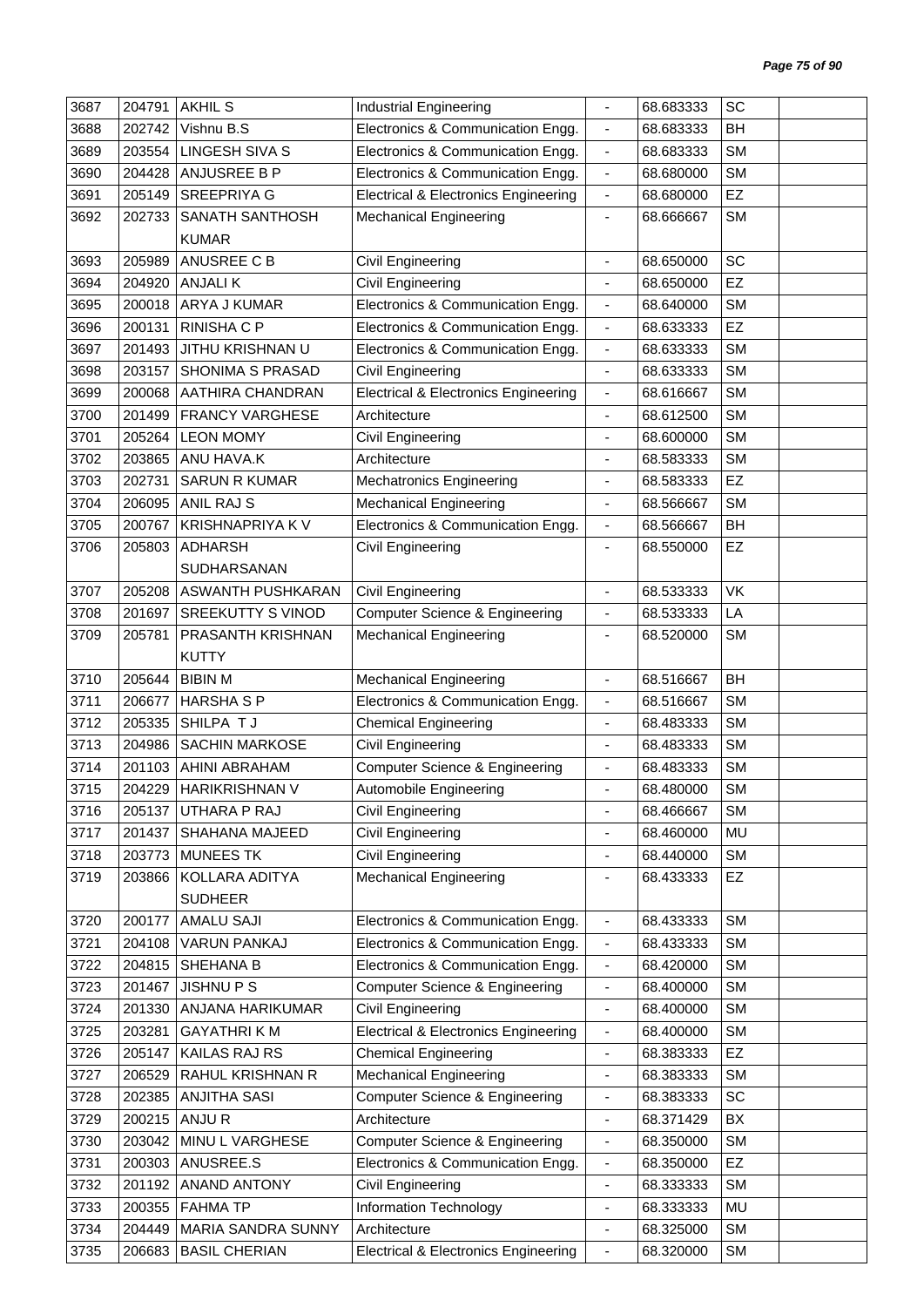| 3687 | 204791 | AKHIL S | Industrial Engineering | - | 68.683333 | SC | |
|---|---|---|---|---|---|---|---|
| 3688 | 202742 | Vishnu B.S | Electronics & Communication Engg. | - | 68.683333 | BH | |
| 3689 | 203554 | LINGESH SIVA S | Electronics & Communication Engg. | - | 68.683333 | SM | |
| 3690 | 204428 | ANJUSREE B P | Electronics & Communication Engg. | - | 68.680000 | SM | |
| 3691 | 205149 | SREEPRIYA G | Electrical & Electronics Engineering | - | 68.680000 | EZ | |
| 3692 | 202733 | SANATH SANTHOSH KUMAR | Mechanical Engineering | - | 68.666667 | SM | |
| 3693 | 205989 | ANUSREE C B | Civil Engineering | - | 68.650000 | SC | |
| 3694 | 204920 | ANJALI K | Civil Engineering | - | 68.650000 | EZ | |
| 3695 | 200018 | ARYA J KUMAR | Electronics & Communication Engg. | - | 68.640000 | SM | |
| 3696 | 200131 | RINISHA C P | Electronics & Communication Engg. | - | 68.633333 | EZ | |
| 3697 | 201493 | JITHU KRISHNAN U | Electronics & Communication Engg. | - | 68.633333 | SM | |
| 3698 | 203157 | SHONIMA S PRASAD | Civil Engineering | - | 68.633333 | SM | |
| 3699 | 200068 | AATHIRA CHANDRAN | Electrical & Electronics Engineering | - | 68.616667 | SM | |
| 3700 | 201499 | FRANCY VARGHESE | Architecture | - | 68.612500 | SM | |
| 3701 | 205264 | LEON MOMY | Civil Engineering | - | 68.600000 | SM | |
| 3702 | 203865 | ANU HAVA.K | Architecture | - | 68.583333 | SM | |
| 3703 | 202731 | SARUN R KUMAR | Mechatronics Engineering | - | 68.583333 | EZ | |
| 3704 | 206095 | ANIL RAJ S | Mechanical Engineering | - | 68.566667 | SM | |
| 3705 | 200767 | KRISHNAPRIYA K V | Electronics & Communication Engg. | - | 68.566667 | BH | |
| 3706 | 205803 | ADHARSH SUDHARSANAN | Civil Engineering | - | 68.550000 | EZ | |
| 3707 | 205208 | ASWANTH PUSHKARAN | Civil Engineering | - | 68.533333 | VK | |
| 3708 | 201697 | SREEKUTTY S VINOD | Computer Science & Engineering | - | 68.533333 | LA | |
| 3709 | 205781 | PRASANTH KRISHNAN KUTTY | Mechanical Engineering | - | 68.520000 | SM | |
| 3710 | 205644 | BIBIN M | Mechanical Engineering | - | 68.516667 | BH | |
| 3711 | 206677 | HARSHA S P | Electronics & Communication Engg. | - | 68.516667 | SM | |
| 3712 | 205335 | SHILPA T J | Chemical Engineering | - | 68.483333 | SM | |
| 3713 | 204986 | SACHIN MARKOSE | Civil Engineering | - | 68.483333 | SM | |
| 3714 | 201103 | AHINI ABRAHAM | Computer Science & Engineering | - | 68.483333 | SM | |
| 3715 | 204229 | HARIKRISHNAN V | Automobile Engineering | - | 68.480000 | SM | |
| 3716 | 205137 | UTHARA P RAJ | Civil Engineering | - | 68.466667 | SM | |
| 3717 | 201437 | SHAHANA MAJEED | Civil Engineering | - | 68.460000 | MU | |
| 3718 | 203773 | MUNEES TK | Civil Engineering | - | 68.440000 | SM | |
| 3719 | 203866 | KOLLARA ADITYA SUDHEER | Mechanical Engineering | - | 68.433333 | EZ | |
| 3720 | 200177 | AMALU SAJI | Electronics & Communication Engg. | - | 68.433333 | SM | |
| 3721 | 204108 | VARUN PANKAJ | Electronics & Communication Engg. | - | 68.433333 | SM | |
| 3722 | 204815 | SHEHANA B | Electronics & Communication Engg. | - | 68.420000 | SM | |
| 3723 | 201467 | JISHNU P S | Computer Science & Engineering | - | 68.400000 | SM | |
| 3724 | 201330 | ANJANA HARIKUMAR | Civil Engineering | - | 68.400000 | SM | |
| 3725 | 203281 | GAYATHRI K M | Electrical & Electronics Engineering | - | 68.400000 | SM | |
| 3726 | 205147 | KAILAS RAJ RS | Chemical Engineering | - | 68.383333 | EZ | |
| 3727 | 206529 | RAHUL KRISHNAN R | Mechanical Engineering | - | 68.383333 | SM | |
| 3728 | 202385 | ANJITHA SASI | Computer Science & Engineering | - | 68.383333 | SC | |
| 3729 | 200215 | ANJU R | Architecture | - | 68.371429 | BX | |
| 3730 | 203042 | MINU L VARGHESE | Computer Science & Engineering | - | 68.350000 | SM | |
| 3731 | 200303 | ANUSREE.S | Electronics & Communication Engg. | - | 68.350000 | EZ | |
| 3732 | 201192 | ANAND ANTONY | Civil Engineering | - | 68.333333 | SM | |
| 3733 | 200355 | FAHMA TP | Information Technology | - | 68.333333 | MU | |
| 3734 | 204449 | MARIA SANDRA SUNNY | Architecture | - | 68.325000 | SM | |
| 3735 | 206683 | BASIL CHERIAN | Electrical & Electronics Engineering | - | 68.320000 | SM | |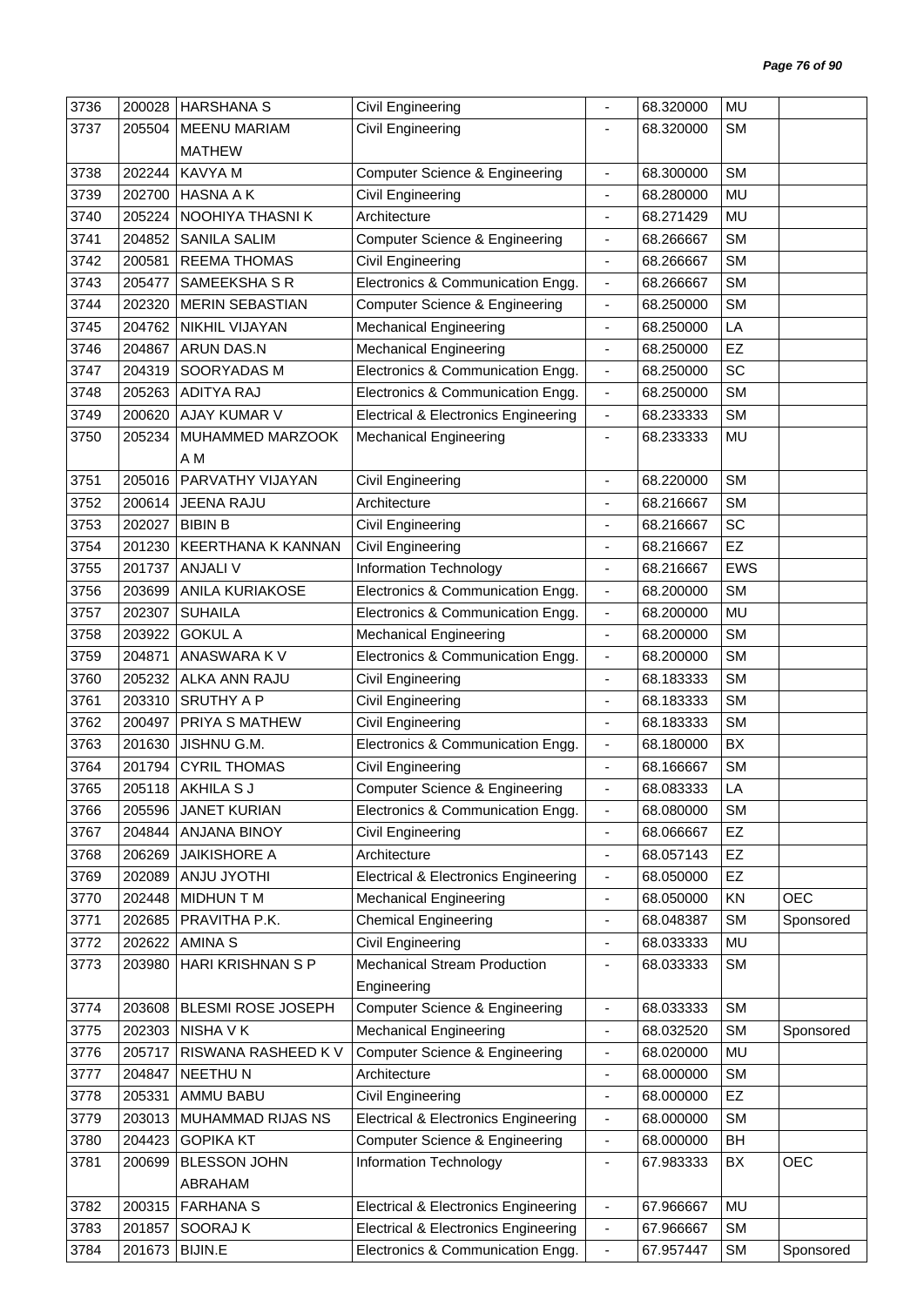| 3736 | 200028 | HARSHANA S | Civil Engineering | - | 68.320000 | MU | |
|---|---|---|---|---|---|---|---|
| 3737 | 205504 | MEENU MARIAM MATHEW | Civil Engineering | - | 68.320000 | SM | |
| 3738 | 202244 | KAVYA M | Computer Science & Engineering | - | 68.300000 | SM | |
| 3739 | 202700 | HASNA A K | Civil Engineering | - | 68.280000 | MU | |
| 3740 | 205224 | NOOHIYA THASNI K | Architecture | - | 68.271429 | MU | |
| 3741 | 204852 | SANILA SALIM | Computer Science & Engineering | - | 68.266667 | SM | |
| 3742 | 200581 | REEMA THOMAS | Civil Engineering | - | 68.266667 | SM | |
| 3743 | 205477 | SAMEEKSHA S R | Electronics & Communication Engg. | - | 68.266667 | SM | |
| 3744 | 202320 | MERIN SEBASTIAN | Computer Science & Engineering | - | 68.250000 | SM | |
| 3745 | 204762 | NIKHIL VIJAYAN | Mechanical Engineering | - | 68.250000 | LA | |
| 3746 | 204867 | ARUN DAS.N | Mechanical Engineering | - | 68.250000 | EZ | |
| 3747 | 204319 | SOORYADAS M | Electronics & Communication Engg. | - | 68.250000 | SC | |
| 3748 | 205263 | ADITYA RAJ | Electronics & Communication Engg. | - | 68.250000 | SM | |
| 3749 | 200620 | AJAY KUMAR V | Electrical & Electronics Engineering | - | 68.233333 | SM | |
| 3750 | 205234 | MUHAMMED MARZOOK A M | Mechanical Engineering | - | 68.233333 | MU | |
| 3751 | 205016 | PARVATHY VIJAYAN | Civil Engineering | - | 68.220000 | SM | |
| 3752 | 200614 | JEENA RAJU | Architecture | - | 68.216667 | SM | |
| 3753 | 202027 | BIBIN B | Civil Engineering | - | 68.216667 | SC | |
| 3754 | 201230 | KEERTHANA K KANNAN | Civil Engineering | - | 68.216667 | EZ | |
| 3755 | 201737 | ANJALI V | Information Technology | - | 68.216667 | EWS | |
| 3756 | 203699 | ANILA KURIAKOSE | Electronics & Communication Engg. | - | 68.200000 | SM | |
| 3757 | 202307 | SUHAILA | Electronics & Communication Engg. | - | 68.200000 | MU | |
| 3758 | 203922 | GOKUL A | Mechanical Engineering | - | 68.200000 | SM | |
| 3759 | 204871 | ANASWARA K V | Electronics & Communication Engg. | - | 68.200000 | SM | |
| 3760 | 205232 | ALKA ANN RAJU | Civil Engineering | - | 68.183333 | SM | |
| 3761 | 203310 | SRUTHY A P | Civil Engineering | - | 68.183333 | SM | |
| 3762 | 200497 | PRIYA S MATHEW | Civil Engineering | - | 68.183333 | SM | |
| 3763 | 201630 | JISHNU G.M. | Electronics & Communication Engg. | - | 68.180000 | BX | |
| 3764 | 201794 | CYRIL THOMAS | Civil Engineering | - | 68.166667 | SM | |
| 3765 | 205118 | AKHILA S J | Computer Science & Engineering | - | 68.083333 | LA | |
| 3766 | 205596 | JANET KURIAN | Electronics & Communication Engg. | - | 68.080000 | SM | |
| 3767 | 204844 | ANJANA BINOY | Civil Engineering | - | 68.066667 | EZ | |
| 3768 | 206269 | JAIKISHORE A | Architecture | - | 68.057143 | EZ | |
| 3769 | 202089 | ANJU JYOTHI | Electrical & Electronics Engineering | - | 68.050000 | EZ | |
| 3770 | 202448 | MIDHUN T M | Mechanical Engineering | - | 68.050000 | KN | OEC |
| 3771 | 202685 | PRAVITHA P.K. | Chemical Engineering | - | 68.048387 | SM | Sponsored |
| 3772 | 202622 | AMINA S | Civil Engineering | - | 68.033333 | MU | |
| 3773 | 203980 | HARI KRISHNAN S P | Mechanical Stream Production Engineering | - | 68.033333 | SM | |
| 3774 | 203608 | BLESMI ROSE JOSEPH | Computer Science & Engineering | - | 68.033333 | SM | |
| 3775 | 202303 | NISHA V K | Mechanical Engineering | - | 68.032520 | SM | Sponsored |
| 3776 | 205717 | RISWANA RASHEED K V | Computer Science & Engineering | - | 68.020000 | MU | |
| 3777 | 204847 | NEETHU N | Architecture | - | 68.000000 | SM | |
| 3778 | 205331 | AMMU BABU | Civil Engineering | - | 68.000000 | EZ | |
| 3779 | 203013 | MUHAMMAD RIJAS NS | Electrical & Electronics Engineering | - | 68.000000 | SM | |
| 3780 | 204423 | GOPIKA KT | Computer Science & Engineering | - | 68.000000 | BH | |
| 3781 | 200699 | BLESSON JOHN ABRAHAM | Information Technology | - | 67.983333 | BX | OEC |
| 3782 | 200315 | FARHANA S | Electrical & Electronics Engineering | - | 67.966667 | MU | |
| 3783 | 201857 | SOORAJ K | Electrical & Electronics Engineering | - | 67.966667 | SM | |
| 3784 | 201673 | BIJIN.E | Electronics & Communication Engg. | - | 67.957447 | SM | Sponsored |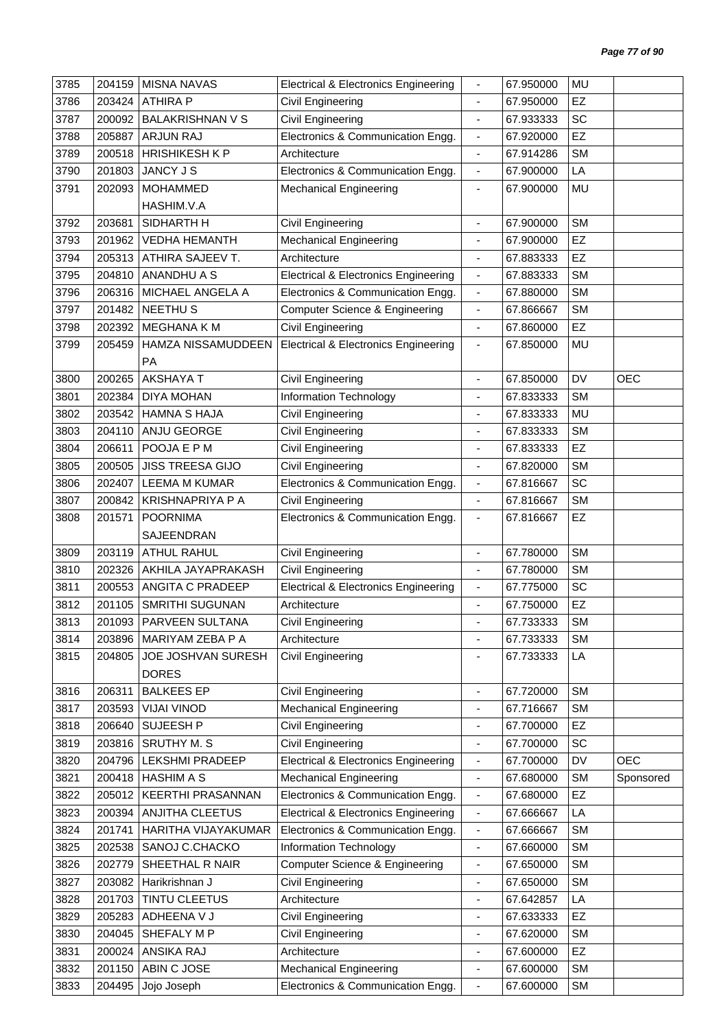| 3785 | 204159 | MISNA NAVAS | Electrical & Electronics Engineering | - | 67.950000 | MU | |
|---|---|---|---|---|---|---|---|
| 3786 | 203424 | ATHIRA P | Civil Engineering | - | 67.950000 | EZ | |
| 3787 | 200092 | BALAKRISHNAN V S | Civil Engineering | - | 67.933333 | SC | |
| 3788 | 205887 | ARJUN RAJ | Electronics & Communication Engg. | - | 67.920000 | EZ | |
| 3789 | 200518 | HRISHIKESH K P | Architecture | - | 67.914286 | SM | |
| 3790 | 201803 | JANCY J S | Electronics & Communication Engg. | - | 67.900000 | LA | |
| 3791 | 202093 | MOHAMMED HASHIM.V.A | Mechanical Engineering | - | 67.900000 | MU | |
| 3792 | 203681 | SIDHARTH H | Civil Engineering | - | 67.900000 | SM | |
| 3793 | 201962 | VEDHA HEMANTH | Mechanical Engineering | - | 67.900000 | EZ | |
| 3794 | 205313 | ATHIRA SAJEEV T. | Architecture | - | 67.883333 | EZ | |
| 3795 | 204810 | ANANDHU A S | Electrical & Electronics Engineering | - | 67.883333 | SM | |
| 3796 | 206316 | MICHAEL ANGELA A | Electronics & Communication Engg. | - | 67.880000 | SM | |
| 3797 | 201482 | NEETHU S | Computer Science & Engineering | - | 67.866667 | SM | |
| 3798 | 202392 | MEGHANA K M | Civil Engineering | - | 67.860000 | EZ | |
| 3799 | 205459 | HAMZA NISSAMUDDEEN PA | Electrical & Electronics Engineering | - | 67.850000 | MU | |
| 3800 | 200265 | AKSHAYA T | Civil Engineering | - | 67.850000 | DV | OEC |
| 3801 | 202384 | DIYA MOHAN | Information Technology | - | 67.833333 | SM | |
| 3802 | 203542 | HAMNA S HAJA | Civil Engineering | - | 67.833333 | MU | |
| 3803 | 204110 | ANJU GEORGE | Civil Engineering | - | 67.833333 | SM | |
| 3804 | 206611 | POOJA E P M | Civil Engineering | - | 67.833333 | EZ | |
| 3805 | 200505 | JISS TREESA GIJO | Civil Engineering | - | 67.820000 | SM | |
| 3806 | 202407 | LEEMA M KUMAR | Electronics & Communication Engg. | - | 67.816667 | SC | |
| 3807 | 200842 | KRISHNAPRIYA P A | Civil Engineering | - | 67.816667 | SM | |
| 3808 | 201571 | POORNIMA SAJEENDRAN | Electronics & Communication Engg. | - | 67.816667 | EZ | |
| 3809 | 203119 | ATHUL RAHUL | Civil Engineering | - | 67.780000 | SM | |
| 3810 | 202326 | AKHILA JAYAPRAKASH | Civil Engineering | - | 67.780000 | SM | |
| 3811 | 200553 | ANGITA C PRADEEP | Electrical & Electronics Engineering | - | 67.775000 | SC | |
| 3812 | 201105 | SMRITHI SUGUNAN | Architecture | - | 67.750000 | EZ | |
| 3813 | 201093 | PARVEEN SULTANA | Civil Engineering | - | 67.733333 | SM | |
| 3814 | 203896 | MARIYAM ZEBA P A | Architecture | - | 67.733333 | SM | |
| 3815 | 204805 | JOE JOSHVAN SURESH DORES | Civil Engineering | - | 67.733333 | LA | |
| 3816 | 206311 | BALKEES EP | Civil Engineering | - | 67.720000 | SM | |
| 3817 | 203593 | VIJAI VINOD | Mechanical Engineering | - | 67.716667 | SM | |
| 3818 | 206640 | SUJEESH P | Civil Engineering | - | 67.700000 | EZ | |
| 3819 | 203816 | SRUTHY M. S | Civil Engineering | - | 67.700000 | SC | |
| 3820 | 204796 | LEKSHMI PRADEEP | Electrical & Electronics Engineering | - | 67.700000 | DV | OEC |
| 3821 | 200418 | HASHIM A S | Mechanical Engineering | - | 67.680000 | SM | Sponsored |
| 3822 | 205012 | KEERTHI PRASANNAN | Electronics & Communication Engg. | - | 67.680000 | EZ | |
| 3823 | 200394 | ANJITHA CLEETUS | Electrical & Electronics Engineering | - | 67.666667 | LA | |
| 3824 | 201741 | HARITHA VIJAYAKUMAR | Electronics & Communication Engg. | - | 67.666667 | SM | |
| 3825 | 202538 | SANOJ C.CHACKO | Information Technology | - | 67.660000 | SM | |
| 3826 | 202779 | SHEETHAL R NAIR | Computer Science & Engineering | - | 67.650000 | SM | |
| 3827 | 203082 | Harikrishnan J | Civil Engineering | - | 67.650000 | SM | |
| 3828 | 201703 | TINTU CLEETUS | Architecture | - | 67.642857 | LA | |
| 3829 | 205283 | ADHEENA V J | Civil Engineering | - | 67.633333 | EZ | |
| 3830 | 204045 | SHEFALY M P | Civil Engineering | - | 67.620000 | SM | |
| 3831 | 200024 | ANSIKA RAJ | Architecture | - | 67.600000 | EZ | |
| 3832 | 201150 | ABIN C JOSE | Mechanical Engineering | - | 67.600000 | SM | |
| 3833 | 204495 | Jojo Joseph | Electronics & Communication Engg. | - | 67.600000 | SM | |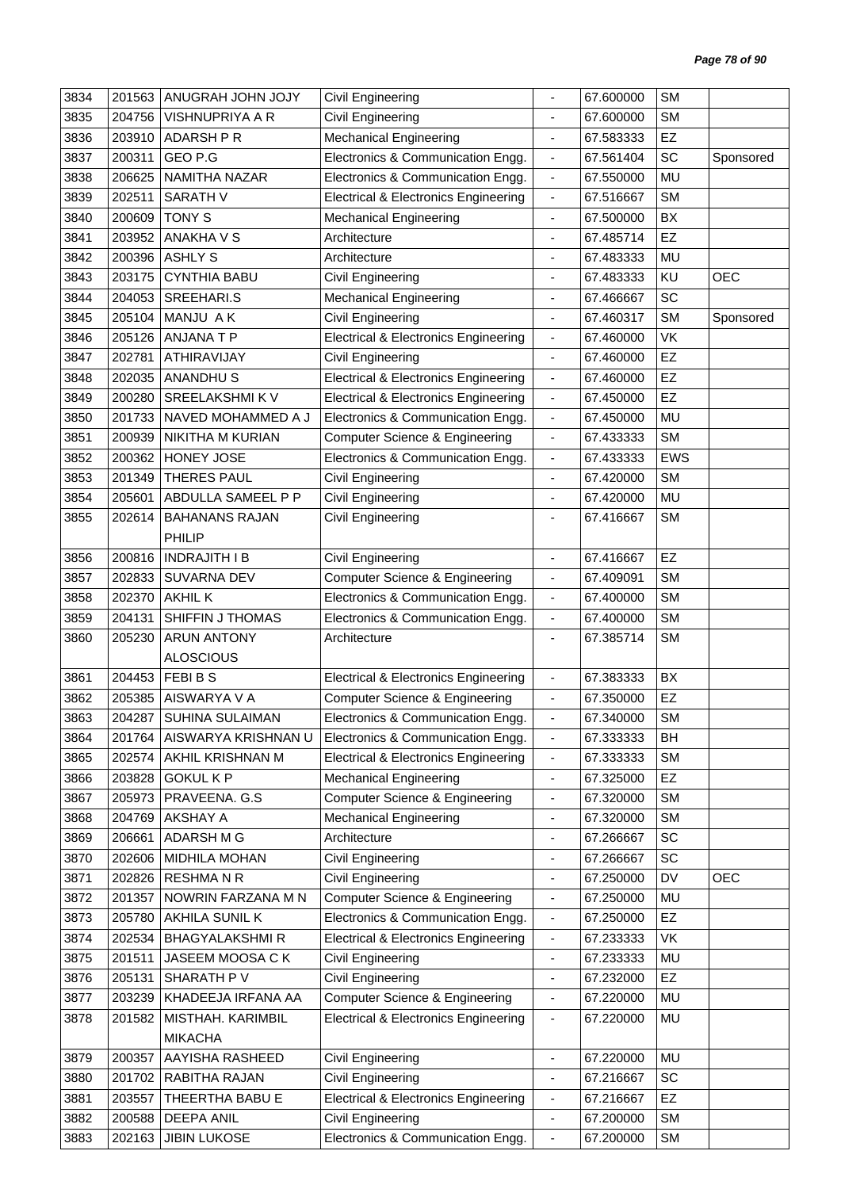| 3834 | 201563 | ANUGRAH JOHN JOJY | Civil Engineering | - | 67.600000 | SM | |
|---|---|---|---|---|---|---|---|
| 3835 | 204756 | VISHNUPRIYA A R | Civil Engineering | - | 67.600000 | SM | |
| 3836 | 203910 | ADARSH P R | Mechanical Engineering | - | 67.583333 | EZ | |
| 3837 | 200311 | GEO P.G | Electronics & Communication Engg. | - | 67.561404 | SC | Sponsored |
| 3838 | 206625 | NAMITHA NAZAR | Electronics & Communication Engg. | - | 67.550000 | MU | |
| 3839 | 202511 | SARATH V | Electrical & Electronics Engineering | - | 67.516667 | SM | |
| 3840 | 200609 | TONY S | Mechanical Engineering | - | 67.500000 | BX | |
| 3841 | 203952 | ANAKHA V S | Architecture | - | 67.485714 | EZ | |
| 3842 | 200396 | ASHLY S | Architecture | - | 67.483333 | MU | |
| 3843 | 203175 | CYNTHIA BABU | Civil Engineering | - | 67.483333 | KU | OEC |
| 3844 | 204053 | SREEHARI.S | Mechanical Engineering | - | 67.466667 | SC | |
| 3845 | 205104 | MANJU A K | Civil Engineering | - | 67.460317 | SM | Sponsored |
| 3846 | 205126 | ANJANA T P | Electrical & Electronics Engineering | - | 67.460000 | VK | |
| 3847 | 202781 | ATHIRAVIJAY | Civil Engineering | - | 67.460000 | EZ | |
| 3848 | 202035 | ANANDHU S | Electrical & Electronics Engineering | - | 67.460000 | EZ | |
| 3849 | 200280 | SREELAKSHMI K V | Electrical & Electronics Engineering | - | 67.450000 | EZ | |
| 3850 | 201733 | NAVED MOHAMMED A J | Electronics & Communication Engg. | - | 67.450000 | MU | |
| 3851 | 200939 | NIKITHA M KURIAN | Computer Science & Engineering | - | 67.433333 | SM | |
| 3852 | 200362 | HONEY JOSE | Electronics & Communication Engg. | - | 67.433333 | EWS | |
| 3853 | 201349 | THERES PAUL | Civil Engineering | - | 67.420000 | SM | |
| 3854 | 205601 | ABDULLA SAMEEL P P | Civil Engineering | - | 67.420000 | MU | |
| 3855 | 202614 | BAHANANS RAJAN PHILIP | Civil Engineering | - | 67.416667 | SM | |
| 3856 | 200816 | INDRAJITH I B | Civil Engineering | - | 67.416667 | EZ | |
| 3857 | 202833 | SUVARNA DEV | Computer Science & Engineering | - | 67.409091 | SM | |
| 3858 | 202370 | AKHIL K | Electronics & Communication Engg. | - | 67.400000 | SM | |
| 3859 | 204131 | SHIFFIN J THOMAS | Electronics & Communication Engg. | - | 67.400000 | SM | |
| 3860 | 205230 | ARUN ANTONY ALOSCIOUS | Architecture | - | 67.385714 | SM | |
| 3861 | 204453 | FEBI B S | Electrical & Electronics Engineering | - | 67.383333 | BX | |
| 3862 | 205385 | AISWARYA V A | Computer Science & Engineering | - | 67.350000 | EZ | |
| 3863 | 204287 | SUHINA SULAIMAN | Electronics & Communication Engg. | - | 67.340000 | SM | |
| 3864 | 201764 | AISWARYA KRISHNAN U | Electronics & Communication Engg. | - | 67.333333 | BH | |
| 3865 | 202574 | AKHIL KRISHNAN M | Electrical & Electronics Engineering | - | 67.333333 | SM | |
| 3866 | 203828 | GOKUL K P | Mechanical Engineering | - | 67.325000 | EZ | |
| 3867 | 205973 | PRAVEENA. G.S | Computer Science & Engineering | - | 67.320000 | SM | |
| 3868 | 204769 | AKSHAY A | Mechanical Engineering | - | 67.320000 | SM | |
| 3869 | 206661 | ADARSH M G | Architecture | - | 67.266667 | SC | |
| 3870 | 202606 | MIDHILA MOHAN | Civil Engineering | - | 67.266667 | SC | |
| 3871 | 202826 | RESHMA N R | Civil Engineering | - | 67.250000 | DV | OEC |
| 3872 | 201357 | NOWRIN FARZANA M N | Computer Science & Engineering | - | 67.250000 | MU | |
| 3873 | 205780 | AKHILA SUNIL K | Electronics & Communication Engg. | - | 67.250000 | EZ | |
| 3874 | 202534 | BHAGYALAKSHMI R | Electrical & Electronics Engineering | - | 67.233333 | VK | |
| 3875 | 201511 | JASEEM MOOSA C K | Civil Engineering | - | 67.233333 | MU | |
| 3876 | 205131 | SHARATH P V | Civil Engineering | - | 67.232000 | EZ | |
| 3877 | 203239 | KHADEEJA IRFANA AA | Computer Science & Engineering | - | 67.220000 | MU | |
| 3878 | 201582 | MISTHAH. KARIMBIL MIKACHA | Electrical & Electronics Engineering | - | 67.220000 | MU | |
| 3879 | 200357 | AAYISHA RASHEED | Civil Engineering | - | 67.220000 | MU | |
| 3880 | 201702 | RABITHA RAJAN | Civil Engineering | - | 67.216667 | SC | |
| 3881 | 203557 | THEERTHA BABU E | Electrical & Electronics Engineering | - | 67.216667 | EZ | |
| 3882 | 200588 | DEEPA ANIL | Civil Engineering | - | 67.200000 | SM | |
| 3883 | 202163 | JIBIN LUKOSE | Electronics & Communication Engg. | - | 67.200000 | SM | |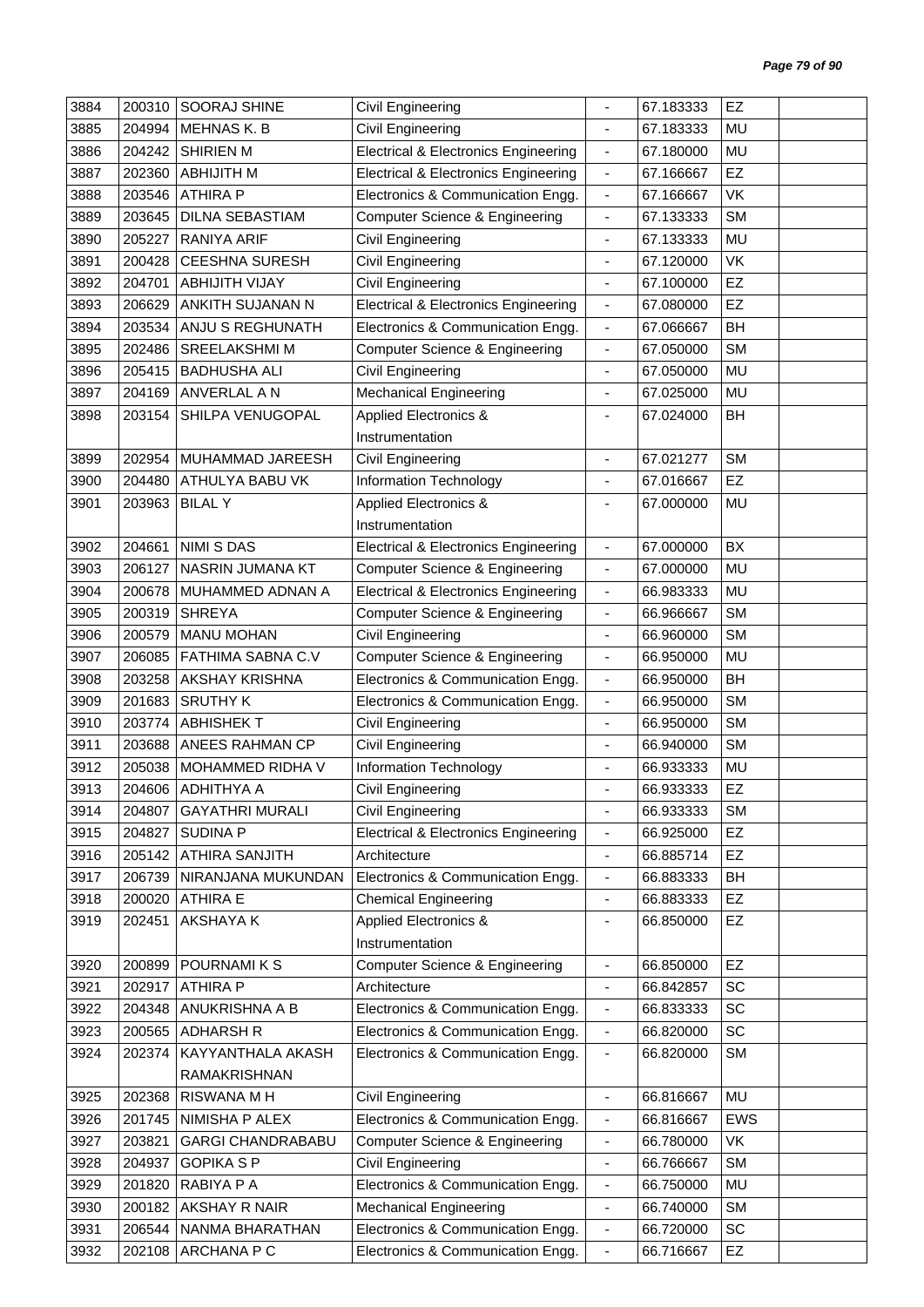| | | | | | | | |
|---|---|---|---|---|---|---|---|
| 3884 | 200310 | SOORAJ SHINE | Civil Engineering | - | 67.183333 | EZ | |
| 3885 | 204994 | MEHNAS K. B | Civil Engineering | - | 67.183333 | MU | |
| 3886 | 204242 | SHIRIEN M | Electrical & Electronics Engineering | - | 67.180000 | MU | |
| 3887 | 202360 | ABHIJITH M | Electrical & Electronics Engineering | - | 67.166667 | EZ | |
| 3888 | 203546 | ATHIRA P | Electronics & Communication Engg. | - | 67.166667 | VK | |
| 3889 | 203645 | DILNA SEBASTIAM | Computer Science & Engineering | - | 67.133333 | SM | |
| 3890 | 205227 | RANIYA ARIF | Civil Engineering | - | 67.133333 | MU | |
| 3891 | 200428 | CEESHNA SURESH | Civil Engineering | - | 67.120000 | VK | |
| 3892 | 204701 | ABHIJITH VIJAY | Civil Engineering | - | 67.100000 | EZ | |
| 3893 | 206629 | ANKITH SUJANAN N | Electrical & Electronics Engineering | - | 67.080000 | EZ | |
| 3894 | 203534 | ANJU S REGHUNATH | Electronics & Communication Engg. | - | 67.066667 | BH | |
| 3895 | 202486 | SREELAKSHMI M | Computer Science & Engineering | - | 67.050000 | SM | |
| 3896 | 205415 | BADHUSHA ALI | Civil Engineering | - | 67.050000 | MU | |
| 3897 | 204169 | ANVERLAL A N | Mechanical Engineering | - | 67.025000 | MU | |
| 3898 | 203154 | SHILPA VENUGOPAL | Applied Electronics & Instrumentation | - | 67.024000 | BH | |
| 3899 | 202954 | MUHAMMAD JAREESH | Civil Engineering | - | 67.021277 | SM | |
| 3900 | 204480 | ATHULYA BABU VK | Information Technology | - | 67.016667 | EZ | |
| 3901 | 203963 | BILAL Y | Applied Electronics & Instrumentation | - | 67.000000 | MU | |
| 3902 | 204661 | NIMI S DAS | Electrical & Electronics Engineering | - | 67.000000 | BX | |
| 3903 | 206127 | NASRIN JUMANA KT | Computer Science & Engineering | - | 67.000000 | MU | |
| 3904 | 200678 | MUHAMMED ADNAN A | Electrical & Electronics Engineering | - | 66.983333 | MU | |
| 3905 | 200319 | SHREYA | Computer Science & Engineering | - | 66.966667 | SM | |
| 3906 | 200579 | MANU MOHAN | Civil Engineering | - | 66.960000 | SM | |
| 3907 | 206085 | FATHIMA SABNA C.V | Computer Science & Engineering | - | 66.950000 | MU | |
| 3908 | 203258 | AKSHAY KRISHNA | Electronics & Communication Engg. | - | 66.950000 | BH | |
| 3909 | 201683 | SRUTHY K | Electronics & Communication Engg. | - | 66.950000 | SM | |
| 3910 | 203774 | ABHISHEK T | Civil Engineering | - | 66.950000 | SM | |
| 3911 | 203688 | ANEES RAHMAN CP | Civil Engineering | - | 66.940000 | SM | |
| 3912 | 205038 | MOHAMMED RIDHA V | Information Technology | - | 66.933333 | MU | |
| 3913 | 204606 | ADHITHYA A | Civil Engineering | - | 66.933333 | EZ | |
| 3914 | 204807 | GAYATHRI MURALI | Civil Engineering | - | 66.933333 | SM | |
| 3915 | 204827 | SUDINA P | Electrical & Electronics Engineering | - | 66.925000 | EZ | |
| 3916 | 205142 | ATHIRA SANJITH | Architecture | - | 66.885714 | EZ | |
| 3917 | 206739 | NIRANJANA MUKUNDAN | Electronics & Communication Engg. | - | 66.883333 | BH | |
| 3918 | 200020 | ATHIRA E | Chemical Engineering | - | 66.883333 | EZ | |
| 3919 | 202451 | AKSHAYA K | Applied Electronics & Instrumentation | - | 66.850000 | EZ | |
| 3920 | 200899 | POURNAMI K S | Computer Science & Engineering | - | 66.850000 | EZ | |
| 3921 | 202917 | ATHIRA P | Architecture | - | 66.842857 | SC | |
| 3922 | 204348 | ANUKRISHNA A B | Electronics & Communication Engg. | - | 66.833333 | SC | |
| 3923 | 200565 | ADHARSH R | Electronics & Communication Engg. | - | 66.820000 | SC | |
| 3924 | 202374 | KAYYANTHALA AKASH RAMAKRISHNAN | Electronics & Communication Engg. | - | 66.820000 | SM | |
| 3925 | 202368 | RISWANA M H | Civil Engineering | - | 66.816667 | MU | |
| 3926 | 201745 | NIMISHA P ALEX | Electronics & Communication Engg. | - | 66.816667 | EWS | |
| 3927 | 203821 | GARGI CHANDRABABU | Computer Science & Engineering | - | 66.780000 | VK | |
| 3928 | 204937 | GOPIKA S P | Civil Engineering | - | 66.766667 | SM | |
| 3929 | 201820 | RABIYA P A | Electronics & Communication Engg. | - | 66.750000 | MU | |
| 3930 | 200182 | AKSHAY R NAIR | Mechanical Engineering | - | 66.740000 | SM | |
| 3931 | 206544 | NANMA BHARATHAN | Electronics & Communication Engg. | - | 66.720000 | SC | |
| 3932 | 202108 | ARCHANA P C | Electronics & Communication Engg. | - | 66.716667 | EZ | |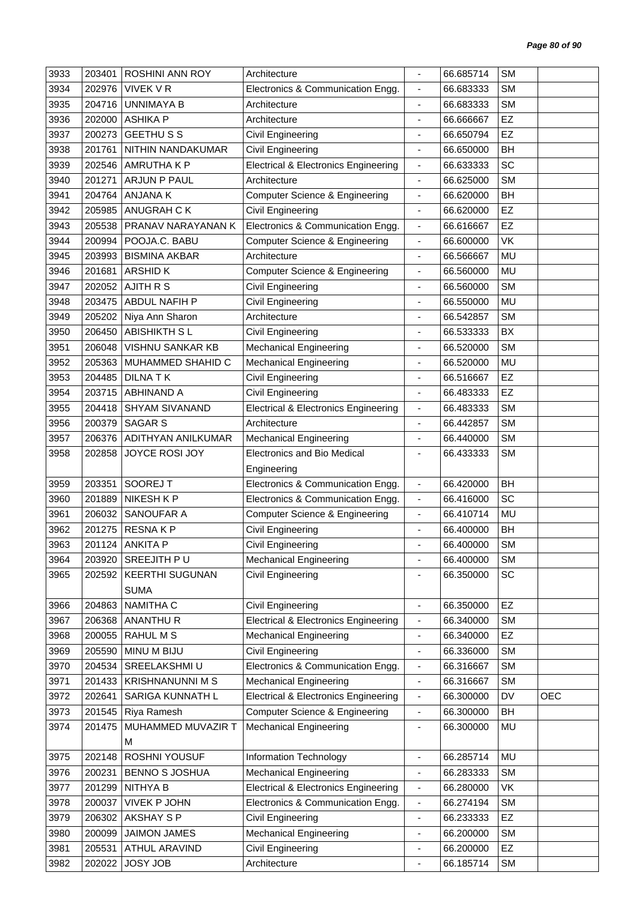| | | | | | | | |
|---|---|---|---|---|---|---|---|
| 3933 | 203401 | ROSHINI ANN ROY | Architecture | - | 66.685714 | SM | |
| 3934 | 202976 | VIVEK V R | Electronics & Communication Engg. | - | 66.683333 | SM | |
| 3935 | 204716 | UNNIMAYA B | Architecture | - | 66.683333 | SM | |
| 3936 | 202000 | ASHIKA P | Architecture | - | 66.666667 | EZ | |
| 3937 | 200273 | GEETHU S S | Civil Engineering | - | 66.650794 | EZ | |
| 3938 | 201761 | NITHIN NANDAKUMAR | Civil Engineering | - | 66.650000 | BH | |
| 3939 | 202546 | AMRUTHA K P | Electrical & Electronics Engineering | - | 66.633333 | SC | |
| 3940 | 201271 | ARJUN P PAUL | Architecture | - | 66.625000 | SM | |
| 3941 | 204764 | ANJANA K | Computer Science & Engineering | - | 66.620000 | BH | |
| 3942 | 205985 | ANUGRAH C K | Civil Engineering | - | 66.620000 | EZ | |
| 3943 | 205538 | PRANAV NARAYANAN K | Electronics & Communication Engg. | - | 66.616667 | EZ | |
| 3944 | 200994 | POOJA.C. BABU | Computer Science & Engineering | - | 66.600000 | VK | |
| 3945 | 203993 | BISMINA AKBAR | Architecture | - | 66.566667 | MU | |
| 3946 | 201681 | ARSHID K | Computer Science & Engineering | - | 66.560000 | MU | |
| 3947 | 202052 | AJITH R S | Civil Engineering | - | 66.560000 | SM | |
| 3948 | 203475 | ABDUL NAFIH P | Civil Engineering | - | 66.550000 | MU | |
| 3949 | 205202 | Niya Ann Sharon | Architecture | - | 66.542857 | SM | |
| 3950 | 206450 | ABISHIKTH S L | Civil Engineering | - | 66.533333 | BX | |
| 3951 | 206048 | VISHNU SANKAR KB | Mechanical Engineering | - | 66.520000 | SM | |
| 3952 | 205363 | MUHAMMED SHAHID C | Mechanical Engineering | - | 66.520000 | MU | |
| 3953 | 204485 | DILNA T K | Civil Engineering | - | 66.516667 | EZ | |
| 3954 | 203715 | ABHINAND A | Civil Engineering | - | 66.483333 | EZ | |
| 3955 | 204418 | SHYAM SIVANAND | Electrical & Electronics Engineering | - | 66.483333 | SM | |
| 3956 | 200379 | SAGAR S | Architecture | - | 66.442857 | SM | |
| 3957 | 206376 | ADITHYAN ANILKUMAR | Mechanical Engineering | - | 66.440000 | SM | |
| 3958 | 202858 | JOYCE ROSI JOY | Electronics and Bio Medical Engineering | - | 66.433333 | SM | |
| 3959 | 203351 | SOOREJ T | Electronics & Communication Engg. | - | 66.420000 | BH | |
| 3960 | 201889 | NIKESH K P | Electronics & Communication Engg. | - | 66.416000 | SC | |
| 3961 | 206032 | SANOUFAR A | Computer Science & Engineering | - | 66.410714 | MU | |
| 3962 | 201275 | RESNA K P | Civil Engineering | - | 66.400000 | BH | |
| 3963 | 201124 | ANKITA P | Civil Engineering | - | 66.400000 | SM | |
| 3964 | 203920 | SREEJITH P U | Mechanical Engineering | - | 66.400000 | SM | |
| 3965 | 202592 | KEERTHI SUGUNAN SUMA | Civil Engineering | - | 66.350000 | SC | |
| 3966 | 204863 | NAMITHA C | Civil Engineering | - | 66.350000 | EZ | |
| 3967 | 206368 | ANANTHU R | Electrical & Electronics Engineering | - | 66.340000 | SM | |
| 3968 | 200055 | RAHUL M S | Mechanical Engineering | - | 66.340000 | EZ | |
| 3969 | 205590 | MINU M BIJU | Civil Engineering | - | 66.336000 | SM | |
| 3970 | 204534 | SREELAKSHMI U | Electronics & Communication Engg. | - | 66.316667 | SM | |
| 3971 | 201433 | KRISHNANUNNI M S | Mechanical Engineering | - | 66.316667 | SM | |
| 3972 | 202641 | SARIGA KUNNATH L | Electrical & Electronics Engineering | - | 66.300000 | DV | OEC |
| 3973 | 201545 | Riya Ramesh | Computer Science & Engineering | - | 66.300000 | BH | |
| 3974 | 201475 | MUHAMMED MUVAZIR T M | Mechanical Engineering | - | 66.300000 | MU | |
| 3975 | 202148 | ROSHNI YOUSUF | Information Technology | - | 66.285714 | MU | |
| 3976 | 200231 | BENNO S JOSHUA | Mechanical Engineering | - | 66.283333 | SM | |
| 3977 | 201299 | NITHYA B | Electrical & Electronics Engineering | - | 66.280000 | VK | |
| 3978 | 200037 | VIVEK P JOHN | Electronics & Communication Engg. | - | 66.274194 | SM | |
| 3979 | 206302 | AKSHAY S P | Civil Engineering | - | 66.233333 | EZ | |
| 3980 | 200099 | JAIMON JAMES | Mechanical Engineering | - | 66.200000 | SM | |
| 3981 | 205531 | ATHUL ARAVIND | Civil Engineering | - | 66.200000 | EZ | |
| 3982 | 202022 | JOSY JOB | Architecture | - | 66.185714 | SM | |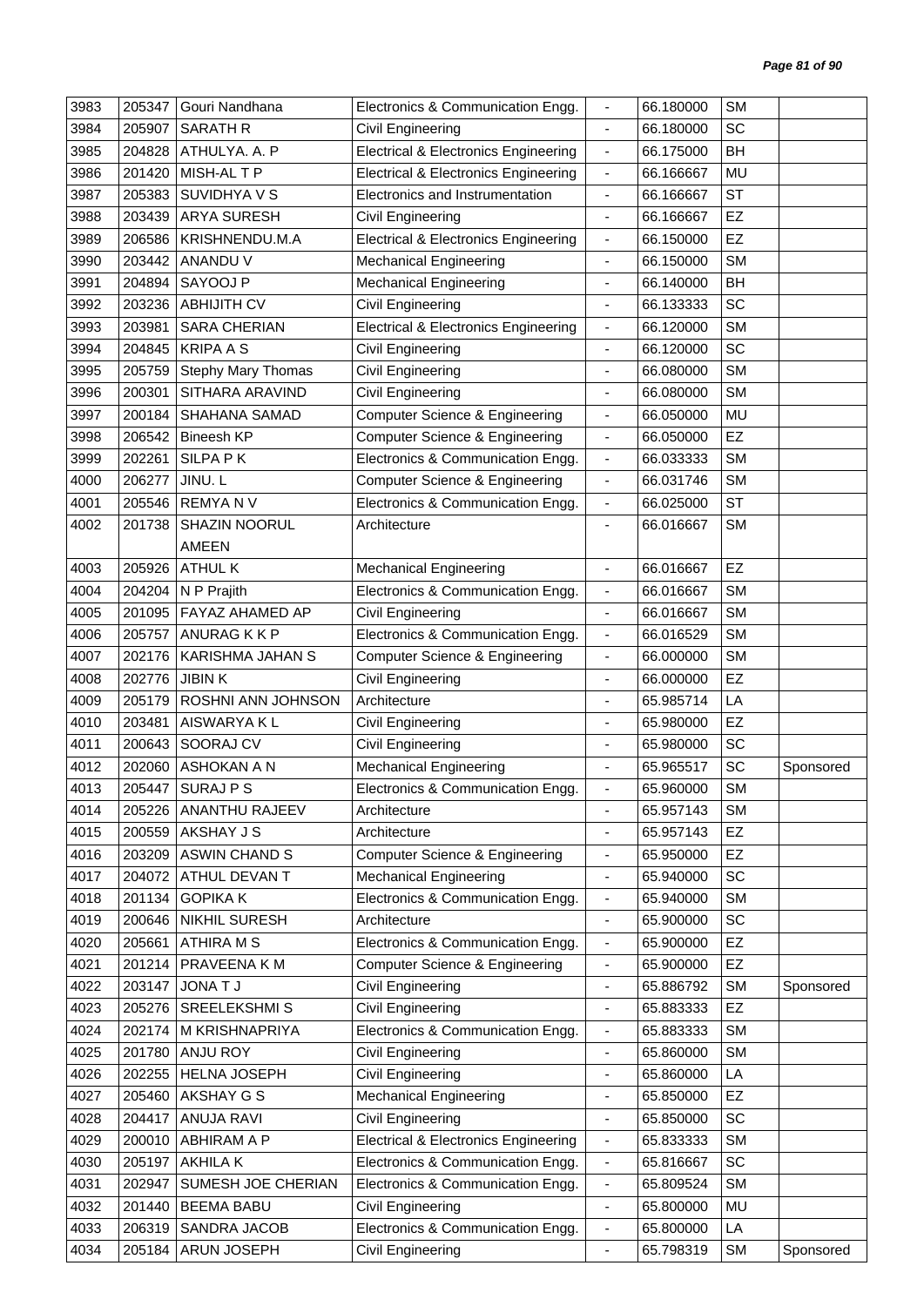| | | | | | | | |
|---|---|---|---|---|---|---|---|
| 3983 | 205347 | Gouri Nandhana | Electronics & Communication Engg. | - | 66.180000 | SM | |
| 3984 | 205907 | SARATH R | Civil Engineering | - | 66.180000 | SC | |
| 3985 | 204828 | ATHULYA. A. P | Electrical & Electronics Engineering | - | 66.175000 | BH | |
| 3986 | 201420 | MISH-AL T P | Electrical & Electronics Engineering | - | 66.166667 | MU | |
| 3987 | 205383 | SUVIDHYA V S | Electronics and Instrumentation | - | 66.166667 | ST | |
| 3988 | 203439 | ARYA SURESH | Civil Engineering | - | 66.166667 | EZ | |
| 3989 | 206586 | KRISHNENDU.M.A | Electrical & Electronics Engineering | - | 66.150000 | EZ | |
| 3990 | 203442 | ANANDU V | Mechanical Engineering | - | 66.150000 | SM | |
| 3991 | 204894 | SAYOOJ P | Mechanical Engineering | - | 66.140000 | BH | |
| 3992 | 203236 | ABHIJITH CV | Civil Engineering | - | 66.133333 | SC | |
| 3993 | 203981 | SARA CHERIAN | Electrical & Electronics Engineering | - | 66.120000 | SM | |
| 3994 | 204845 | KRIPA A S | Civil Engineering | - | 66.120000 | SC | |
| 3995 | 205759 | Stephy Mary Thomas | Civil Engineering | - | 66.080000 | SM | |
| 3996 | 200301 | SITHARA ARAVIND | Civil Engineering | - | 66.080000 | SM | |
| 3997 | 200184 | SHAHANA SAMAD | Computer Science & Engineering | - | 66.050000 | MU | |
| 3998 | 206542 | Bineesh KP | Computer Science & Engineering | - | 66.050000 | EZ | |
| 3999 | 202261 | SILPA P K | Electronics & Communication Engg. | - | 66.033333 | SM | |
| 4000 | 206277 | JINU. L | Computer Science & Engineering | - | 66.031746 | SM | |
| 4001 | 205546 | REMYA N V | Electronics & Communication Engg. | - | 66.025000 | ST | |
| 4002 | 201738 | SHAZIN NOORUL AMEEN | Architecture | - | 66.016667 | SM | |
| 4003 | 205926 | ATHUL K | Mechanical Engineering | - | 66.016667 | EZ | |
| 4004 | 204204 | N P Prajith | Electronics & Communication Engg. | - | 66.016667 | SM | |
| 4005 | 201095 | FAYAZ AHAMED AP | Civil Engineering | - | 66.016667 | SM | |
| 4006 | 205757 | ANURAG K K P | Electronics & Communication Engg. | - | 66.016529 | SM | |
| 4007 | 202176 | KARISHMA JAHAN S | Computer Science & Engineering | - | 66.000000 | SM | |
| 4008 | 202776 | JIBIN K | Civil Engineering | - | 66.000000 | EZ | |
| 4009 | 205179 | ROSHNI ANN JOHNSON | Architecture | - | 65.985714 | LA | |
| 4010 | 203481 | AISWARYA K L | Civil Engineering | - | 65.980000 | EZ | |
| 4011 | 200643 | SOORAJ CV | Civil Engineering | - | 65.980000 | SC | |
| 4012 | 202060 | ASHOKAN A N | Mechanical Engineering | - | 65.965517 | SC | Sponsored |
| 4013 | 205447 | SURAJ P S | Electronics & Communication Engg. | - | 65.960000 | SM | |
| 4014 | 205226 | ANANTHU RAJEEV | Architecture | - | 65.957143 | SM | |
| 4015 | 200559 | AKSHAY J S | Architecture | - | 65.957143 | EZ | |
| 4016 | 203209 | ASWIN CHAND S | Computer Science & Engineering | - | 65.950000 | EZ | |
| 4017 | 204072 | ATHUL DEVAN T | Mechanical Engineering | - | 65.940000 | SC | |
| 4018 | 201134 | GOPIKA K | Electronics & Communication Engg. | - | 65.940000 | SM | |
| 4019 | 200646 | NIKHIL SURESH | Architecture | - | 65.900000 | SC | |
| 4020 | 205661 | ATHIRA M S | Electronics & Communication Engg. | - | 65.900000 | EZ | |
| 4021 | 201214 | PRAVEENA K M | Computer Science & Engineering | - | 65.900000 | EZ | |
| 4022 | 203147 | JONA T J | Civil Engineering | - | 65.886792 | SM | Sponsored |
| 4023 | 205276 | SREELEKSHMI S | Civil Engineering | - | 65.883333 | EZ | |
| 4024 | 202174 | M KRISHNAPRIYA | Electronics & Communication Engg. | - | 65.883333 | SM | |
| 4025 | 201780 | ANJU ROY | Civil Engineering | - | 65.860000 | SM | |
| 4026 | 202255 | HELNA JOSEPH | Civil Engineering | - | 65.860000 | LA | |
| 4027 | 205460 | AKSHAY G S | Mechanical Engineering | - | 65.850000 | EZ | |
| 4028 | 204417 | ANUJA RAVI | Civil Engineering | - | 65.850000 | SC | |
| 4029 | 200010 | ABHIRAM A P | Electrical & Electronics Engineering | - | 65.833333 | SM | |
| 4030 | 205197 | AKHILA K | Electronics & Communication Engg. | - | 65.816667 | SC | |
| 4031 | 202947 | SUMESH JOE CHERIAN | Electronics & Communication Engg. | - | 65.809524 | SM | |
| 4032 | 201440 | BEEMA BABU | Civil Engineering | - | 65.800000 | MU | |
| 4033 | 206319 | SANDRA JACOB | Electronics & Communication Engg. | - | 65.800000 | LA | |
| 4034 | 205184 | ARUN JOSEPH | Civil Engineering | - | 65.798319 | SM | Sponsored |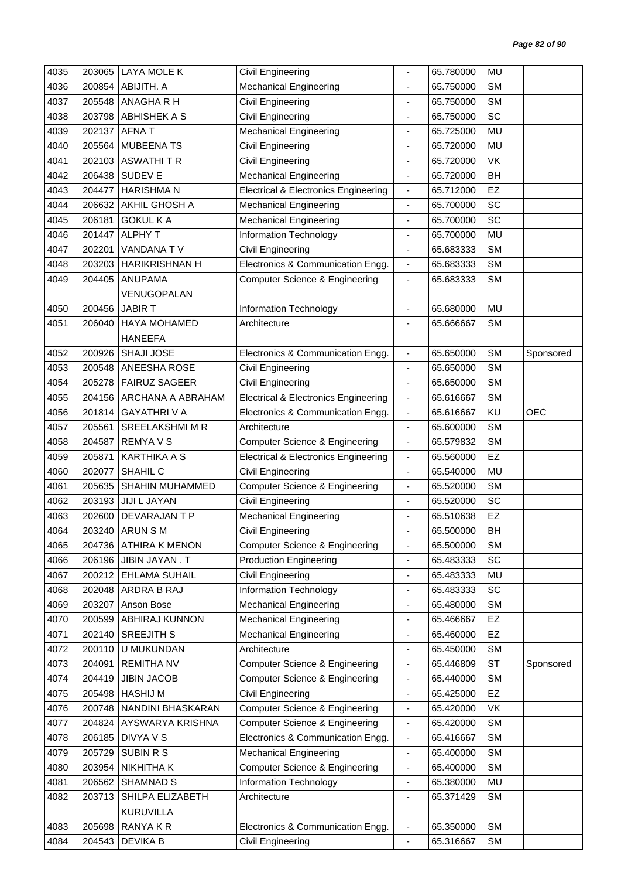| 4035 | 203065 | LAYA MOLE K | Civil Engineering | - | 65.780000 | MU | |
|---|---|---|---|---|---|---|---|
| 4036 | 200854 | ABIJITH. A | Mechanical Engineering | - | 65.750000 | SM | |
| 4037 | 205548 | ANAGHA R H | Civil Engineering | - | 65.750000 | SM | |
| 4038 | 203798 | ABHISHEK A S | Civil Engineering | - | 65.750000 | SC | |
| 4039 | 202137 | AFNA T | Mechanical Engineering | - | 65.725000 | MU | |
| 4040 | 205564 | MUBEENA TS | Civil Engineering | - | 65.720000 | MU | |
| 4041 | 202103 | ASWATHI T R | Civil Engineering | - | 65.720000 | VK | |
| 4042 | 206438 | SUDEV E | Mechanical Engineering | - | 65.720000 | BH | |
| 4043 | 204477 | HARISHMA N | Electrical & Electronics Engineering | - | 65.712000 | EZ | |
| 4044 | 206632 | AKHIL GHOSH A | Mechanical Engineering | - | 65.700000 | SC | |
| 4045 | 206181 | GOKUL K A | Mechanical Engineering | - | 65.700000 | SC | |
| 4046 | 201447 | ALPHY T | Information Technology | - | 65.700000 | MU | |
| 4047 | 202201 | VANDANA T V | Civil Engineering | - | 65.683333 | SM | |
| 4048 | 203203 | HARIKRISHNAN H | Electronics & Communication Engg. | - | 65.683333 | SM | |
| 4049 | 204405 | ANUPAMA VENUGOPALAN | Computer Science & Engineering | - | 65.683333 | SM | |
| 4050 | 200456 | JABIR T | Information Technology | - | 65.680000 | MU | |
| 4051 | 206040 | HAYA MOHAMED HANEEFA | Architecture | - | 65.666667 | SM | |
| 4052 | 200926 | SHAJI JOSE | Electronics & Communication Engg. | - | 65.650000 | SM | Sponsored |
| 4053 | 200548 | ANEESHA ROSE | Civil Engineering | - | 65.650000 | SM | |
| 4054 | 205278 | FAIRUZ SAGEER | Civil Engineering | - | 65.650000 | SM | |
| 4055 | 204156 | ARCHANA A ABRAHAM | Electrical & Electronics Engineering | - | 65.616667 | SM | |
| 4056 | 201814 | GAYATHRI V A | Electronics & Communication Engg. | - | 65.616667 | KU | OEC |
| 4057 | 205561 | SREELAKSHMI M R | Architecture | - | 65.600000 | SM | |
| 4058 | 204587 | REMYA V S | Computer Science & Engineering | - | 65.579832 | SM | |
| 4059 | 205871 | KARTHIKA A S | Electrical & Electronics Engineering | - | 65.560000 | EZ | |
| 4060 | 202077 | SHAHIL C | Civil Engineering | - | 65.540000 | MU | |
| 4061 | 205635 | SHAHIN MUHAMMED | Computer Science & Engineering | - | 65.520000 | SM | |
| 4062 | 203193 | JIJI L JAYAN | Civil Engineering | - | 65.520000 | SC | |
| 4063 | 202600 | DEVARAJAN T P | Mechanical Engineering | - | 65.510638 | EZ | |
| 4064 | 203240 | ARUN S M | Civil Engineering | - | 65.500000 | BH | |
| 4065 | 204736 | ATHIRA K MENON | Computer Science & Engineering | - | 65.500000 | SM | |
| 4066 | 206196 | JIBIN JAYAN . T | Production Engineering | - | 65.483333 | SC | |
| 4067 | 200212 | EHLAMA SUHAIL | Civil Engineering | - | 65.483333 | MU | |
| 4068 | 202048 | ARDRA B RAJ | Information Technology | - | 65.483333 | SC | |
| 4069 | 203207 | Anson Bose | Mechanical Engineering | - | 65.480000 | SM | |
| 4070 | 200599 | ABHIRAJ KUNNON | Mechanical Engineering | - | 65.466667 | EZ | |
| 4071 | 202140 | SREEJITH S | Mechanical Engineering | - | 65.460000 | EZ | |
| 4072 | 200110 | U MUKUNDAN | Architecture | - | 65.450000 | SM | |
| 4073 | 204091 | REMITHA NV | Computer Science & Engineering | - | 65.446809 | ST | Sponsored |
| 4074 | 204419 | JIBIN JACOB | Computer Science & Engineering | - | 65.440000 | SM | |
| 4075 | 205498 | HASHIJ M | Civil Engineering | - | 65.425000 | EZ | |
| 4076 | 200748 | NANDINI BHASKARAN | Computer Science & Engineering | - | 65.420000 | VK | |
| 4077 | 204824 | AYSWARYA KRISHNA | Computer Science & Engineering | - | 65.420000 | SM | |
| 4078 | 206185 | DIVYA V S | Electronics & Communication Engg. | - | 65.416667 | SM | |
| 4079 | 205729 | SUBIN R S | Mechanical Engineering | - | 65.400000 | SM | |
| 4080 | 203954 | NIKHITHA K | Computer Science & Engineering | - | 65.400000 | SM | |
| 4081 | 206562 | SHAMNAD S | Information Technology | - | 65.380000 | MU | |
| 4082 | 203713 | SHILPA ELIZABETH KURUVILLA | Architecture | - | 65.371429 | SM | |
| 4083 | 205698 | RANYA K R | Electronics & Communication Engg. | - | 65.350000 | SM | |
| 4084 | 204543 | DEVIKA B | Civil Engineering | - | 65.316667 | SM | |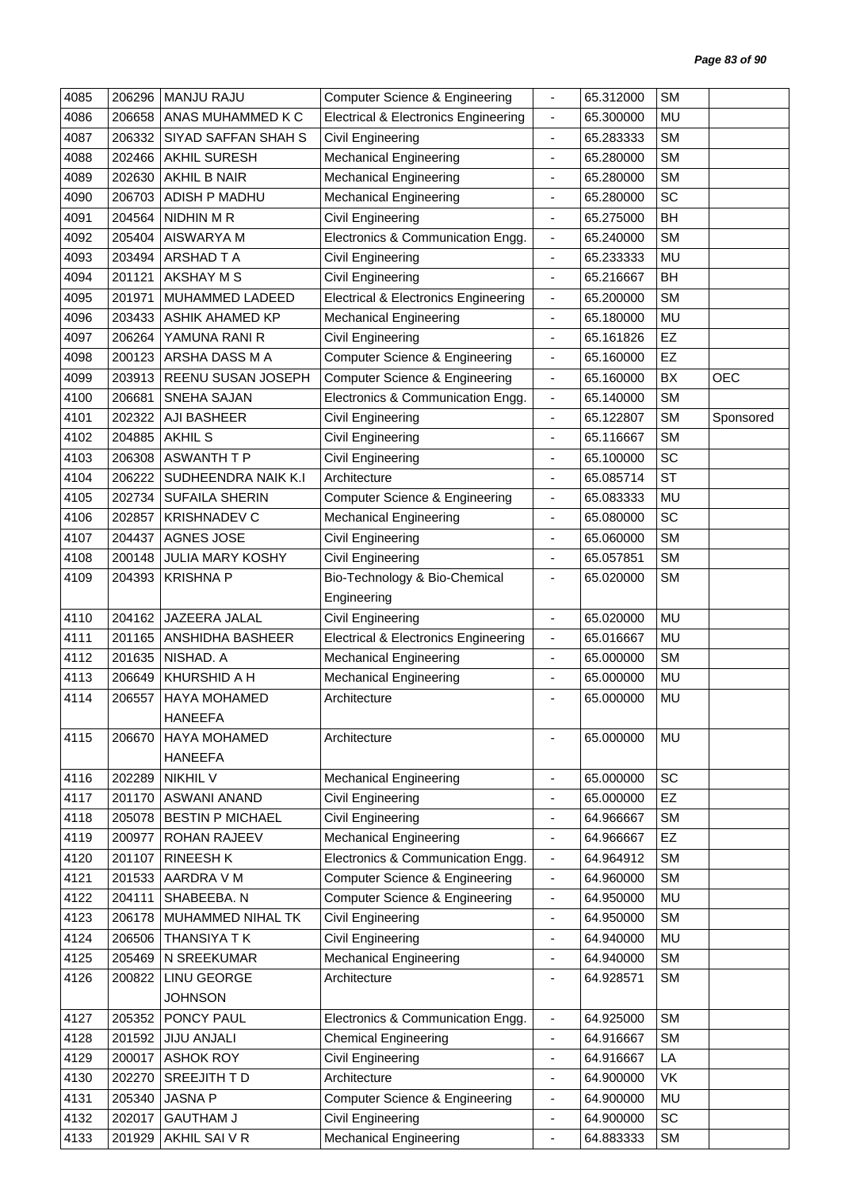| 4085 | 206296 | MANJU RAJU | Computer Science & Engineering | - | 65.312000 | SM | |
|---|---|---|---|---|---|---|---|
| 4086 | 206658 | ANAS MUHAMMED K C | Electrical & Electronics Engineering | - | 65.300000 | MU | |
| 4087 | 206332 | SIYAD SAFFAN SHAH S | Civil Engineering | - | 65.283333 | SM | |
| 4088 | 202466 | AKHIL SURESH | Mechanical Engineering | - | 65.280000 | SM | |
| 4089 | 202630 | AKHIL B NAIR | Mechanical Engineering | - | 65.280000 | SM | |
| 4090 | 206703 | ADISH P MADHU | Mechanical Engineering | - | 65.280000 | SC | |
| 4091 | 204564 | NIDHIN M R | Civil Engineering | - | 65.275000 | BH | |
| 4092 | 205404 | AISWARYA M | Electronics & Communication Engg. | - | 65.240000 | SM | |
| 4093 | 203494 | ARSHAD T A | Civil Engineering | - | 65.233333 | MU | |
| 4094 | 201121 | AKSHAY M S | Civil Engineering | - | 65.216667 | BH | |
| 4095 | 201971 | MUHAMMED LADEED | Electrical & Electronics Engineering | - | 65.200000 | SM | |
| 4096 | 203433 | ASHIK AHAMED KP | Mechanical Engineering | - | 65.180000 | MU | |
| 4097 | 206264 | YAMUNA RANI R | Civil Engineering | - | 65.161826 | EZ | |
| 4098 | 200123 | ARSHA DASS M A | Computer Science & Engineering | - | 65.160000 | EZ | |
| 4099 | 203913 | REENU SUSAN JOSEPH | Computer Science & Engineering | - | 65.160000 | BX | OEC |
| 4100 | 206681 | SNEHA SAJAN | Electronics & Communication Engg. | - | 65.140000 | SM | |
| 4101 | 202322 | AJI BASHEER | Civil Engineering | - | 65.122807 | SM | Sponsored |
| 4102 | 204885 | AKHIL S | Civil Engineering | - | 65.116667 | SM | |
| 4103 | 206308 | ASWANTH T P | Civil Engineering | - | 65.100000 | SC | |
| 4104 | 206222 | SUDHEENDRA NAIK K.I | Architecture | - | 65.085714 | ST | |
| 4105 | 202734 | SUFAILA SHERIN | Computer Science & Engineering | - | 65.083333 | MU | |
| 4106 | 202857 | KRISHNADEV C | Mechanical Engineering | - | 65.080000 | SC | |
| 4107 | 204437 | AGNES JOSE | Civil Engineering | - | 65.060000 | SM | |
| 4108 | 200148 | JULIA MARY KOSHY | Civil Engineering | - | 65.057851 | SM | |
| 4109 | 204393 | KRISHNA P | Bio-Technology & Bio-Chemical Engineering | - | 65.020000 | SM | |
| 4110 | 204162 | JAZEERA JALAL | Civil Engineering | - | 65.020000 | MU | |
| 4111 | 201165 | ANSHIDHA BASHEER | Electrical & Electronics Engineering | - | 65.016667 | MU | |
| 4112 | 201635 | NISHAD. A | Mechanical Engineering | - | 65.000000 | SM | |
| 4113 | 206649 | KHURSHID A H | Mechanical Engineering | - | 65.000000 | MU | |
| 4114 | 206557 | HAYA MOHAMED HANEEFA | Architecture | - | 65.000000 | MU | |
| 4115 | 206670 | HAYA MOHAMED HANEEFA | Architecture | - | 65.000000 | MU | |
| 4116 | 202289 | NIKHIL V | Mechanical Engineering | - | 65.000000 | SC | |
| 4117 | 201170 | ASWANI ANAND | Civil Engineering | - | 65.000000 | EZ | |
| 4118 | 205078 | BESTIN P MICHAEL | Civil Engineering | - | 64.966667 | SM | |
| 4119 | 200977 | ROHAN RAJEEV | Mechanical Engineering | - | 64.966667 | EZ | |
| 4120 | 201107 | RINEESH K | Electronics & Communication Engg. | - | 64.964912 | SM | |
| 4121 | 201533 | AARDRA V M | Computer Science & Engineering | - | 64.960000 | SM | |
| 4122 | 204111 | SHABEEBA. N | Computer Science & Engineering | - | 64.950000 | MU | |
| 4123 | 206178 | MUHAMMED NIHAL TK | Civil Engineering | - | 64.950000 | SM | |
| 4124 | 206506 | THANSIYA T K | Civil Engineering | - | 64.940000 | MU | |
| 4125 | 205469 | N SREEKUMAR | Mechanical Engineering | - | 64.940000 | SM | |
| 4126 | 200822 | LINU GEORGE JOHNSON | Architecture | - | 64.928571 | SM | |
| 4127 | 205352 | PONCY PAUL | Electronics & Communication Engg. | - | 64.925000 | SM | |
| 4128 | 201592 | JIJU ANJALI | Chemical Engineering | - | 64.916667 | SM | |
| 4129 | 200017 | ASHOK ROY | Civil Engineering | - | 64.916667 | LA | |
| 4130 | 202270 | SREEJITH T D | Architecture | - | 64.900000 | VK | |
| 4131 | 205340 | JASNA P | Computer Science & Engineering | - | 64.900000 | MU | |
| 4132 | 202017 | GAUTHAM J | Civil Engineering | - | 64.900000 | SC | |
| 4133 | 201929 | AKHIL SAI V R | Mechanical Engineering | - | 64.883333 | SM | |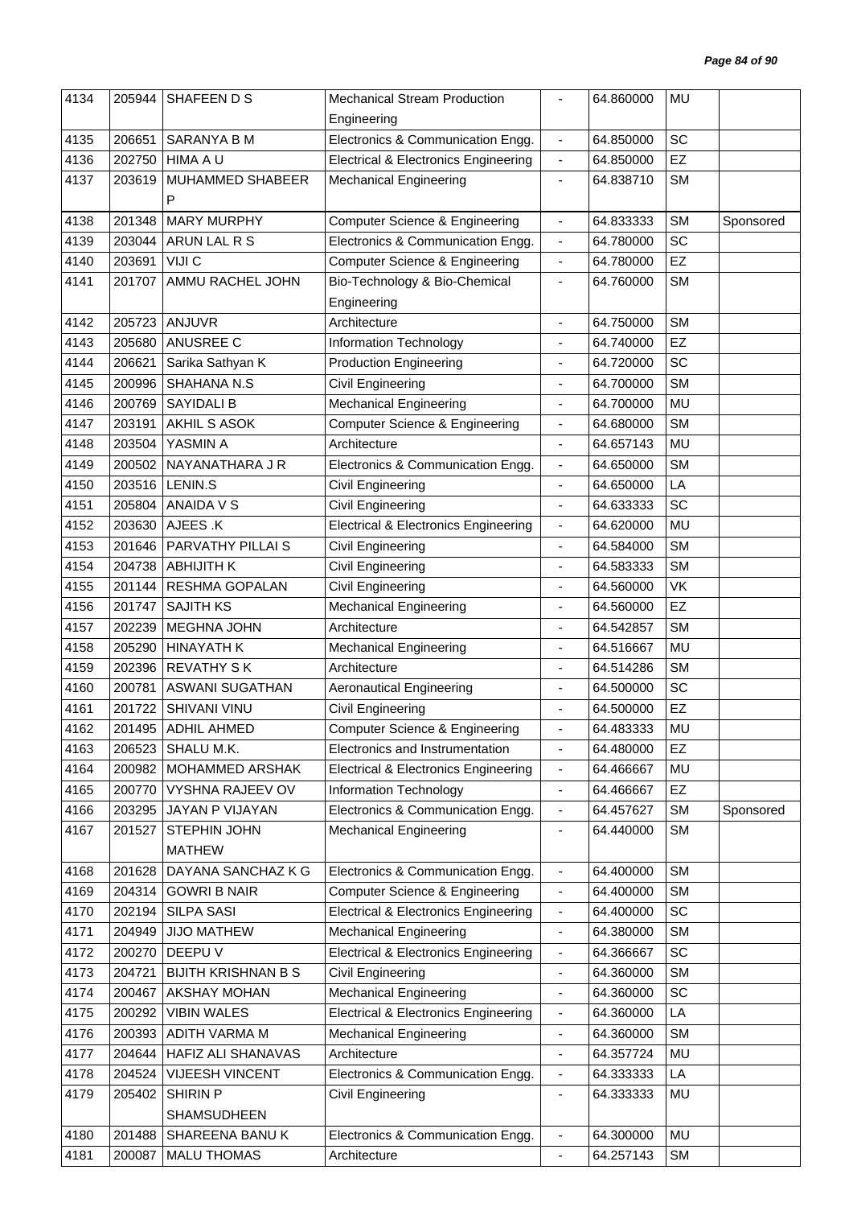| 4134 | 205944 | SHAFEEN D S | Mechanical Stream Production Engineering | - | 64.860000 | MU | |
|---|---|---|---|---|---|---|---|
| 4135 | 206651 | SARANYA B M | Electronics & Communication Engg. | - | 64.850000 | SC | |
| 4136 | 202750 | HIMA A U | Electrical & Electronics Engineering | - | 64.850000 | EZ | |
| 4137 | 203619 | MUHAMMED SHABEER P | Mechanical Engineering | - | 64.838710 | SM | |
| 4138 | 201348 | MARY MURPHY | Computer Science & Engineering | - | 64.833333 | SM | Sponsored |
| 4139 | 203044 | ARUN LAL R S | Electronics & Communication Engg. | - | 64.780000 | SC | |
| 4140 | 203691 | VIJI C | Computer Science & Engineering | - | 64.780000 | EZ | |
| 4141 | 201707 | AMMU RACHEL JOHN | Bio-Technology & Bio-Chemical Engineering | - | 64.760000 | SM | |
| 4142 | 205723 | ANJUVR | Architecture | - | 64.750000 | SM | |
| 4143 | 205680 | ANUSREE C | Information Technology | - | 64.740000 | EZ | |
| 4144 | 206621 | Sarika Sathyan K | Production Engineering | - | 64.720000 | SC | |
| 4145 | 200996 | SHAHANA N.S | Civil Engineering | - | 64.700000 | SM | |
| 4146 | 200769 | SAYIDALI B | Mechanical Engineering | - | 64.700000 | MU | |
| 4147 | 203191 | AKHIL S ASOK | Computer Science & Engineering | - | 64.680000 | SM | |
| 4148 | 203504 | YASMIN A | Architecture | - | 64.657143 | MU | |
| 4149 | 200502 | NAYANATHARA J R | Electronics & Communication Engg. | - | 64.650000 | SM | |
| 4150 | 203516 | LENIN.S | Civil Engineering | - | 64.650000 | LA | |
| 4151 | 205804 | ANAIDA V S | Civil Engineering | - | 64.633333 | SC | |
| 4152 | 203630 | AJEES .K | Electrical & Electronics Engineering | - | 64.620000 | MU | |
| 4153 | 201646 | PARVATHY PILLAI S | Civil Engineering | - | 64.584000 | SM | |
| 4154 | 204738 | ABHIJITH K | Civil Engineering | - | 64.583333 | SM | |
| 4155 | 201144 | RESHMA GOPALAN | Civil Engineering | - | 64.560000 | VK | |
| 4156 | 201747 | SAJITH KS | Mechanical Engineering | - | 64.560000 | EZ | |
| 4157 | 202239 | MEGHNA JOHN | Architecture | - | 64.542857 | SM | |
| 4158 | 205290 | HINAYATH K | Mechanical Engineering | - | 64.516667 | MU | |
| 4159 | 202396 | REVATHY S K | Architecture | - | 64.514286 | SM | |
| 4160 | 200781 | ASWANI SUGATHAN | Aeronautical Engineering | - | 64.500000 | SC | |
| 4161 | 201722 | SHIVANI VINU | Civil Engineering | - | 64.500000 | EZ | |
| 4162 | 201495 | ADHIL AHMED | Computer Science & Engineering | - | 64.483333 | MU | |
| 4163 | 206523 | SHALU M.K. | Electronics and Instrumentation | - | 64.480000 | EZ | |
| 4164 | 200982 | MOHAMMED ARSHAK | Electrical & Electronics Engineering | - | 64.466667 | MU | |
| 4165 | 200770 | VYSHNA RAJEEV OV | Information Technology | - | 64.466667 | EZ | |
| 4166 | 203295 | JAYAN P VIJAYAN | Electronics & Communication Engg. | - | 64.457627 | SM | Sponsored |
| 4167 | 201527 | STEPHIN JOHN MATHEW | Mechanical Engineering | - | 64.440000 | SM | |
| 4168 | 201628 | DAYANA SANCHAZ K G | Electronics & Communication Engg. | - | 64.400000 | SM | |
| 4169 | 204314 | GOWRI B NAIR | Computer Science & Engineering | - | 64.400000 | SM | |
| 4170 | 202194 | SILPA SASI | Electrical & Electronics Engineering | - | 64.400000 | SC | |
| 4171 | 204949 | JIJO MATHEW | Mechanical Engineering | - | 64.380000 | SM | |
| 4172 | 200270 | DEEPU V | Electrical & Electronics Engineering | - | 64.366667 | SC | |
| 4173 | 204721 | BIJITH KRISHNAN B S | Civil Engineering | - | 64.360000 | SM | |
| 4174 | 200467 | AKSHAY MOHAN | Mechanical Engineering | - | 64.360000 | SC | |
| 4175 | 200292 | VIBIN WALES | Electrical & Electronics Engineering | - | 64.360000 | LA | |
| 4176 | 200393 | ADITH VARMA M | Mechanical Engineering | - | 64.360000 | SM | |
| 4177 | 204644 | HAFIZ ALI SHANAVAS | Architecture | - | 64.357724 | MU | |
| 4178 | 204524 | VIJEESH VINCENT | Electronics & Communication Engg. | - | 64.333333 | LA | |
| 4179 | 205402 | SHIRIN P SHAMSUDHEEN | Civil Engineering | - | 64.333333 | MU | |
| 4180 | 201488 | SHAREENA BANU K | Electronics & Communication Engg. | - | 64.300000 | MU | |
| 4181 | 200087 | MALU THOMAS | Architecture | - | 64.257143 | SM | |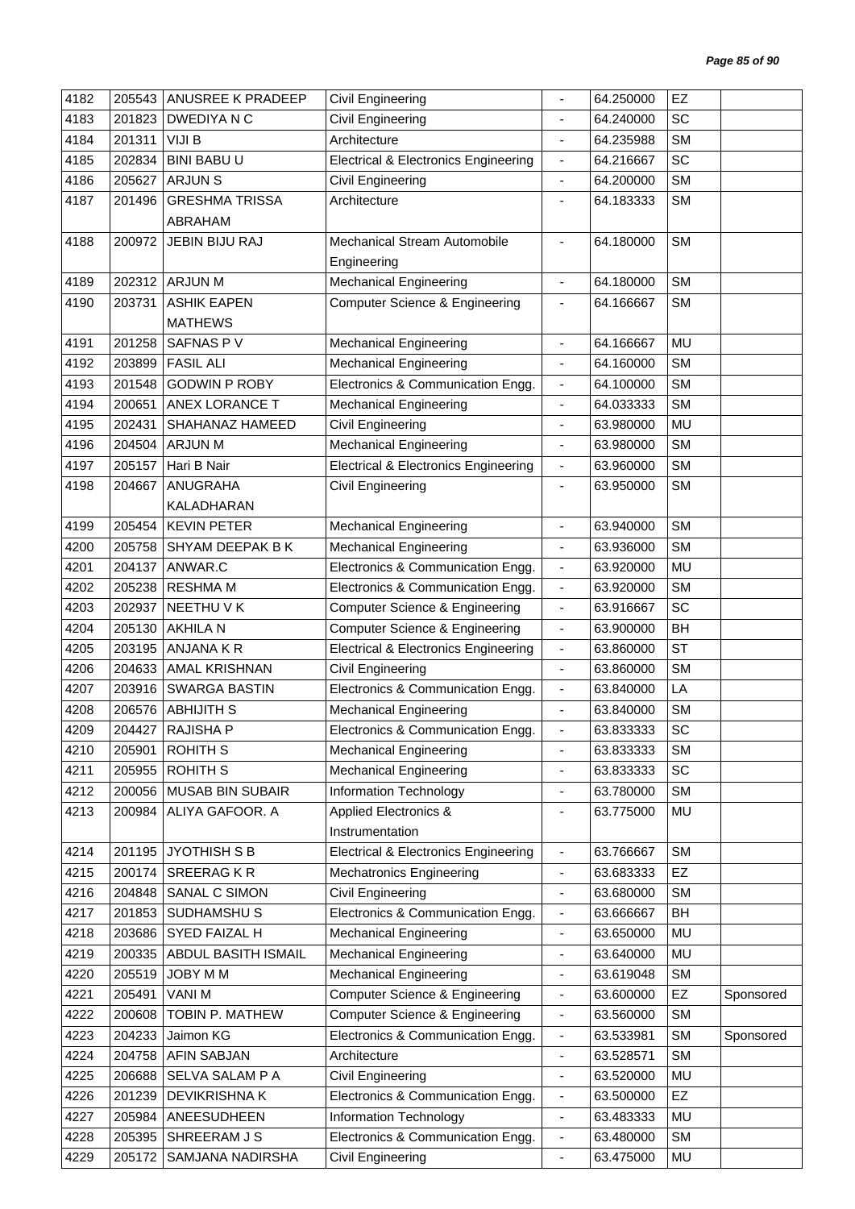| 4182 | 205543 | ANUSREE K PRADEEP | Civil Engineering | - | 64.250000 | EZ | |
|---|---|---|---|---|---|---|---|
| 4183 | 201823 | DWEDIYA N C | Civil Engineering | - | 64.240000 | SC | |
| 4184 | 201311 | VIJI B | Architecture | - | 64.235988 | SM | |
| 4185 | 202834 | BINI BABU U | Electrical & Electronics Engineering | - | 64.216667 | SC | |
| 4186 | 205627 | ARJUN S | Civil Engineering | - | 64.200000 | SM | |
| 4187 | 201496 | GRESHMA TRISSA ABRAHAM | Architecture | - | 64.183333 | SM | |
| 4188 | 200972 | JEBIN BIJU RAJ | Mechanical Stream Automobile Engineering | - | 64.180000 | SM | |
| 4189 | 202312 | ARJUN M | Mechanical Engineering | - | 64.180000 | SM | |
| 4190 | 203731 | ASHIK EAPEN MATHEWS | Computer Science & Engineering | - | 64.166667 | SM | |
| 4191 | 201258 | SAFNAS P V | Mechanical Engineering | - | 64.166667 | MU | |
| 4192 | 203899 | FASIL ALI | Mechanical Engineering | - | 64.160000 | SM | |
| 4193 | 201548 | GODWIN P ROBY | Electronics & Communication Engg. | - | 64.100000 | SM | |
| 4194 | 200651 | ANEX LORANCE T | Mechanical Engineering | - | 64.033333 | SM | |
| 4195 | 202431 | SHAHANAZ HAMEED | Civil Engineering | - | 63.980000 | MU | |
| 4196 | 204504 | ARJUN M | Mechanical Engineering | - | 63.980000 | SM | |
| 4197 | 205157 | Hari B Nair | Electrical & Electronics Engineering | - | 63.960000 | SM | |
| 4198 | 204667 | ANUGRAHA KALADHARAN | Civil Engineering | - | 63.950000 | SM | |
| 4199 | 205454 | KEVIN PETER | Mechanical Engineering | - | 63.940000 | SM | |
| 4200 | 205758 | SHYAM DEEPAK B K | Mechanical Engineering | - | 63.936000 | SM | |
| 4201 | 204137 | ANWAR.C | Electronics & Communication Engg. | - | 63.920000 | MU | |
| 4202 | 205238 | RESHMA M | Electronics & Communication Engg. | - | 63.920000 | SM | |
| 4203 | 202937 | NEETHU V K | Computer Science & Engineering | - | 63.916667 | SC | |
| 4204 | 205130 | AKHILA N | Computer Science & Engineering | - | 63.900000 | BH | |
| 4205 | 203195 | ANJANA K R | Electrical & Electronics Engineering | - | 63.860000 | ST | |
| 4206 | 204633 | AMAL KRISHNAN | Civil Engineering | - | 63.860000 | SM | |
| 4207 | 203916 | SWARGA BASTIN | Electronics & Communication Engg. | - | 63.840000 | LA | |
| 4208 | 206576 | ABHIJITH S | Mechanical Engineering | - | 63.840000 | SM | |
| 4209 | 204427 | RAJISHA P | Electronics & Communication Engg. | - | 63.833333 | SC | |
| 4210 | 205901 | ROHITH S | Mechanical Engineering | - | 63.833333 | SM | |
| 4211 | 205955 | ROHITH S | Mechanical Engineering | - | 63.833333 | SC | |
| 4212 | 200056 | MUSAB BIN SUBAIR | Information Technology | - | 63.780000 | SM | |
| 4213 | 200984 | ALIYA GAFOOR. A | Applied Electronics & Instrumentation | - | 63.775000 | MU | |
| 4214 | 201195 | JYOTHISH S B | Electrical & Electronics Engineering | - | 63.766667 | SM | |
| 4215 | 200174 | SREERAG K R | Mechatronics Engineering | - | 63.683333 | EZ | |
| 4216 | 204848 | SANAL C SIMON | Civil Engineering | - | 63.680000 | SM | |
| 4217 | 201853 | SUDHAMSHU S | Electronics & Communication Engg. | - | 63.666667 | BH | |
| 4218 | 203686 | SYED FAIZAL H | Mechanical Engineering | - | 63.650000 | MU | |
| 4219 | 200335 | ABDUL BASITH ISMAIL | Mechanical Engineering | - | 63.640000 | MU | |
| 4220 | 205519 | JOBY M M | Mechanical Engineering | - | 63.619048 | SM | |
| 4221 | 205491 | VANI M | Computer Science & Engineering | - | 63.600000 | EZ | Sponsored |
| 4222 | 200608 | TOBIN P. MATHEW | Computer Science & Engineering | - | 63.560000 | SM | |
| 4223 | 204233 | Jaimon KG | Electronics & Communication Engg. | - | 63.533981 | SM | Sponsored |
| 4224 | 204758 | AFIN SABJAN | Architecture | - | 63.528571 | SM | |
| 4225 | 206688 | SELVA SALAM P A | Civil Engineering | - | 63.520000 | MU | |
| 4226 | 201239 | DEVIKRISHNA K | Electronics & Communication Engg. | - | 63.500000 | EZ | |
| 4227 | 205984 | ANEESUDHEEN | Information Technology | - | 63.483333 | MU | |
| 4228 | 205395 | SHREERAM J S | Electronics & Communication Engg. | - | 63.480000 | SM | |
| 4229 | 205172 | SAMJANA NADIRSHA | Civil Engineering | - | 63.475000 | MU | |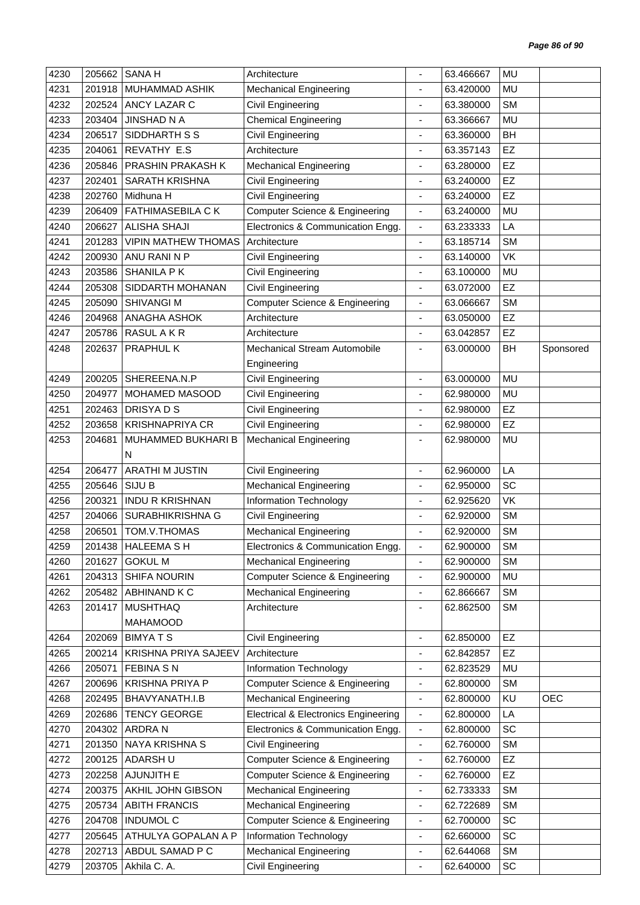| 4230 | 205662 | SANA H | Architecture | - | 63.466667 | MU | |
|---|---|---|---|---|---|---|---|
| 4231 | 201918 | MUHAMMAD ASHIK | Mechanical Engineering | - | 63.420000 | MU | |
| 4232 | 202524 | ANCY LAZAR C | Civil Engineering | - | 63.380000 | SM | |
| 4233 | 203404 | JINSHAD N A | Chemical Engineering | - | 63.366667 | MU | |
| 4234 | 206517 | SIDDHARTH S S | Civil Engineering | - | 63.360000 | BH | |
| 4235 | 204061 | REVATHY E.S | Architecture | - | 63.357143 | EZ | |
| 4236 | 205846 | PRASHIN PRAKASH K | Mechanical Engineering | - | 63.280000 | EZ | |
| 4237 | 202401 | SARATH KRISHNA | Civil Engineering | - | 63.240000 | EZ | |
| 4238 | 202760 | Midhuna H | Civil Engineering | - | 63.240000 | EZ | |
| 4239 | 206409 | FATHIMASEBILA C K | Computer Science & Engineering | - | 63.240000 | MU | |
| 4240 | 206627 | ALISHA SHAJI | Electronics & Communication Engg. | - | 63.233333 | LA | |
| 4241 | 201283 | VIPIN MATHEW THOMAS | Architecture | - | 63.185714 | SM | |
| 4242 | 200930 | ANU RANI N P | Civil Engineering | - | 63.140000 | VK | |
| 4243 | 203586 | SHANILA P K | Civil Engineering | - | 63.100000 | MU | |
| 4244 | 205308 | SIDDARTH MOHANAN | Civil Engineering | - | 63.072000 | EZ | |
| 4245 | 205090 | SHIVANGI M | Computer Science & Engineering | - | 63.066667 | SM | |
| 4246 | 204968 | ANAGHA ASHOK | Architecture | - | 63.050000 | EZ | |
| 4247 | 205786 | RASUL A K R | Architecture | - | 63.042857 | EZ | |
| 4248 | 202637 | PRAPHUL K | Mechanical Stream Automobile Engineering | - | 63.000000 | BH | Sponsored |
| 4249 | 200205 | SHEREENA.N.P | Civil Engineering | - | 63.000000 | MU | |
| 4250 | 204977 | MOHAMED MASOOD | Civil Engineering | - | 62.980000 | MU | |
| 4251 | 202463 | DRISYA D S | Civil Engineering | - | 62.980000 | EZ | |
| 4252 | 203658 | KRISHNAPRIYA CR | Civil Engineering | - | 62.980000 | EZ | |
| 4253 | 204681 | MUHAMMED BUKHARI B N | Mechanical Engineering | - | 62.980000 | MU | |
| 4254 | 206477 | ARATHI M JUSTIN | Civil Engineering | - | 62.960000 | LA | |
| 4255 | 205646 | SIJU B | Mechanical Engineering | - | 62.950000 | SC | |
| 4256 | 200321 | INDU R KRISHNAN | Information Technology | - | 62.925620 | VK | |
| 4257 | 204066 | SURABHIKRISHNA G | Civil Engineering | - | 62.920000 | SM | |
| 4258 | 206501 | TOM.V.THOMAS | Mechanical Engineering | - | 62.920000 | SM | |
| 4259 | 201438 | HALEEMA S H | Electronics & Communication Engg. | - | 62.900000 | SM | |
| 4260 | 201627 | GOKUL M | Mechanical Engineering | - | 62.900000 | SM | |
| 4261 | 204313 | SHIFA NOURIN | Computer Science & Engineering | - | 62.900000 | MU | |
| 4262 | 205482 | ABHINAND K C | Mechanical Engineering | - | 62.866667 | SM | |
| 4263 | 201417 | MUSHTHAQ MAHAMOOD | Architecture | - | 62.862500 | SM | |
| 4264 | 202069 | BIMYA T S | Civil Engineering | - | 62.850000 | EZ | |
| 4265 | 200214 | KRISHNA PRIYA SAJEEV | Architecture | - | 62.842857 | EZ | |
| 4266 | 205071 | FEBINA S N | Information Technology | - | 62.823529 | MU | |
| 4267 | 200696 | KRISHNA PRIYA P | Computer Science & Engineering | - | 62.800000 | SM | |
| 4268 | 202495 | BHAVYANATH.I.B | Mechanical Engineering | - | 62.800000 | KU | OEC |
| 4269 | 202686 | TENCY GEORGE | Electrical & Electronics Engineering | - | 62.800000 | LA | |
| 4270 | 204302 | ARDRA N | Electronics & Communication Engg. | - | 62.800000 | SC | |
| 4271 | 201350 | NAYA KRISHNA S | Civil Engineering | - | 62.760000 | SM | |
| 4272 | 200125 | ADARSH U | Computer Science & Engineering | - | 62.760000 | EZ | |
| 4273 | 202258 | AJUNJITH E | Computer Science & Engineering | - | 62.760000 | EZ | |
| 4274 | 200375 | AKHIL JOHN GIBSON | Mechanical Engineering | - | 62.733333 | SM | |
| 4275 | 205734 | ABITH FRANCIS | Mechanical Engineering | - | 62.722689 | SM | |
| 4276 | 204708 | INDUMOL C | Computer Science & Engineering | - | 62.700000 | SC | |
| 4277 | 205645 | ATHULYA GOPALAN A P | Information Technology | - | 62.660000 | SC | |
| 4278 | 202713 | ABDUL SAMAD P C | Mechanical Engineering | - | 62.644068 | SM | |
| 4279 | 203705 | Akhila C. A. | Civil Engineering | - | 62.640000 | SC | |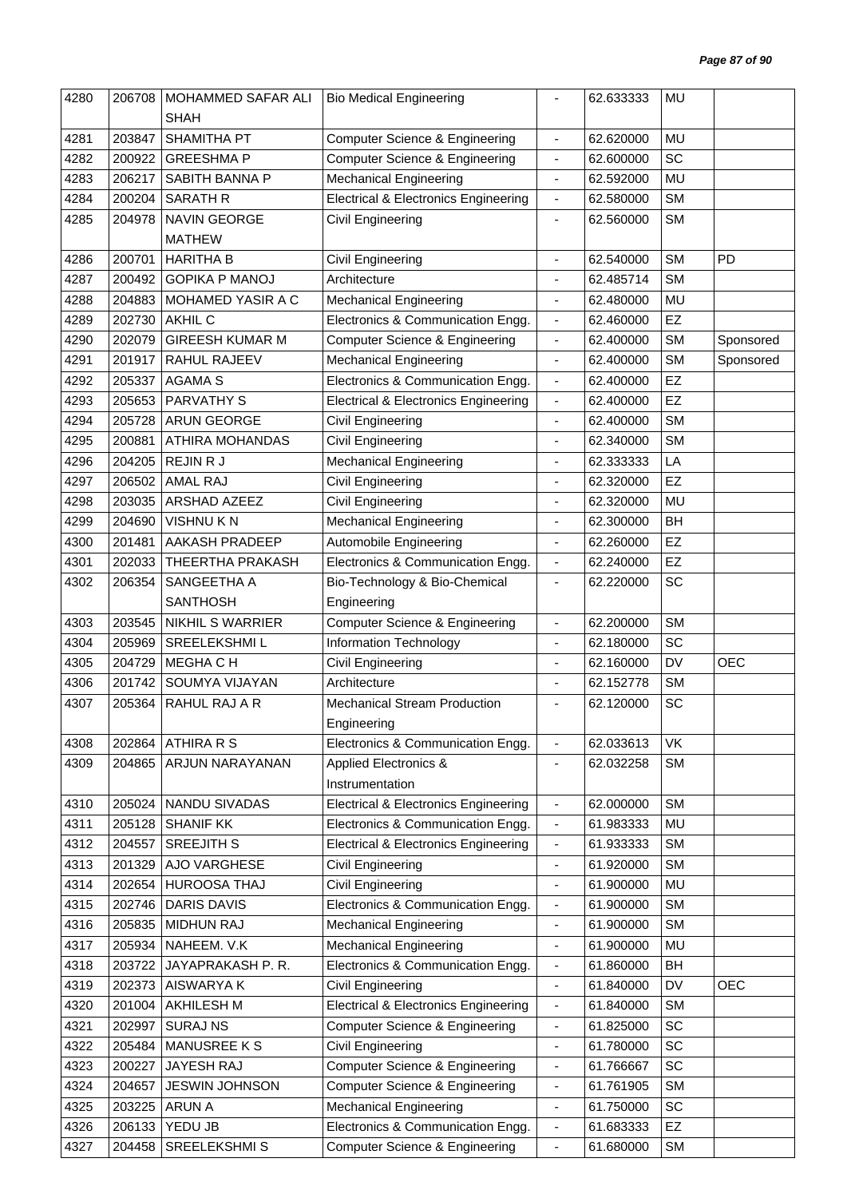| 4280 | 206708 | MOHAMMED SAFAR ALI SHAH | Bio Medical Engineering | - | 62.633333 | MU | |
|---|---|---|---|---|---|---|---|
| 4281 | 203847 | SHAMITHA PT | Computer Science & Engineering | - | 62.620000 | MU | |
| 4282 | 200922 | GREESHMA P | Computer Science & Engineering | - | 62.600000 | SC | |
| 4283 | 206217 | SABITH BANNA P | Mechanical Engineering | - | 62.592000 | MU | |
| 4284 | 200204 | SARATH R | Electrical & Electronics Engineering | - | 62.580000 | SM | |
| 4285 | 204978 | NAVIN GEORGE MATHEW | Civil Engineering | - | 62.560000 | SM | |
| 4286 | 200701 | HARITHA B | Civil Engineering | - | 62.540000 | SM | PD |
| 4287 | 200492 | GOPIKA P MANOJ | Architecture | - | 62.485714 | SM | |
| 4288 | 204883 | MOHAMED YASIR A C | Mechanical Engineering | - | 62.480000 | MU | |
| 4289 | 202730 | AKHIL C | Electronics & Communication Engg. | - | 62.460000 | EZ | |
| 4290 | 202079 | GIREESH KUMAR M | Computer Science & Engineering | - | 62.400000 | SM | Sponsored |
| 4291 | 201917 | RAHUL RAJEEV | Mechanical Engineering | - | 62.400000 | SM | Sponsored |
| 4292 | 205337 | AGAMA S | Electronics & Communication Engg. | - | 62.400000 | EZ | |
| 4293 | 205653 | PARVATHY S | Electrical & Electronics Engineering | - | 62.400000 | EZ | |
| 4294 | 205728 | ARUN GEORGE | Civil Engineering | - | 62.400000 | SM | |
| 4295 | 200881 | ATHIRA MOHANDAS | Civil Engineering | - | 62.340000 | SM | |
| 4296 | 204205 | REJIN R J | Mechanical Engineering | - | 62.333333 | LA | |
| 4297 | 206502 | AMAL RAJ | Civil Engineering | - | 62.320000 | EZ | |
| 4298 | 203035 | ARSHAD AZEEZ | Civil Engineering | - | 62.320000 | MU | |
| 4299 | 204690 | VISHNU K N | Mechanical Engineering | - | 62.300000 | BH | |
| 4300 | 201481 | AAKASH PRADEEP | Automobile Engineering | - | 62.260000 | EZ | |
| 4301 | 202033 | THEERTHA PRAKASH | Electronics & Communication Engg. | - | 62.240000 | EZ | |
| 4302 | 206354 | SANGEETHA A SANTHOSH | Bio-Technology & Bio-Chemical Engineering | - | 62.220000 | SC | |
| 4303 | 203545 | NIKHIL S WARRIER | Computer Science & Engineering | - | 62.200000 | SM | |
| 4304 | 205969 | SREELEKSHMI L | Information Technology | - | 62.180000 | SC | |
| 4305 | 204729 | MEGHA C H | Civil Engineering | - | 62.160000 | DV | OEC |
| 4306 | 201742 | SOUMYA VIJAYAN | Architecture | - | 62.152778 | SM | |
| 4307 | 205364 | RAHUL RAJ A R | Mechanical Stream Production Engineering | - | 62.120000 | SC | |
| 4308 | 202864 | ATHIRA R S | Electronics & Communication Engg. | - | 62.033613 | VK | |
| 4309 | 204865 | ARJUN NARAYANAN | Applied Electronics & Instrumentation | - | 62.032258 | SM | |
| 4310 | 205024 | NANDU SIVADAS | Electrical & Electronics Engineering | - | 62.000000 | SM | |
| 4311 | 205128 | SHANIF KK | Electronics & Communication Engg. | - | 61.983333 | MU | |
| 4312 | 204557 | SREEJITH S | Electrical & Electronics Engineering | - | 61.933333 | SM | |
| 4313 | 201329 | AJO VARGHESE | Civil Engineering | - | 61.920000 | SM | |
| 4314 | 202654 | HUROOSA THAJ | Civil Engineering | - | 61.900000 | MU | |
| 4315 | 202746 | DARIS DAVIS | Electronics & Communication Engg. | - | 61.900000 | SM | |
| 4316 | 205835 | MIDHUN RAJ | Mechanical Engineering | - | 61.900000 | SM | |
| 4317 | 205934 | NAHEEM. V.K | Mechanical Engineering | - | 61.900000 | MU | |
| 4318 | 203722 | JAYAPRAKASH P. R. | Electronics & Communication Engg. | - | 61.860000 | BH | |
| 4319 | 202373 | AISWARYA K | Civil Engineering | - | 61.840000 | DV | OEC |
| 4320 | 201004 | AKHILESH M | Electrical & Electronics Engineering | - | 61.840000 | SM | |
| 4321 | 202997 | SURAJ NS | Computer Science & Engineering | - | 61.825000 | SC | |
| 4322 | 205484 | MANUSREE K S | Civil Engineering | - | 61.780000 | SC | |
| 4323 | 200227 | JAYESH RAJ | Computer Science & Engineering | - | 61.766667 | SC | |
| 4324 | 204657 | JESWIN JOHNSON | Computer Science & Engineering | - | 61.761905 | SM | |
| 4325 | 203225 | ARUN A | Mechanical Engineering | - | 61.750000 | SC | |
| 4326 | 206133 | YEDU JB | Electronics & Communication Engg. | - | 61.683333 | EZ | |
| 4327 | 204458 | SREELEKSHMI S | Computer Science & Engineering | - | 61.680000 | SM | |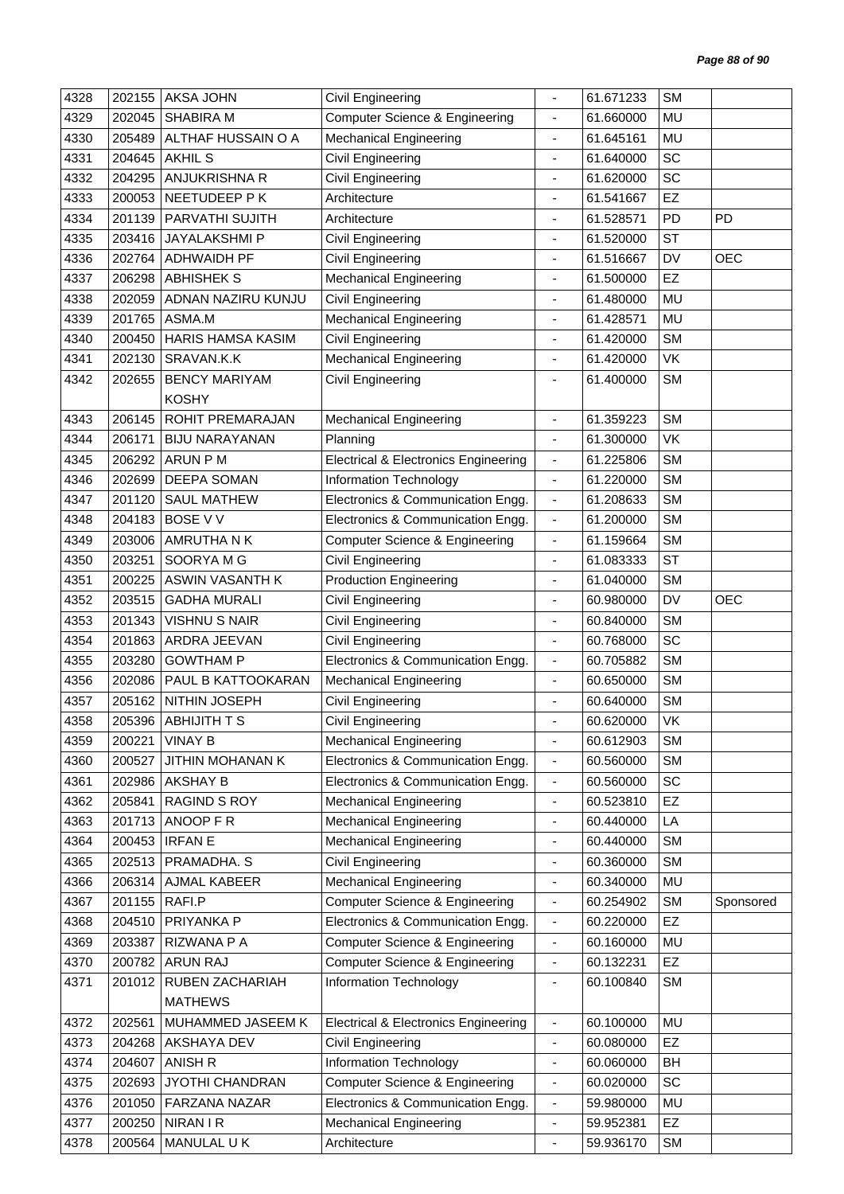| 4328 | 202155 | AKSA JOHN | Civil Engineering | - | 61.671233 | SM | |
|---|---|---|---|---|---|---|---|
| 4329 | 202045 | SHABIRA M | Computer Science & Engineering | - | 61.660000 | MU | |
| 4330 | 205489 | ALTHAF HUSSAIN O A | Mechanical Engineering | - | 61.645161 | MU | |
| 4331 | 204645 | AKHIL S | Civil Engineering | - | 61.640000 | SC | |
| 4332 | 204295 | ANJUKRISHNA R | Civil Engineering | - | 61.620000 | SC | |
| 4333 | 200053 | NEETUDEEP P K | Architecture | - | 61.541667 | EZ | |
| 4334 | 201139 | PARVATHI SUJITH | Architecture | - | 61.528571 | PD | PD |
| 4335 | 203416 | JAYALAKSHMI P | Civil Engineering | - | 61.520000 | ST | |
| 4336 | 202764 | ADHWAIDH PF | Civil Engineering | - | 61.516667 | DV | OEC |
| 4337 | 206298 | ABHISHEK S | Mechanical Engineering | - | 61.500000 | EZ | |
| 4338 | 202059 | ADNAN NAZIRU KUNJU | Civil Engineering | - | 61.480000 | MU | |
| 4339 | 201765 | ASMA.M | Mechanical Engineering | - | 61.428571 | MU | |
| 4340 | 200450 | HARIS HAMSA KASIM | Civil Engineering | - | 61.420000 | SM | |
| 4341 | 202130 | SRAVAN.K.K | Mechanical Engineering | - | 61.420000 | VK | |
| 4342 | 202655 | BENCY MARIYAM KOSHY | Civil Engineering | - | 61.400000 | SM | |
| 4343 | 206145 | ROHIT PREMARAJAN | Mechanical Engineering | - | 61.359223 | SM | |
| 4344 | 206171 | BIJU NARAYANAN | Planning | - | 61.300000 | VK | |
| 4345 | 206292 | ARUN P M | Electrical & Electronics Engineering | - | 61.225806 | SM | |
| 4346 | 202699 | DEEPA SOMAN | Information Technology | - | 61.220000 | SM | |
| 4347 | 201120 | SAUL MATHEW | Electronics & Communication Engg. | - | 61.208633 | SM | |
| 4348 | 204183 | BOSE V V | Electronics & Communication Engg. | - | 61.200000 | SM | |
| 4349 | 203006 | AMRUTHA N K | Computer Science & Engineering | - | 61.159664 | SM | |
| 4350 | 203251 | SOORYA M G | Civil Engineering | - | 61.083333 | ST | |
| 4351 | 200225 | ASWIN VASANTH K | Production Engineering | - | 61.040000 | SM | |
| 4352 | 203515 | GADHA MURALI | Civil Engineering | - | 60.980000 | DV | OEC |
| 4353 | 201343 | VISHNU S NAIR | Civil Engineering | - | 60.840000 | SM | |
| 4354 | 201863 | ARDRA JEEVAN | Civil Engineering | - | 60.768000 | SC | |
| 4355 | 203280 | GOWTHAM P | Electronics & Communication Engg. | - | 60.705882 | SM | |
| 4356 | 202086 | PAUL B KATTOOKARAN | Mechanical Engineering | - | 60.650000 | SM | |
| 4357 | 205162 | NITHIN JOSEPH | Civil Engineering | - | 60.640000 | SM | |
| 4358 | 205396 | ABHIJITH T S | Civil Engineering | - | 60.620000 | VK | |
| 4359 | 200221 | VINAY B | Mechanical Engineering | - | 60.612903 | SM | |
| 4360 | 200527 | JITHIN MOHANAN K | Electronics & Communication Engg. | - | 60.560000 | SM | |
| 4361 | 202986 | AKSHAY B | Electronics & Communication Engg. | - | 60.560000 | SC | |
| 4362 | 205841 | RAGIND S ROY | Mechanical Engineering | - | 60.523810 | EZ | |
| 4363 | 201713 | ANOOP F R | Mechanical Engineering | - | 60.440000 | LA | |
| 4364 | 200453 | IRFAN E | Mechanical Engineering | - | 60.440000 | SM | |
| 4365 | 202513 | PRAMADHA. S | Civil Engineering | - | 60.360000 | SM | |
| 4366 | 206314 | AJMAL KABEER | Mechanical Engineering | - | 60.340000 | MU | |
| 4367 | 201155 | RAFI.P | Computer Science & Engineering | - | 60.254902 | SM | Sponsored |
| 4368 | 204510 | PRIYANKA P | Electronics & Communication Engg. | - | 60.220000 | EZ | |
| 4369 | 203387 | RIZWANA P A | Computer Science & Engineering | - | 60.160000 | MU | |
| 4370 | 200782 | ARUN RAJ | Computer Science & Engineering | - | 60.132231 | EZ | |
| 4371 | 201012 | RUBEN ZACHARIAH MATHEWS | Information Technology | - | 60.100840 | SM | |
| 4372 | 202561 | MUHAMMED JASEEM K | Electrical & Electronics Engineering | - | 60.100000 | MU | |
| 4373 | 204268 | AKSHAYA DEV | Civil Engineering | - | 60.080000 | EZ | |
| 4374 | 204607 | ANISH R | Information Technology | - | 60.060000 | BH | |
| 4375 | 202693 | JYOTHI CHANDRAN | Computer Science & Engineering | - | 60.020000 | SC | |
| 4376 | 201050 | FARZANA NAZAR | Electronics & Communication Engg. | - | 59.980000 | MU | |
| 4377 | 200250 | NIRAN I R | Mechanical Engineering | - | 59.952381 | EZ | |
| 4378 | 200564 | MANULAL U K | Architecture | - | 59.936170 | SM | |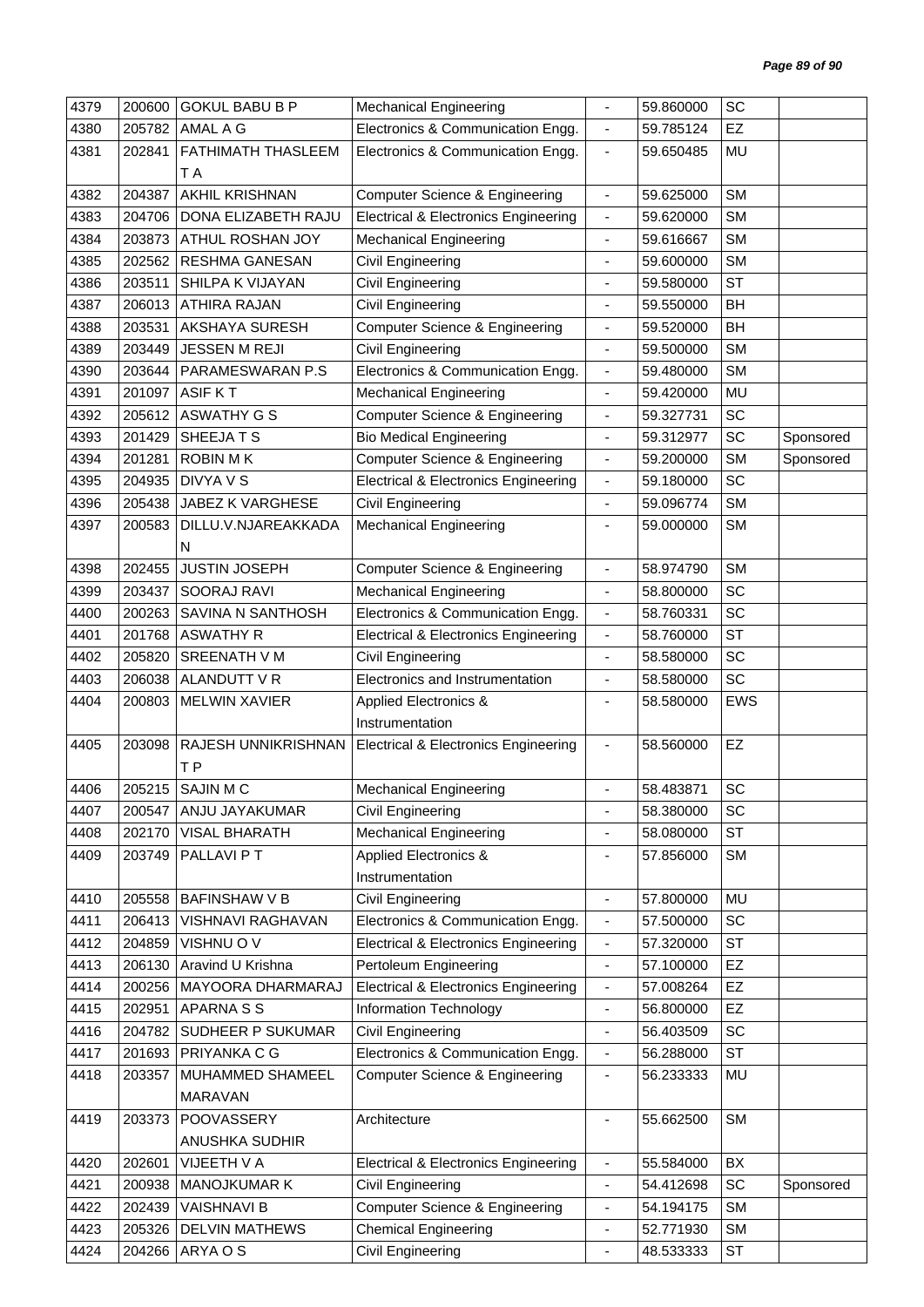| 4379 | 200600 | GOKUL BABU B P | Mechanical Engineering | - | 59.860000 | SC | |
|---|---|---|---|---|---|---|---|
| 4380 | 205782 | AMAL A G | Electronics & Communication Engg. | - | 59.785124 | EZ | |
| 4381 | 202841 | FATHIMATH THASLEEM T A | Electronics & Communication Engg. | - | 59.650485 | MU | |
| 4382 | 204387 | AKHIL KRISHNAN | Computer Science & Engineering | - | 59.625000 | SM | |
| 4383 | 204706 | DONA ELIZABETH RAJU | Electrical & Electronics Engineering | - | 59.620000 | SM | |
| 4384 | 203873 | ATHUL ROSHAN JOY | Mechanical Engineering | - | 59.616667 | SM | |
| 4385 | 202562 | RESHMA GANESAN | Civil Engineering | - | 59.600000 | SM | |
| 4386 | 203511 | SHILPA K VIJAYAN | Civil Engineering | - | 59.580000 | ST | |
| 4387 | 206013 | ATHIRA RAJAN | Civil Engineering | - | 59.550000 | BH | |
| 4388 | 203531 | AKSHAYA SURESH | Computer Science & Engineering | - | 59.520000 | BH | |
| 4389 | 203449 | JESSEN M REJI | Civil Engineering | - | 59.500000 | SM | |
| 4390 | 203644 | PARAMESWARAN P.S | Electronics & Communication Engg. | - | 59.480000 | SM | |
| 4391 | 201097 | ASIF K T | Mechanical Engineering | - | 59.420000 | MU | |
| 4392 | 205612 | ASWATHY G S | Computer Science & Engineering | - | 59.327731 | SC | |
| 4393 | 201429 | SHEEJA T S | Bio Medical Engineering | - | 59.312977 | SC | Sponsored |
| 4394 | 201281 | ROBIN M K | Computer Science & Engineering | - | 59.200000 | SM | Sponsored |
| 4395 | 204935 | DIVYA V S | Electrical & Electronics Engineering | - | 59.180000 | SC | |
| 4396 | 205438 | JABEZ K VARGHESE | Civil Engineering | - | 59.096774 | SM | |
| 4397 | 200583 | DILLU.V.NJAREAKKADA N | Mechanical Engineering | - | 59.000000 | SM | |
| 4398 | 202455 | JUSTIN JOSEPH | Computer Science & Engineering | - | 58.974790 | SM | |
| 4399 | 203437 | SOORAJ RAVI | Mechanical Engineering | - | 58.800000 | SC | |
| 4400 | 200263 | SAVINA N SANTHOSH | Electronics & Communication Engg. | - | 58.760331 | SC | |
| 4401 | 201768 | ASWATHY R | Electrical & Electronics Engineering | - | 58.760000 | ST | |
| 4402 | 205820 | SREENATH V M | Civil Engineering | - | 58.580000 | SC | |
| 4403 | 206038 | ALANDUTT V R | Electronics and Instrumentation | - | 58.580000 | SC | |
| 4404 | 200803 | MELWIN XAVIER | Applied Electronics & Instrumentation | - | 58.580000 | EWS | |
| 4405 | 203098 | RAJESH UNNIKRISHNAN T P | Electrical & Electronics Engineering | - | 58.560000 | EZ | |
| 4406 | 205215 | SAJIN M C | Mechanical Engineering | - | 58.483871 | SC | |
| 4407 | 200547 | ANJU JAYAKUMAR | Civil Engineering | - | 58.380000 | SC | |
| 4408 | 202170 | VISAL BHARATH | Mechanical Engineering | - | 58.080000 | ST | |
| 4409 | 203749 | PALLAVI P T | Applied Electronics & Instrumentation | - | 57.856000 | SM | |
| 4410 | 205558 | BAFINSHAW V B | Civil Engineering | - | 57.800000 | MU | |
| 4411 | 206413 | VISHNAVI RAGHAVAN | Electronics & Communication Engg. | - | 57.500000 | SC | |
| 4412 | 204859 | VISHNU O V | Electrical & Electronics Engineering | - | 57.320000 | ST | |
| 4413 | 206130 | Aravind U Krishna | Pertoleum Engineering | - | 57.100000 | EZ | |
| 4414 | 200256 | MAYOORA DHARMARAJ | Electrical & Electronics Engineering | - | 57.008264 | EZ | |
| 4415 | 202951 | APARNA S S | Information Technology | - | 56.800000 | EZ | |
| 4416 | 204782 | SUDHEER P SUKUMAR | Civil Engineering | - | 56.403509 | SC | |
| 4417 | 201693 | PRIYANKA C G | Electronics & Communication Engg. | - | 56.288000 | ST | |
| 4418 | 203357 | MUHAMMED SHAMEEL MARAVAN | Computer Science & Engineering | - | 56.233333 | MU | |
| 4419 | 203373 | POOVASSERY ANUSHKA SUDHIR | Architecture | - | 55.662500 | SM | |
| 4420 | 202601 | VIJEETH V A | Electrical & Electronics Engineering | - | 55.584000 | BX | |
| 4421 | 200938 | MANOJKUMAR K | Civil Engineering | - | 54.412698 | SC | Sponsored |
| 4422 | 202439 | VAISHNAVI B | Computer Science & Engineering | - | 54.194175 | SM | |
| 4423 | 205326 | DELVIN MATHEWS | Chemical Engineering | - | 52.771930 | SM | |
| 4424 | 204266 | ARYA O S | Civil Engineering | - | 48.533333 | ST | |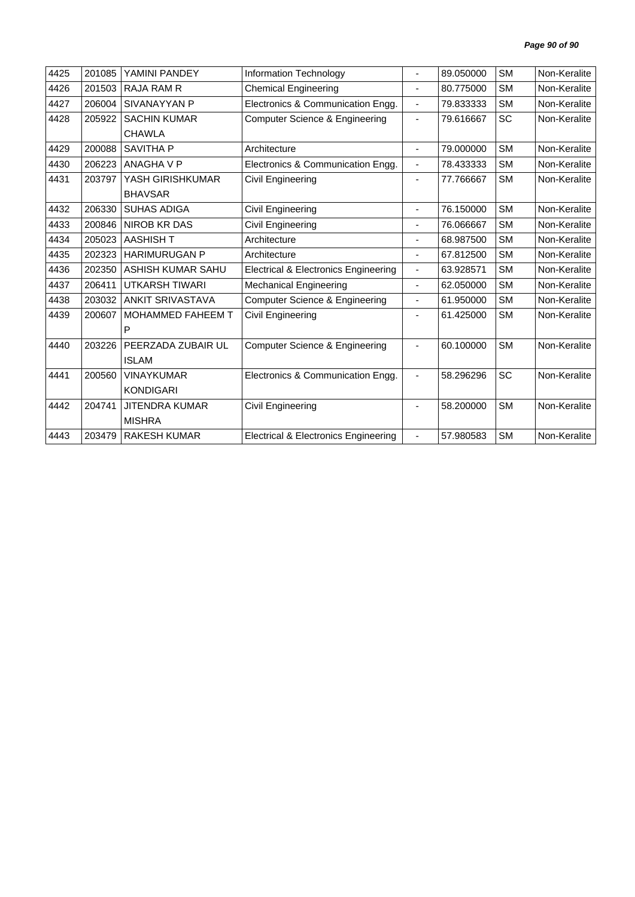| | | | | | | | |
|---|---|---|---|---|---|---|---|
| 4425 | 201085 | YAMINI PANDEY | Information Technology | - | 89.050000 | SM | Non-Keralite |
| 4426 | 201503 | RAJA RAM R | Chemical Engineering | - | 80.775000 | SM | Non-Keralite |
| 4427 | 206004 | SIVANAYYAN P | Electronics & Communication Engg. | - | 79.833333 | SM | Non-Keralite |
| 4428 | 205922 | SACHIN KUMAR CHAWLA | Computer Science & Engineering | - | 79.616667 | SC | Non-Keralite |
| 4429 | 200088 | SAVITHA P | Architecture | - | 79.000000 | SM | Non-Keralite |
| 4430 | 206223 | ANAGHA V P | Electronics & Communication Engg. | - | 78.433333 | SM | Non-Keralite |
| 4431 | 203797 | YASH GIRISHKUMAR BHAVSAR | Civil Engineering | - | 77.766667 | SM | Non-Keralite |
| 4432 | 206330 | SUHAS ADIGA | Civil Engineering | - | 76.150000 | SM | Non-Keralite |
| 4433 | 200846 | NIROB KR DAS | Civil Engineering | - | 76.066667 | SM | Non-Keralite |
| 4434 | 205023 | AASHISH T | Architecture | - | 68.987500 | SM | Non-Keralite |
| 4435 | 202323 | HARIMURUGAN P | Architecture | - | 67.812500 | SM | Non-Keralite |
| 4436 | 202350 | ASHISH KUMAR SAHU | Electrical & Electronics Engineering | - | 63.928571 | SM | Non-Keralite |
| 4437 | 206411 | UTKARSH TIWARI | Mechanical Engineering | - | 62.050000 | SM | Non-Keralite |
| 4438 | 203032 | ANKIT SRIVASTAVA | Computer Science & Engineering | - | 61.950000 | SM | Non-Keralite |
| 4439 | 200607 | MOHAMMED FAHEEM T P | Civil Engineering | - | 61.425000 | SM | Non-Keralite |
| 4440 | 203226 | PEERZADA ZUBAIR UL ISLAM | Computer Science & Engineering | - | 60.100000 | SM | Non-Keralite |
| 4441 | 200560 | VINAYKUMAR KONDIGARI | Electronics & Communication Engg. | - | 58.296296 | SC | Non-Keralite |
| 4442 | 204741 | JITENDRA KUMAR MISHRA | Civil Engineering | - | 58.200000 | SM | Non-Keralite |
| 4443 | 203479 | RAKESH KUMAR | Electrical & Electronics Engineering | - | 57.980583 | SM | Non-Keralite |